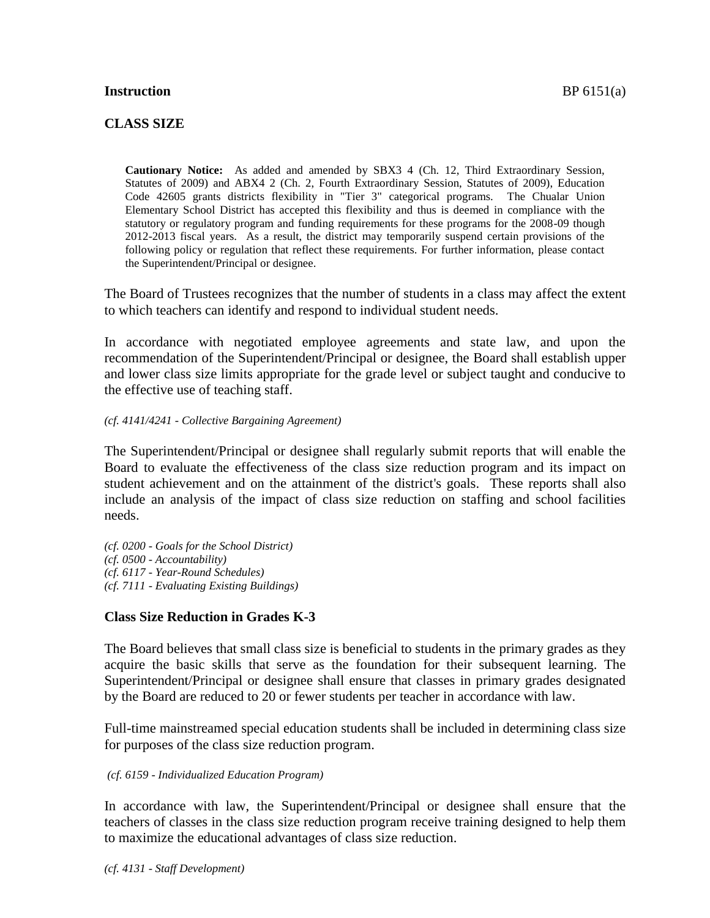**Instruction** BP 6151(a)

**CLASS SIZE**

> **Cautionary Notice:** As added and amended by SBX3 4 (Ch. 12, Third Extraordinary Session, Statutes of 2009) and ABX4 2 (Ch. 2, Fourth Extraordinary Session, Statutes of 2009), Education Code 42605 grants districts flexibility in "Tier 3" categorical programs. The Chualar Union Elementary School District has accepted this flexibility and thus is deemed in compliance with the statutory or regulatory program and funding requirements for these programs for the 2008-09 though 2012-2013 fiscal years. As a result, the district may temporarily suspend certain provisions of the following policy or regulation that reflect these requirements. For further information, please contact the Superintendent/Principal or designee.

The Board of Trustees recognizes that the number of students in a class may affect the extent to which teachers can identify and respond to individual student needs.

In accordance with negotiated employee agreements and state law, and upon the recommendation of the Superintendent/Principal or designee, the Board shall establish upper and lower class size limits appropriate for the grade level or subject taught and conducive to the effective use of teaching staff.

*(cf. 4141/4241 - Collective Bargaining Agreement)*

The Superintendent/Principal or designee shall regularly submit reports that will enable the Board to evaluate the effectiveness of the class size reduction program and its impact on student achievement and on the attainment of the district's goals. These reports shall also include an analysis of the impact of class size reduction on staffing and school facilities needs.

*(cf. 0200 - Goals for the School District)*
*(cf. 0500 - Accountability)*
*(cf. 6117 - Year-Round Schedules)*
*(cf. 7111 - Evaluating Existing Buildings)*

**Class Size Reduction in Grades K-3**

The Board believes that small class size is beneficial to students in the primary grades as they acquire the basic skills that serve as the foundation for their subsequent learning. The Superintendent/Principal or designee shall ensure that classes in primary grades designated by the Board are reduced to 20 or fewer students per teacher in accordance with law.

Full-time mainstreamed special education students shall be included in determining class size for purposes of the class size reduction program.

*(cf. 6159 - Individualized Education Program)*

In accordance with law, the Superintendent/Principal or designee shall ensure that the teachers of classes in the class size reduction program receive training designed to help them to maximize the educational advantages of class size reduction.

*(cf. 4131 - Staff Development)*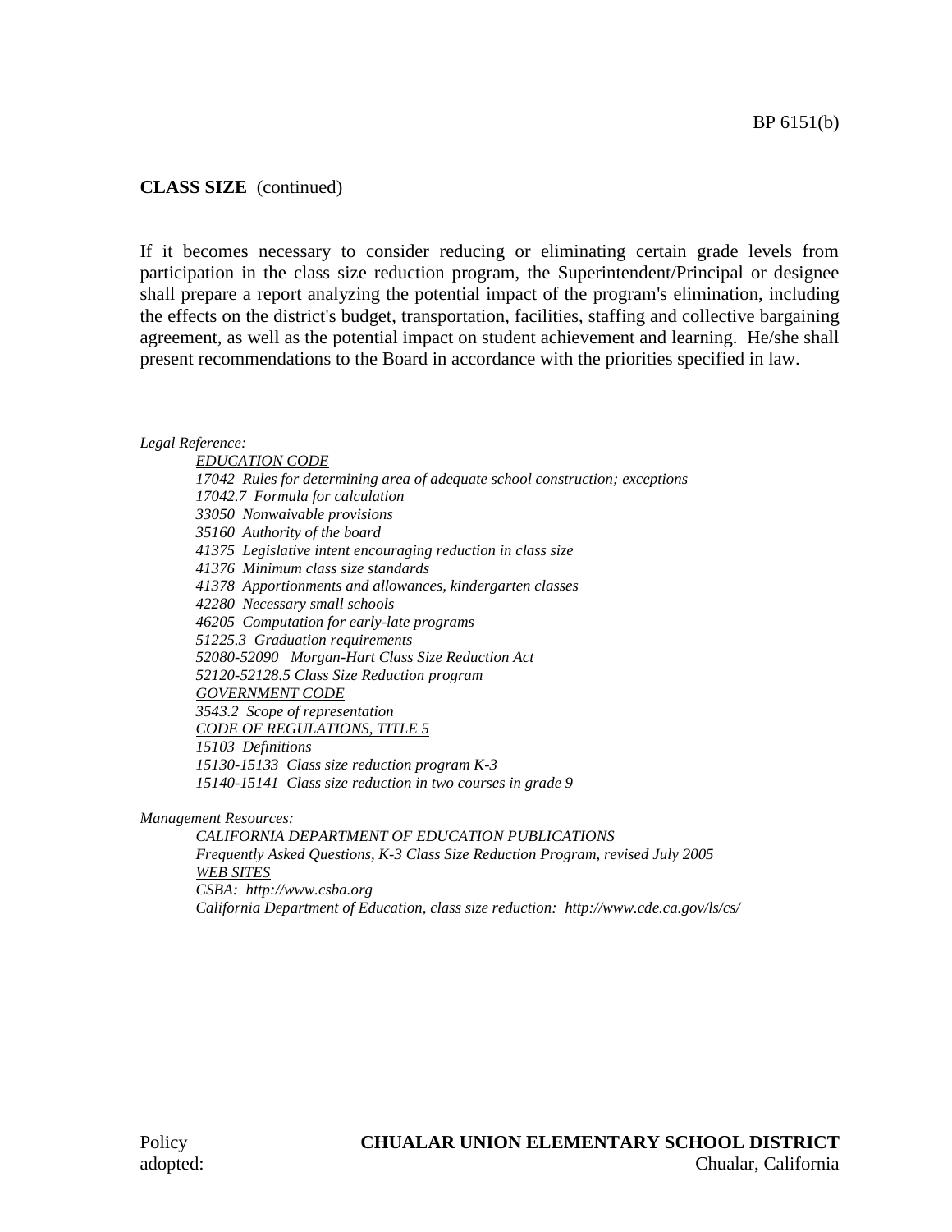**CLASS SIZE** (continued)

If it becomes necessary to consider reducing or eliminating certain grade levels from participation in the class size reduction program, the Superintendent/Principal or designee shall prepare a report analyzing the potential impact of the program's elimination, including the effects on the district's budget, transportation, facilities, staffing and collective bargaining agreement, as well as the potential impact on student achievement and learning. He/she shall present recommendations to the Board in accordance with the priorities specified in law.

*Legal Reference:*

*EDUCATION CODE*
*17042 Rules for determining area of adequate school construction; exceptions*
*17042.7 Formula for calculation*
*33050 Nonwaivable provisions*
*35160 Authority of the board*
*41375 Legislative intent encouraging reduction in class size*
*41376 Minimum class size standards*
*41378 Apportionments and allowances, kindergarten classes*
*42280 Necessary small schools*
*46205 Computation for early-late programs*
*51225.3 Graduation requirements*
*52080-52090 Morgan-Hart Class Size Reduction Act*
*52120-52128.5 Class Size Reduction program*
*GOVERNMENT CODE*
*3543.2 Scope of representation*
*CODE OF REGULATIONS, TITLE 5*
*15103 Definitions*
*15130-15133 Class size reduction program K-3*
*15140-15141 Class size reduction in two courses in grade 9*

*Management Resources:*

*CALIFORNIA DEPARTMENT OF EDUCATION PUBLICATIONS*
*Frequently Asked Questions, K-3 Class Size Reduction Program, revised July 2005*
*WEB SITES*
*CSBA: http://www.csba.org*
*California Department of Education, class size reduction: http://www.cde.ca.gov/ls/cs/*

Policy adopted:

**CHUALAR UNION ELEMENTARY SCHOOL DISTRICT**
Chualar, California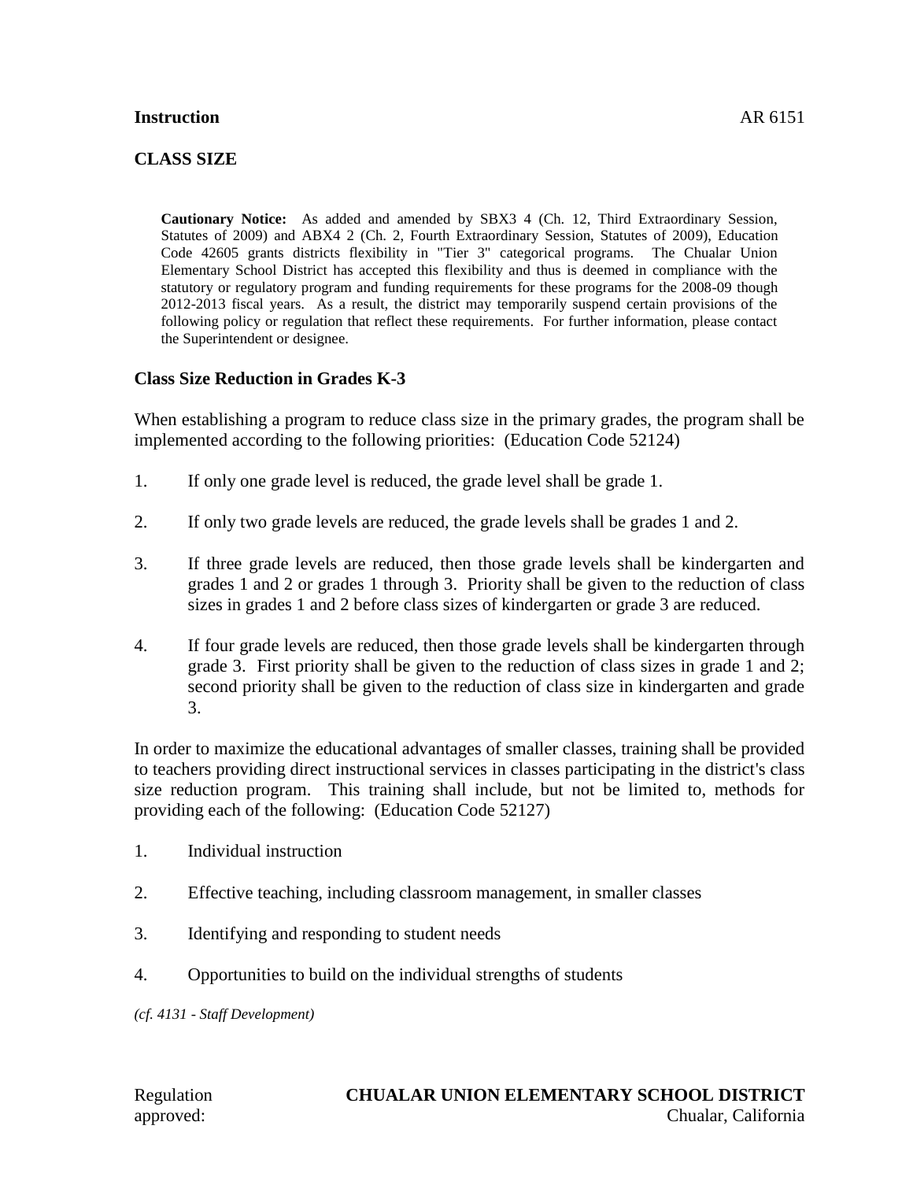**Instruction** AR 6151

## CLASS SIZE

**Cautionary Notice:** As added and amended by SBX3 4 (Ch. 12, Third Extraordinary Session, Statutes of 2009) and ABX4 2 (Ch. 2, Fourth Extraordinary Session, Statutes of 2009), Education Code 42605 grants districts flexibility in "Tier 3" categorical programs. The Chualar Union Elementary School District has accepted this flexibility and thus is deemed in compliance with the statutory or regulatory program and funding requirements for these programs for the 2008-09 though 2012-2013 fiscal years. As a result, the district may temporarily suspend certain provisions of the following policy or regulation that reflect these requirements. For further information, please contact the Superintendent or designee.

### Class Size Reduction in Grades K-3

When establishing a program to reduce class size in the primary grades, the program shall be implemented according to the following priorities: (Education Code 52124)

1. If only one grade level is reduced, the grade level shall be grade 1.

2. If only two grade levels are reduced, the grade levels shall be grades 1 and 2.

3. If three grade levels are reduced, then those grade levels shall be kindergarten and grades 1 and 2 or grades 1 through 3. Priority shall be given to the reduction of class sizes in grades 1 and 2 before class sizes of kindergarten or grade 3 are reduced.

4. If four grade levels are reduced, then those grade levels shall be kindergarten through grade 3. First priority shall be given to the reduction of class sizes in grade 1 and 2; second priority shall be given to the reduction of class size in kindergarten and grade 3.

In order to maximize the educational advantages of smaller classes, training shall be provided to teachers providing direct instructional services in classes participating in the district's class size reduction program. This training shall include, but not be limited to, methods for providing each of the following: (Education Code 52127)

1. Individual instruction

2. Effective teaching, including classroom management, in smaller classes

3. Identifying and responding to student needs

4. Opportunities to build on the individual strengths of students

*(cf. 4131 - Staff Development)*

Regulation approved:

**CHUALAR UNION ELEMENTARY SCHOOL DISTRICT**
Chualar, California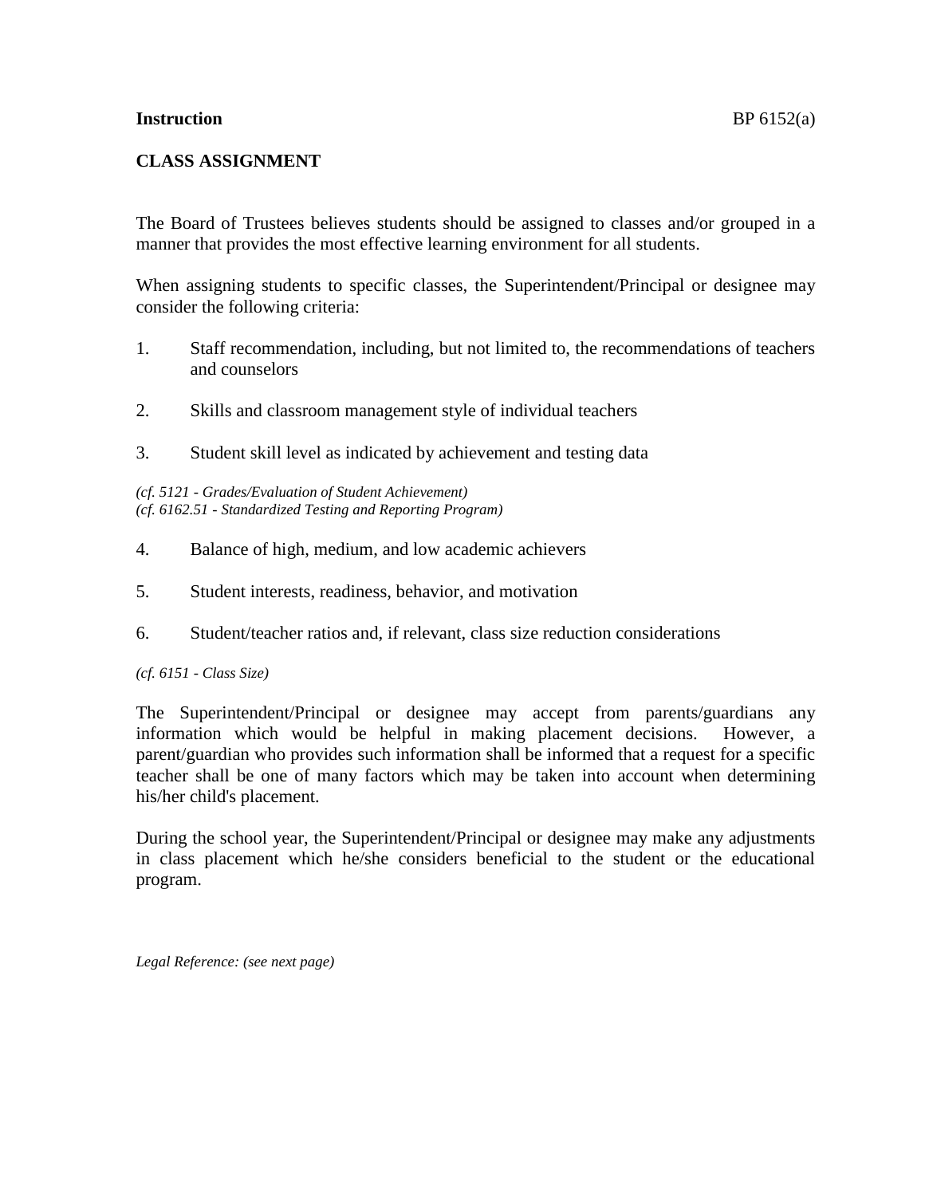**Instruction** BP 6152(a)

## CLASS ASSIGNMENT

The Board of Trustees believes students should be assigned to classes and/or grouped in a manner that provides the most effective learning environment for all students.

When assigning students to specific classes, the Superintendent/Principal or designee may consider the following criteria:

1. Staff recommendation, including, but not limited to, the recommendations of teachers and counselors

2. Skills and classroom management style of individual teachers

3. Student skill level as indicated by achievement and testing data

*(cf. 5121 - Grades/Evaluation of Student Achievement)*
*(cf. 6162.51 - Standardized Testing and Reporting Program)*

4. Balance of high, medium, and low academic achievers

5. Student interests, readiness, behavior, and motivation

6. Student/teacher ratios and, if relevant, class size reduction considerations

*(cf. 6151 - Class Size)*

The Superintendent/Principal or designee may accept from parents/guardians any information which would be helpful in making placement decisions. However, a parent/guardian who provides such information shall be informed that a request for a specific teacher shall be one of many factors which may be taken into account when determining his/her child's placement.

During the school year, the Superintendent/Principal or designee may make any adjustments in class placement which he/she considers beneficial to the student or the educational program.

*Legal Reference: (see next page)*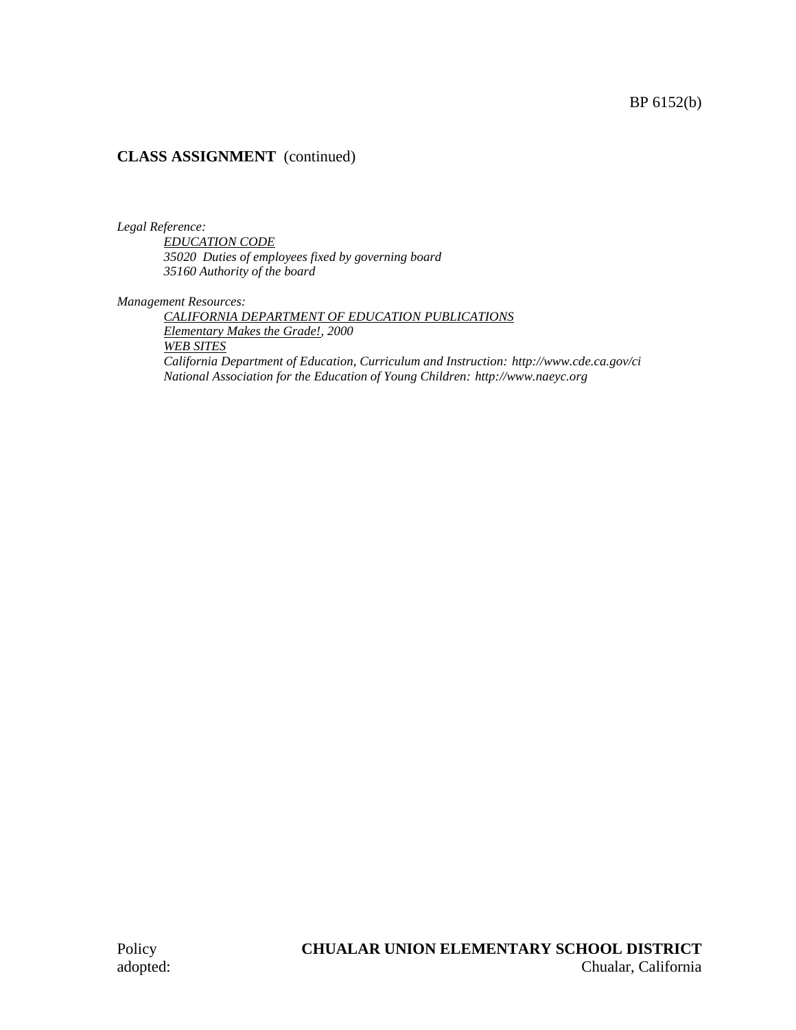## CLASS ASSIGNMENT (continued)

*Legal Reference:*

*EDUCATION CODE*
*35020 Duties of employees fixed by governing board*
*35160 Authority of the board*

*Management Resources:*

*CALIFORNIA DEPARTMENT OF EDUCATION PUBLICATIONS*
*Elementary Makes the Grade!, 2000*
*WEB SITES*
*California Department of Education, Curriculum and Instruction: http://www.cde.ca.gov/ci*
*National Association for the Education of Young Children: http://www.naeyc.org*

Policy adopted:

**CHUALAR UNION ELEMENTARY SCHOOL DISTRICT**
Chualar, California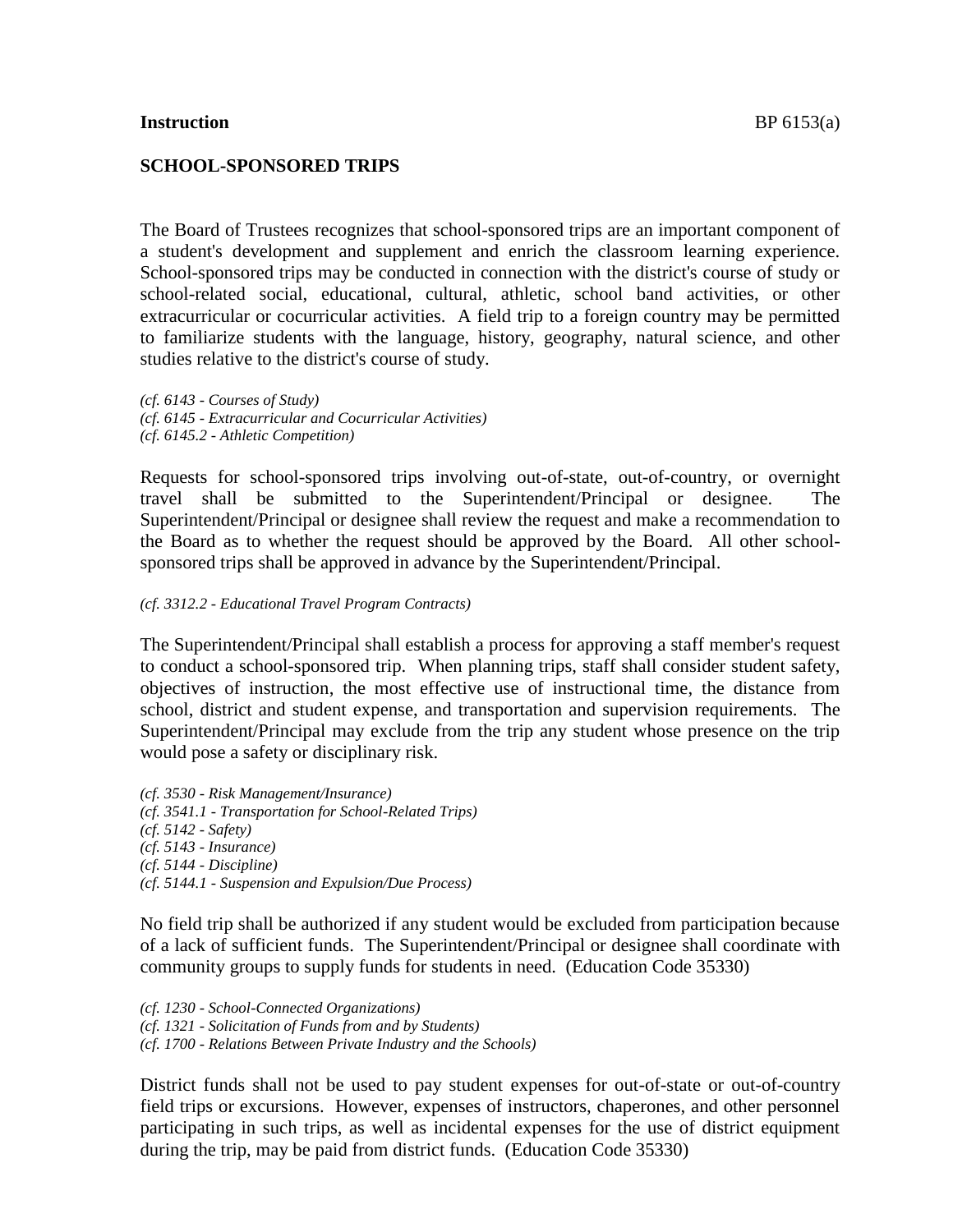**Instruction** BP 6153(a)

**SCHOOL-SPONSORED TRIPS**

The Board of Trustees recognizes that school-sponsored trips are an important component of a student's development and supplement and enrich the classroom learning experience. School-sponsored trips may be conducted in connection with the district's course of study or school-related social, educational, cultural, athletic, school band activities, or other extracurricular or cocurricular activities. A field trip to a foreign country may be permitted to familiarize students with the language, history, geography, natural science, and other studies relative to the district's course of study.

*(cf. 6143 - Courses of Study)*
*(cf. 6145 - Extracurricular and Cocurricular Activities)*
*(cf. 6145.2 - Athletic Competition)*

Requests for school-sponsored trips involving out-of-state, out-of-country, or overnight travel shall be submitted to the Superintendent/Principal or designee. The Superintendent/Principal or designee shall review the request and make a recommendation to the Board as to whether the request should be approved by the Board. All other school-sponsored trips shall be approved in advance by the Superintendent/Principal.

*(cf. 3312.2 - Educational Travel Program Contracts)*

The Superintendent/Principal shall establish a process for approving a staff member's request to conduct a school-sponsored trip. When planning trips, staff shall consider student safety, objectives of instruction, the most effective use of instructional time, the distance from school, district and student expense, and transportation and supervision requirements. The Superintendent/Principal may exclude from the trip any student whose presence on the trip would pose a safety or disciplinary risk.

*(cf. 3530 - Risk Management/Insurance)*
*(cf. 3541.1 - Transportation for School-Related Trips)*
*(cf. 5142 - Safety)*
*(cf. 5143 - Insurance)*
*(cf. 5144 - Discipline)*
*(cf. 5144.1 - Suspension and Expulsion/Due Process)*

No field trip shall be authorized if any student would be excluded from participation because of a lack of sufficient funds. The Superintendent/Principal or designee shall coordinate with community groups to supply funds for students in need. (Education Code 35330)

*(cf. 1230 - School-Connected Organizations)*
*(cf. 1321 - Solicitation of Funds from and by Students)*
*(cf. 1700 - Relations Between Private Industry and the Schools)*

District funds shall not be used to pay student expenses for out-of-state or out-of-country field trips or excursions. However, expenses of instructors, chaperones, and other personnel participating in such trips, as well as incidental expenses for the use of district equipment during the trip, may be paid from district funds. (Education Code 35330)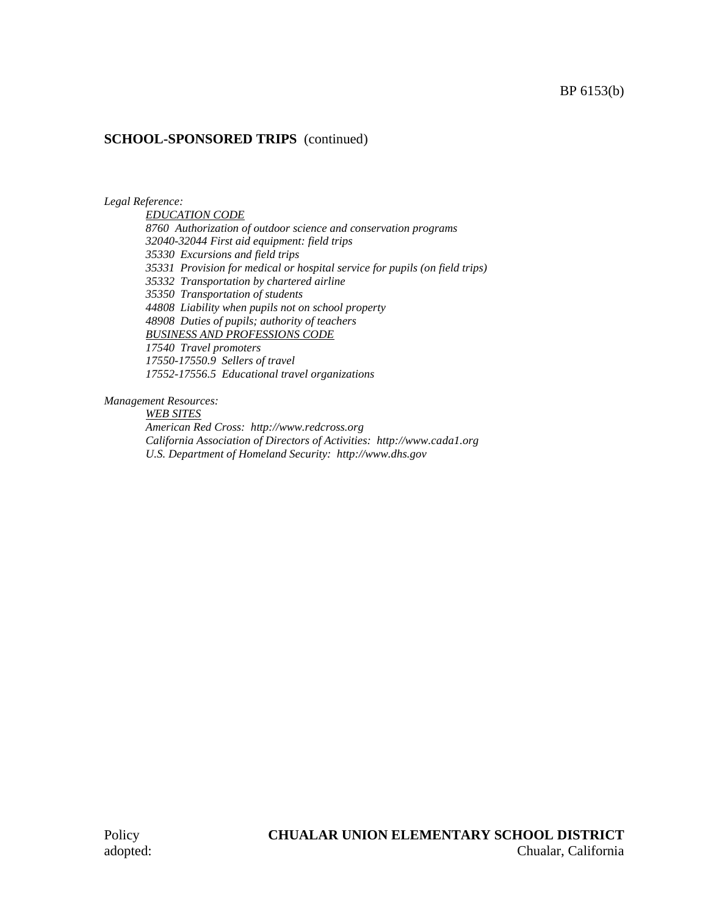**SCHOOL-SPONSORED TRIPS** (continued)

*Legal Reference:*

*EDUCATION CODE*

*8760 Authorization of outdoor science and conservation programs*

*32040-32044 First aid equipment: field trips*

*35330 Excursions and field trips*

*35331 Provision for medical or hospital service for pupils (on field trips)*

*35332 Transportation by chartered airline*

*35350 Transportation of students*

*44808 Liability when pupils not on school property*

*48908 Duties of pupils; authority of teachers*

*BUSINESS AND PROFESSIONS CODE*

*17540 Travel promoters*

*17550-17550.9 Sellers of travel*

*17552-17556.5 Educational travel organizations*

*Management Resources:*

*WEB SITES*

*American Red Cross: http://www.redcross.org*

*California Association of Directors of Activities: http://www.cada1.org*

*U.S. Department of Homeland Security: http://www.dhs.gov*

Policy adopted:

**CHUALAR UNION ELEMENTARY SCHOOL DISTRICT**
Chualar, California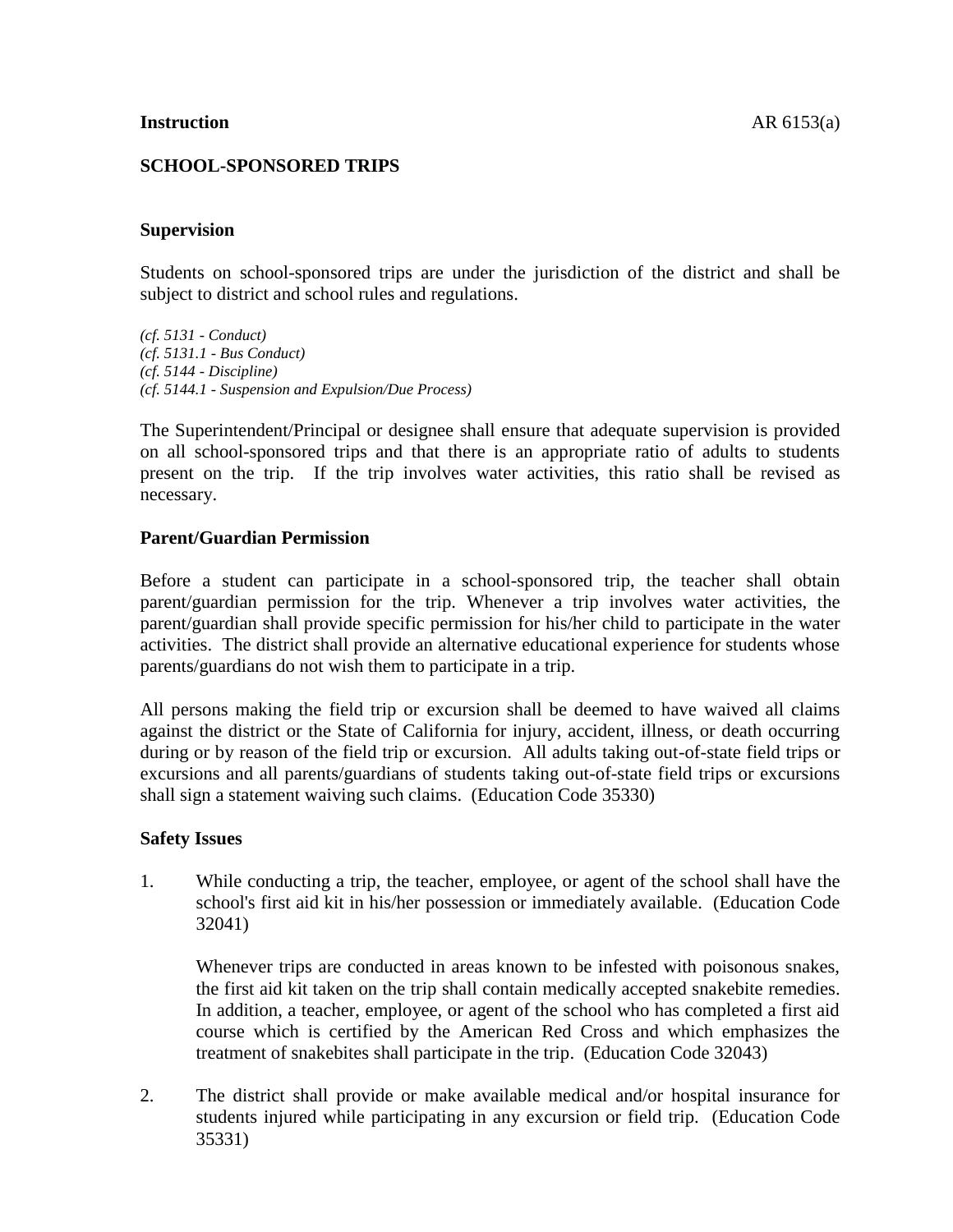**Instruction** AR 6153(a)

## SCHOOL-SPONSORED TRIPS

### Supervision

Students on school-sponsored trips are under the jurisdiction of the district and shall be subject to district and school rules and regulations.

*(cf. 5131 - Conduct)*
*(cf. 5131.1 - Bus Conduct)*
*(cf. 5144 - Discipline)*
*(cf. 5144.1 - Suspension and Expulsion/Due Process)*

The Superintendent/Principal or designee shall ensure that adequate supervision is provided on all school-sponsored trips and that there is an appropriate ratio of adults to students present on the trip. If the trip involves water activities, this ratio shall be revised as necessary.

### Parent/Guardian Permission

Before a student can participate in a school-sponsored trip, the teacher shall obtain parent/guardian permission for the trip. Whenever a trip involves water activities, the parent/guardian shall provide specific permission for his/her child to participate in the water activities. The district shall provide an alternative educational experience for students whose parents/guardians do not wish them to participate in a trip.

All persons making the field trip or excursion shall be deemed to have waived all claims against the district or the State of California for injury, accident, illness, or death occurring during or by reason of the field trip or excursion. All adults taking out-of-state field trips or excursions and all parents/guardians of students taking out-of-state field trips or excursions shall sign a statement waiving such claims. (Education Code 35330)

### Safety Issues

1. While conducting a trip, the teacher, employee, or agent of the school shall have the school's first aid kit in his/her possession or immediately available. (Education Code 32041)

   Whenever trips are conducted in areas known to be infested with poisonous snakes, the first aid kit taken on the trip shall contain medically accepted snakebite remedies. In addition, a teacher, employee, or agent of the school who has completed a first aid course which is certified by the American Red Cross and which emphasizes the treatment of snakebites shall participate in the trip. (Education Code 32043)

2. The district shall provide or make available medical and/or hospital insurance for students injured while participating in any excursion or field trip. (Education Code 35331)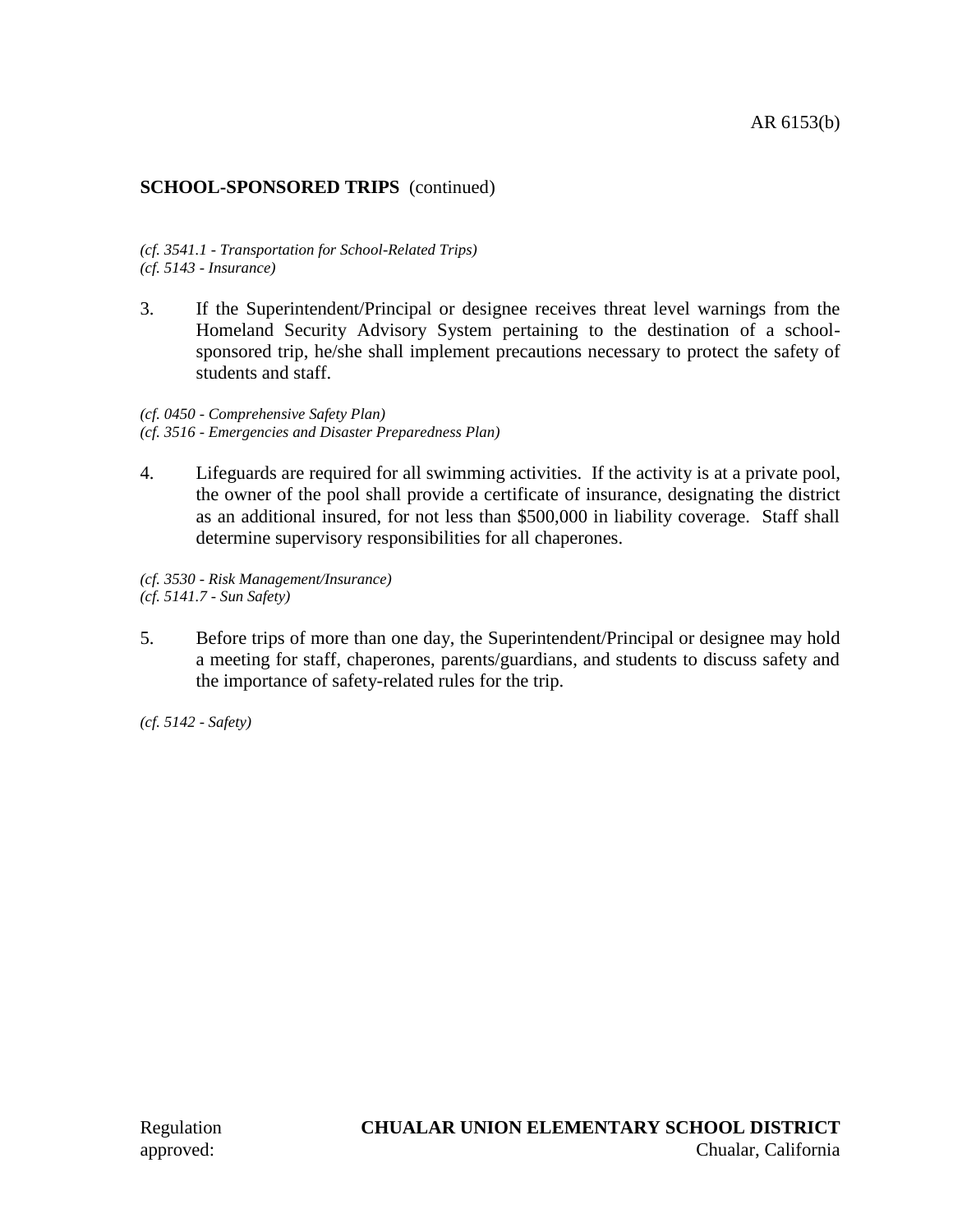**SCHOOL-SPONSORED TRIPS** (continued)

*(cf. 3541.1 - Transportation for School-Related Trips)*
*(cf. 5143 - Insurance)*

3. If the Superintendent/Principal or designee receives threat level warnings from the Homeland Security Advisory System pertaining to the destination of a school-sponsored trip, he/she shall implement precautions necessary to protect the safety of students and staff.

*(cf. 0450 - Comprehensive Safety Plan)*
*(cf. 3516 - Emergencies and Disaster Preparedness Plan)*

4. Lifeguards are required for all swimming activities. If the activity is at a private pool, the owner of the pool shall provide a certificate of insurance, designating the district as an additional insured, for not less than $500,000 in liability coverage. Staff shall determine supervisory responsibilities for all chaperones.

*(cf. 3530 - Risk Management/Insurance)*
*(cf. 5141.7 - Sun Safety)*

5. Before trips of more than one day, the Superintendent/Principal or designee may hold a meeting for staff, chaperones, parents/guardians, and students to discuss safety and the importance of safety-related rules for the trip.

*(cf. 5142 - Safety)*

Regulation approved:

**CHUALAR UNION ELEMENTARY SCHOOL DISTRICT**
Chualar, California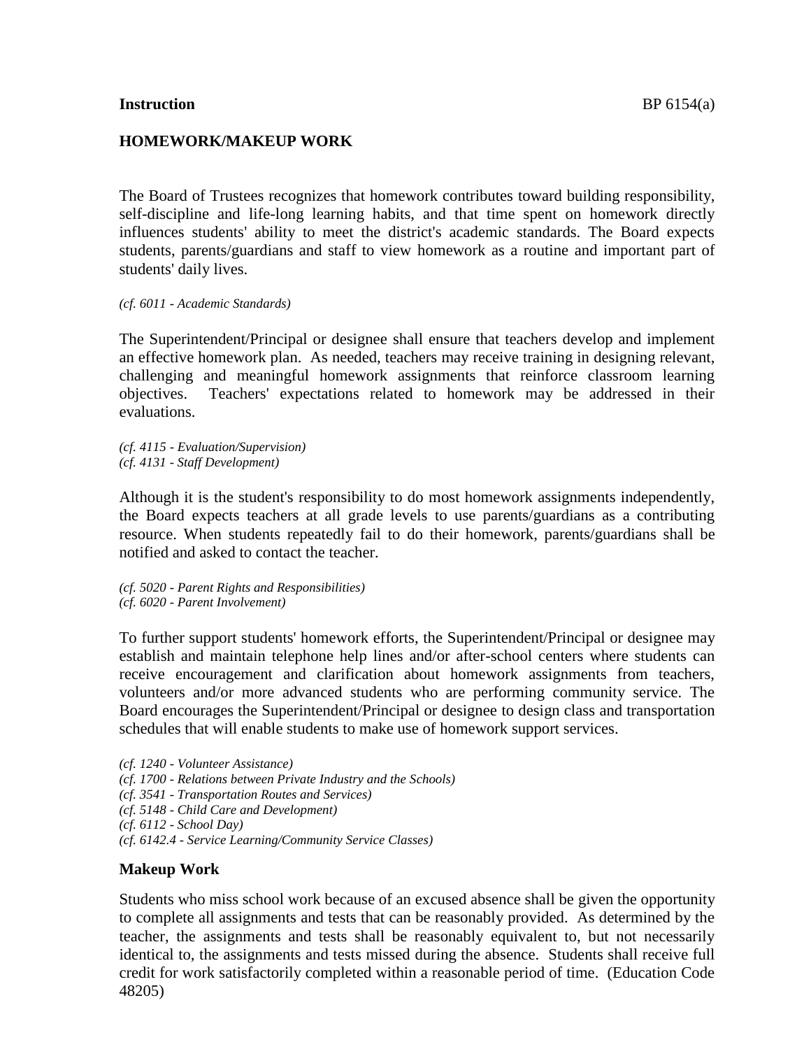**Instruction** BP 6154(a)

## HOMEWORK/MAKEUP WORK

The Board of Trustees recognizes that homework contributes toward building responsibility, self-discipline and life-long learning habits, and that time spent on homework directly influences students' ability to meet the district's academic standards. The Board expects students, parents/guardians and staff to view homework as a routine and important part of students' daily lives.

*(cf. 6011 - Academic Standards)*

The Superintendent/Principal or designee shall ensure that teachers develop and implement an effective homework plan. As needed, teachers may receive training in designing relevant, challenging and meaningful homework assignments that reinforce classroom learning objectives. Teachers' expectations related to homework may be addressed in their evaluations.

*(cf. 4115 - Evaluation/Supervision)*
*(cf. 4131 - Staff Development)*

Although it is the student's responsibility to do most homework assignments independently, the Board expects teachers at all grade levels to use parents/guardians as a contributing resource. When students repeatedly fail to do their homework, parents/guardians shall be notified and asked to contact the teacher.

*(cf. 5020 - Parent Rights and Responsibilities)*
*(cf. 6020 - Parent Involvement)*

To further support students' homework efforts, the Superintendent/Principal or designee may establish and maintain telephone help lines and/or after-school centers where students can receive encouragement and clarification about homework assignments from teachers, volunteers and/or more advanced students who are performing community service. The Board encourages the Superintendent/Principal or designee to design class and transportation schedules that will enable students to make use of homework support services.

*(cf. 1240 - Volunteer Assistance)*
*(cf. 1700 - Relations between Private Industry and the Schools)*
*(cf. 3541 - Transportation Routes and Services)*
*(cf. 5148 - Child Care and Development)*
*(cf. 6112 - School Day)*
*(cf. 6142.4 - Service Learning/Community Service Classes)*

### Makeup Work

Students who miss school work because of an excused absence shall be given the opportunity to complete all assignments and tests that can be reasonably provided. As determined by the teacher, the assignments and tests shall be reasonably equivalent to, but not necessarily identical to, the assignments and tests missed during the absence. Students shall receive full credit for work satisfactorily completed within a reasonable period of time. (Education Code 48205)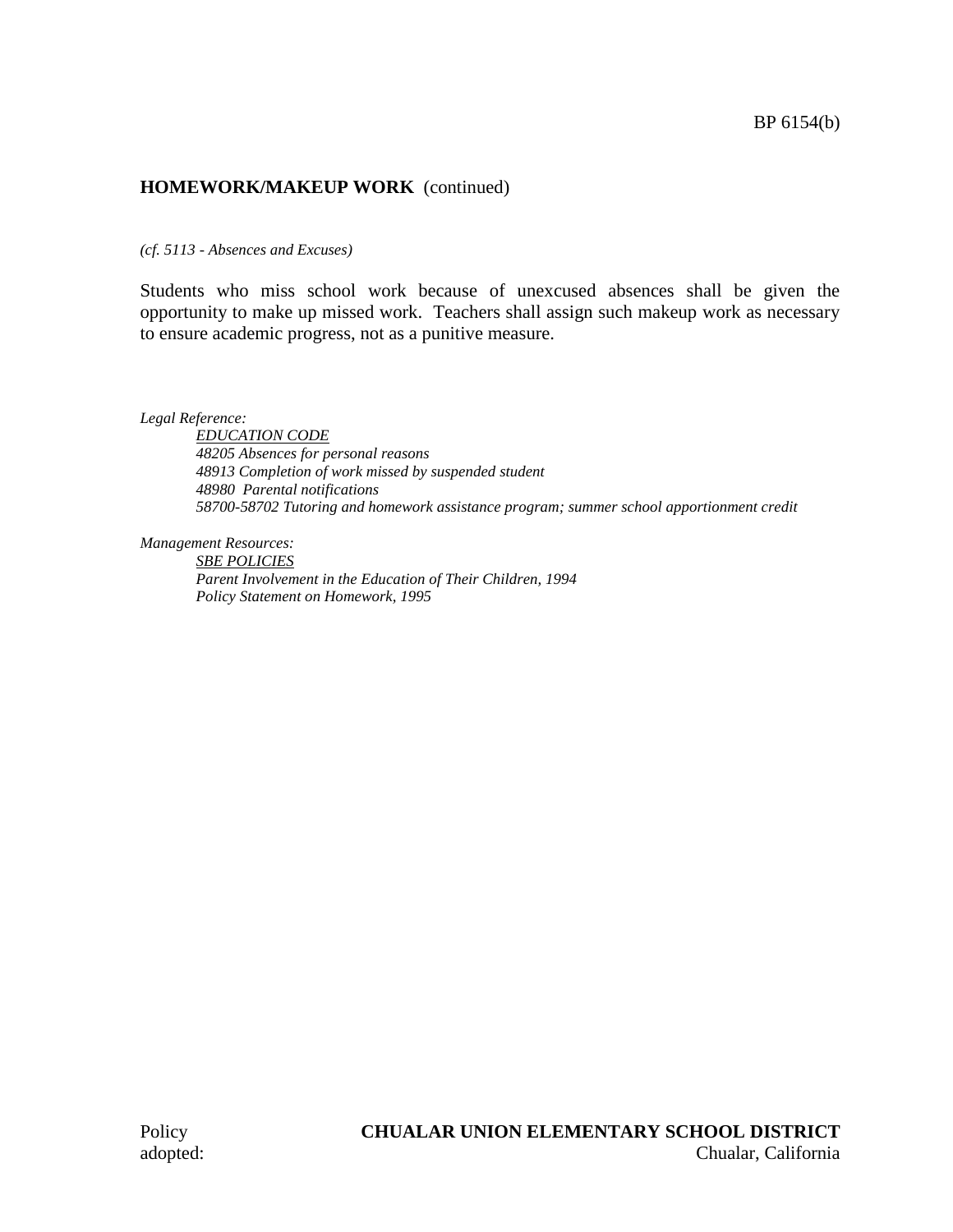**HOMEWORK/MAKEUP WORK** (continued)

*(cf. 5113 - Absences and Excuses)*

Students who miss school work because of unexcused absences shall be given the opportunity to make up missed work. Teachers shall assign such makeup work as necessary to ensure academic progress, not as a punitive measure.

*Legal Reference:*

*EDUCATION CODE*
*48205 Absences for personal reasons*
*48913 Completion of work missed by suspended student*
*48980 Parental notifications*
*58700-58702 Tutoring and homework assistance program; summer school apportionment credit*

*Management Resources:*

*SBE POLICIES*
*Parent Involvement in the Education of Their Children, 1994*
*Policy Statement on Homework, 1995*

Policy adopted:

**CHUALAR UNION ELEMENTARY SCHOOL DISTRICT**
Chualar, California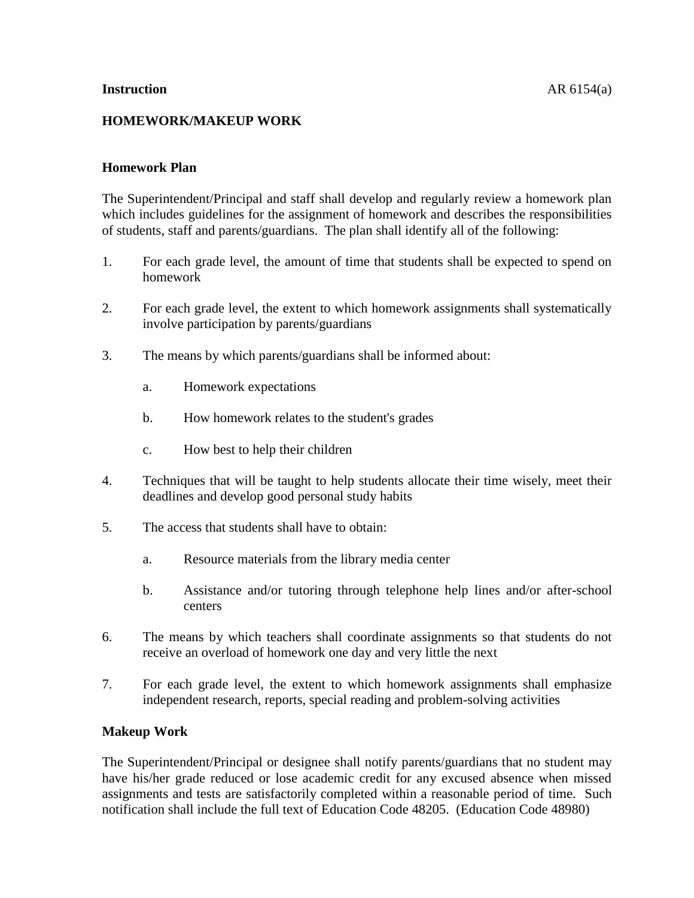**Instruction** AR 6154(a)

## HOMEWORK/MAKEUP WORK

### Homework Plan

The Superintendent/Principal and staff shall develop and regularly review a homework plan which includes guidelines for the assignment of homework and describes the responsibilities of students, staff and parents/guardians. The plan shall identify all of the following:

1. For each grade level, the amount of time that students shall be expected to spend on homework

2. For each grade level, the extent to which homework assignments shall systematically involve participation by parents/guardians

3. The means by which parents/guardians shall be informed about:

   a. Homework expectations

   b. How homework relates to the student's grades

   c. How best to help their children

4. Techniques that will be taught to help students allocate their time wisely, meet their deadlines and develop good personal study habits

5. The access that students shall have to obtain:

   a. Resource materials from the library media center

   b. Assistance and/or tutoring through telephone help lines and/or after-school centers

6. The means by which teachers shall coordinate assignments so that students do not receive an overload of homework one day and very little the next

7. For each grade level, the extent to which homework assignments shall emphasize independent research, reports, special reading and problem-solving activities

### Makeup Work

The Superintendent/Principal or designee shall notify parents/guardians that no student may have his/her grade reduced or lose academic credit for any excused absence when missed assignments and tests are satisfactorily completed within a reasonable period of time. Such notification shall include the full text of Education Code 48205. (Education Code 48980)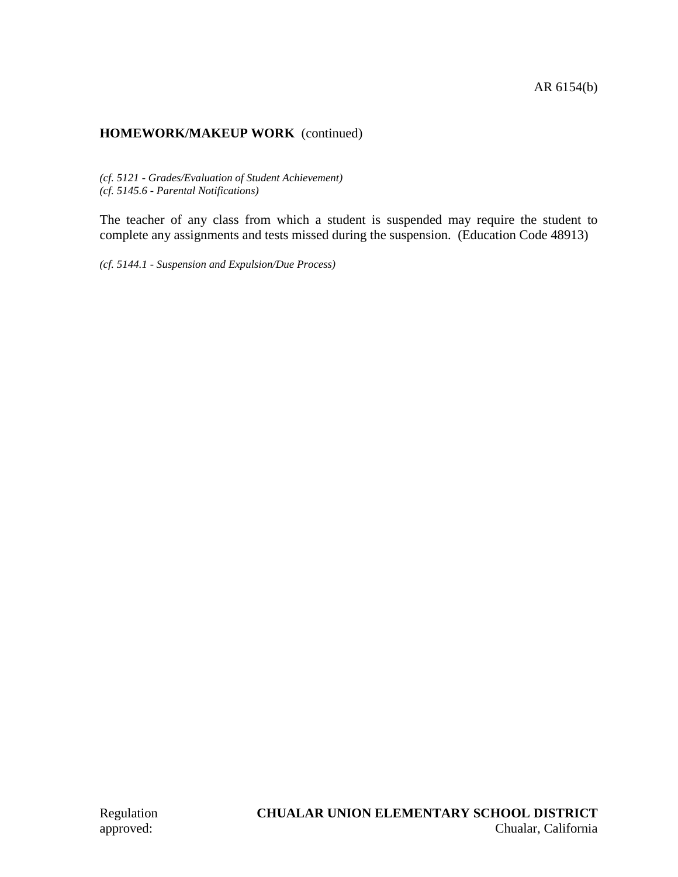## HOMEWORK/MAKEUP WORK (continued)

*(cf. 5121 - Grades/Evaluation of Student Achievement)*
*(cf. 5145.6 - Parental Notifications)*

The teacher of any class from which a student is suspended may require the student to complete any assignments and tests missed during the suspension. (Education Code 48913)

*(cf. 5144.1 - Suspension and Expulsion/Due Process)*

Regulation approved:

**CHUALAR UNION ELEMENTARY SCHOOL DISTRICT**
Chualar, California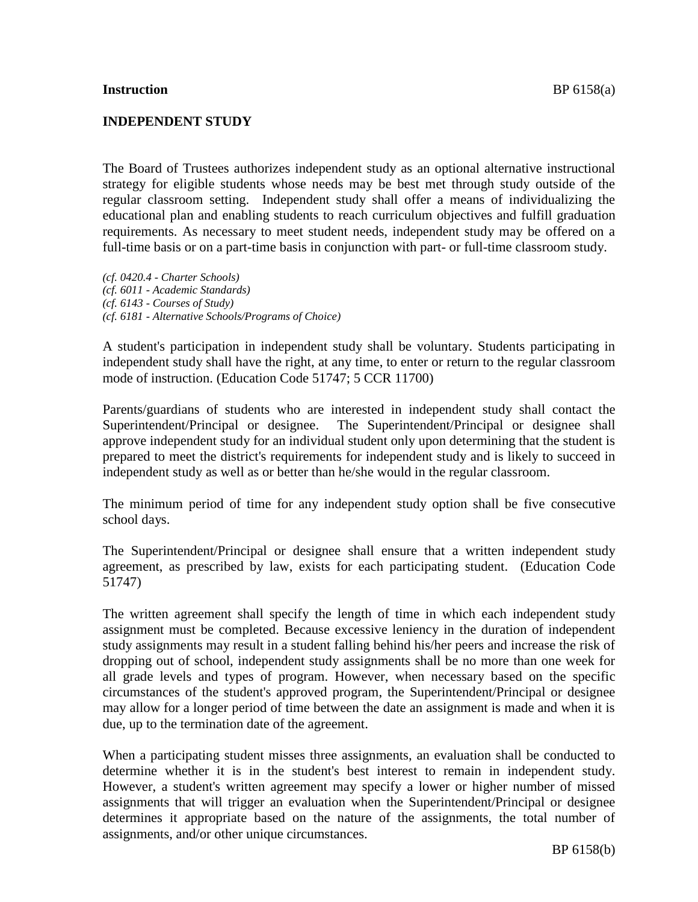**Instruction**

## INDEPENDENT STUDY

The Board of Trustees authorizes independent study as an optional alternative instructional strategy for eligible students whose needs may be best met through study outside of the regular classroom setting. Independent study shall offer a means of individualizing the educational plan and enabling students to reach curriculum objectives and fulfill graduation requirements. As necessary to meet student needs, independent study may be offered on a full-time basis or on a part-time basis in conjunction with part- or full-time classroom study.

*(cf. 0420.4 - Charter Schools)*
*(cf. 6011 - Academic Standards)*
*(cf. 6143 - Courses of Study)*
*(cf. 6181 - Alternative Schools/Programs of Choice)*

A student's participation in independent study shall be voluntary. Students participating in independent study shall have the right, at any time, to enter or return to the regular classroom mode of instruction. (Education Code 51747; 5 CCR 11700)

Parents/guardians of students who are interested in independent study shall contact the Superintendent/Principal or designee. The Superintendent/Principal or designee shall approve independent study for an individual student only upon determining that the student is prepared to meet the district's requirements for independent study and is likely to succeed in independent study as well as or better than he/she would in the regular classroom.

The minimum period of time for any independent study option shall be five consecutive school days.

The Superintendent/Principal or designee shall ensure that a written independent study agreement, as prescribed by law, exists for each participating student. (Education Code 51747)

The written agreement shall specify the length of time in which each independent study assignment must be completed. Because excessive leniency in the duration of independent study assignments may result in a student falling behind his/her peers and increase the risk of dropping out of school, independent study assignments shall be no more than one week for all grade levels and types of program. However, when necessary based on the specific circumstances of the student's approved program, the Superintendent/Principal or designee may allow for a longer period of time between the date an assignment is made and when it is due, up to the termination date of the agreement.

When a participating student misses three assignments, an evaluation shall be conducted to determine whether it is in the student's best interest to remain in independent study. However, a student's written agreement may specify a lower or higher number of missed assignments that will trigger an evaluation when the Superintendent/Principal or designee determines it appropriate based on the nature of the assignments, the total number of assignments, and/or other unique circumstances.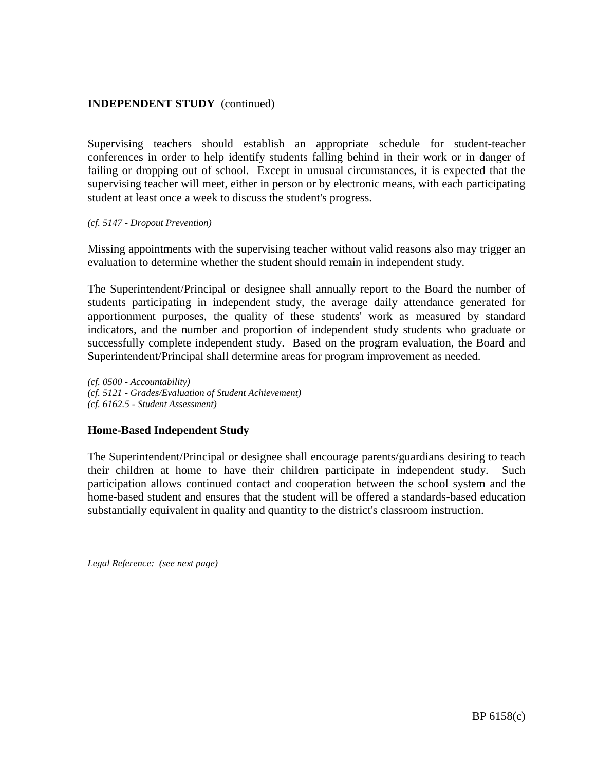Supervising teachers should establish an appropriate schedule for student-teacher conferences in order to help identify students falling behind in their work or in danger of failing or dropping out of school. Except in unusual circumstances, it is expected that the supervising teacher will meet, either in person or by electronic means, with each participating student at least once a week to discuss the student's progress.

*(cf. 5147 - Dropout Prevention)*

Missing appointments with the supervising teacher without valid reasons also may trigger an evaluation to determine whether the student should remain in independent study.

The Superintendent/Principal or designee shall annually report to the Board the number of students participating in independent study, the average daily attendance generated for apportionment purposes, the quality of these students' work as measured by standard indicators, and the number and proportion of independent study students who graduate or successfully complete independent study. Based on the program evaluation, the Board and Superintendent/Principal shall determine areas for program improvement as needed.

*(cf. 0500 - Accountability)*
*(cf. 5121 - Grades/Evaluation of Student Achievement)*
*(cf. 6162.5 - Student Assessment)*

### Home-Based Independent Study

The Superintendent/Principal or designee shall encourage parents/guardians desiring to teach their children at home to have their children participate in independent study. Such participation allows continued contact and cooperation between the school system and the home-based student and ensures that the student will be offered a standards-based education substantially equivalent in quality and quantity to the district's classroom instruction.

*Legal Reference: (see next page)*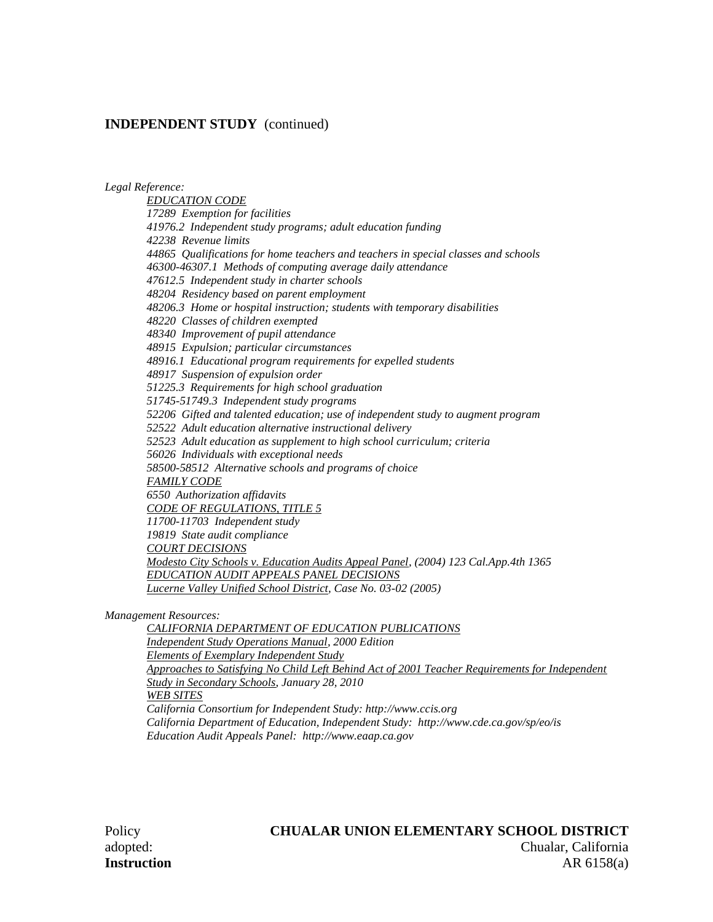**INDEPENDENT STUDY** (continued)

*Legal Reference:*

*EDUCATION CODE*
*17289 Exemption for facilities*
*41976.2 Independent study programs; adult education funding*
*42238 Revenue limits*
*44865 Qualifications for home teachers and teachers in special classes and schools*
*46300-46307.1 Methods of computing average daily attendance*
*47612.5 Independent study in charter schools*
*48204 Residency based on parent employment*
*48206.3 Home or hospital instruction; students with temporary disabilities*
*48220 Classes of children exempted*
*48340 Improvement of pupil attendance*
*48915 Expulsion; particular circumstances*
*48916.1 Educational program requirements for expelled students*
*48917 Suspension of expulsion order*
*51225.3 Requirements for high school graduation*
*51745-51749.3 Independent study programs*
*52206 Gifted and talented education; use of independent study to augment program*
*52522 Adult education alternative instructional delivery*
*52523 Adult education as supplement to high school curriculum; criteria*
*56026 Individuals with exceptional needs*
*58500-58512 Alternative schools and programs of choice*
*FAMILY CODE*
*6550 Authorization affidavits*
*CODE OF REGULATIONS, TITLE 5*
*11700-11703 Independent study*
*19819 State audit compliance*
*COURT DECISIONS*
*Modesto City Schools v. Education Audits Appeal Panel, (2004) 123 Cal.App.4th 1365*
*EDUCATION AUDIT APPEALS PANEL DECISIONS*
*Lucerne Valley Unified School District, Case No. 03-02 (2005)*

*Management Resources:*

*CALIFORNIA DEPARTMENT OF EDUCATION PUBLICATIONS*
*Independent Study Operations Manual, 2000 Edition*
*Elements of Exemplary Independent Study*
*Approaches to Satisfying No Child Left Behind Act of 2001 Teacher Requirements for Independent Study in Secondary Schools, January 28, 2010*
*WEB SITES*
*California Consortium for Independent Study: http://www.ccis.org*
*California Department of Education, Independent Study: http://www.cde.ca.gov/sp/eo/is*
*Education Audit Appeals Panel: http://www.eaap.ca.gov*

Policy adopted:

**CHUALAR UNION ELEMENTARY SCHOOL DISTRICT**
Chualar, California

**Instruction** AR 6158(a)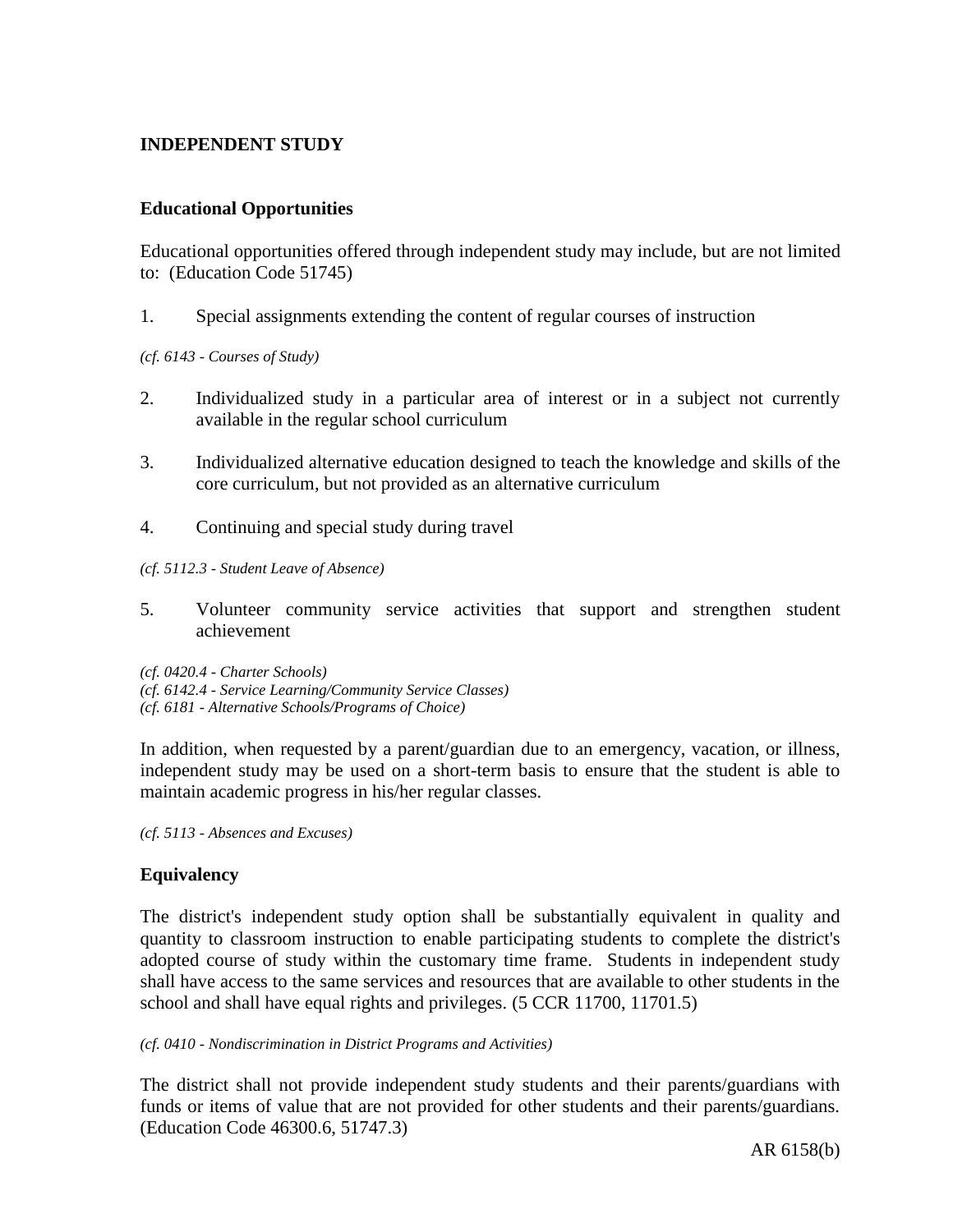## INDEPENDENT STUDY

### Educational Opportunities

Educational opportunities offered through independent study may include, but are not limited to: (Education Code 51745)

1. Special assignments extending the content of regular courses of instruction

*(cf. 6143 - Courses of Study)*

2. Individualized study in a particular area of interest or in a subject not currently available in the regular school curriculum

3. Individualized alternative education designed to teach the knowledge and skills of the core curriculum, but not provided as an alternative curriculum

4. Continuing and special study during travel

*(cf. 5112.3 - Student Leave of Absence)*

5. Volunteer community service activities that support and strengthen student achievement

*(cf. 0420.4 - Charter Schools)*
*(cf. 6142.4 - Service Learning/Community Service Classes)*
*(cf. 6181 - Alternative Schools/Programs of Choice)*

In addition, when requested by a parent/guardian due to an emergency, vacation, or illness, independent study may be used on a short-term basis to ensure that the student is able to maintain academic progress in his/her regular classes.

*(cf. 5113 - Absences and Excuses)*

### Equivalency

The district's independent study option shall be substantially equivalent in quality and quantity to classroom instruction to enable participating students to complete the district's adopted course of study within the customary time frame. Students in independent study shall have access to the same services and resources that are available to other students in the school and shall have equal rights and privileges. (5 CCR 11700, 11701.5)

*(cf. 0410 - Nondiscrimination in District Programs and Activities)*

The district shall not provide independent study students and their parents/guardians with funds or items of value that are not provided for other students and their parents/guardians. (Education Code 46300.6, 51747.3)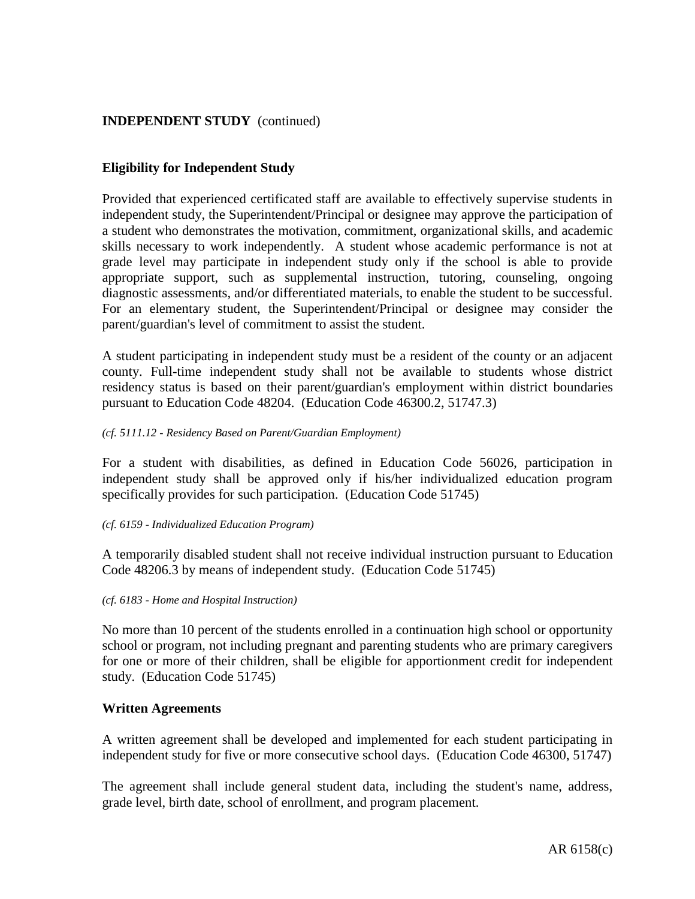## Eligibility for Independent Study

Provided that experienced certificated staff are available to effectively supervise students in independent study, the Superintendent/Principal or designee may approve the participation of a student who demonstrates the motivation, commitment, organizational skills, and academic skills necessary to work independently. A student whose academic performance is not at grade level may participate in independent study only if the school is able to provide appropriate support, such as supplemental instruction, tutoring, counseling, ongoing diagnostic assessments, and/or differentiated materials, to enable the student to be successful. For an elementary student, the Superintendent/Principal or designee may consider the parent/guardian's level of commitment to assist the student.

A student participating in independent study must be a resident of the county or an adjacent county. Full-time independent study shall not be available to students whose district residency status is based on their parent/guardian's employment within district boundaries pursuant to Education Code 48204. (Education Code 46300.2, 51747.3)

*(cf. 5111.12 - Residency Based on Parent/Guardian Employment)*

For a student with disabilities, as defined in Education Code 56026, participation in independent study shall be approved only if his/her individualized education program specifically provides for such participation. (Education Code 51745)

*(cf. 6159 - Individualized Education Program)*

A temporarily disabled student shall not receive individual instruction pursuant to Education Code 48206.3 by means of independent study. (Education Code 51745)

*(cf. 6183 - Home and Hospital Instruction)*

No more than 10 percent of the students enrolled in a continuation high school or opportunity school or program, not including pregnant and parenting students who are primary caregivers for one or more of their children, shall be eligible for apportionment credit for independent study. (Education Code 51745)

## Written Agreements

A written agreement shall be developed and implemented for each student participating in independent study for five or more consecutive school days. (Education Code 46300, 51747)

The agreement shall include general student data, including the student's name, address, grade level, birth date, school of enrollment, and program placement.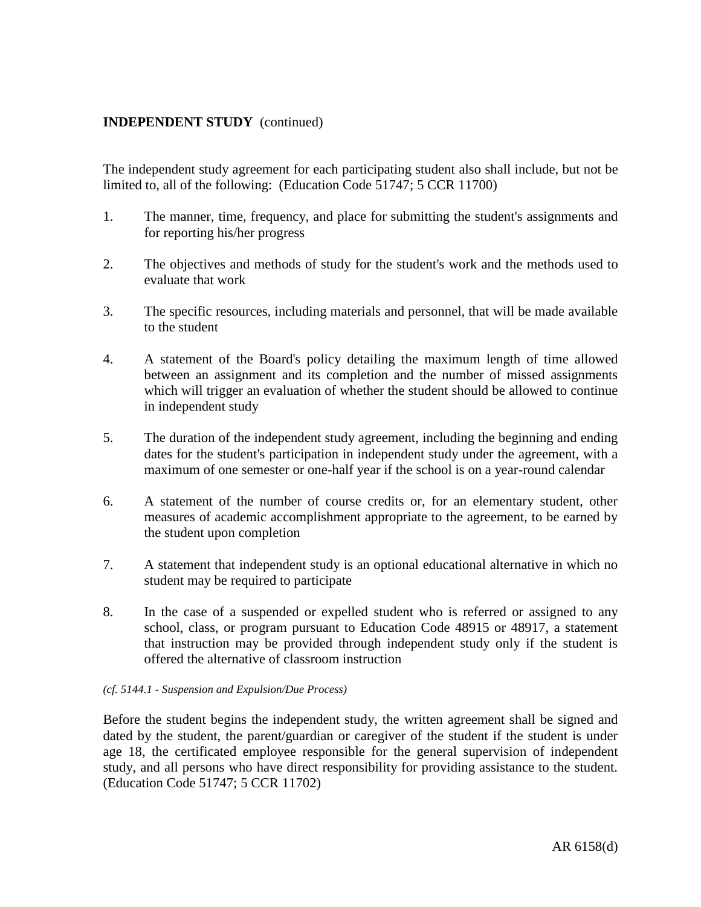**INDEPENDENT STUDY** (continued)

The independent study agreement for each participating student also shall include, but not be limited to, all of the following: (Education Code 51747; 5 CCR 11700)

1. The manner, time, frequency, and place for submitting the student's assignments and for reporting his/her progress

2. The objectives and methods of study for the student's work and the methods used to evaluate that work

3. The specific resources, including materials and personnel, that will be made available to the student

4. A statement of the Board's policy detailing the maximum length of time allowed between an assignment and its completion and the number of missed assignments which will trigger an evaluation of whether the student should be allowed to continue in independent study

5. The duration of the independent study agreement, including the beginning and ending dates for the student's participation in independent study under the agreement, with a maximum of one semester or one-half year if the school is on a year-round calendar

6. A statement of the number of course credits or, for an elementary student, other measures of academic accomplishment appropriate to the agreement, to be earned by the student upon completion

7. A statement that independent study is an optional educational alternative in which no student may be required to participate

8. In the case of a suspended or expelled student who is referred or assigned to any school, class, or program pursuant to Education Code 48915 or 48917, a statement that instruction may be provided through independent study only if the student is offered the alternative of classroom instruction

*(cf. 5144.1 - Suspension and Expulsion/Due Process)*

Before the student begins the independent study, the written agreement shall be signed and dated by the student, the parent/guardian or caregiver of the student if the student is under age 18, the certificated employee responsible for the general supervision of independent study, and all persons who have direct responsibility for providing assistance to the student. (Education Code 51747; 5 CCR 11702)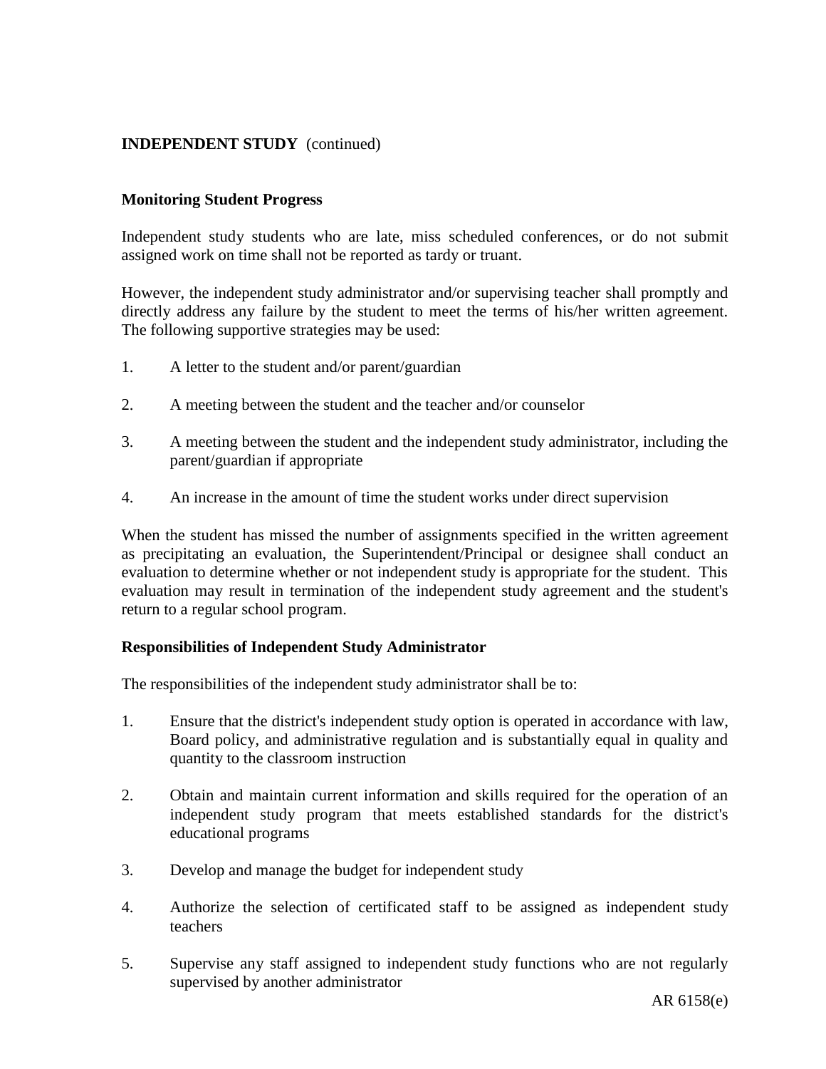**INDEPENDENT STUDY** (continued)

**Monitoring Student Progress**

Independent study students who are late, miss scheduled conferences, or do not submit assigned work on time shall not be reported as tardy or truant.

However, the independent study administrator and/or supervising teacher shall promptly and directly address any failure by the student to meet the terms of his/her written agreement. The following supportive strategies may be used:

1. A letter to the student and/or parent/guardian

2. A meeting between the student and the teacher and/or counselor

3. A meeting between the student and the independent study administrator, including the parent/guardian if appropriate

4. An increase in the amount of time the student works under direct supervision

When the student has missed the number of assignments specified in the written agreement as precipitating an evaluation, the Superintendent/Principal or designee shall conduct an evaluation to determine whether or not independent study is appropriate for the student. This evaluation may result in termination of the independent study agreement and the student's return to a regular school program.

**Responsibilities of Independent Study Administrator**

The responsibilities of the independent study administrator shall be to:

1. Ensure that the district's independent study option is operated in accordance with law, Board policy, and administrative regulation and is substantially equal in quality and quantity to the classroom instruction

2. Obtain and maintain current information and skills required for the operation of an independent study program that meets established standards for the district's educational programs

3. Develop and manage the budget for independent study

4. Authorize the selection of certificated staff to be assigned as independent study teachers

5. Supervise any staff assigned to independent study functions who are not regularly supervised by another administrator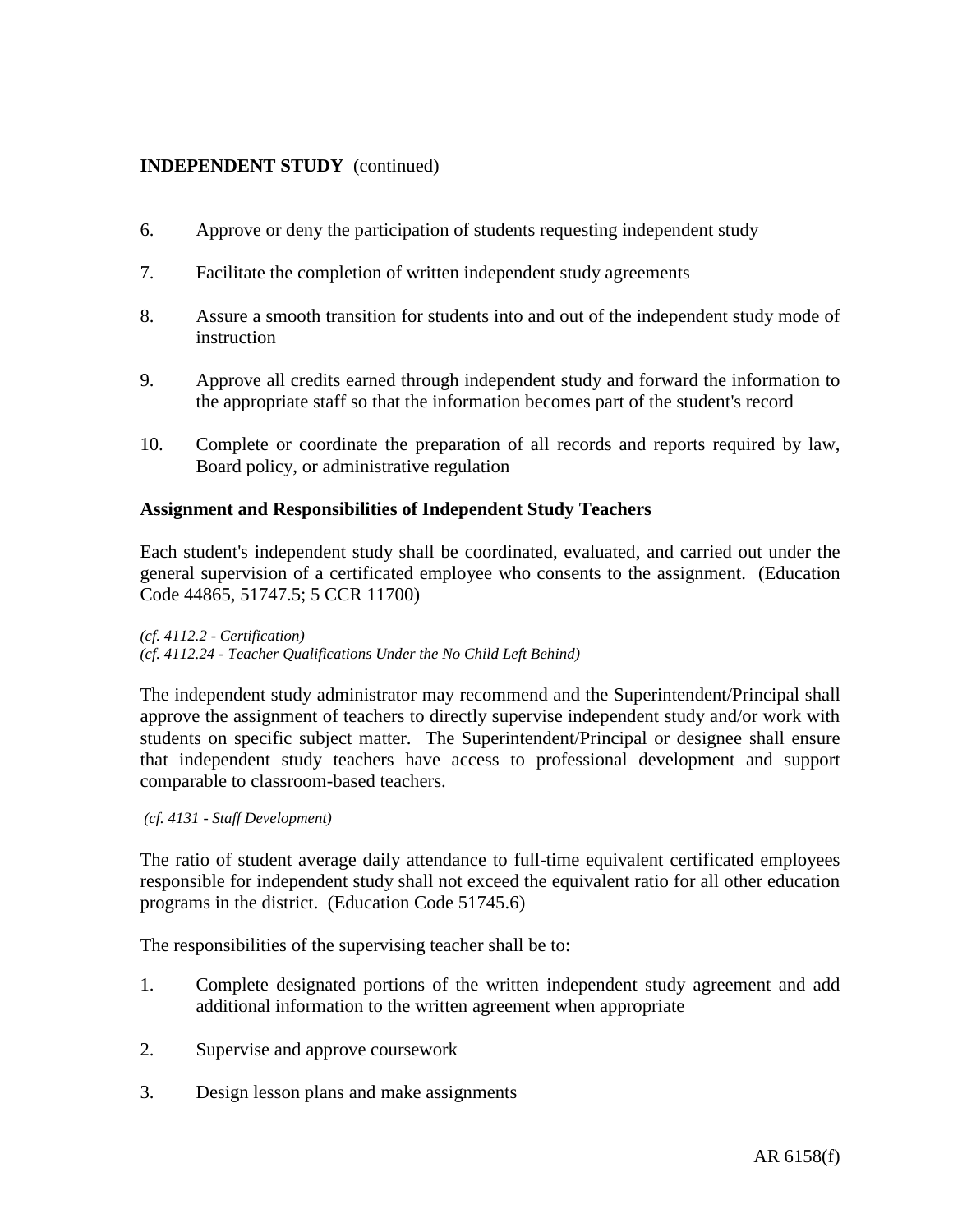6. Approve or deny the participation of students requesting independent study

7. Facilitate the completion of written independent study agreements

8. Assure a smooth transition for students into and out of the independent study mode of instruction

9. Approve all credits earned through independent study and forward the information to the appropriate staff so that the information becomes part of the student's record

10. Complete or coordinate the preparation of all records and reports required by law, Board policy, or administrative regulation

**Assignment and Responsibilities of Independent Study Teachers**

Each student's independent study shall be coordinated, evaluated, and carried out under the general supervision of a certificated employee who consents to the assignment. (Education Code 44865, 51747.5; 5 CCR 11700)

*(cf. 4112.2 - Certification)*
*(cf. 4112.24 - Teacher Qualifications Under the No Child Left Behind)*

The independent study administrator may recommend and the Superintendent/Principal shall approve the assignment of teachers to directly supervise independent study and/or work with students on specific subject matter. The Superintendent/Principal or designee shall ensure that independent study teachers have access to professional development and support comparable to classroom-based teachers.

*(cf. 4131 - Staff Development)*

The ratio of student average daily attendance to full-time equivalent certificated employees responsible for independent study shall not exceed the equivalent ratio for all other education programs in the district. (Education Code 51745.6)

The responsibilities of the supervising teacher shall be to:

1. Complete designated portions of the written independent study agreement and add additional information to the written agreement when appropriate

2. Supervise and approve coursework

3. Design lesson plans and make assignments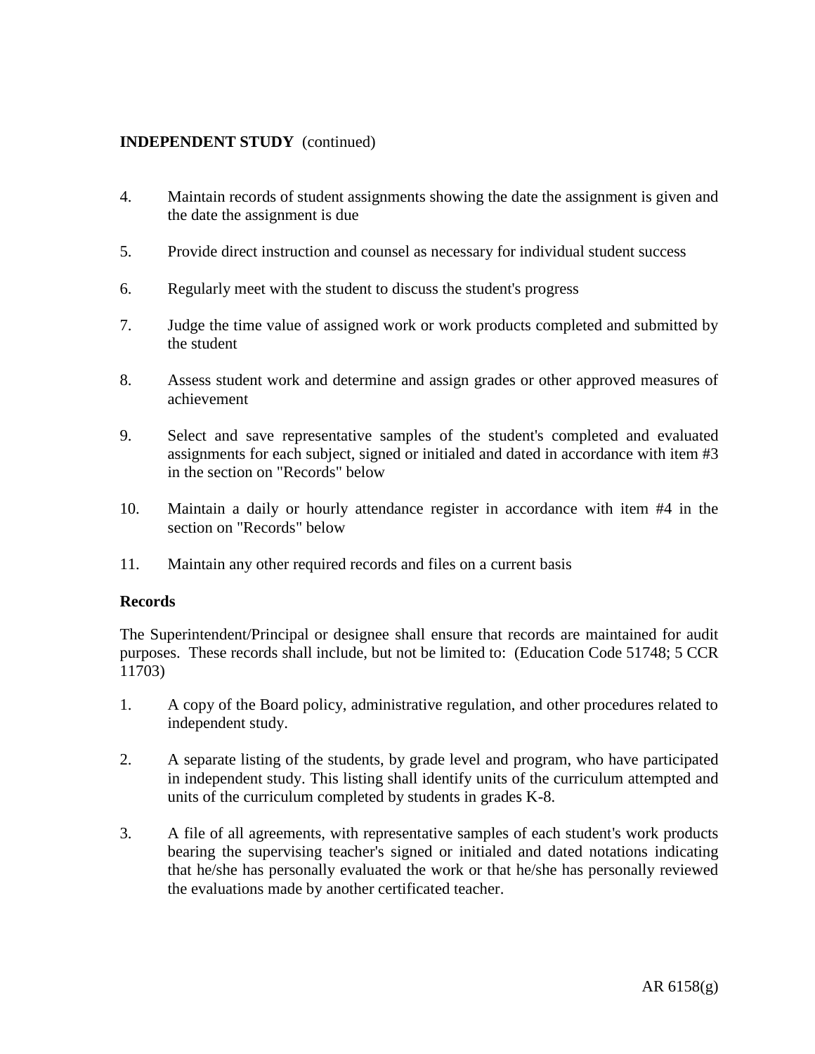**INDEPENDENT STUDY** (continued)

4. Maintain records of student assignments showing the date the assignment is given and the date the assignment is due

5. Provide direct instruction and counsel as necessary for individual student success

6. Regularly meet with the student to discuss the student's progress

7. Judge the time value of assigned work or work products completed and submitted by the student

8. Assess student work and determine and assign grades or other approved measures of achievement

9. Select and save representative samples of the student's completed and evaluated assignments for each subject, signed or initialed and dated in accordance with item #3 in the section on "Records" below

10. Maintain a daily or hourly attendance register in accordance with item #4 in the section on "Records" below

11. Maintain any other required records and files on a current basis

**Records**

The Superintendent/Principal or designee shall ensure that records are maintained for audit purposes. These records shall include, but not be limited to: (Education Code 51748; 5 CCR 11703)

1. A copy of the Board policy, administrative regulation, and other procedures related to independent study.

2. A separate listing of the students, by grade level and program, who have participated in independent study. This listing shall identify units of the curriculum attempted and units of the curriculum completed by students in grades K-8.

3. A file of all agreements, with representative samples of each student's work products bearing the supervising teacher's signed or initialed and dated notations indicating that he/she has personally evaluated the work or that he/she has personally reviewed the evaluations made by another certificated teacher.

AR 6158(g)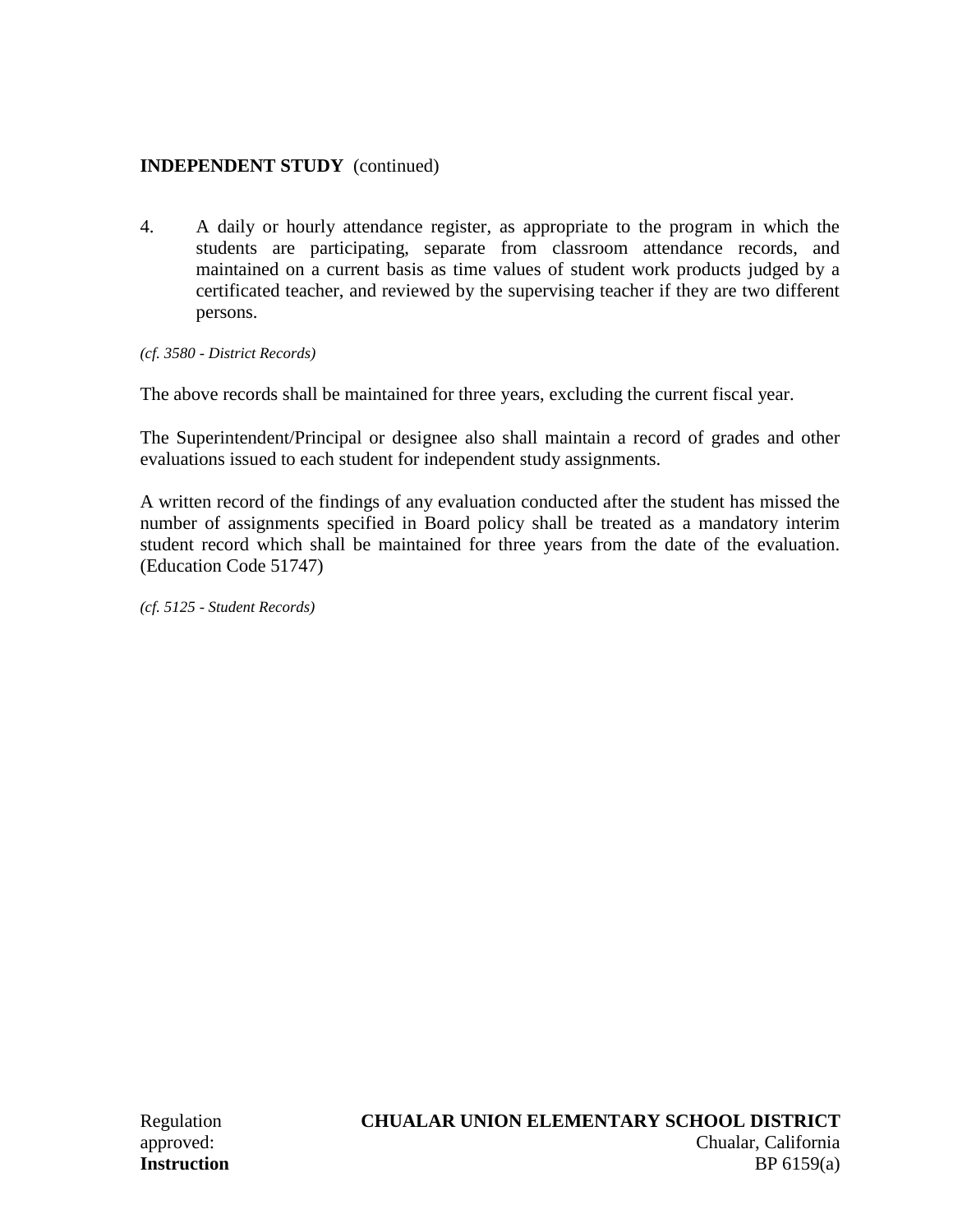**INDEPENDENT STUDY** (continued)

4. A daily or hourly attendance register, as appropriate to the program in which the students are participating, separate from classroom attendance records, and maintained on a current basis as time values of student work products judged by a certificated teacher, and reviewed by the supervising teacher if they are two different persons.

*(cf. 3580 - District Records)*

The above records shall be maintained for three years, excluding the current fiscal year.

The Superintendent/Principal or designee also shall maintain a record of grades and other evaluations issued to each student for independent study assignments.

A written record of the findings of any evaluation conducted after the student has missed the number of assignments specified in Board policy shall be treated as a mandatory interim student record which shall be maintained for three years from the date of the evaluation. (Education Code 51747)

*(cf. 5125 - Student Records)*

Regulation approved:

**CHUALAR UNION ELEMENTARY SCHOOL DISTRICT**
Chualar, California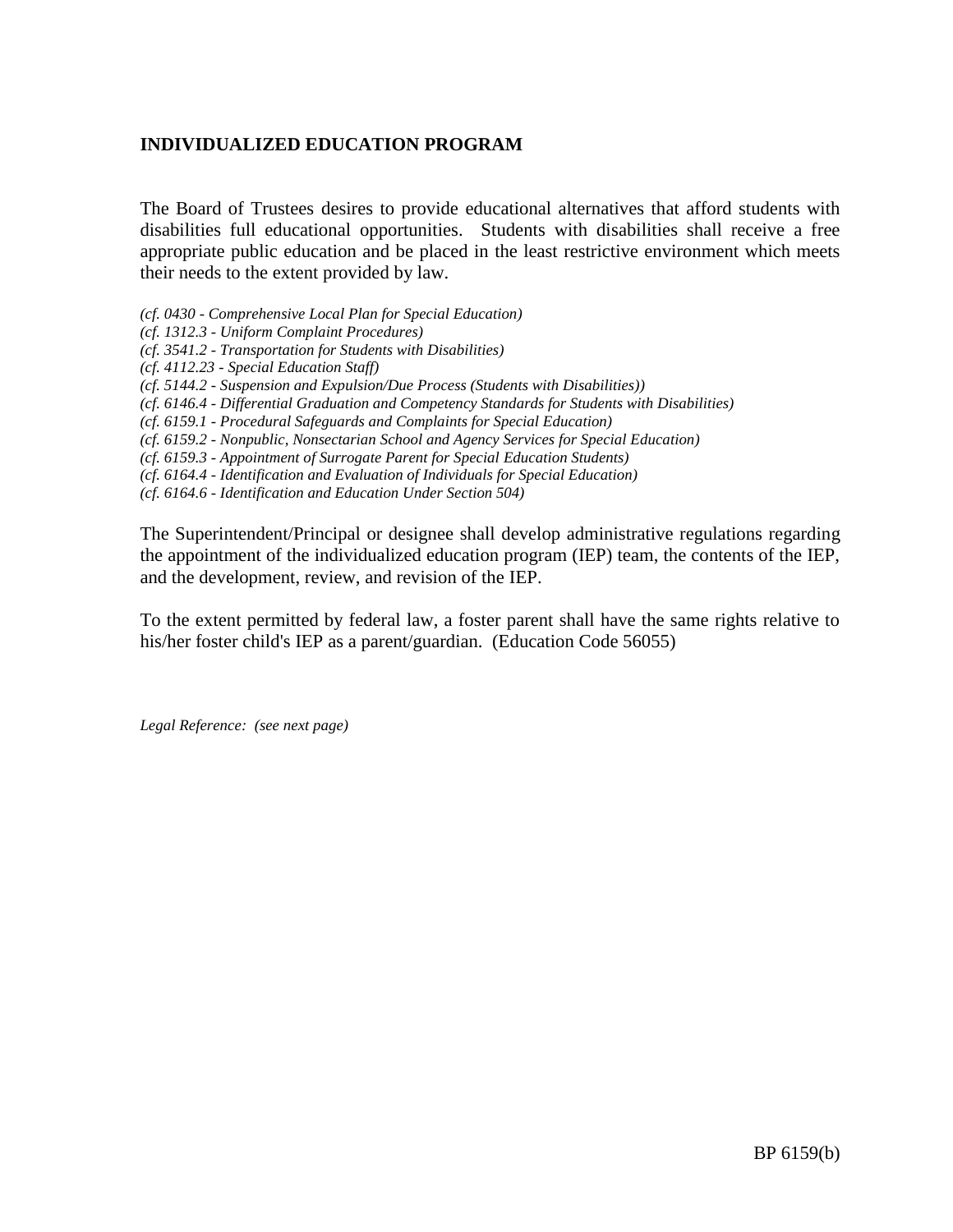**INDIVIDUALIZED EDUCATION PROGRAM**

The Board of Trustees desires to provide educational alternatives that afford students with disabilities full educational opportunities. Students with disabilities shall receive a free appropriate public education and be placed in the least restrictive environment which meets their needs to the extent provided by law.

*(cf. 0430 - Comprehensive Local Plan for Special Education)*
*(cf. 1312.3 - Uniform Complaint Procedures)*
*(cf. 3541.2 - Transportation for Students with Disabilities)*
*(cf. 4112.23 - Special Education Staff)*
*(cf. 5144.2 - Suspension and Expulsion/Due Process (Students with Disabilities))*
*(cf. 6146.4 - Differential Graduation and Competency Standards for Students with Disabilities)*
*(cf. 6159.1 - Procedural Safeguards and Complaints for Special Education)*
*(cf. 6159.2 - Nonpublic, Nonsectarian School and Agency Services for Special Education)*
*(cf. 6159.3 - Appointment of Surrogate Parent for Special Education Students)*
*(cf. 6164.4 - Identification and Evaluation of Individuals for Special Education)*
*(cf. 6164.6 - Identification and Education Under Section 504)*

The Superintendent/Principal or designee shall develop administrative regulations regarding the appointment of the individualized education program (IEP) team, the contents of the IEP, and the development, review, and revision of the IEP.

To the extent permitted by federal law, a foster parent shall have the same rights relative to his/her foster child's IEP as a parent/guardian. (Education Code 56055)

*Legal Reference: (see next page)*

BP 6159(b)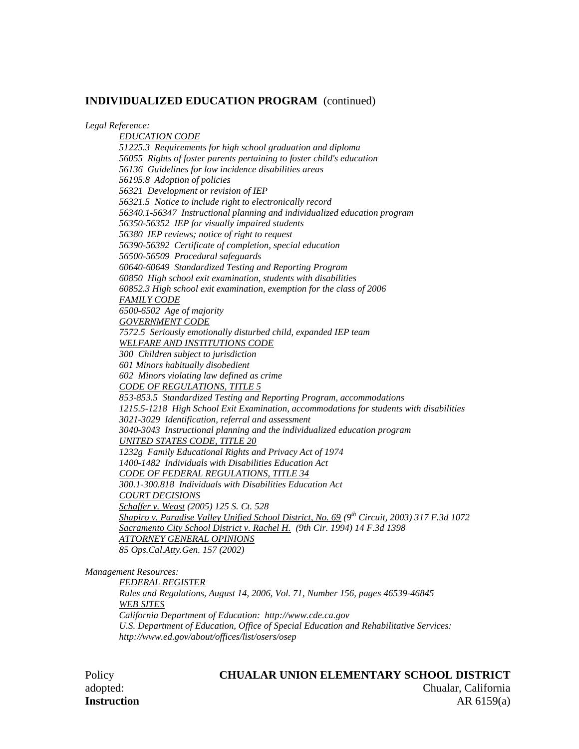**INDIVIDUALIZED EDUCATION PROGRAM** (continued)

*Legal Reference:*

*EDUCATION CODE*
*51225.3 Requirements for high school graduation and diploma*
*56055 Rights of foster parents pertaining to foster child's education*
*56136 Guidelines for low incidence disabilities areas*
*56195.8 Adoption of policies*
*56321 Development or revision of IEP*
*56321.5 Notice to include right to electronically record*
*56340.1-56347 Instructional planning and individualized education program*
*56350-56352 IEP for visually impaired students*
*56380 IEP reviews; notice of right to request*
*56390-56392 Certificate of completion, special education*
*56500-56509 Procedural safeguards*
*60640-60649 Standardized Testing and Reporting Program*
*60850 High school exit examination, students with disabilities*
*60852.3 High school exit examination, exemption for the class of 2006*
*FAMILY CODE*
*6500-6502 Age of majority*
*GOVERNMENT CODE*
*7572.5 Seriously emotionally disturbed child, expanded IEP team*
*WELFARE AND INSTITUTIONS CODE*
*300 Children subject to jurisdiction*
*601 Minors habitually disobedient*
*602 Minors violating law defined as crime*
*CODE OF REGULATIONS, TITLE 5*
*853-853.5 Standardized Testing and Reporting Program, accommodations*
*1215.5-1218 High School Exit Examination, accommodations for students with disabilities*
*3021-3029 Identification, referral and assessment*
*3040-3043 Instructional planning and the individualized education program*
*UNITED STATES CODE, TITLE 20*
*1232g Family Educational Rights and Privacy Act of 1974*
*1400-1482 Individuals with Disabilities Education Act*
*CODE OF FEDERAL REGULATIONS, TITLE 34*
*300.1-300.818 Individuals with Disabilities Education Act*
*COURT DECISIONS*
*Schaffer v. Weast (2005) 125 S. Ct. 528*
*Shapiro v. Paradise Valley Unified School District, No. 69 (9th Circuit, 2003) 317 F.3d 1072*
*Sacramento City School District v. Rachel H. (9th Cir. 1994) 14 F.3d 1398*
*ATTORNEY GENERAL OPINIONS*
*85 Ops.Cal.Atty.Gen. 157 (2002)*

*Management Resources:*

*FEDERAL REGISTER*
*Rules and Regulations, August 14, 2006, Vol. 71, Number 156, pages 46539-46845*
*WEB SITES*
*California Department of Education: http://www.cde.ca.gov*
*U.S. Department of Education, Office of Special Education and Rehabilitative Services: http://www.ed.gov/about/offices/list/osers/osep*

Policy adopted:

**CHUALAR UNION ELEMENTARY SCHOOL DISTRICT**
Chualar, California

**Instruction** AR 6159(a)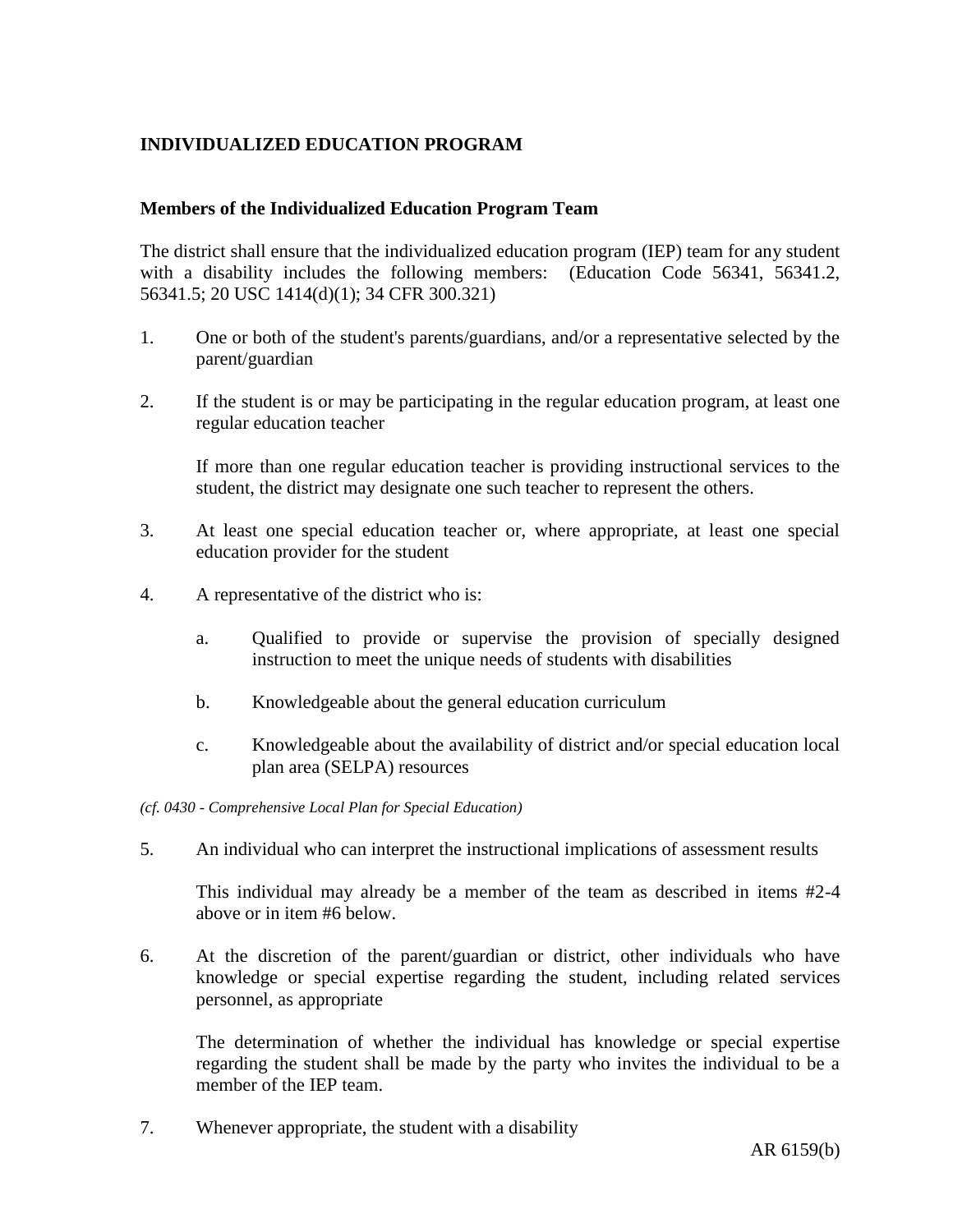## INDIVIDUALIZED EDUCATION PROGRAM

### Members of the Individualized Education Program Team

The district shall ensure that the individualized education program (IEP) team for any student with a disability includes the following members: (Education Code 56341, 56341.2, 56341.5; 20 USC 1414(d)(1); 34 CFR 300.321)

1. One or both of the student's parents/guardians, and/or a representative selected by the parent/guardian

2. If the student is or may be participating in the regular education program, at least one regular education teacher

   If more than one regular education teacher is providing instructional services to the student, the district may designate one such teacher to represent the others.

3. At least one special education teacher or, where appropriate, at least one special education provider for the student

4. A representative of the district who is:

   a. Qualified to provide or supervise the provision of specially designed instruction to meet the unique needs of students with disabilities

   b. Knowledgeable about the general education curriculum

   c. Knowledgeable about the availability of district and/or special education local plan area (SELPA) resources

*(cf. 0430 - Comprehensive Local Plan for Special Education)*

5. An individual who can interpret the instructional implications of assessment results

   This individual may already be a member of the team as described in items #2-4 above or in item #6 below.

6. At the discretion of the parent/guardian or district, other individuals who have knowledge or special expertise regarding the student, including related services personnel, as appropriate

   The determination of whether the individual has knowledge or special expertise regarding the student shall be made by the party who invites the individual to be a member of the IEP team.

7. Whenever appropriate, the student with a disability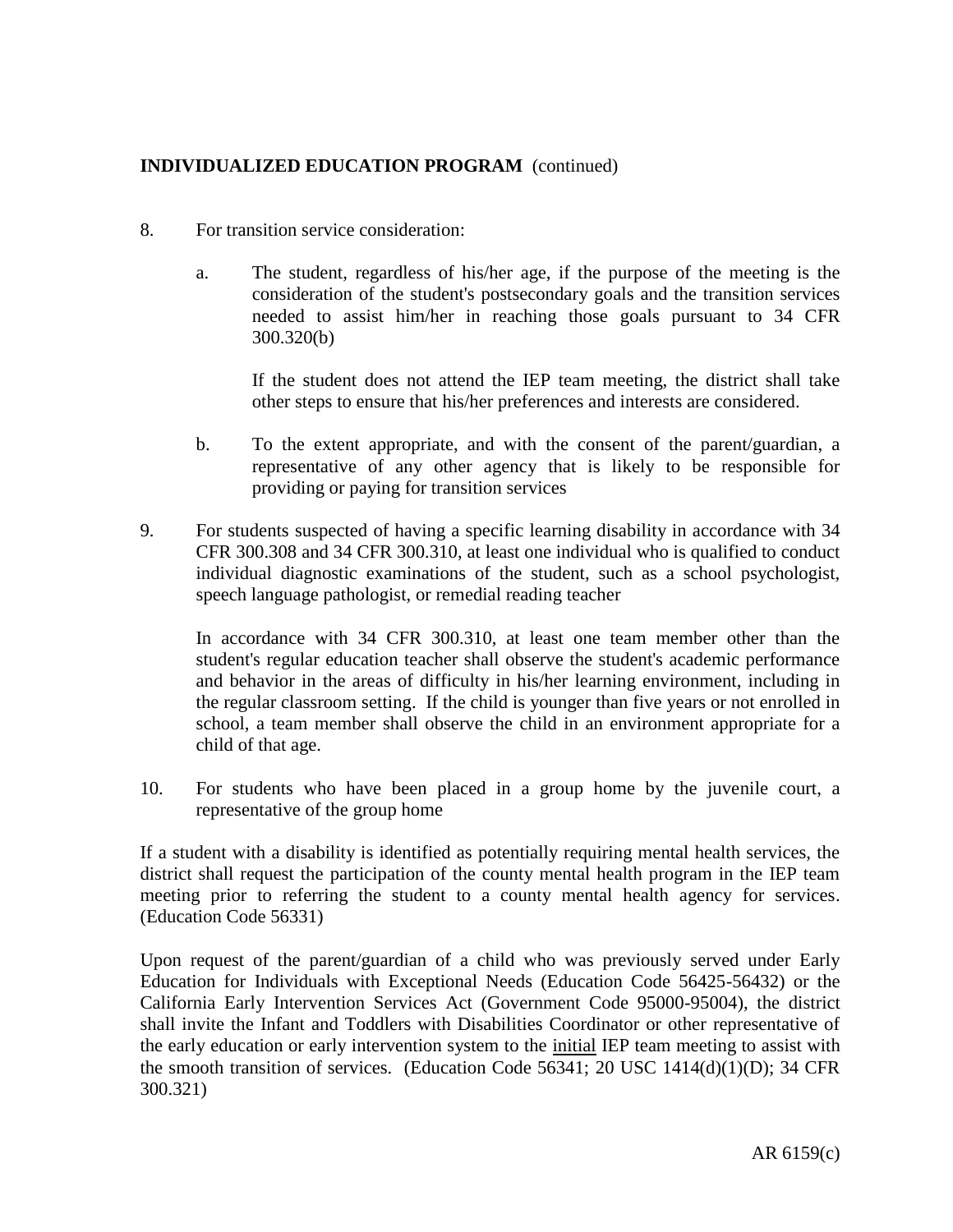**INDIVIDUALIZED EDUCATION PROGRAM** (continued)

8. For transition service consideration:

   a. The student, regardless of his/her age, if the purpose of the meeting is the consideration of the student's postsecondary goals and the transition services needed to assist him/her in reaching those goals pursuant to 34 CFR 300.320(b)

      If the student does not attend the IEP team meeting, the district shall take other steps to ensure that his/her preferences and interests are considered.

   b. To the extent appropriate, and with the consent of the parent/guardian, a representative of any other agency that is likely to be responsible for providing or paying for transition services

9. For students suspected of having a specific learning disability in accordance with 34 CFR 300.308 and 34 CFR 300.310, at least one individual who is qualified to conduct individual diagnostic examinations of the student, such as a school psychologist, speech language pathologist, or remedial reading teacher

   In accordance with 34 CFR 300.310, at least one team member other than the student's regular education teacher shall observe the student's academic performance and behavior in the areas of difficulty in his/her learning environment, including in the regular classroom setting. If the child is younger than five years or not enrolled in school, a team member shall observe the child in an environment appropriate for a child of that age.

10. For students who have been placed in a group home by the juvenile court, a representative of the group home

If a student with a disability is identified as potentially requiring mental health services, the district shall request the participation of the county mental health program in the IEP team meeting prior to referring the student to a county mental health agency for services. (Education Code 56331)

Upon request of the parent/guardian of a child who was previously served under Early Education for Individuals with Exceptional Needs (Education Code 56425-56432) or the California Early Intervention Services Act (Government Code 95000-95004), the district shall invite the Infant and Toddlers with Disabilities Coordinator or other representative of the early education or early intervention system to the initial IEP team meeting to assist with the smooth transition of services. (Education Code 56341; 20 USC 1414(d)(1)(D); 34 CFR 300.321)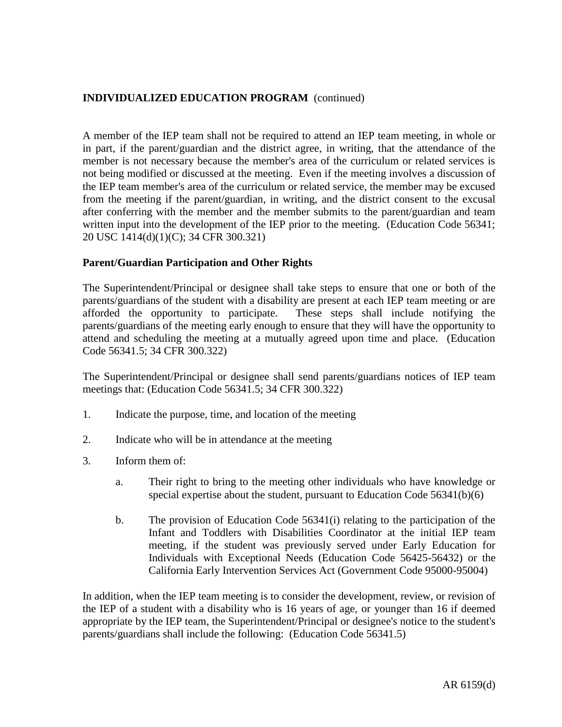A member of the IEP team shall not be required to attend an IEP team meeting, in whole or in part, if the parent/guardian and the district agree, in writing, that the attendance of the member is not necessary because the member's area of the curriculum or related services is not being modified or discussed at the meeting. Even if the meeting involves a discussion of the IEP team member's area of the curriculum or related service, the member may be excused from the meeting if the parent/guardian, in writing, and the district consent to the excusal after conferring with the member and the member submits to the parent/guardian and team written input into the development of the IEP prior to the meeting. (Education Code 56341; 20 USC 1414(d)(1)(C); 34 CFR 300.321)

**Parent/Guardian Participation and Other Rights**

The Superintendent/Principal or designee shall take steps to ensure that one or both of the parents/guardians of the student with a disability are present at each IEP team meeting or are afforded the opportunity to participate. These steps shall include notifying the parents/guardians of the meeting early enough to ensure that they will have the opportunity to attend and scheduling the meeting at a mutually agreed upon time and place. (Education Code 56341.5; 34 CFR 300.322)

The Superintendent/Principal or designee shall send parents/guardians notices of IEP team meetings that: (Education Code 56341.5; 34 CFR 300.322)

1. Indicate the purpose, time, and location of the meeting

2. Indicate who will be in attendance at the meeting

3. Inform them of:

   a. Their right to bring to the meeting other individuals who have knowledge or special expertise about the student, pursuant to Education Code 56341(b)(6)

   b. The provision of Education Code 56341(i) relating to the participation of the Infant and Toddlers with Disabilities Coordinator at the initial IEP team meeting, if the student was previously served under Early Education for Individuals with Exceptional Needs (Education Code 56425-56432) or the California Early Intervention Services Act (Government Code 95000-95004)

In addition, when the IEP team meeting is to consider the development, review, or revision of the IEP of a student with a disability who is 16 years of age, or younger than 16 if deemed appropriate by the IEP team, the Superintendent/Principal or designee's notice to the student's parents/guardians shall include the following: (Education Code 56341.5)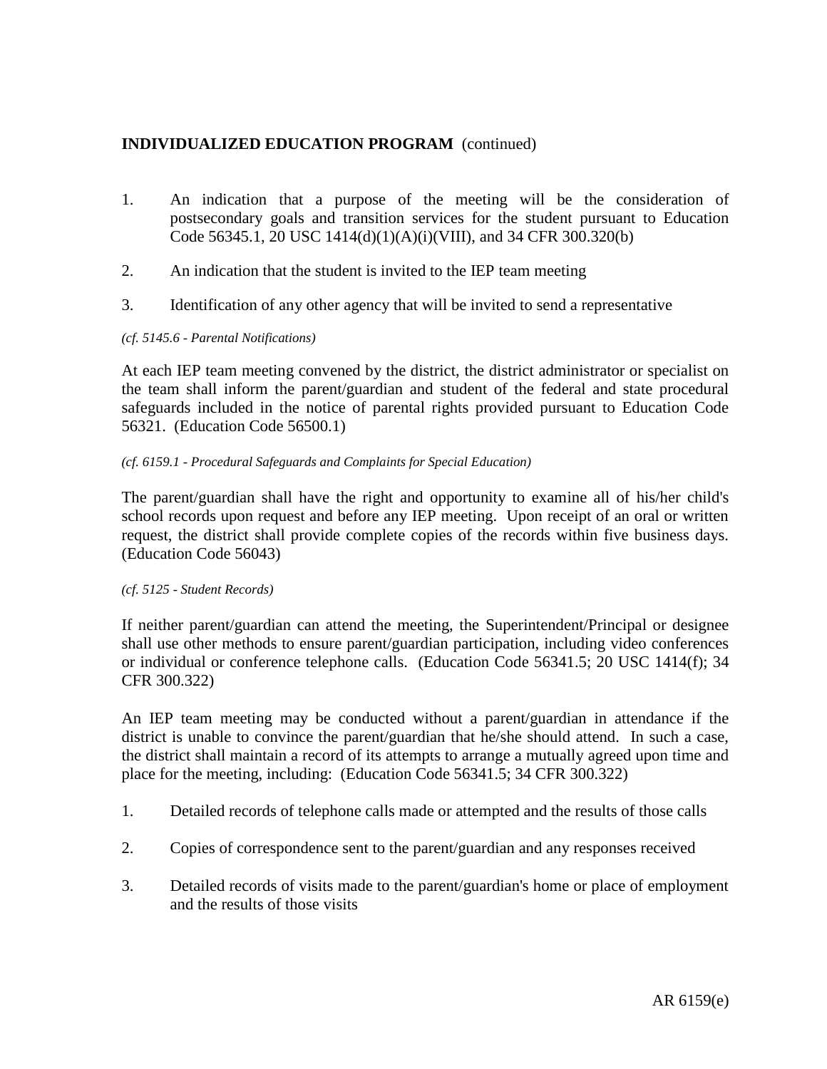**INDIVIDUALIZED EDUCATION PROGRAM** (continued)

1. An indication that a purpose of the meeting will be the consideration of postsecondary goals and transition services for the student pursuant to Education Code 56345.1, 20 USC 1414(d)(1)(A)(i)(VIII), and 34 CFR 300.320(b)

2. An indication that the student is invited to the IEP team meeting

3. Identification of any other agency that will be invited to send a representative

*(cf. 5145.6 - Parental Notifications)*

At each IEP team meeting convened by the district, the district administrator or specialist on the team shall inform the parent/guardian and student of the federal and state procedural safeguards included in the notice of parental rights provided pursuant to Education Code 56321. (Education Code 56500.1)

*(cf. 6159.1 - Procedural Safeguards and Complaints for Special Education)*

The parent/guardian shall have the right and opportunity to examine all of his/her child's school records upon request and before any IEP meeting. Upon receipt of an oral or written request, the district shall provide complete copies of the records within five business days. (Education Code 56043)

*(cf. 5125 - Student Records)*

If neither parent/guardian can attend the meeting, the Superintendent/Principal or designee shall use other methods to ensure parent/guardian participation, including video conferences or individual or conference telephone calls. (Education Code 56341.5; 20 USC 1414(f); 34 CFR 300.322)

An IEP team meeting may be conducted without a parent/guardian in attendance if the district is unable to convince the parent/guardian that he/she should attend. In such a case, the district shall maintain a record of its attempts to arrange a mutually agreed upon time and place for the meeting, including: (Education Code 56341.5; 34 CFR 300.322)

1. Detailed records of telephone calls made or attempted and the results of those calls

2. Copies of correspondence sent to the parent/guardian and any responses received

3. Detailed records of visits made to the parent/guardian's home or place of employment and the results of those visits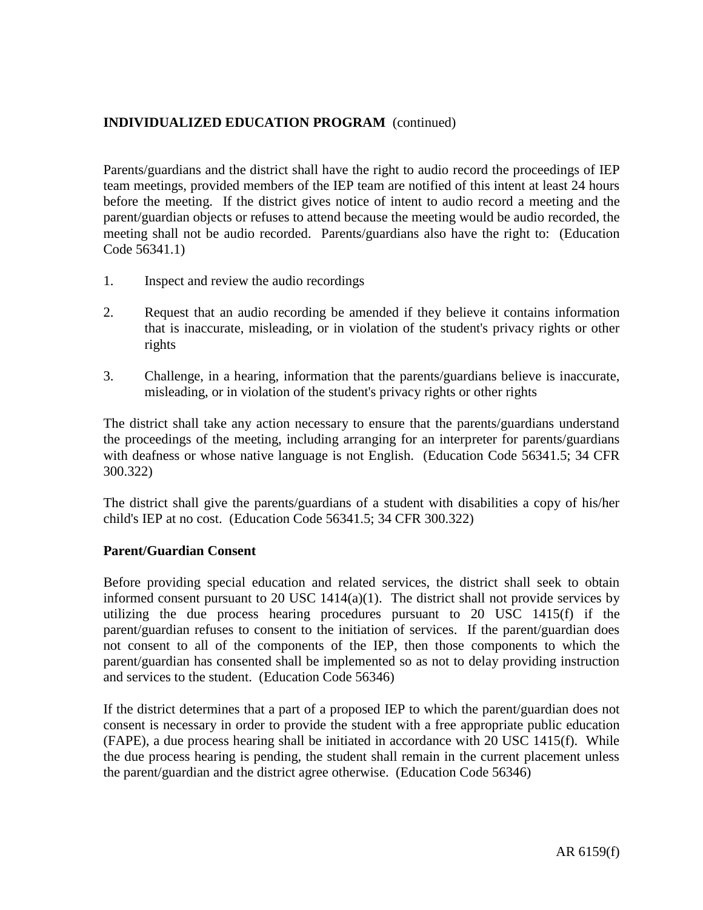**INDIVIDUALIZED EDUCATION PROGRAM** (continued)

Parents/guardians and the district shall have the right to audio record the proceedings of IEP team meetings, provided members of the IEP team are notified of this intent at least 24 hours before the meeting. If the district gives notice of intent to audio record a meeting and the parent/guardian objects or refuses to attend because the meeting would be audio recorded, the meeting shall not be audio recorded. Parents/guardians also have the right to: (Education Code 56341.1)

1. Inspect and review the audio recordings

2. Request that an audio recording be amended if they believe it contains information that is inaccurate, misleading, or in violation of the student's privacy rights or other rights

3. Challenge, in a hearing, information that the parents/guardians believe is inaccurate, misleading, or in violation of the student's privacy rights or other rights

The district shall take any action necessary to ensure that the parents/guardians understand the proceedings of the meeting, including arranging for an interpreter for parents/guardians with deafness or whose native language is not English. (Education Code 56341.5; 34 CFR 300.322)

The district shall give the parents/guardians of a student with disabilities a copy of his/her child's IEP at no cost. (Education Code 56341.5; 34 CFR 300.322)

**Parent/Guardian Consent**

Before providing special education and related services, the district shall seek to obtain informed consent pursuant to 20 USC 1414(a)(1). The district shall not provide services by utilizing the due process hearing procedures pursuant to 20 USC 1415(f) if the parent/guardian refuses to consent to the initiation of services. If the parent/guardian does not consent to all of the components of the IEP, then those components to which the parent/guardian has consented shall be implemented so as not to delay providing instruction and services to the student. (Education Code 56346)

If the district determines that a part of a proposed IEP to which the parent/guardian does not consent is necessary in order to provide the student with a free appropriate public education (FAPE), a due process hearing shall be initiated in accordance with 20 USC 1415(f). While the due process hearing is pending, the student shall remain in the current placement unless the parent/guardian and the district agree otherwise. (Education Code 56346)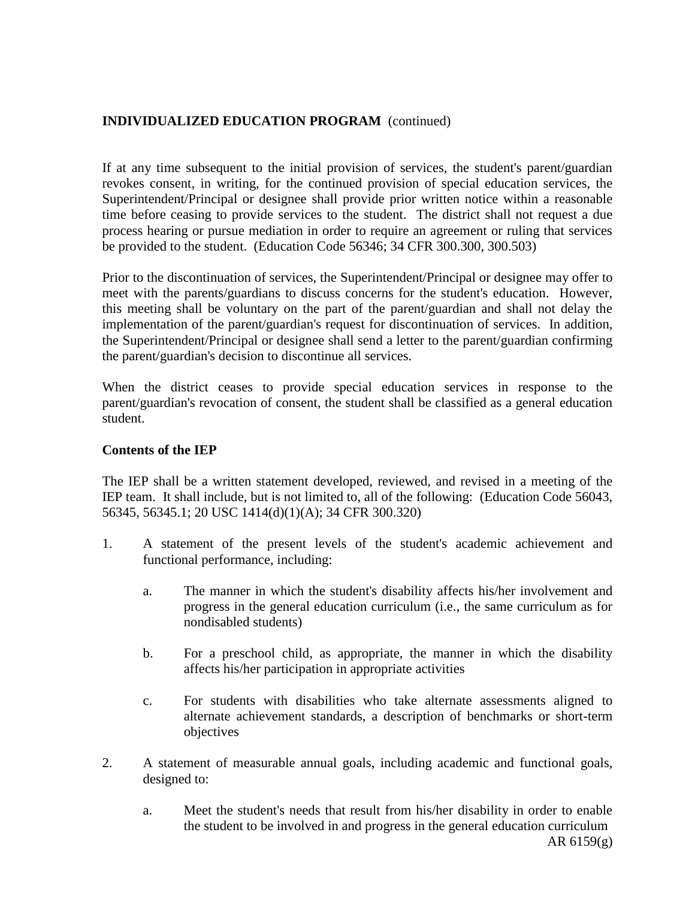If at any time subsequent to the initial provision of services, the student's parent/guardian revokes consent, in writing, for the continued provision of special education services, the Superintendent/Principal or designee shall provide prior written notice within a reasonable time before ceasing to provide services to the student. The district shall not request a due process hearing or pursue mediation in order to require an agreement or ruling that services be provided to the student. (Education Code 56346; 34 CFR 300.300, 300.503)

Prior to the discontinuation of services, the Superintendent/Principal or designee may offer to meet with the parents/guardians to discuss concerns for the student's education. However, this meeting shall be voluntary on the part of the parent/guardian and shall not delay the implementation of the parent/guardian's request for discontinuation of services. In addition, the Superintendent/Principal or designee shall send a letter to the parent/guardian confirming the parent/guardian's decision to discontinue all services.

When the district ceases to provide special education services in response to the parent/guardian's revocation of consent, the student shall be classified as a general education student.

**Contents of the IEP**

The IEP shall be a written statement developed, reviewed, and revised in a meeting of the IEP team. It shall include, but is not limited to, all of the following: (Education Code 56043, 56345, 56345.1; 20 USC 1414(d)(1)(A); 34 CFR 300.320)

1. A statement of the present levels of the student's academic achievement and functional performance, including:

    a. The manner in which the student's disability affects his/her involvement and progress in the general education curriculum (i.e., the same curriculum as for nondisabled students)

    b. For a preschool child, as appropriate, the manner in which the disability affects his/her participation in appropriate activities

    c. For students with disabilities who take alternate assessments aligned to alternate achievement standards, a description of benchmarks or short-term objectives

2. A statement of measurable annual goals, including academic and functional goals, designed to:

    a. Meet the student's needs that result from his/her disability in order to enable the student to be involved in and progress in the general education curriculum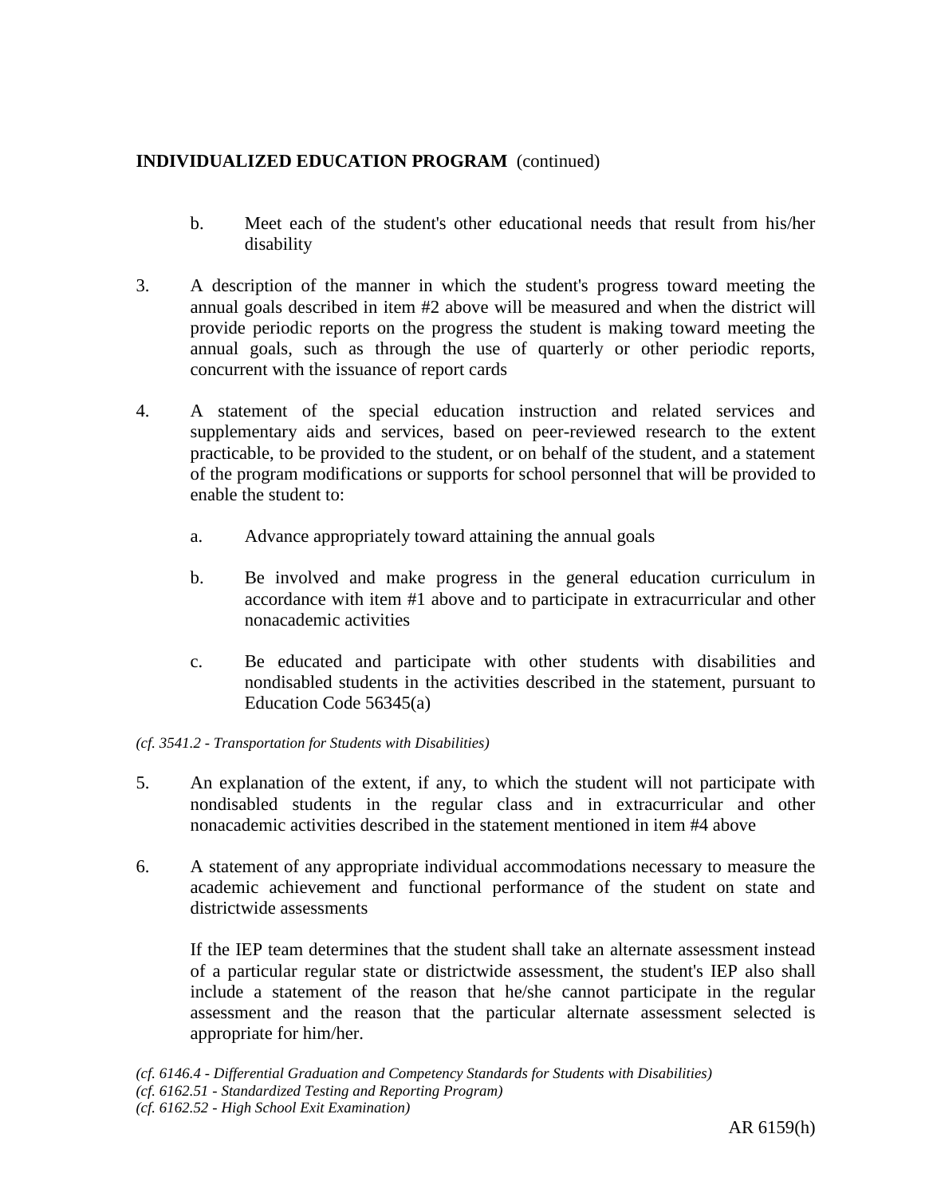b. Meet each of the student's other educational needs that result from his/her disability

3. A description of the manner in which the student's progress toward meeting the annual goals described in item #2 above will be measured and when the district will provide periodic reports on the progress the student is making toward meeting the annual goals, such as through the use of quarterly or other periodic reports, concurrent with the issuance of report cards

4. A statement of the special education instruction and related services and supplementary aids and services, based on peer-reviewed research to the extent practicable, to be provided to the student, or on behalf of the student, and a statement of the program modifications or supports for school personnel that will be provided to enable the student to:

   a. Advance appropriately toward attaining the annual goals

   b. Be involved and make progress in the general education curriculum in accordance with item #1 above and to participate in extracurricular and other nonacademic activities

   c. Be educated and participate with other students with disabilities and nondisabled students in the activities described in the statement, pursuant to Education Code 56345(a)

*(cf. 3541.2 - Transportation for Students with Disabilities)*

5. An explanation of the extent, if any, to which the student will not participate with nondisabled students in the regular class and in extracurricular and other nonacademic activities described in the statement mentioned in item #4 above

6. A statement of any appropriate individual accommodations necessary to measure the academic achievement and functional performance of the student on state and districtwide assessments

   If the IEP team determines that the student shall take an alternate assessment instead of a particular regular state or districtwide assessment, the student's IEP also shall include a statement of the reason that he/she cannot participate in the regular assessment and the reason that the particular alternate assessment selected is appropriate for him/her.

*(cf. 6146.4 - Differential Graduation and Competency Standards for Students with Disabilities)*
*(cf. 6162.51 - Standardized Testing and Reporting Program)*
*(cf. 6162.52 - High School Exit Examination)*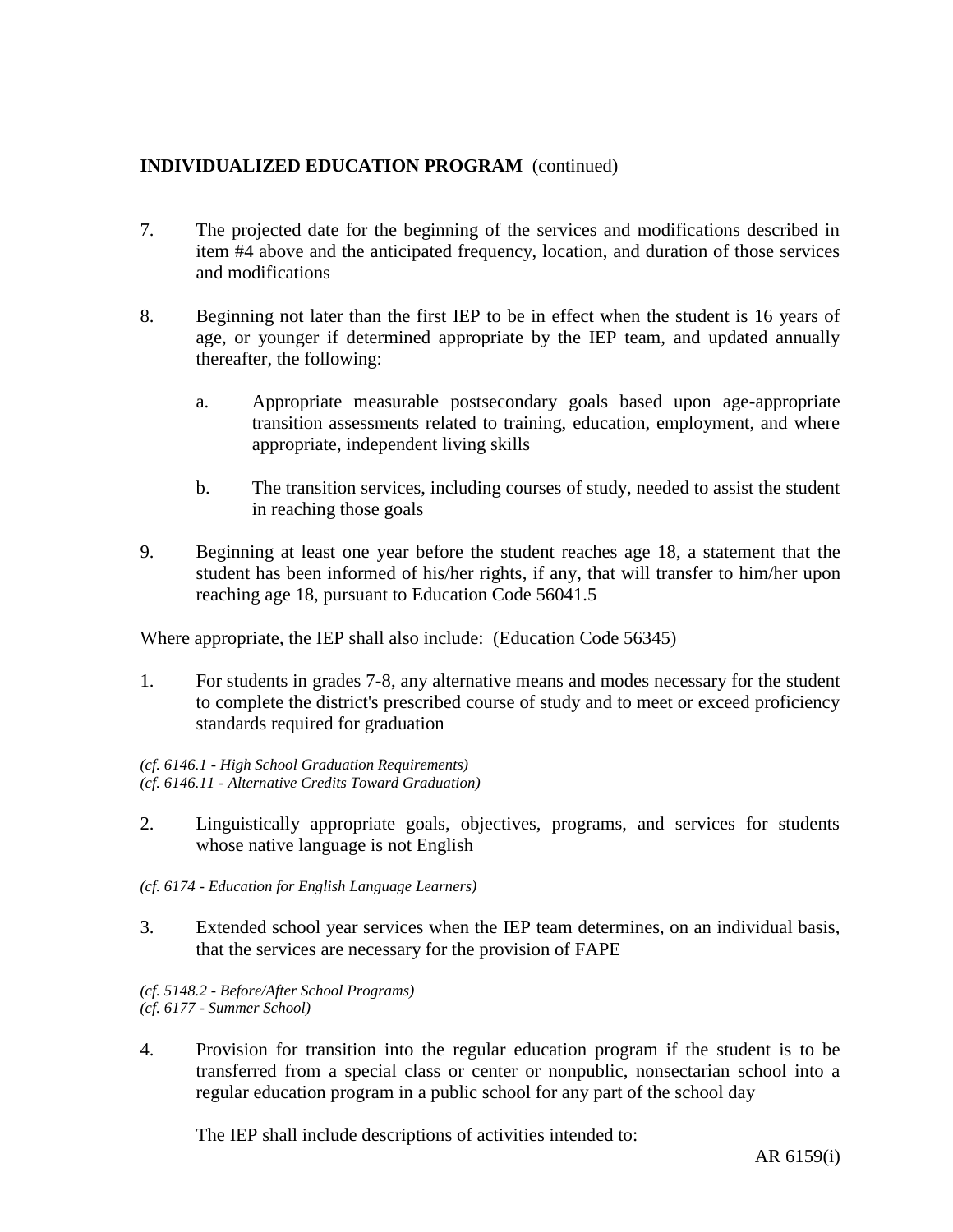**INDIVIDUALIZED EDUCATION PROGRAM** (continued)

7. The projected date for the beginning of the services and modifications described in item #4 above and the anticipated frequency, location, and duration of those services and modifications

8. Beginning not later than the first IEP to be in effect when the student is 16 years of age, or younger if determined appropriate by the IEP team, and updated annually thereafter, the following:

    a. Appropriate measurable postsecondary goals based upon age-appropriate transition assessments related to training, education, employment, and where appropriate, independent living skills

    b. The transition services, including courses of study, needed to assist the student in reaching those goals

9. Beginning at least one year before the student reaches age 18, a statement that the student has been informed of his/her rights, if any, that will transfer to him/her upon reaching age 18, pursuant to Education Code 56041.5

Where appropriate, the IEP shall also include: (Education Code 56345)

1. For students in grades 7-8, any alternative means and modes necessary for the student to complete the district's prescribed course of study and to meet or exceed proficiency standards required for graduation

*(cf. 6146.1 - High School Graduation Requirements)*
*(cf. 6146.11 - Alternative Credits Toward Graduation)*

2. Linguistically appropriate goals, objectives, programs, and services for students whose native language is not English

*(cf. 6174 - Education for English Language Learners)*

3. Extended school year services when the IEP team determines, on an individual basis, that the services are necessary for the provision of FAPE

*(cf. 5148.2 - Before/After School Programs)*
*(cf. 6177 - Summer School)*

4. Provision for transition into the regular education program if the student is to be transferred from a special class or center or nonpublic, nonsectarian school into a regular education program in a public school for any part of the school day

    The IEP shall include descriptions of activities intended to: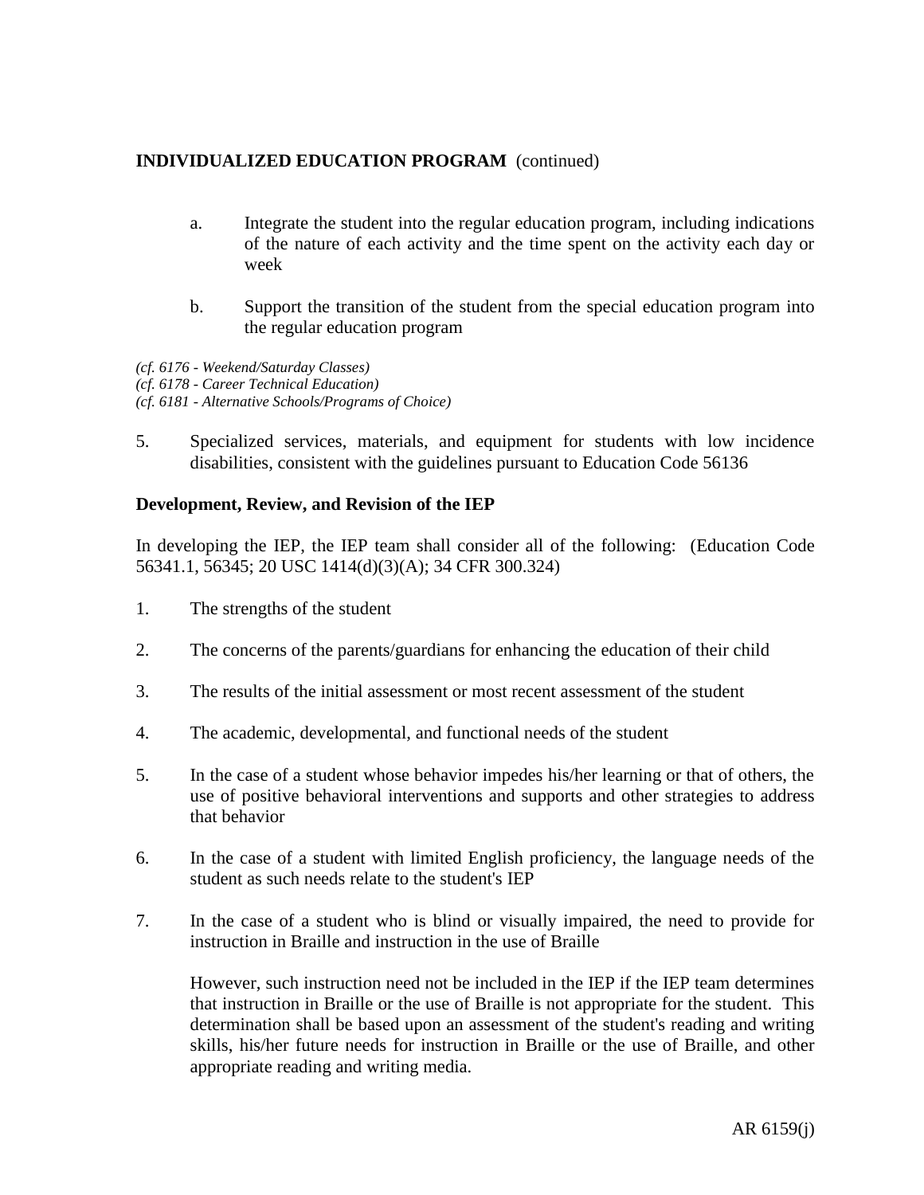a. Integrate the student into the regular education program, including indications of the nature of each activity and the time spent on the activity each day or week

b. Support the transition of the student from the special education program into the regular education program

*(cf. 6176 - Weekend/Saturday Classes)*
*(cf. 6178 - Career Technical Education)*
*(cf. 6181 - Alternative Schools/Programs of Choice)*

5. Specialized services, materials, and equipment for students with low incidence disabilities, consistent with the guidelines pursuant to Education Code 56136

**Development, Review, and Revision of the IEP**

In developing the IEP, the IEP team shall consider all of the following: (Education Code 56341.1, 56345; 20 USC 1414(d)(3)(A); 34 CFR 300.324)

1. The strengths of the student

2. The concerns of the parents/guardians for enhancing the education of their child

3. The results of the initial assessment or most recent assessment of the student

4. The academic, developmental, and functional needs of the student

5. In the case of a student whose behavior impedes his/her learning or that of others, the use of positive behavioral interventions and supports and other strategies to address that behavior

6. In the case of a student with limited English proficiency, the language needs of the student as such needs relate to the student's IEP

7. In the case of a student who is blind or visually impaired, the need to provide for instruction in Braille and instruction in the use of Braille

   However, such instruction need not be included in the IEP if the IEP team determines that instruction in Braille or the use of Braille is not appropriate for the student. This determination shall be based upon an assessment of the student's reading and writing skills, his/her future needs for instruction in Braille or the use of Braille, and other appropriate reading and writing media.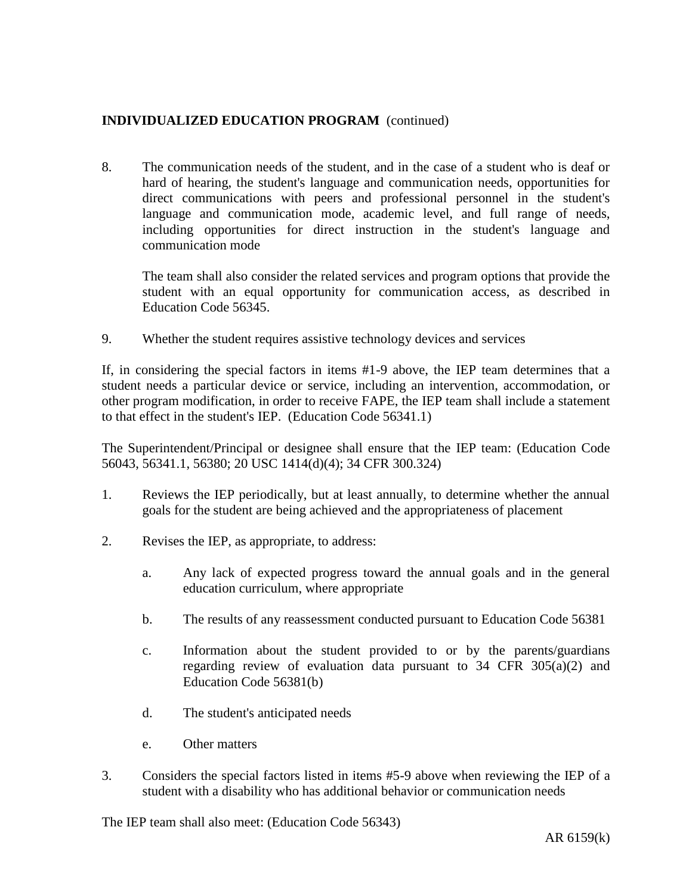**INDIVIDUALIZED EDUCATION PROGRAM** (continued)

8. The communication needs of the student, and in the case of a student who is deaf or hard of hearing, the student's language and communication needs, opportunities for direct communications with peers and professional personnel in the student's language and communication mode, academic level, and full range of needs, including opportunities for direct instruction in the student's language and communication mode

   The team shall also consider the related services and program options that provide the student with an equal opportunity for communication access, as described in Education Code 56345.

9. Whether the student requires assistive technology devices and services

If, in considering the special factors in items #1-9 above, the IEP team determines that a student needs a particular device or service, including an intervention, accommodation, or other program modification, in order to receive FAPE, the IEP team shall include a statement to that effect in the student's IEP. (Education Code 56341.1)

The Superintendent/Principal or designee shall ensure that the IEP team: (Education Code 56043, 56341.1, 56380; 20 USC 1414(d)(4); 34 CFR 300.324)

1. Reviews the IEP periodically, but at least annually, to determine whether the annual goals for the student are being achieved and the appropriateness of placement

2. Revises the IEP, as appropriate, to address:

   a. Any lack of expected progress toward the annual goals and in the general education curriculum, where appropriate

   b. The results of any reassessment conducted pursuant to Education Code 56381

   c. Information about the student provided to or by the parents/guardians regarding review of evaluation data pursuant to 34 CFR 305(a)(2) and Education Code 56381(b)

   d. The student's anticipated needs

   e. Other matters

3. Considers the special factors listed in items #5-9 above when reviewing the IEP of a student with a disability who has additional behavior or communication needs

The IEP team shall also meet: (Education Code 56343)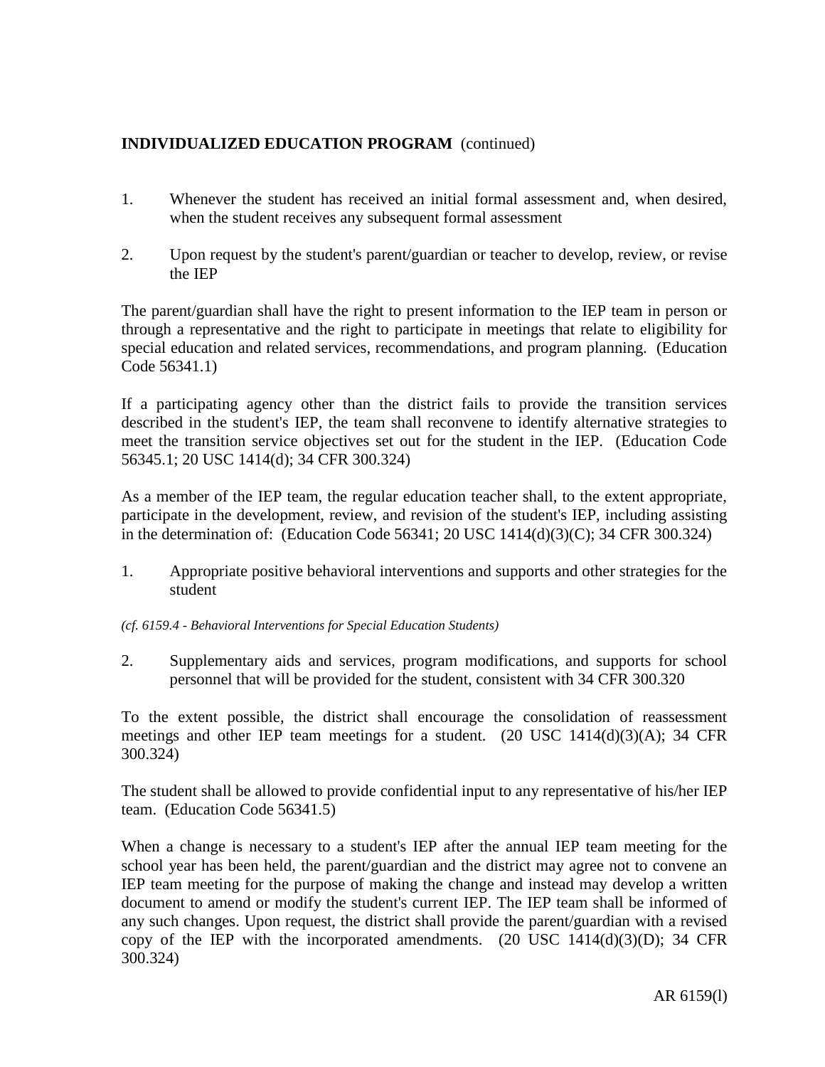**INDIVIDUALIZED EDUCATION PROGRAM** (continued)

1. Whenever the student has received an initial formal assessment and, when desired, when the student receives any subsequent formal assessment

2. Upon request by the student's parent/guardian or teacher to develop, review, or revise the IEP

The parent/guardian shall have the right to present information to the IEP team in person or through a representative and the right to participate in meetings that relate to eligibility for special education and related services, recommendations, and program planning. (Education Code 56341.1)

If a participating agency other than the district fails to provide the transition services described in the student's IEP, the team shall reconvene to identify alternative strategies to meet the transition service objectives set out for the student in the IEP. (Education Code 56345.1; 20 USC 1414(d); 34 CFR 300.324)

As a member of the IEP team, the regular education teacher shall, to the extent appropriate, participate in the development, review, and revision of the student's IEP, including assisting in the determination of: (Education Code 56341; 20 USC 1414(d)(3)(C); 34 CFR 300.324)

1. Appropriate positive behavioral interventions and supports and other strategies for the student

*(cf. 6159.4 - Behavioral Interventions for Special Education Students)*

2. Supplementary aids and services, program modifications, and supports for school personnel that will be provided for the student, consistent with 34 CFR 300.320

To the extent possible, the district shall encourage the consolidation of reassessment meetings and other IEP team meetings for a student. (20 USC 1414(d)(3)(A); 34 CFR 300.324)

The student shall be allowed to provide confidential input to any representative of his/her IEP team. (Education Code 56341.5)

When a change is necessary to a student's IEP after the annual IEP team meeting for the school year has been held, the parent/guardian and the district may agree not to convene an IEP team meeting for the purpose of making the change and instead may develop a written document to amend or modify the student's current IEP. The IEP team shall be informed of any such changes. Upon request, the district shall provide the parent/guardian with a revised copy of the IEP with the incorporated amendments. (20 USC 1414(d)(3)(D); 34 CFR 300.324)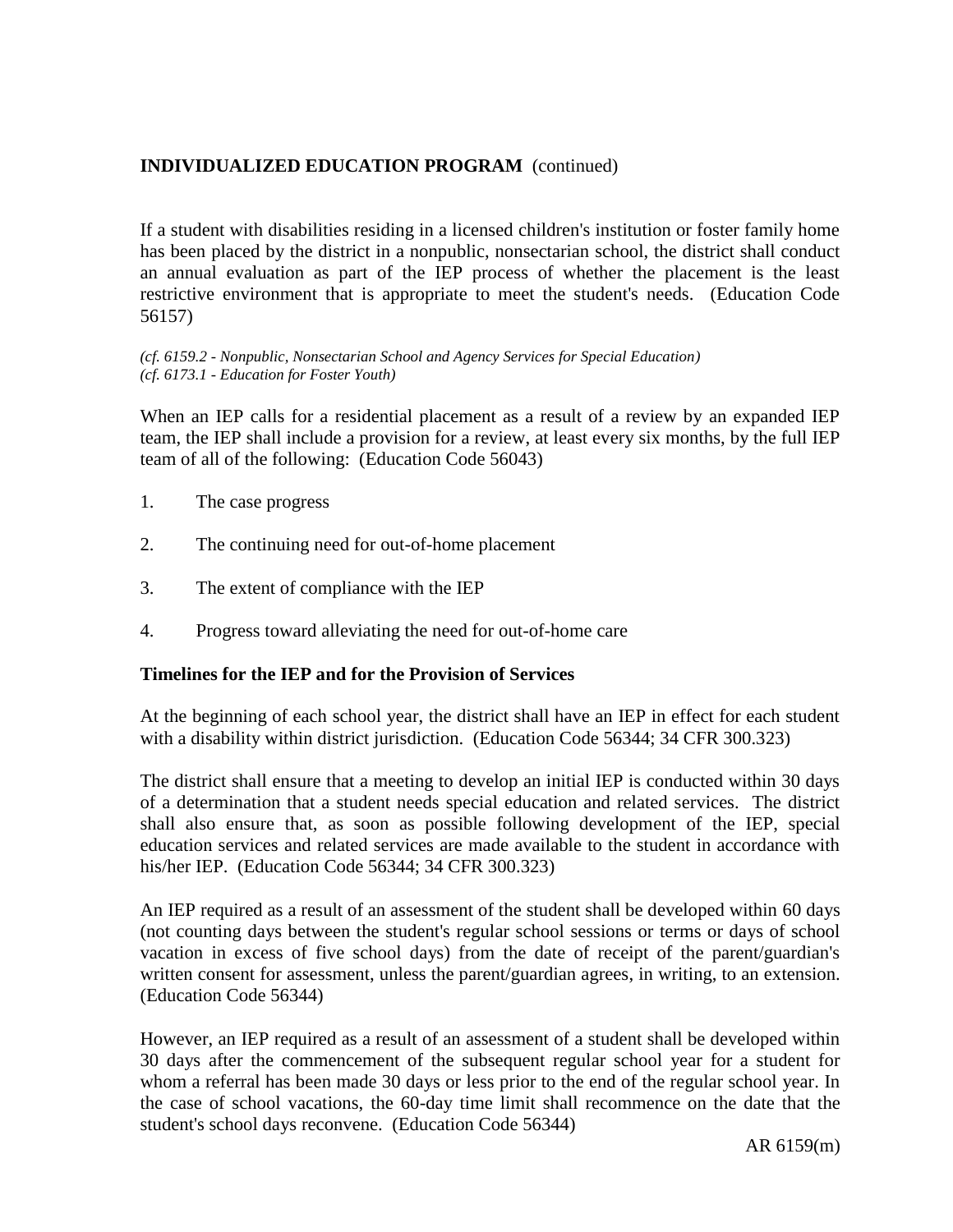If a student with disabilities residing in a licensed children's institution or foster family home has been placed by the district in a nonpublic, nonsectarian school, the district shall conduct an annual evaluation as part of the IEP process of whether the placement is the least restrictive environment that is appropriate to meet the student's needs. (Education Code 56157)

*(cf. 6159.2 - Nonpublic, Nonsectarian School and Agency Services for Special Education)*
*(cf. 6173.1 - Education for Foster Youth)*

When an IEP calls for a residential placement as a result of a review by an expanded IEP team, the IEP shall include a provision for a review, at least every six months, by the full IEP team of all of the following: (Education Code 56043)

1. The case progress

2. The continuing need for out-of-home placement

3. The extent of compliance with the IEP

4. Progress toward alleviating the need for out-of-home care

**Timelines for the IEP and for the Provision of Services**

At the beginning of each school year, the district shall have an IEP in effect for each student with a disability within district jurisdiction. (Education Code 56344; 34 CFR 300.323)

The district shall ensure that a meeting to develop an initial IEP is conducted within 30 days of a determination that a student needs special education and related services. The district shall also ensure that, as soon as possible following development of the IEP, special education services and related services are made available to the student in accordance with his/her IEP. (Education Code 56344; 34 CFR 300.323)

An IEP required as a result of an assessment of the student shall be developed within 60 days (not counting days between the student's regular school sessions or terms or days of school vacation in excess of five school days) from the date of receipt of the parent/guardian's written consent for assessment, unless the parent/guardian agrees, in writing, to an extension. (Education Code 56344)

However, an IEP required as a result of an assessment of a student shall be developed within 30 days after the commencement of the subsequent regular school year for a student for whom a referral has been made 30 days or less prior to the end of the regular school year. In the case of school vacations, the 60-day time limit shall recommence on the date that the student's school days reconvene. (Education Code 56344)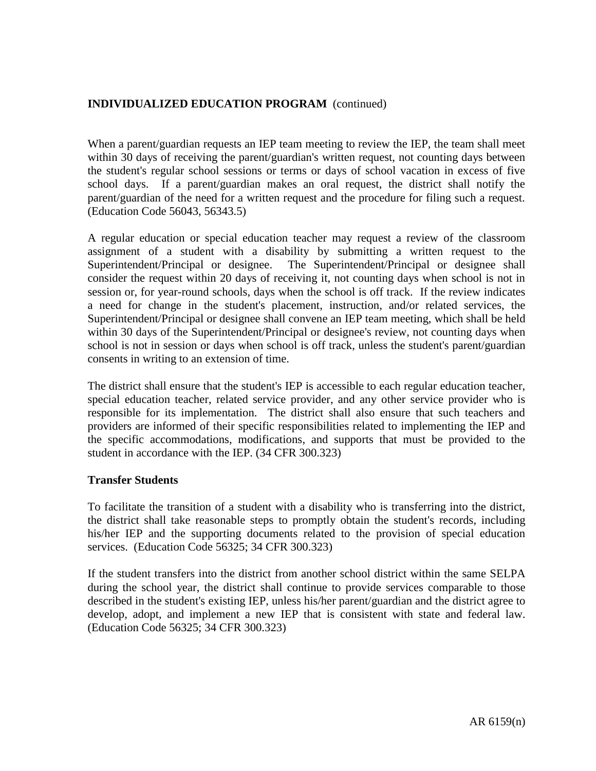When a parent/guardian requests an IEP team meeting to review the IEP, the team shall meet within 30 days of receiving the parent/guardian's written request, not counting days between the student's regular school sessions or terms or days of school vacation in excess of five school days. If a parent/guardian makes an oral request, the district shall notify the parent/guardian of the need for a written request and the procedure for filing such a request. (Education Code 56043, 56343.5)

A regular education or special education teacher may request a review of the classroom assignment of a student with a disability by submitting a written request to the Superintendent/Principal or designee. The Superintendent/Principal or designee shall consider the request within 20 days of receiving it, not counting days when school is not in session or, for year-round schools, days when the school is off track. If the review indicates a need for change in the student's placement, instruction, and/or related services, the Superintendent/Principal or designee shall convene an IEP team meeting, which shall be held within 30 days of the Superintendent/Principal or designee's review, not counting days when school is not in session or days when school is off track, unless the student's parent/guardian consents in writing to an extension of time.

The district shall ensure that the student's IEP is accessible to each regular education teacher, special education teacher, related service provider, and any other service provider who is responsible for its implementation. The district shall also ensure that such teachers and providers are informed of their specific responsibilities related to implementing the IEP and the specific accommodations, modifications, and supports that must be provided to the student in accordance with the IEP. (34 CFR 300.323)

**Transfer Students**

To facilitate the transition of a student with a disability who is transferring into the district, the district shall take reasonable steps to promptly obtain the student's records, including his/her IEP and the supporting documents related to the provision of special education services. (Education Code 56325; 34 CFR 300.323)

If the student transfers into the district from another school district within the same SELPA during the school year, the district shall continue to provide services comparable to those described in the student's existing IEP, unless his/her parent/guardian and the district agree to develop, adopt, and implement a new IEP that is consistent with state and federal law. (Education Code 56325; 34 CFR 300.323)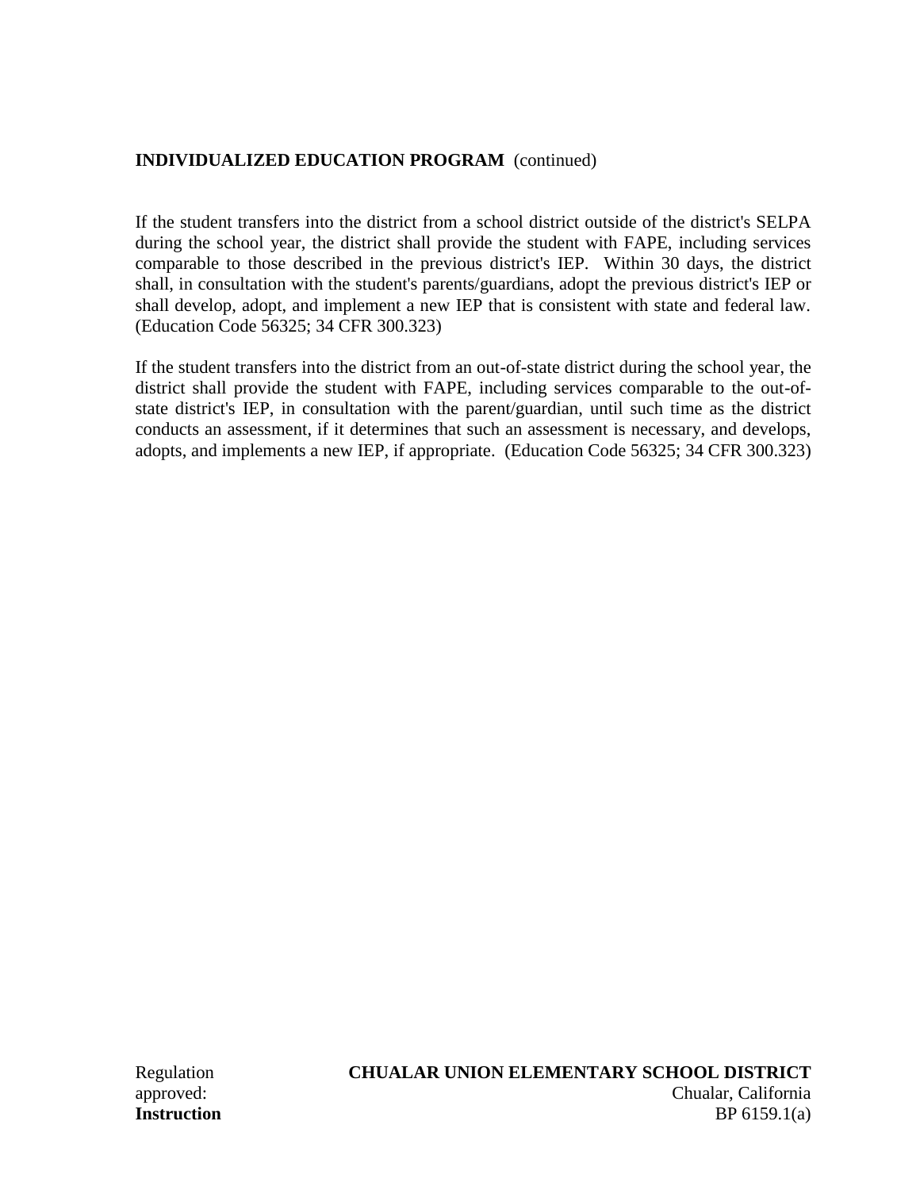**INDIVIDUALIZED EDUCATION PROGRAM** (continued)

If the student transfers into the district from a school district outside of the district's SELPA during the school year, the district shall provide the student with FAPE, including services comparable to those described in the previous district's IEP. Within 30 days, the district shall, in consultation with the student's parents/guardians, adopt the previous district's IEP or shall develop, adopt, and implement a new IEP that is consistent with state and federal law. (Education Code 56325; 34 CFR 300.323)

If the student transfers into the district from an out-of-state district during the school year, the district shall provide the student with FAPE, including services comparable to the out-of-state district's IEP, in consultation with the parent/guardian, until such time as the district conducts an assessment, if it determines that such an assessment is necessary, and develops, adopts, and implements a new IEP, if appropriate. (Education Code 56325; 34 CFR 300.323)

Regulation approved:

**CHUALAR UNION ELEMENTARY SCHOOL DISTRICT**
Chualar, California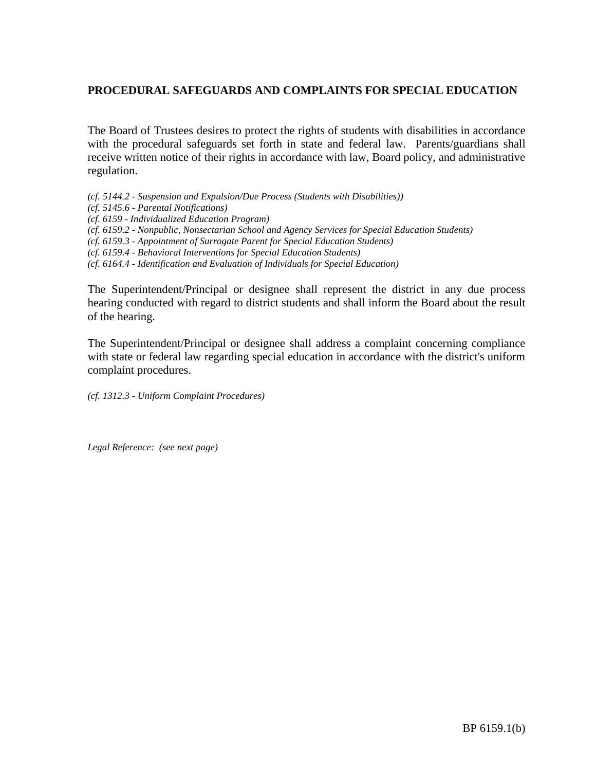## PROCEDURAL SAFEGUARDS AND COMPLAINTS FOR SPECIAL EDUCATION

The Board of Trustees desires to protect the rights of students with disabilities in accordance with the procedural safeguards set forth in state and federal law. Parents/guardians shall receive written notice of their rights in accordance with law, Board policy, and administrative regulation.

*(cf. 5144.2 - Suspension and Expulsion/Due Process (Students with Disabilities))*
*(cf. 5145.6 - Parental Notifications)*
*(cf. 6159 - Individualized Education Program)*
*(cf. 6159.2 - Nonpublic, Nonsectarian School and Agency Services for Special Education Students)*
*(cf. 6159.3 - Appointment of Surrogate Parent for Special Education Students)*
*(cf. 6159.4 - Behavioral Interventions for Special Education Students)*
*(cf. 6164.4 - Identification and Evaluation of Individuals for Special Education)*

The Superintendent/Principal or designee shall represent the district in any due process hearing conducted with regard to district students and shall inform the Board about the result of the hearing.

The Superintendent/Principal or designee shall address a complaint concerning compliance with state or federal law regarding special education in accordance with the district's uniform complaint procedures.

*(cf. 1312.3 - Uniform Complaint Procedures)*

*Legal Reference: (see next page)*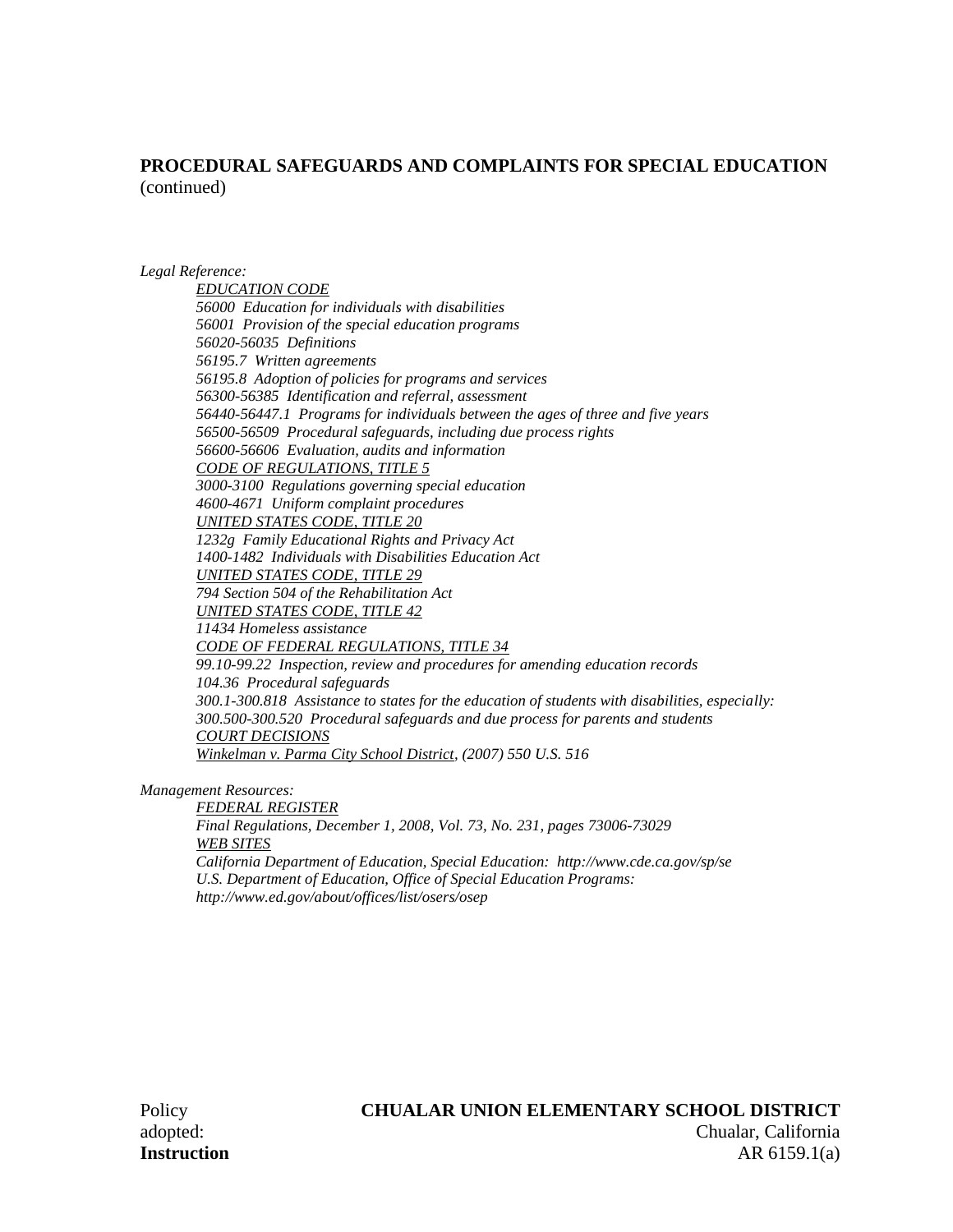**PROCEDURAL SAFEGUARDS AND COMPLAINTS FOR SPECIAL EDUCATION** (continued)

*Legal Reference:*

*EDUCATION CODE*
*56000 Education for individuals with disabilities*
*56001 Provision of the special education programs*
*56020-56035 Definitions*
*56195.7 Written agreements*
*56195.8 Adoption of policies for programs and services*
*56300-56385 Identification and referral, assessment*
*56440-56447.1 Programs for individuals between the ages of three and five years*
*56500-56509 Procedural safeguards, including due process rights*
*56600-56606 Evaluation, audits and information*
*CODE OF REGULATIONS, TITLE 5*
*3000-3100 Regulations governing special education*
*4600-4671 Uniform complaint procedures*
*UNITED STATES CODE, TITLE 20*
*1232g Family Educational Rights and Privacy Act*
*1400-1482 Individuals with Disabilities Education Act*
*UNITED STATES CODE, TITLE 29*
*794 Section 504 of the Rehabilitation Act*
*UNITED STATES CODE, TITLE 42*
*11434 Homeless assistance*
*CODE OF FEDERAL REGULATIONS, TITLE 34*
*99.10-99.22 Inspection, review and procedures for amending education records*
*104.36 Procedural safeguards*
*300.1-300.818 Assistance to states for the education of students with disabilities, especially:*
*300.500-300.520 Procedural safeguards and due process for parents and students*
*COURT DECISIONS*
*Winkelman v. Parma City School District, (2007) 550 U.S. 516*

*Management Resources:*

*FEDERAL REGISTER*
*Final Regulations, December 1, 2008, Vol. 73, No. 231, pages 73006-73029*
*WEB SITES*
*California Department of Education, Special Education: http://www.cde.ca.gov/sp/se*
*U.S. Department of Education, Office of Special Education Programs: http://www.ed.gov/about/offices/list/osers/osep*

Policy adopted:

**CHUALAR UNION ELEMENTARY SCHOOL DISTRICT**
Chualar, California

**Instruction** AR 6159.1(a)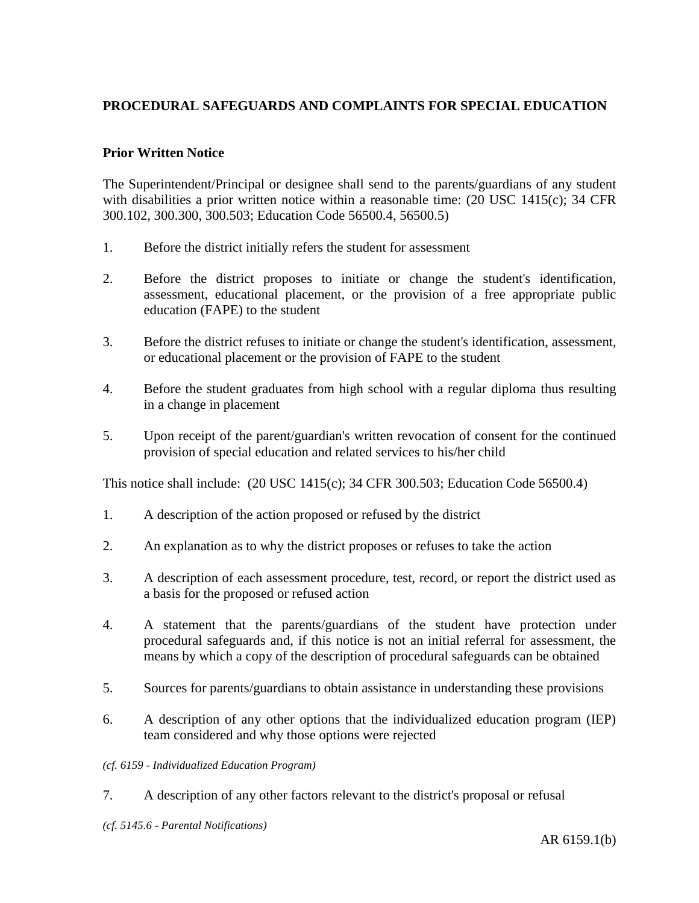## PROCEDURAL SAFEGUARDS AND COMPLAINTS FOR SPECIAL EDUCATION

### Prior Written Notice

The Superintendent/Principal or designee shall send to the parents/guardians of any student with disabilities a prior written notice within a reasonable time: (20 USC 1415(c); 34 CFR 300.102, 300.300, 300.503; Education Code 56500.4, 56500.5)

1. Before the district initially refers the student for assessment
2. Before the district proposes to initiate or change the student's identification, assessment, educational placement, or the provision of a free appropriate public education (FAPE) to the student
3. Before the district refuses to initiate or change the student's identification, assessment, or educational placement or the provision of FAPE to the student
4. Before the student graduates from high school with a regular diploma thus resulting in a change in placement
5. Upon receipt of the parent/guardian's written revocation of consent for the continued provision of special education and related services to his/her child

This notice shall include: (20 USC 1415(c); 34 CFR 300.503; Education Code 56500.4)

1. A description of the action proposed or refused by the district
2. An explanation as to why the district proposes or refuses to take the action
3. A description of each assessment procedure, test, record, or report the district used as a basis for the proposed or refused action
4. A statement that the parents/guardians of the student have protection under procedural safeguards and, if this notice is not an initial referral for assessment, the means by which a copy of the description of procedural safeguards can be obtained
5. Sources for parents/guardians to obtain assistance in understanding these provisions
6. A description of any other options that the individualized education program (IEP) team considered and why those options were rejected

*(cf. 6159 - Individualized Education Program)*

7. A description of any other factors relevant to the district's proposal or refusal

*(cf. 5145.6 - Parental Notifications)*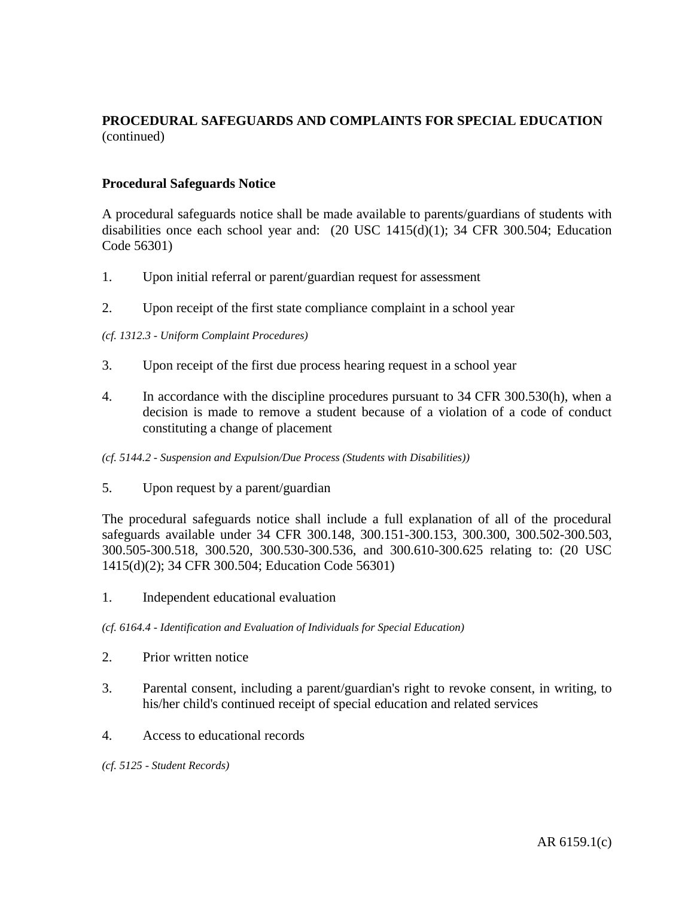**PROCEDURAL SAFEGUARDS AND COMPLAINTS FOR SPECIAL EDUCATION** (continued)

**Procedural Safeguards Notice**

A procedural safeguards notice shall be made available to parents/guardians of students with disabilities once each school year and: (20 USC 1415(d)(1); 34 CFR 300.504; Education Code 56301)

1. Upon initial referral or parent/guardian request for assessment

2. Upon receipt of the first state compliance complaint in a school year

*(cf. 1312.3 - Uniform Complaint Procedures)*

3. Upon receipt of the first due process hearing request in a school year

4. In accordance with the discipline procedures pursuant to 34 CFR 300.530(h), when a decision is made to remove a student because of a violation of a code of conduct constituting a change of placement

*(cf. 5144.2 - Suspension and Expulsion/Due Process (Students with Disabilities))*

5. Upon request by a parent/guardian

The procedural safeguards notice shall include a full explanation of all of the procedural safeguards available under 34 CFR 300.148, 300.151-300.153, 300.300, 300.502-300.503, 300.505-300.518, 300.520, 300.530-300.536, and 300.610-300.625 relating to: (20 USC 1415(d)(2); 34 CFR 300.504; Education Code 56301)

1. Independent educational evaluation

*(cf. 6164.4 - Identification and Evaluation of Individuals for Special Education)*

2. Prior written notice

3. Parental consent, including a parent/guardian's right to revoke consent, in writing, to his/her child's continued receipt of special education and related services

4. Access to educational records

*(cf. 5125 - Student Records)*

AR 6159.1(c)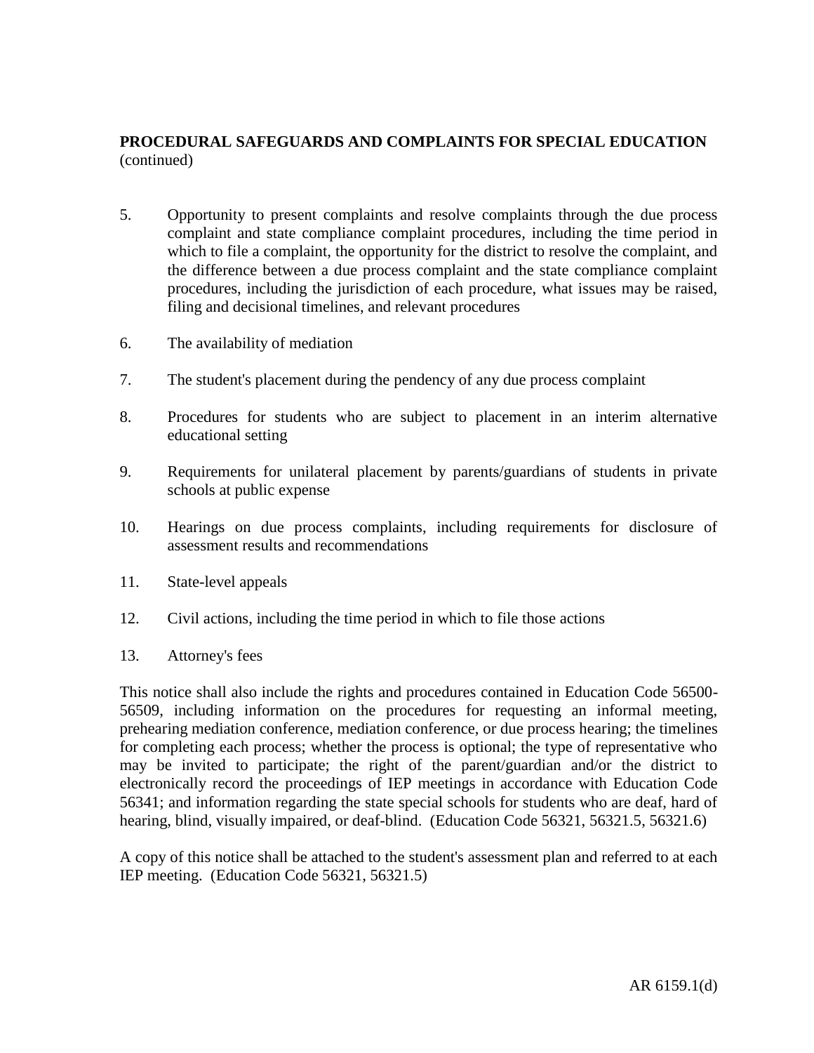**PROCEDURAL SAFEGUARDS AND COMPLAINTS FOR SPECIAL EDUCATION** (continued)

5. Opportunity to present complaints and resolve complaints through the due process complaint and state compliance complaint procedures, including the time period in which to file a complaint, the opportunity for the district to resolve the complaint, and the difference between a due process complaint and the state compliance complaint procedures, including the jurisdiction of each procedure, what issues may be raised, filing and decisional timelines, and relevant procedures

6. The availability of mediation

7. The student's placement during the pendency of any due process complaint

8. Procedures for students who are subject to placement in an interim alternative educational setting

9. Requirements for unilateral placement by parents/guardians of students in private schools at public expense

10. Hearings on due process complaints, including requirements for disclosure of assessment results and recommendations

11. State-level appeals

12. Civil actions, including the time period in which to file those actions

13. Attorney's fees

This notice shall also include the rights and procedures contained in Education Code 56500-56509, including information on the procedures for requesting an informal meeting, prehearing mediation conference, mediation conference, or due process hearing; the timelines for completing each process; whether the process is optional; the type of representative who may be invited to participate; the right of the parent/guardian and/or the district to electronically record the proceedings of IEP meetings in accordance with Education Code 56341; and information regarding the state special schools for students who are deaf, hard of hearing, blind, visually impaired, or deaf-blind. (Education Code 56321, 56321.5, 56321.6)

A copy of this notice shall be attached to the student's assessment plan and referred to at each IEP meeting. (Education Code 56321, 56321.5)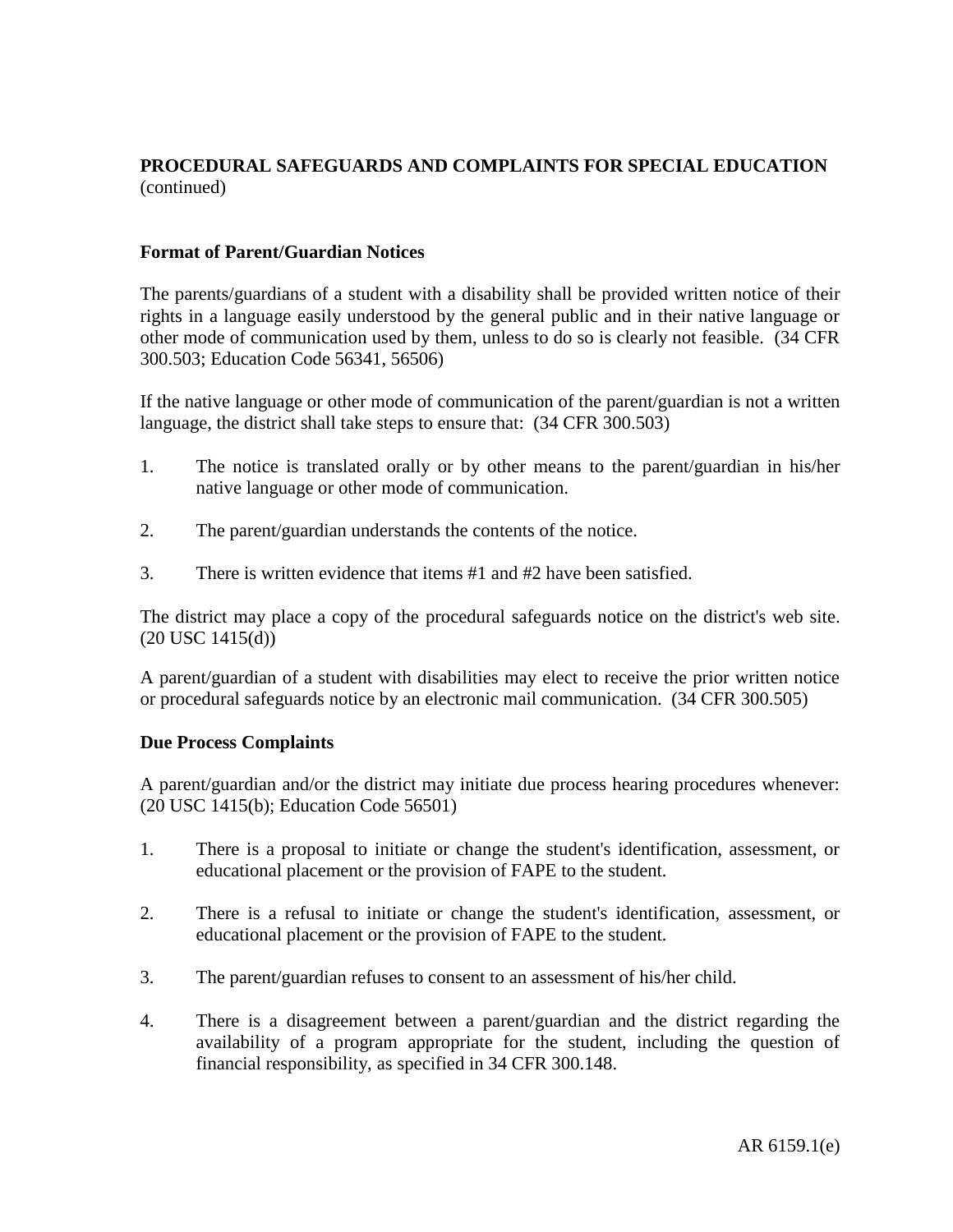**PROCEDURAL SAFEGUARDS AND COMPLAINTS FOR SPECIAL EDUCATION** (continued)

**Format of Parent/Guardian Notices**

The parents/guardians of a student with a disability shall be provided written notice of their rights in a language easily understood by the general public and in their native language or other mode of communication used by them, unless to do so is clearly not feasible. (34 CFR 300.503; Education Code 56341, 56506)

If the native language or other mode of communication of the parent/guardian is not a written language, the district shall take steps to ensure that: (34 CFR 300.503)

1. The notice is translated orally or by other means to the parent/guardian in his/her native language or other mode of communication.

2. The parent/guardian understands the contents of the notice.

3. There is written evidence that items #1 and #2 have been satisfied.

The district may place a copy of the procedural safeguards notice on the district's web site. (20 USC 1415(d))

A parent/guardian of a student with disabilities may elect to receive the prior written notice or procedural safeguards notice by an electronic mail communication. (34 CFR 300.505)

**Due Process Complaints**

A parent/guardian and/or the district may initiate due process hearing procedures whenever: (20 USC 1415(b); Education Code 56501)

1. There is a proposal to initiate or change the student's identification, assessment, or educational placement or the provision of FAPE to the student.

2. There is a refusal to initiate or change the student's identification, assessment, or educational placement or the provision of FAPE to the student.

3. The parent/guardian refuses to consent to an assessment of his/her child.

4. There is a disagreement between a parent/guardian and the district regarding the availability of a program appropriate for the student, including the question of financial responsibility, as specified in 34 CFR 300.148.

AR 6159.1(e)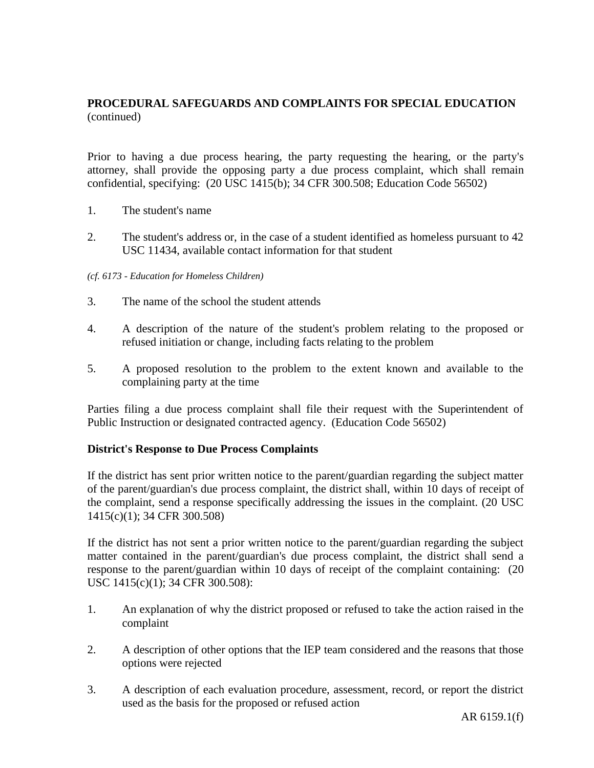**PROCEDURAL SAFEGUARDS AND COMPLAINTS FOR SPECIAL EDUCATION** (continued)

Prior to having a due process hearing, the party requesting the hearing, or the party's attorney, shall provide the opposing party a due process complaint, which shall remain confidential, specifying: (20 USC 1415(b); 34 CFR 300.508; Education Code 56502)

1. The student's name

2. The student's address or, in the case of a student identified as homeless pursuant to 42 USC 11434, available contact information for that student

*(cf. 6173 - Education for Homeless Children)*

3. The name of the school the student attends

4. A description of the nature of the student's problem relating to the proposed or refused initiation or change, including facts relating to the problem

5. A proposed resolution to the problem to the extent known and available to the complaining party at the time

Parties filing a due process complaint shall file their request with the Superintendent of Public Instruction or designated contracted agency. (Education Code 56502)

**District's Response to Due Process Complaints**

If the district has sent prior written notice to the parent/guardian regarding the subject matter of the parent/guardian's due process complaint, the district shall, within 10 days of receipt of the complaint, send a response specifically addressing the issues in the complaint. (20 USC 1415(c)(1); 34 CFR 300.508)

If the district has not sent a prior written notice to the parent/guardian regarding the subject matter contained in the parent/guardian's due process complaint, the district shall send a response to the parent/guardian within 10 days of receipt of the complaint containing: (20 USC 1415(c)(1); 34 CFR 300.508):

1. An explanation of why the district proposed or refused to take the action raised in the complaint

2. A description of other options that the IEP team considered and the reasons that those options were rejected

3. A description of each evaluation procedure, assessment, record, or report the district used as the basis for the proposed or refused action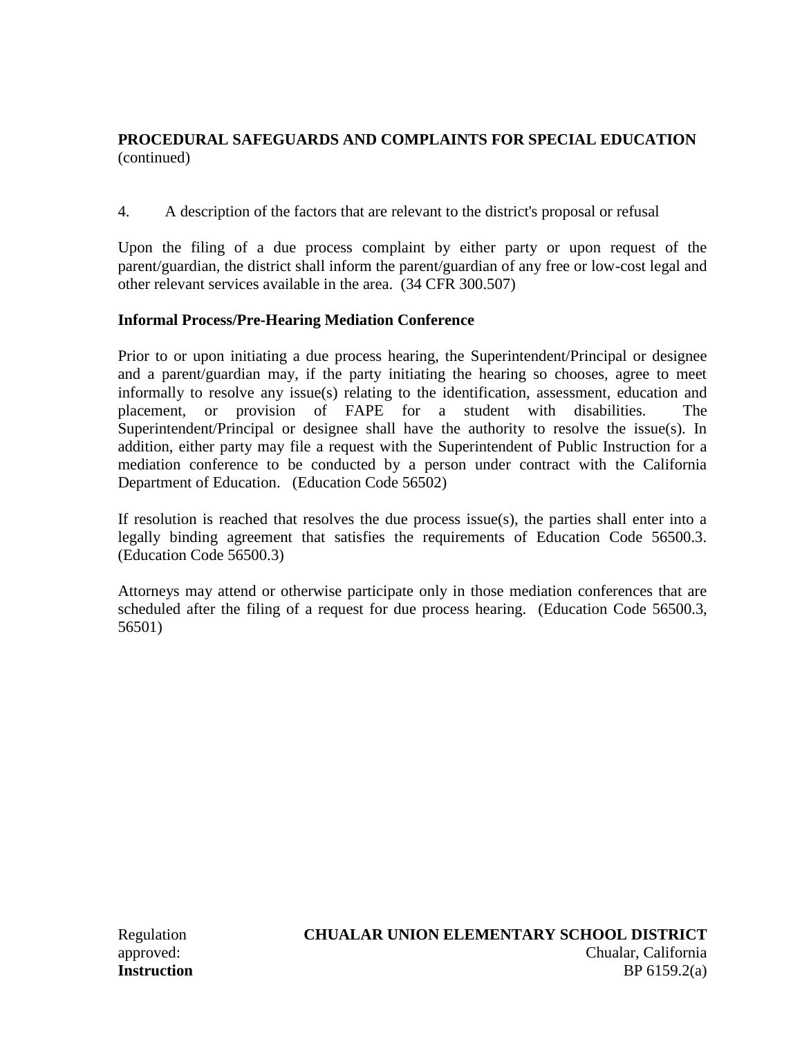4. A description of the factors that are relevant to the district's proposal or refusal

Upon the filing of a due process complaint by either party or upon request of the parent/guardian, the district shall inform the parent/guardian of any free or low-cost legal and other relevant services available in the area. (34 CFR 300.507)

**Informal Process/Pre-Hearing Mediation Conference**

Prior to or upon initiating a due process hearing, the Superintendent/Principal or designee and a parent/guardian may, if the party initiating the hearing so chooses, agree to meet informally to resolve any issue(s) relating to the identification, assessment, education and placement, or provision of FAPE for a student with disabilities. The Superintendent/Principal or designee shall have the authority to resolve the issue(s). In addition, either party may file a request with the Superintendent of Public Instruction for a mediation conference to be conducted by a person under contract with the California Department of Education. (Education Code 56502)

If resolution is reached that resolves the due process issue(s), the parties shall enter into a legally binding agreement that satisfies the requirements of Education Code 56500.3. (Education Code 56500.3)

Attorneys may attend or otherwise participate only in those mediation conferences that are scheduled after the filing of a request for due process hearing. (Education Code 56500.3, 56501)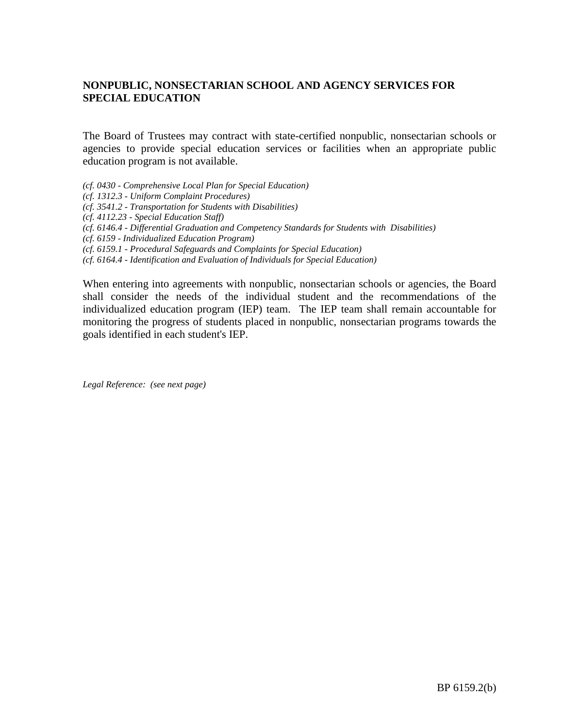**NONPUBLIC, NONSECTARIAN SCHOOL AND AGENCY SERVICES FOR SPECIAL EDUCATION**

The Board of Trustees may contract with state-certified nonpublic, nonsectarian schools or agencies to provide special education services or facilities when an appropriate public education program is not available.

*(cf. 0430 - Comprehensive Local Plan for Special Education)*
*(cf. 1312.3 - Uniform Complaint Procedures)*
*(cf. 3541.2 - Transportation for Students with Disabilities)*
*(cf. 4112.23 - Special Education Staff)*
*(cf. 6146.4 - Differential Graduation and Competency Standards for Students with Disabilities)*
*(cf. 6159 - Individualized Education Program)*
*(cf. 6159.1 - Procedural Safeguards and Complaints for Special Education)*
*(cf. 6164.4 - Identification and Evaluation of Individuals for Special Education)*

When entering into agreements with nonpublic, nonsectarian schools or agencies, the Board shall consider the needs of the individual student and the recommendations of the individualized education program (IEP) team. The IEP team shall remain accountable for monitoring the progress of students placed in nonpublic, nonsectarian programs towards the goals identified in each student's IEP.

*Legal Reference: (see next page)*

BP 6159.2(b)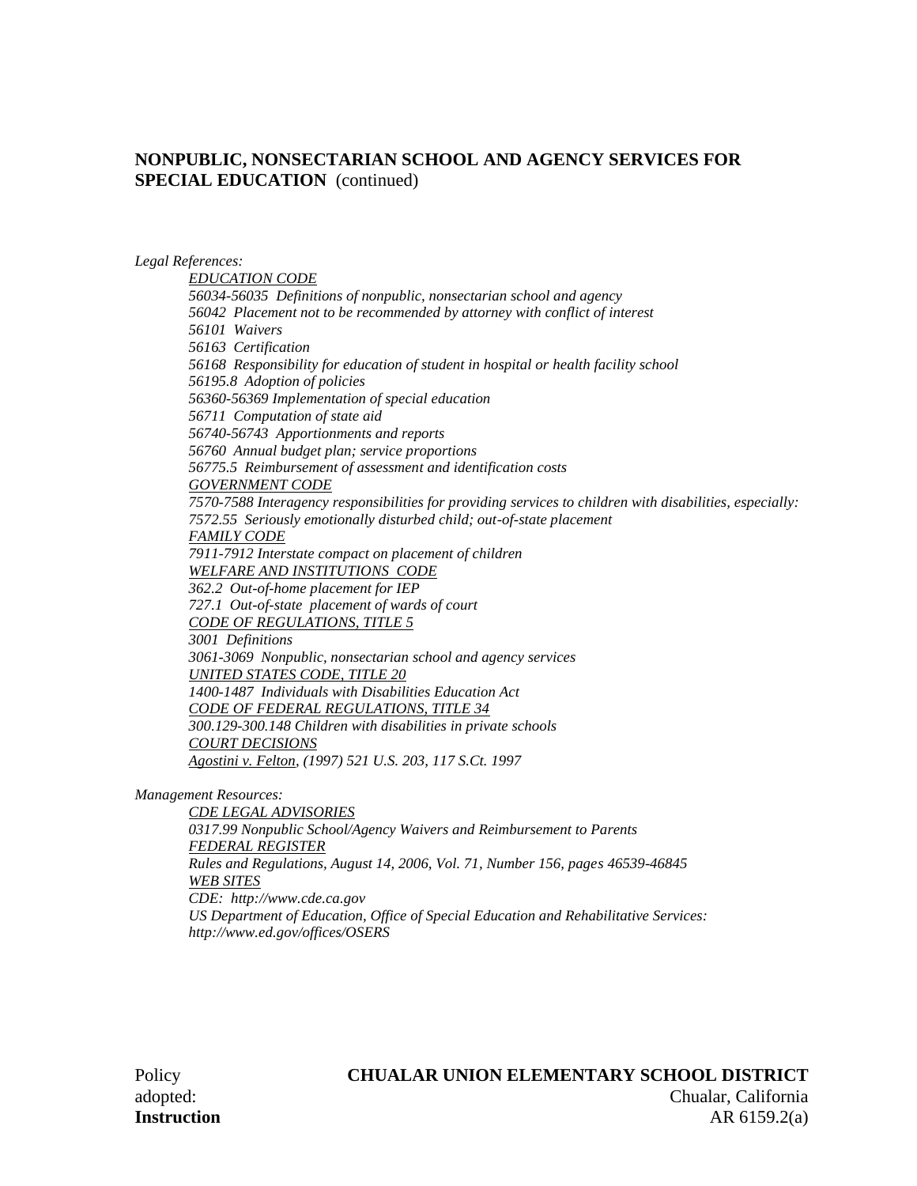**NONPUBLIC, NONSECTARIAN SCHOOL AND AGENCY SERVICES FOR SPECIAL EDUCATION** (continued)

*Legal References:*

*EDUCATION CODE*
*56034-56035 Definitions of nonpublic, nonsectarian school and agency*
*56042 Placement not to be recommended by attorney with conflict of interest*
*56101 Waivers*
*56163 Certification*
*56168 Responsibility for education of student in hospital or health facility school*
*56195.8 Adoption of policies*
*56360-56369 Implementation of special education*
*56711 Computation of state aid*
*56740-56743 Apportionments and reports*
*56760 Annual budget plan; service proportions*
*56775.5 Reimbursement of assessment and identification costs*
*GOVERNMENT CODE*
*7570-7588 Interagency responsibilities for providing services to children with disabilities, especially:*
*7572.55 Seriously emotionally disturbed child; out-of-state placement*
*FAMILY CODE*
*7911-7912 Interstate compact on placement of children*
*WELFARE AND INSTITUTIONS CODE*
*362.2 Out-of-home placement for IEP*
*727.1 Out-of-state placement of wards of court*
*CODE OF REGULATIONS, TITLE 5*
*3001 Definitions*
*3061-3069 Nonpublic, nonsectarian school and agency services*
*UNITED STATES CODE, TITLE 20*
*1400-1487 Individuals with Disabilities Education Act*
*CODE OF FEDERAL REGULATIONS, TITLE 34*
*300.129-300.148 Children with disabilities in private schools*
*COURT DECISIONS*
*Agostini v. Felton, (1997) 521 U.S. 203, 117 S.Ct. 1997*

*Management Resources:*

*CDE LEGAL ADVISORIES*
*0317.99 Nonpublic School/Agency Waivers and Reimbursement to Parents*
*FEDERAL REGISTER*
*Rules and Regulations, August 14, 2006, Vol. 71, Number 156, pages 46539-46845*
*WEB SITES*
*CDE: http://www.cde.ca.gov*
*US Department of Education, Office of Special Education and Rehabilitative Services: http://www.ed.gov/offices/OSERS*

Policy adopted:

**CHUALAR UNION ELEMENTARY SCHOOL DISTRICT**
Chualar, California

**Instruction** AR 6159.2(a)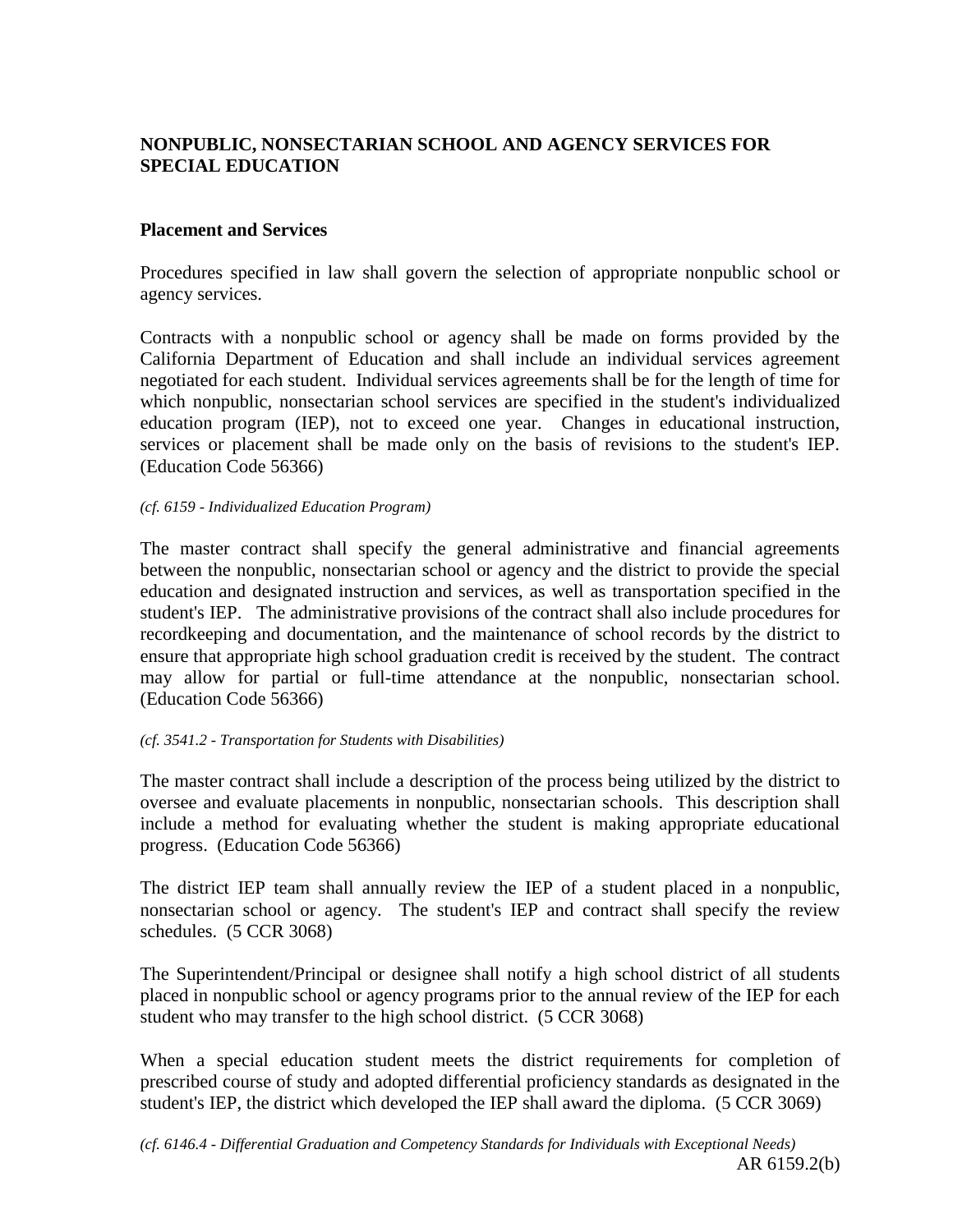# NONPUBLIC, NONSECTARIAN SCHOOL AND AGENCY SERVICES FOR SPECIAL EDUCATION

## Placement and Services

Procedures specified in law shall govern the selection of appropriate nonpublic school or agency services.

Contracts with a nonpublic school or agency shall be made on forms provided by the California Department of Education and shall include an individual services agreement negotiated for each student. Individual services agreements shall be for the length of time for which nonpublic, nonsectarian school services are specified in the student's individualized education program (IEP), not to exceed one year. Changes in educational instruction, services or placement shall be made only on the basis of revisions to the student's IEP. (Education Code 56366)

*(cf. 6159 - Individualized Education Program)*

The master contract shall specify the general administrative and financial agreements between the nonpublic, nonsectarian school or agency and the district to provide the special education and designated instruction and services, as well as transportation specified in the student's IEP. The administrative provisions of the contract shall also include procedures for recordkeeping and documentation, and the maintenance of school records by the district to ensure that appropriate high school graduation credit is received by the student. The contract may allow for partial or full-time attendance at the nonpublic, nonsectarian school. (Education Code 56366)

*(cf. 3541.2 - Transportation for Students with Disabilities)*

The master contract shall include a description of the process being utilized by the district to oversee and evaluate placements in nonpublic, nonsectarian schools. This description shall include a method for evaluating whether the student is making appropriate educational progress. (Education Code 56366)

The district IEP team shall annually review the IEP of a student placed in a nonpublic, nonsectarian school or agency. The student's IEP and contract shall specify the review schedules. (5 CCR 3068)

The Superintendent/Principal or designee shall notify a high school district of all students placed in nonpublic school or agency programs prior to the annual review of the IEP for each student who may transfer to the high school district. (5 CCR 3068)

When a special education student meets the district requirements for completion of prescribed course of study and adopted differential proficiency standards as designated in the student's IEP, the district which developed the IEP shall award the diploma. (5 CCR 3069)

*(cf. 6146.4 - Differential Graduation and Competency Standards for Individuals with Exceptional Needs)*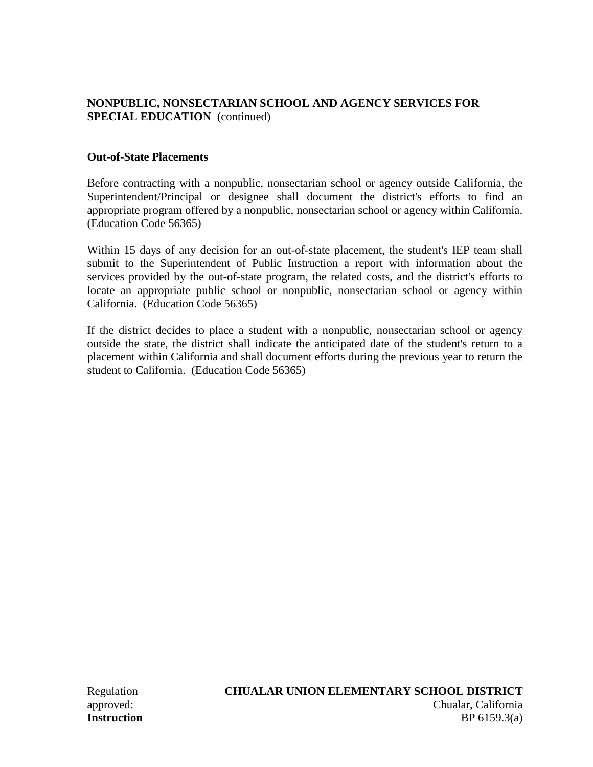**NONPUBLIC, NONSECTARIAN SCHOOL AND AGENCY SERVICES FOR SPECIAL EDUCATION** (continued)

**Out-of-State Placements**

Before contracting with a nonpublic, nonsectarian school or agency outside California, the Superintendent/Principal or designee shall document the district's efforts to find an appropriate program offered by a nonpublic, nonsectarian school or agency within California. (Education Code 56365)

Within 15 days of any decision for an out-of-state placement, the student's IEP team shall submit to the Superintendent of Public Instruction a report with information about the services provided by the out-of-state program, the related costs, and the district's efforts to locate an appropriate public school or nonpublic, nonsectarian school or agency within California. (Education Code 56365)

If the district decides to place a student with a nonpublic, nonsectarian school or agency outside the state, the district shall indicate the anticipated date of the student's return to a placement within California and shall document efforts during the previous year to return the student to California. (Education Code 56365)

Regulation approved:

**Instruction**

**CHUALAR UNION ELEMENTARY SCHOOL DISTRICT**
Chualar, California
BP 6159.3(a)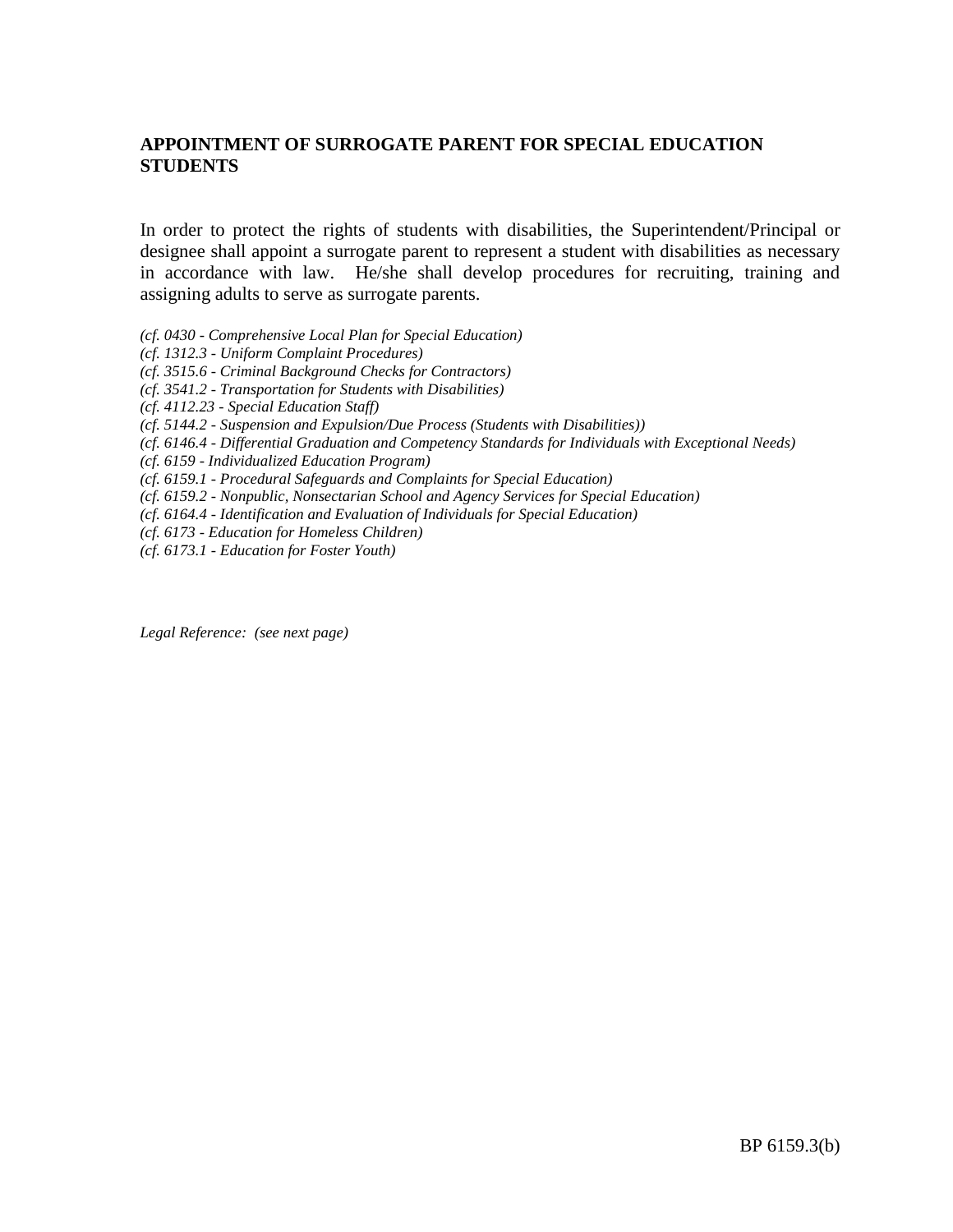**APPOINTMENT OF SURROGATE PARENT FOR SPECIAL EDUCATION STUDENTS**

In order to protect the rights of students with disabilities, the Superintendent/Principal or designee shall appoint a surrogate parent to represent a student with disabilities as necessary in accordance with law. He/she shall develop procedures for recruiting, training and assigning adults to serve as surrogate parents.

*(cf. 0430 - Comprehensive Local Plan for Special Education)*
*(cf. 1312.3 - Uniform Complaint Procedures)*
*(cf. 3515.6 - Criminal Background Checks for Contractors)*
*(cf. 3541.2 - Transportation for Students with Disabilities)*
*(cf. 4112.23 - Special Education Staff)*
*(cf. 5144.2 - Suspension and Expulsion/Due Process (Students with Disabilities))*
*(cf. 6146.4 - Differential Graduation and Competency Standards for Individuals with Exceptional Needs)*
*(cf. 6159 - Individualized Education Program)*
*(cf. 6159.1 - Procedural Safeguards and Complaints for Special Education)*
*(cf. 6159.2 - Nonpublic, Nonsectarian School and Agency Services for Special Education)*
*(cf. 6164.4 - Identification and Evaluation of Individuals for Special Education)*
*(cf. 6173 - Education for Homeless Children)*
*(cf. 6173.1 - Education for Foster Youth)*

*Legal Reference: (see next page)*

BP 6159.3(b)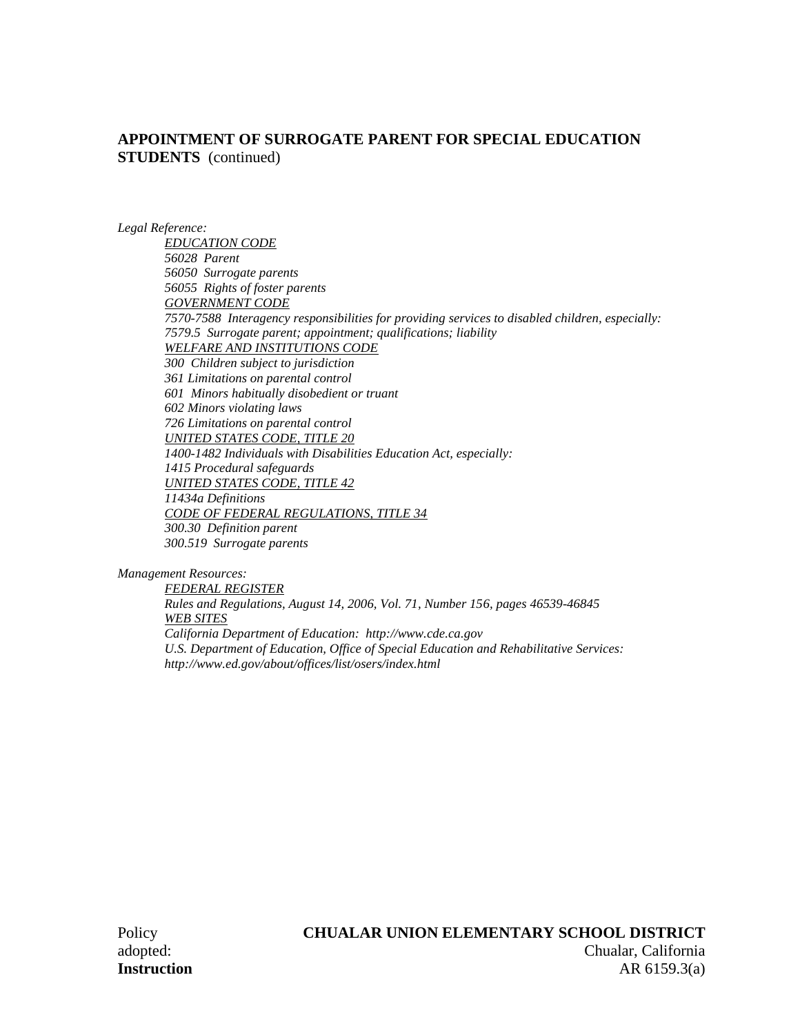**APPOINTMENT OF SURROGATE PARENT FOR SPECIAL EDUCATION STUDENTS** (continued)

*Legal Reference:*

*EDUCATION CODE*
*56028 Parent*
*56050 Surrogate parents*
*56055 Rights of foster parents*
*GOVERNMENT CODE*
*7570-7588 Interagency responsibilities for providing services to disabled children, especially:*
*7579.5 Surrogate parent; appointment; qualifications; liability*
*WELFARE AND INSTITUTIONS CODE*
*300 Children subject to jurisdiction*
*361 Limitations on parental control*
*601 Minors habitually disobedient or truant*
*602 Minors violating laws*
*726 Limitations on parental control*
*UNITED STATES CODE, TITLE 20*
*1400-1482 Individuals with Disabilities Education Act, especially:*
*1415 Procedural safeguards*
*UNITED STATES CODE, TITLE 42*
*11434a Definitions*
*CODE OF FEDERAL REGULATIONS, TITLE 34*
*300.30 Definition parent*
*300.519 Surrogate parents*

*Management Resources:*

*FEDERAL REGISTER*
*Rules and Regulations, August 14, 2006, Vol. 71, Number 156, pages 46539-46845*
*WEB SITES*
*California Department of Education: http://www.cde.ca.gov*
*U.S. Department of Education, Office of Special Education and Rehabilitative Services: http://www.ed.gov/about/offices/list/osers/index.html*

Policy adopted:

**CHUALAR UNION ELEMENTARY SCHOOL DISTRICT**
Chualar, California

**Instruction** AR 6159.3(a)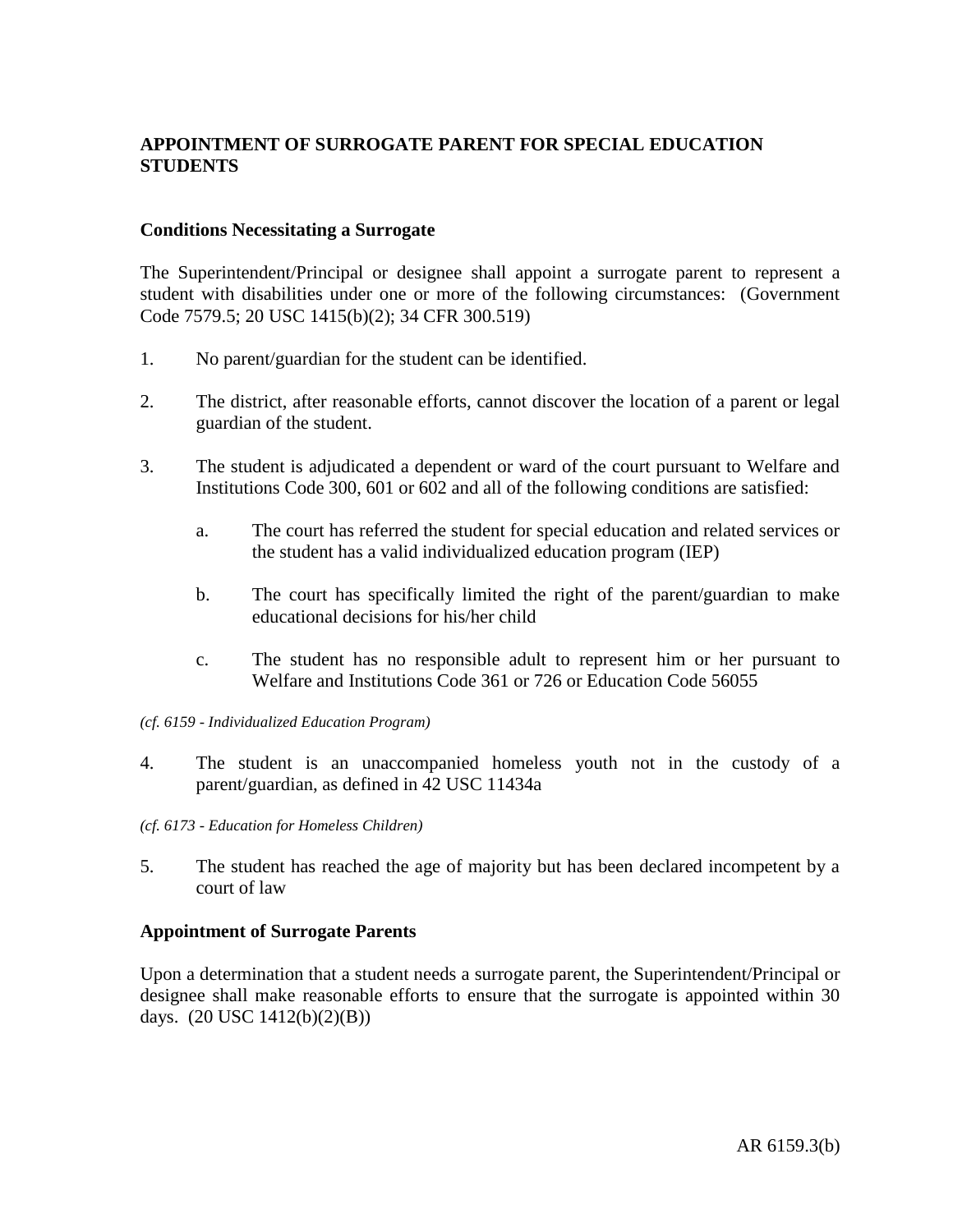**APPOINTMENT OF SURROGATE PARENT FOR SPECIAL EDUCATION STUDENTS**

**Conditions Necessitating a Surrogate**

The Superintendent/Principal or designee shall appoint a surrogate parent to represent a student with disabilities under one or more of the following circumstances: (Government Code 7579.5; 20 USC 1415(b)(2); 34 CFR 300.519)

1. No parent/guardian for the student can be identified.

2. The district, after reasonable efforts, cannot discover the location of a parent or legal guardian of the student.

3. The student is adjudicated a dependent or ward of the court pursuant to Welfare and Institutions Code 300, 601 or 602 and all of the following conditions are satisfied:

   a. The court has referred the student for special education and related services or the student has a valid individualized education program (IEP)

   b. The court has specifically limited the right of the parent/guardian to make educational decisions for his/her child

   c. The student has no responsible adult to represent him or her pursuant to Welfare and Institutions Code 361 or 726 or Education Code 56055

*(cf. 6159 - Individualized Education Program)*

4. The student is an unaccompanied homeless youth not in the custody of a parent/guardian, as defined in 42 USC 11434a

*(cf. 6173 - Education for Homeless Children)*

5. The student has reached the age of majority but has been declared incompetent by a court of law

**Appointment of Surrogate Parents**

Upon a determination that a student needs a surrogate parent, the Superintendent/Principal or designee shall make reasonable efforts to ensure that the surrogate is appointed within 30 days. (20 USC 1412(b)(2)(B))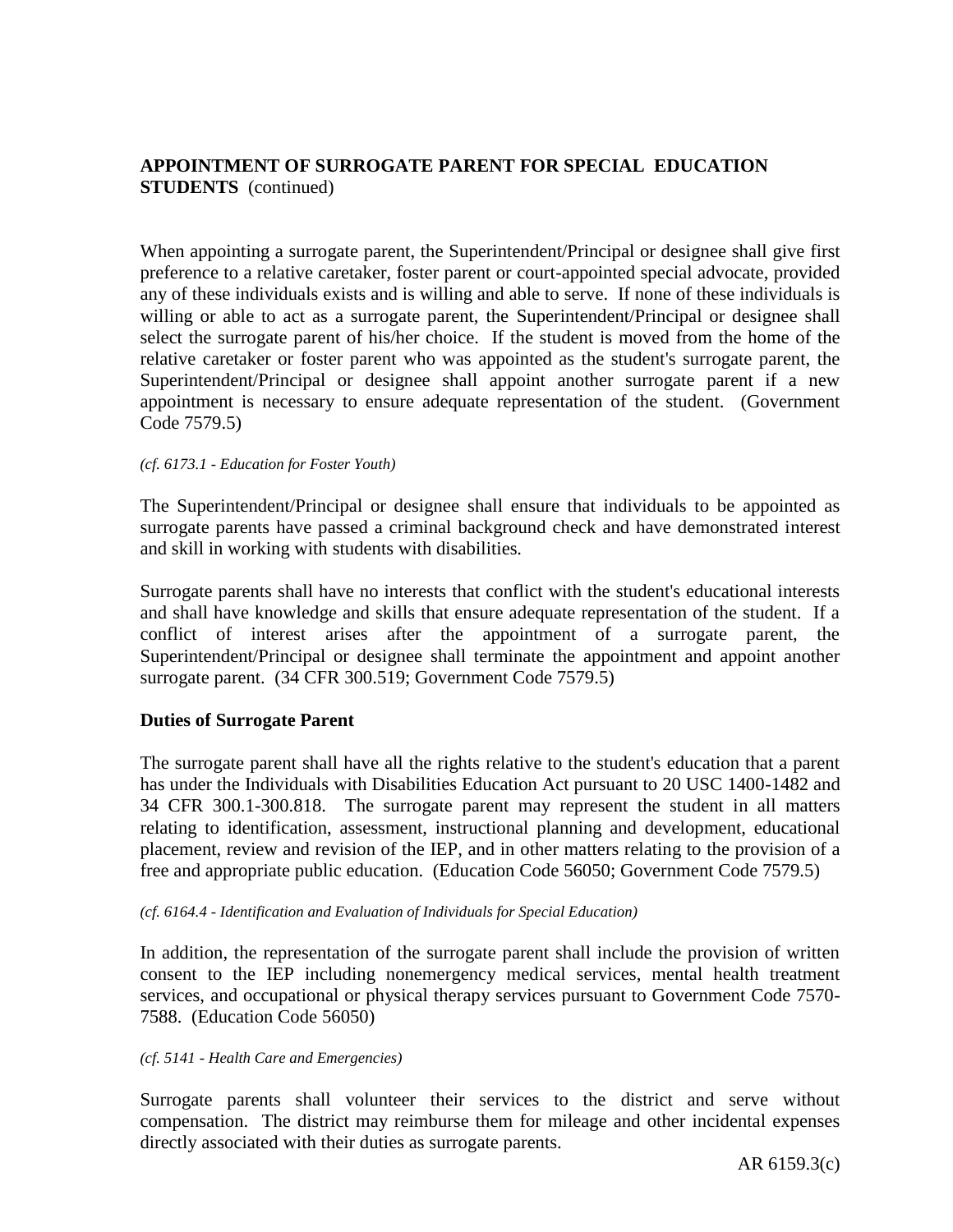**APPOINTMENT OF SURROGATE PARENT FOR SPECIAL EDUCATION STUDENTS** (continued)

When appointing a surrogate parent, the Superintendent/Principal or designee shall give first preference to a relative caretaker, foster parent or court-appointed special advocate, provided any of these individuals exists and is willing and able to serve. If none of these individuals is willing or able to act as a surrogate parent, the Superintendent/Principal or designee shall select the surrogate parent of his/her choice. If the student is moved from the home of the relative caretaker or foster parent who was appointed as the student's surrogate parent, the Superintendent/Principal or designee shall appoint another surrogate parent if a new appointment is necessary to ensure adequate representation of the student. (Government Code 7579.5)

*(cf. 6173.1 - Education for Foster Youth)*

The Superintendent/Principal or designee shall ensure that individuals to be appointed as surrogate parents have passed a criminal background check and have demonstrated interest and skill in working with students with disabilities.

Surrogate parents shall have no interests that conflict with the student's educational interests and shall have knowledge and skills that ensure adequate representation of the student. If a conflict of interest arises after the appointment of a surrogate parent, the Superintendent/Principal or designee shall terminate the appointment and appoint another surrogate parent. (34 CFR 300.519; Government Code 7579.5)

## Duties of Surrogate Parent

The surrogate parent shall have all the rights relative to the student's education that a parent has under the Individuals with Disabilities Education Act pursuant to 20 USC 1400-1482 and 34 CFR 300.1-300.818. The surrogate parent may represent the student in all matters relating to identification, assessment, instructional planning and development, educational placement, review and revision of the IEP, and in other matters relating to the provision of a free and appropriate public education. (Education Code 56050; Government Code 7579.5)

*(cf. 6164.4 - Identification and Evaluation of Individuals for Special Education)*

In addition, the representation of the surrogate parent shall include the provision of written consent to the IEP including nonemergency medical services, mental health treatment services, and occupational or physical therapy services pursuant to Government Code 7570-7588. (Education Code 56050)

*(cf. 5141 - Health Care and Emergencies)*

Surrogate parents shall volunteer their services to the district and serve without compensation. The district may reimburse them for mileage and other incidental expenses directly associated with their duties as surrogate parents.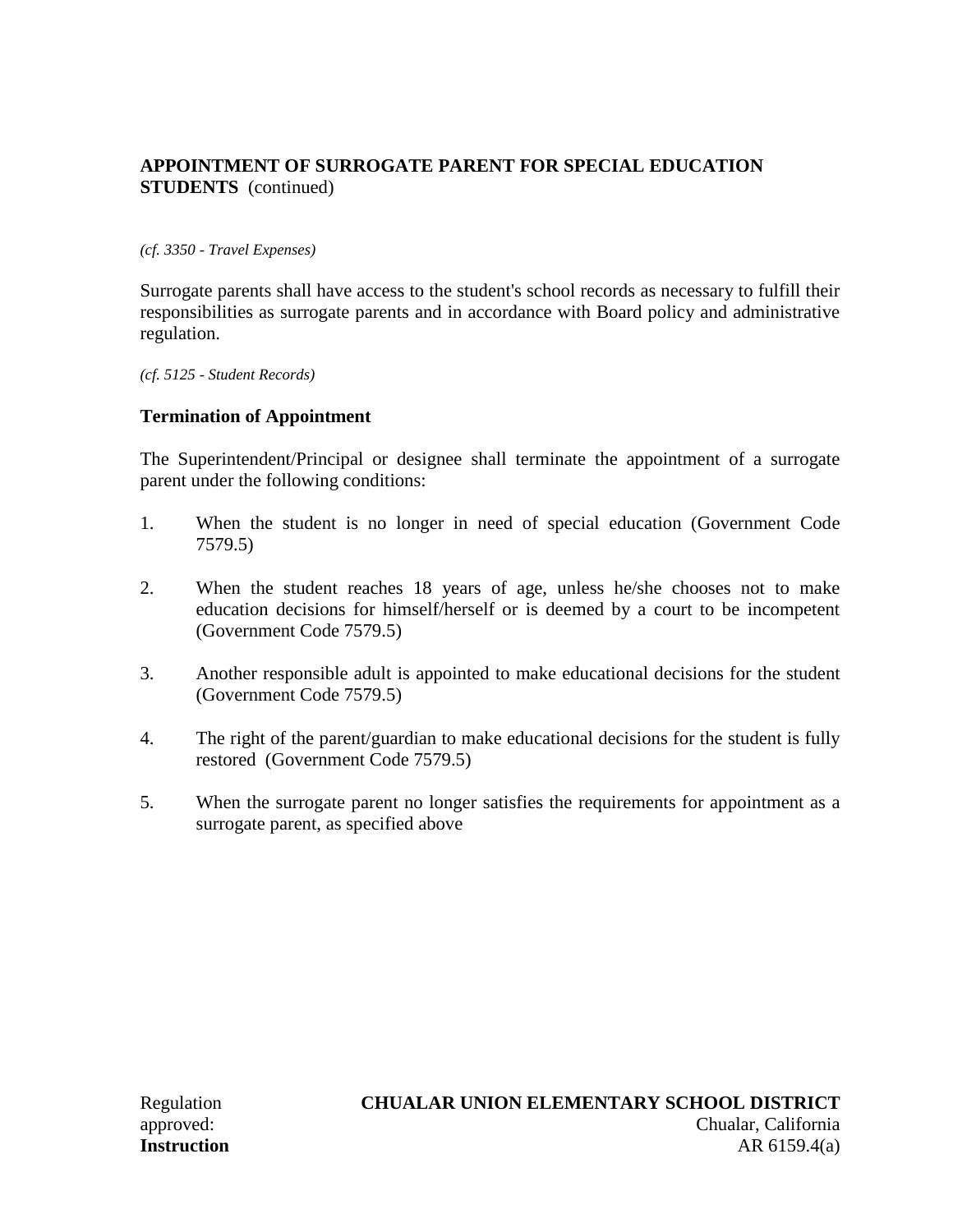(cf. 3350 - Travel Expenses)

Surrogate parents shall have access to the student's school records as necessary to fulfill their responsibilities as surrogate parents and in accordance with Board policy and administrative regulation.

*(cf. 5125 - Student Records)*

**Termination of Appointment**

The Superintendent/Principal or designee shall terminate the appointment of a surrogate parent under the following conditions:

1. When the student is no longer in need of special education (Government Code 7579.5)

2. When the student reaches 18 years of age, unless he/she chooses not to make education decisions for himself/herself or is deemed by a court to be incompetent (Government Code 7579.5)

3. Another responsible adult is appointed to make educational decisions for the student (Government Code 7579.5)

4. The right of the parent/guardian to make educational decisions for the student is fully restored (Government Code 7579.5)

5. When the surrogate parent no longer satisfies the requirements for appointment as a surrogate parent, as specified above

Regulation approved:

**CHUALAR UNION ELEMENTARY SCHOOL DISTRICT**
Chualar, California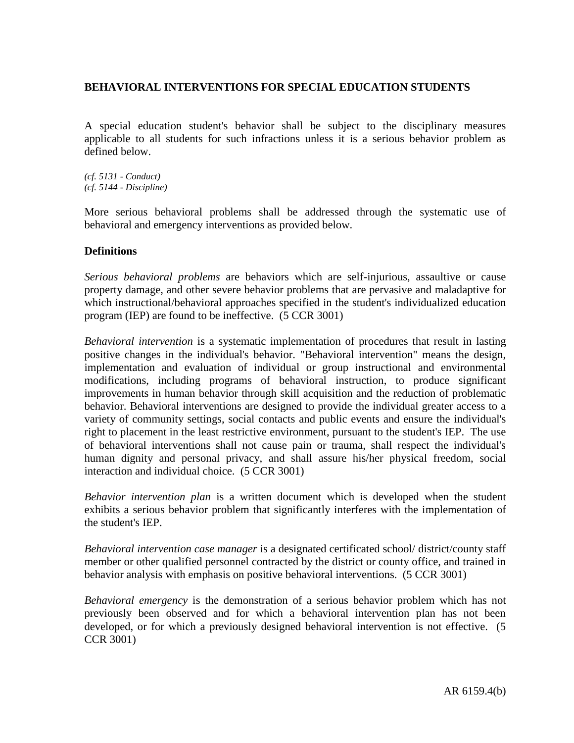## BEHAVIORAL INTERVENTIONS FOR SPECIAL EDUCATION STUDENTS

A special education student's behavior shall be subject to the disciplinary measures applicable to all students for such infractions unless it is a serious behavior problem as defined below.

*(cf. 5131 - Conduct)*
*(cf. 5144 - Discipline)*

More serious behavioral problems shall be addressed through the systematic use of behavioral and emergency interventions as provided below.

**Definitions**

*Serious behavioral problems* are behaviors which are self-injurious, assaultive or cause property damage, and other severe behavior problems that are pervasive and maladaptive for which instructional/behavioral approaches specified in the student's individualized education program (IEP) are found to be ineffective. (5 CCR 3001)

*Behavioral intervention* is a systematic implementation of procedures that result in lasting positive changes in the individual's behavior. "Behavioral intervention" means the design, implementation and evaluation of individual or group instructional and environmental modifications, including programs of behavioral instruction, to produce significant improvements in human behavior through skill acquisition and the reduction of problematic behavior. Behavioral interventions are designed to provide the individual greater access to a variety of community settings, social contacts and public events and ensure the individual's right to placement in the least restrictive environment, pursuant to the student's IEP. The use of behavioral interventions shall not cause pain or trauma, shall respect the individual's human dignity and personal privacy, and shall assure his/her physical freedom, social interaction and individual choice. (5 CCR 3001)

*Behavior intervention plan* is a written document which is developed when the student exhibits a serious behavior problem that significantly interferes with the implementation of the student's IEP.

*Behavioral intervention case manager* is a designated certificated school/ district/county staff member or other qualified personnel contracted by the district or county office, and trained in behavior analysis with emphasis on positive behavioral interventions. (5 CCR 3001)

*Behavioral emergency* is the demonstration of a serious behavior problem which has not previously been observed and for which a behavioral intervention plan has not been developed, or for which a previously designed behavioral intervention is not effective. (5 CCR 3001)

AR 6159.4(b)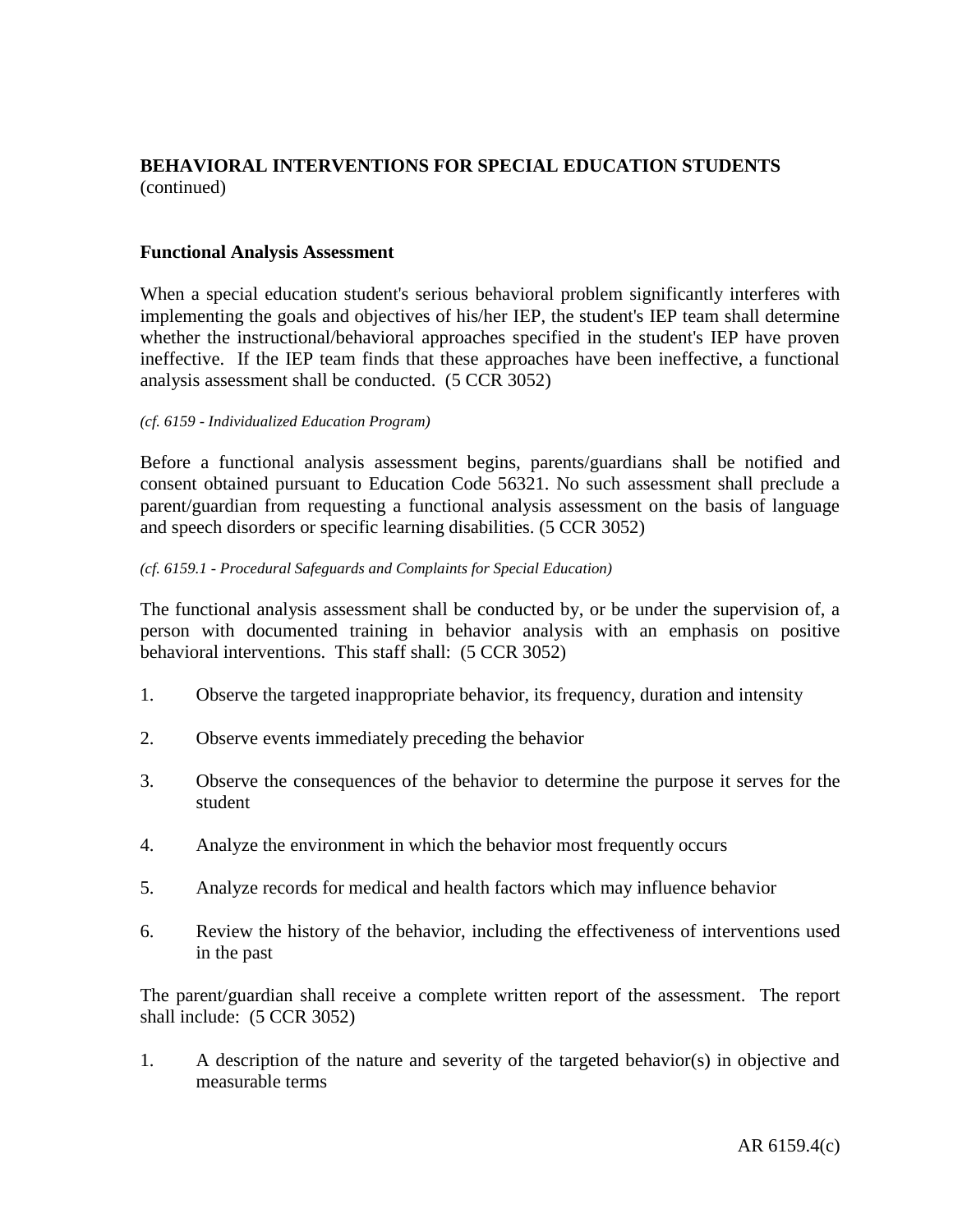**BEHAVIORAL INTERVENTIONS FOR SPECIAL EDUCATION STUDENTS** (continued)

**Functional Analysis Assessment**

When a special education student's serious behavioral problem significantly interferes with implementing the goals and objectives of his/her IEP, the student's IEP team shall determine whether the instructional/behavioral approaches specified in the student's IEP have proven ineffective. If the IEP team finds that these approaches have been ineffective, a functional analysis assessment shall be conducted. (5 CCR 3052)

*(cf. 6159 - Individualized Education Program)*

Before a functional analysis assessment begins, parents/guardians shall be notified and consent obtained pursuant to Education Code 56321. No such assessment shall preclude a parent/guardian from requesting a functional analysis assessment on the basis of language and speech disorders or specific learning disabilities. (5 CCR 3052)

*(cf. 6159.1 - Procedural Safeguards and Complaints for Special Education)*

The functional analysis assessment shall be conducted by, or be under the supervision of, a person with documented training in behavior analysis with an emphasis on positive behavioral interventions. This staff shall: (5 CCR 3052)

1. Observe the targeted inappropriate behavior, its frequency, duration and intensity

2. Observe events immediately preceding the behavior

3. Observe the consequences of the behavior to determine the purpose it serves for the student

4. Analyze the environment in which the behavior most frequently occurs

5. Analyze records for medical and health factors which may influence behavior

6. Review the history of the behavior, including the effectiveness of interventions used in the past

The parent/guardian shall receive a complete written report of the assessment. The report shall include: (5 CCR 3052)

1. A description of the nature and severity of the targeted behavior(s) in objective and measurable terms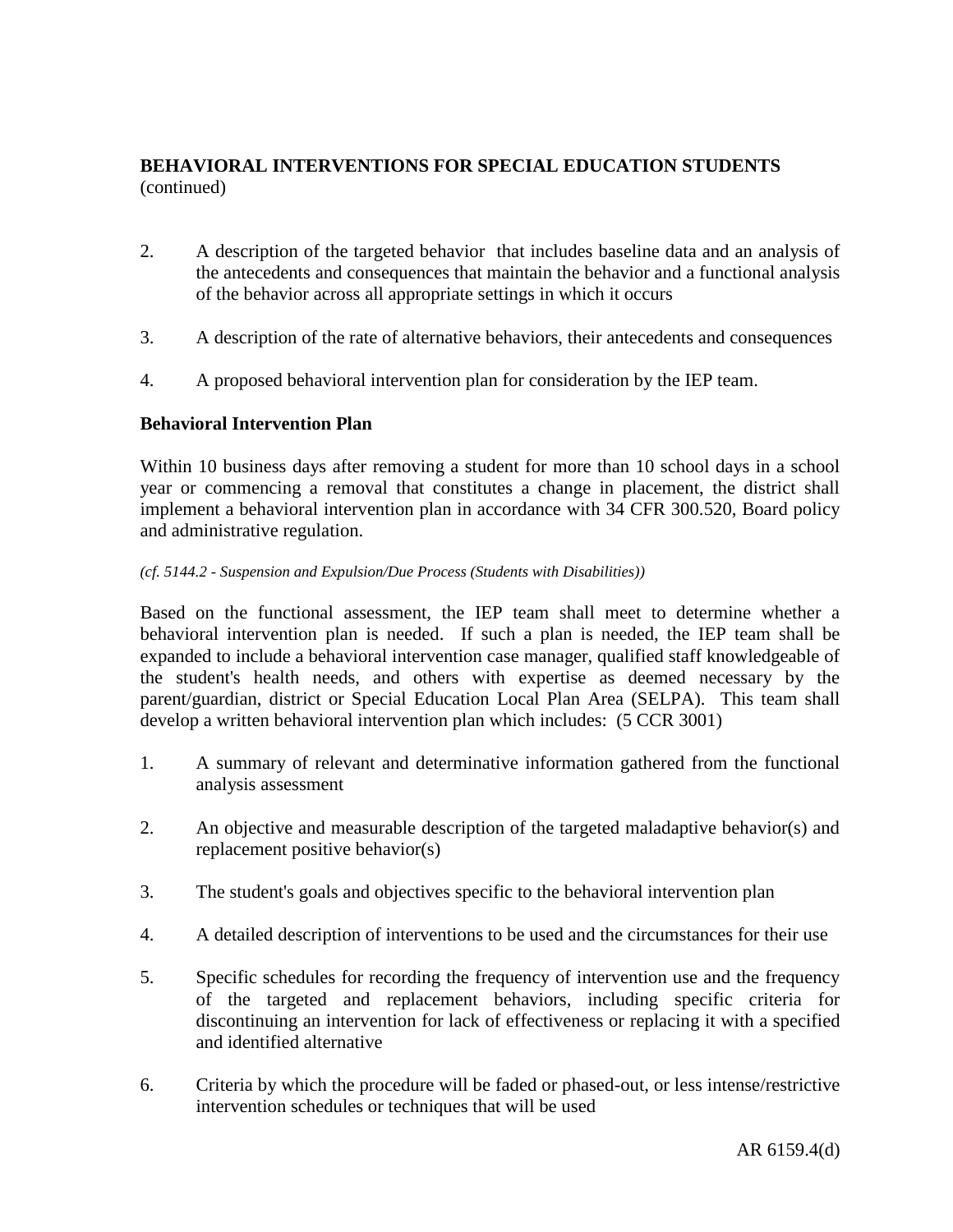**BEHAVIORAL INTERVENTIONS FOR SPECIAL EDUCATION STUDENTS** (continued)

2. A description of the targeted behavior that includes baseline data and an analysis of the antecedents and consequences that maintain the behavior and a functional analysis of the behavior across all appropriate settings in which it occurs

3. A description of the rate of alternative behaviors, their antecedents and consequences

4. A proposed behavioral intervention plan for consideration by the IEP team.

### Behavioral Intervention Plan

Within 10 business days after removing a student for more than 10 school days in a school year or commencing a removal that constitutes a change in placement, the district shall implement a behavioral intervention plan in accordance with 34 CFR 300.520, Board policy and administrative regulation.

*(cf. 5144.2 - Suspension and Expulsion/Due Process (Students with Disabilities))*

Based on the functional assessment, the IEP team shall meet to determine whether a behavioral intervention plan is needed. If such a plan is needed, the IEP team shall be expanded to include a behavioral intervention case manager, qualified staff knowledgeable of the student's health needs, and others with expertise as deemed necessary by the parent/guardian, district or Special Education Local Plan Area (SELPA). This team shall develop a written behavioral intervention plan which includes: (5 CCR 3001)

1. A summary of relevant and determinative information gathered from the functional analysis assessment

2. An objective and measurable description of the targeted maladaptive behavior(s) and replacement positive behavior(s)

3. The student's goals and objectives specific to the behavioral intervention plan

4. A detailed description of interventions to be used and the circumstances for their use

5. Specific schedules for recording the frequency of intervention use and the frequency of the targeted and replacement behaviors, including specific criteria for discontinuing an intervention for lack of effectiveness or replacing it with a specified and identified alternative

6. Criteria by which the procedure will be faded or phased-out, or less intense/restrictive intervention schedules or techniques that will be used

AR 6159.4(d)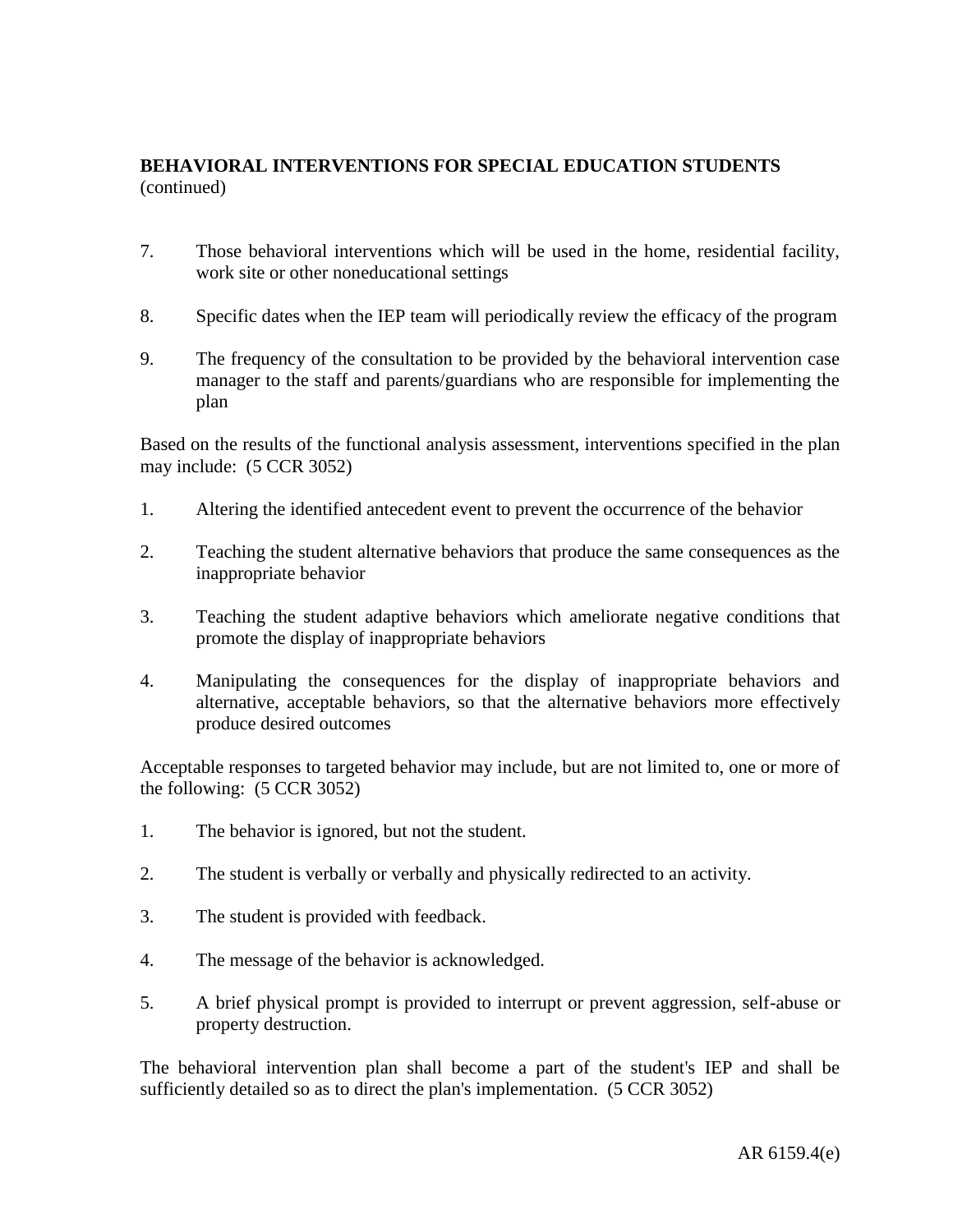**BEHAVIORAL INTERVENTIONS FOR SPECIAL EDUCATION STUDENTS** (continued)

7. Those behavioral interventions which will be used in the home, residential facility, work site or other noneducational settings

8. Specific dates when the IEP team will periodically review the efficacy of the program

9. The frequency of the consultation to be provided by the behavioral intervention case manager to the staff and parents/guardians who are responsible for implementing the plan

Based on the results of the functional analysis assessment, interventions specified in the plan may include: (5 CCR 3052)

1. Altering the identified antecedent event to prevent the occurrence of the behavior

2. Teaching the student alternative behaviors that produce the same consequences as the inappropriate behavior

3. Teaching the student adaptive behaviors which ameliorate negative conditions that promote the display of inappropriate behaviors

4. Manipulating the consequences for the display of inappropriate behaviors and alternative, acceptable behaviors, so that the alternative behaviors more effectively produce desired outcomes

Acceptable responses to targeted behavior may include, but are not limited to, one or more of the following: (5 CCR 3052)

1. The behavior is ignored, but not the student.

2. The student is verbally or verbally and physically redirected to an activity.

3. The student is provided with feedback.

4. The message of the behavior is acknowledged.

5. A brief physical prompt is provided to interrupt or prevent aggression, self-abuse or property destruction.

The behavioral intervention plan shall become a part of the student's IEP and shall be sufficiently detailed so as to direct the plan's implementation. (5 CCR 3052)

AR 6159.4(e)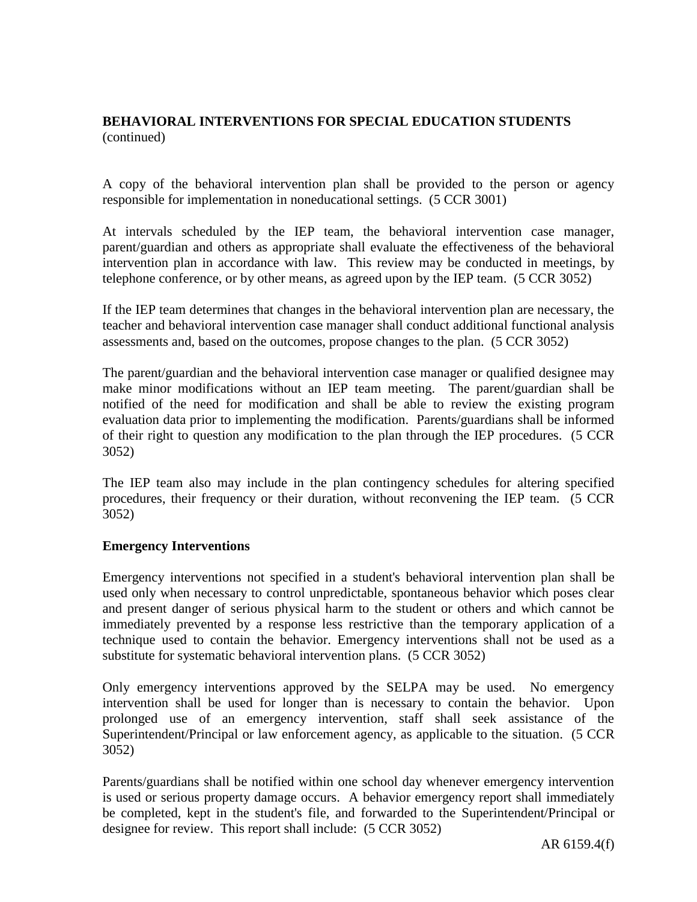A copy of the behavioral intervention plan shall be provided to the person or agency responsible for implementation in noneducational settings. (5 CCR 3001)

At intervals scheduled by the IEP team, the behavioral intervention case manager, parent/guardian and others as appropriate shall evaluate the effectiveness of the behavioral intervention plan in accordance with law. This review may be conducted in meetings, by telephone conference, or by other means, as agreed upon by the IEP team. (5 CCR 3052)

If the IEP team determines that changes in the behavioral intervention plan are necessary, the teacher and behavioral intervention case manager shall conduct additional functional analysis assessments and, based on the outcomes, propose changes to the plan. (5 CCR 3052)

The parent/guardian and the behavioral intervention case manager or qualified designee may make minor modifications without an IEP team meeting. The parent/guardian shall be notified of the need for modification and shall be able to review the existing program evaluation data prior to implementing the modification. Parents/guardians shall be informed of their right to question any modification to the plan through the IEP procedures. (5 CCR 3052)

The IEP team also may include in the plan contingency schedules for altering specified procedures, their frequency or their duration, without reconvening the IEP team. (5 CCR 3052)

**Emergency Interventions**

Emergency interventions not specified in a student's behavioral intervention plan shall be used only when necessary to control unpredictable, spontaneous behavior which poses clear and present danger of serious physical harm to the student or others and which cannot be immediately prevented by a response less restrictive than the temporary application of a technique used to contain the behavior. Emergency interventions shall not be used as a substitute for systematic behavioral intervention plans. (5 CCR 3052)

Only emergency interventions approved by the SELPA may be used. No emergency intervention shall be used for longer than is necessary to contain the behavior. Upon prolonged use of an emergency intervention, staff shall seek assistance of the Superintendent/Principal or law enforcement agency, as applicable to the situation. (5 CCR 3052)

Parents/guardians shall be notified within one school day whenever emergency intervention is used or serious property damage occurs. A behavior emergency report shall immediately be completed, kept in the student's file, and forwarded to the Superintendent/Principal or designee for review. This report shall include: (5 CCR 3052)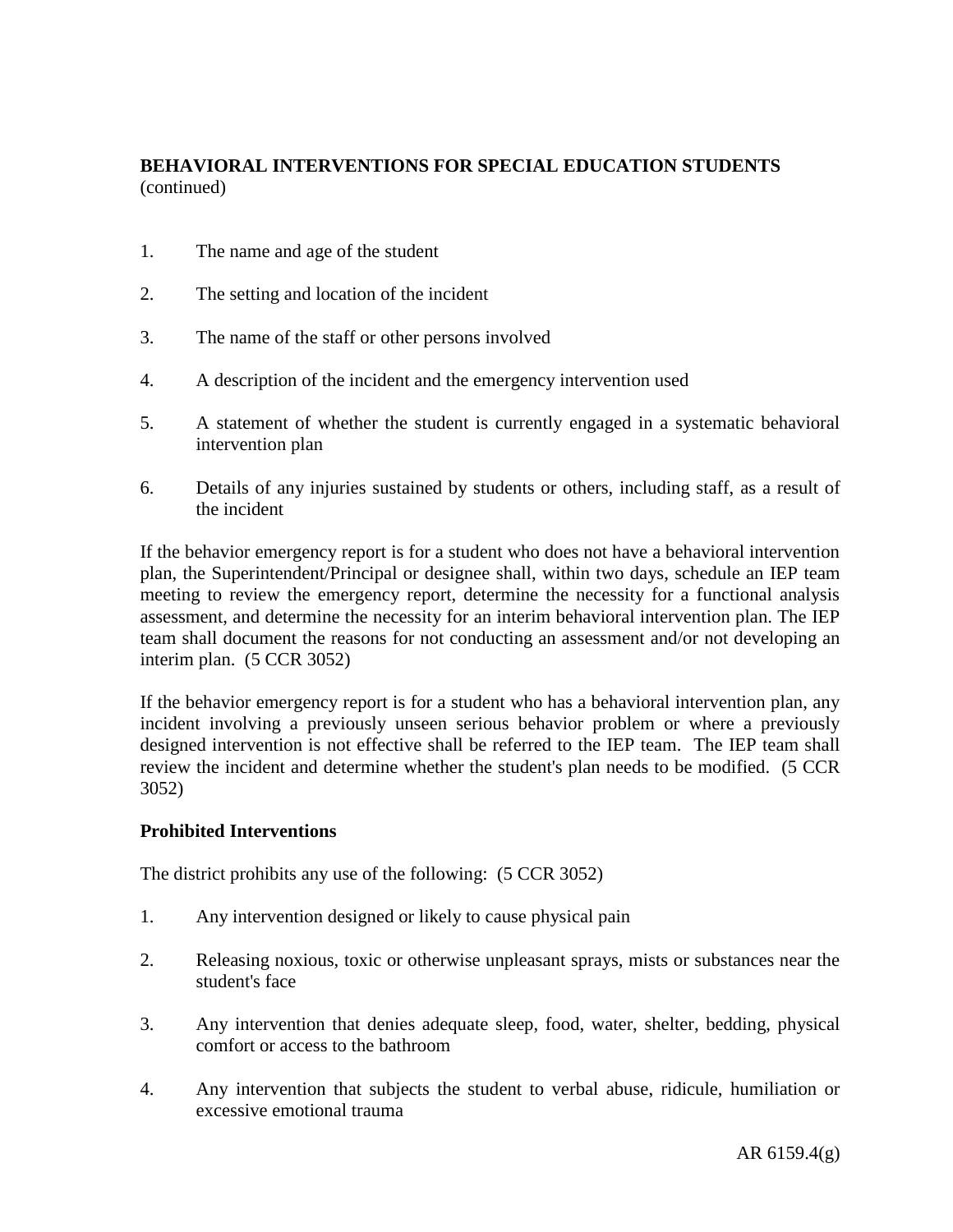**BEHAVIORAL INTERVENTIONS FOR SPECIAL EDUCATION STUDENTS** (continued)

1. The name and age of the student
2. The setting and location of the incident
3. The name of the staff or other persons involved
4. A description of the incident and the emergency intervention used
5. A statement of whether the student is currently engaged in a systematic behavioral intervention plan
6. Details of any injuries sustained by students or others, including staff, as a result of the incident

If the behavior emergency report is for a student who does not have a behavioral intervention plan, the Superintendent/Principal or designee shall, within two days, schedule an IEP team meeting to review the emergency report, determine the necessity for a functional analysis assessment, and determine the necessity for an interim behavioral intervention plan. The IEP team shall document the reasons for not conducting an assessment and/or not developing an interim plan. (5 CCR 3052)

If the behavior emergency report is for a student who has a behavioral intervention plan, any incident involving a previously unseen serious behavior problem or where a previously designed intervention is not effective shall be referred to the IEP team. The IEP team shall review the incident and determine whether the student's plan needs to be modified. (5 CCR 3052)

**Prohibited Interventions**

The district prohibits any use of the following: (5 CCR 3052)

1. Any intervention designed or likely to cause physical pain
2. Releasing noxious, toxic or otherwise unpleasant sprays, mists or substances near the student's face
3. Any intervention that denies adequate sleep, food, water, shelter, bedding, physical comfort or access to the bathroom
4. Any intervention that subjects the student to verbal abuse, ridicule, humiliation or excessive emotional trauma

AR 6159.4(g)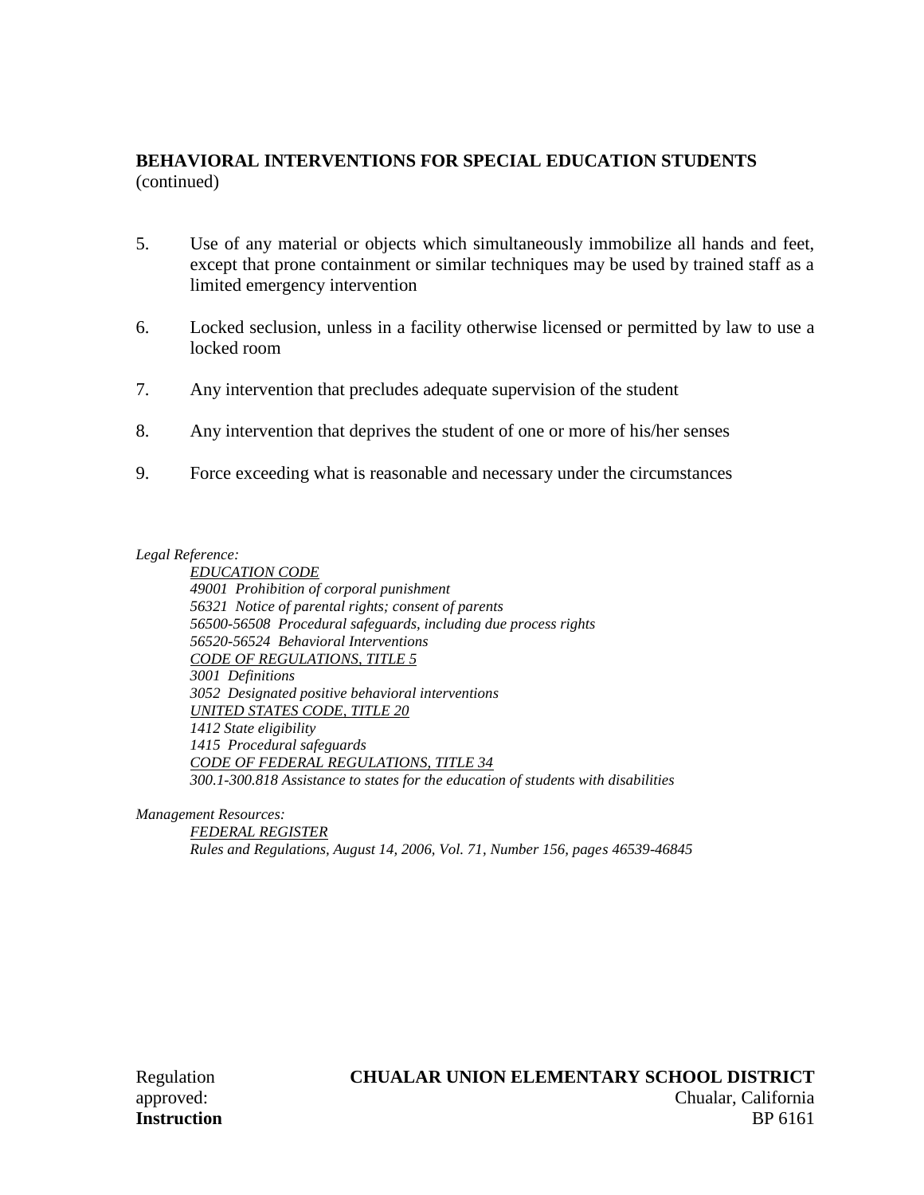**BEHAVIORAL INTERVENTIONS FOR SPECIAL EDUCATION STUDENTS** (continued)

5. Use of any material or objects which simultaneously immobilize all hands and feet, except that prone containment or similar techniques may be used by trained staff as a limited emergency intervention

6. Locked seclusion, unless in a facility otherwise licensed or permitted by law to use a locked room

7. Any intervention that precludes adequate supervision of the student

8. Any intervention that deprives the student of one or more of his/her senses

9. Force exceeding what is reasonable and necessary under the circumstances

*Legal Reference:*

*EDUCATION CODE*
*49001 Prohibition of corporal punishment*
*56321 Notice of parental rights; consent of parents*
*56500-56508 Procedural safeguards, including due process rights*
*56520-56524 Behavioral Interventions*
*CODE OF REGULATIONS, TITLE 5*
*3001 Definitions*
*3052 Designated positive behavioral interventions*
*UNITED STATES CODE, TITLE 20*
*1412 State eligibility*
*1415 Procedural safeguards*
*CODE OF FEDERAL REGULATIONS, TITLE 34*
*300.1-300.818 Assistance to states for the education of students with disabilities*

*Management Resources:*

*FEDERAL REGISTER*
*Rules and Regulations, August 14, 2006, Vol. 71, Number 156, pages 46539-46845*

Regulation approved:

**CHUALAR UNION ELEMENTARY SCHOOL DISTRICT**
Chualar, California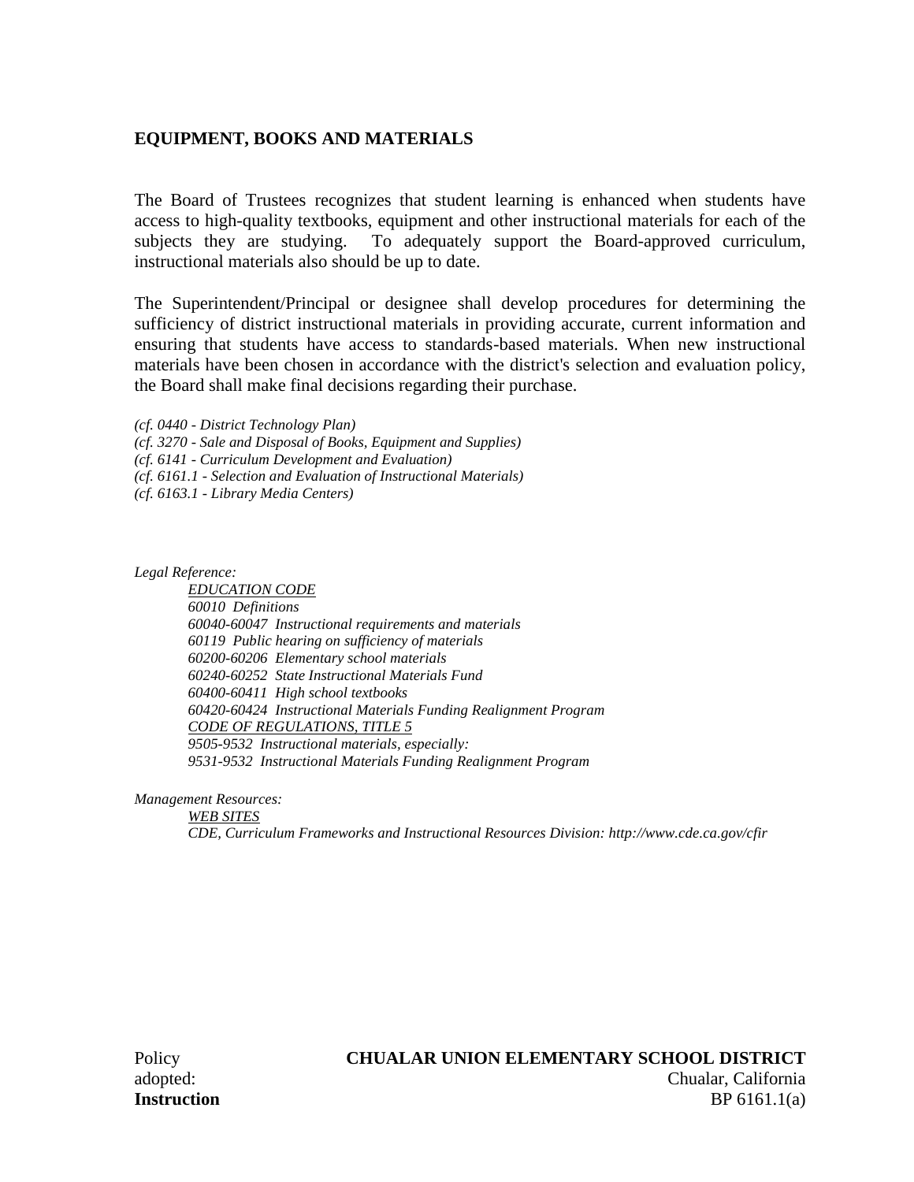## EQUIPMENT, BOOKS AND MATERIALS

The Board of Trustees recognizes that student learning is enhanced when students have access to high-quality textbooks, equipment and other instructional materials for each of the subjects they are studying. To adequately support the Board-approved curriculum, instructional materials also should be up to date.

The Superintendent/Principal or designee shall develop procedures for determining the sufficiency of district instructional materials in providing accurate, current information and ensuring that students have access to standards-based materials. When new instructional materials have been chosen in accordance with the district's selection and evaluation policy, the Board shall make final decisions regarding their purchase.

*(cf. 0440 - District Technology Plan)*
*(cf. 3270 - Sale and Disposal of Books, Equipment and Supplies)*
*(cf. 6141 - Curriculum Development and Evaluation)*
*(cf. 6161.1 - Selection and Evaluation of Instructional Materials)*
*(cf. 6163.1 - Library Media Centers)*

*Legal Reference:*

*EDUCATION CODE*
*60010 Definitions*
*60040-60047 Instructional requirements and materials*
*60119 Public hearing on sufficiency of materials*
*60200-60206 Elementary school materials*
*60240-60252 State Instructional Materials Fund*
*60400-60411 High school textbooks*
*60420-60424 Instructional Materials Funding Realignment Program*
*CODE OF REGULATIONS, TITLE 5*
*9505-9532 Instructional materials, especially:*
*9531-9532 Instructional Materials Funding Realignment Program*

*Management Resources:*

*WEB SITES*
*CDE, Curriculum Frameworks and Instructional Resources Division: http://www.cde.ca.gov/cfir*

Policy adopted: **CHUALAR UNION ELEMENTARY SCHOOL DISTRICT**
Chualar, California

**Instruction** BP 6161.1(a)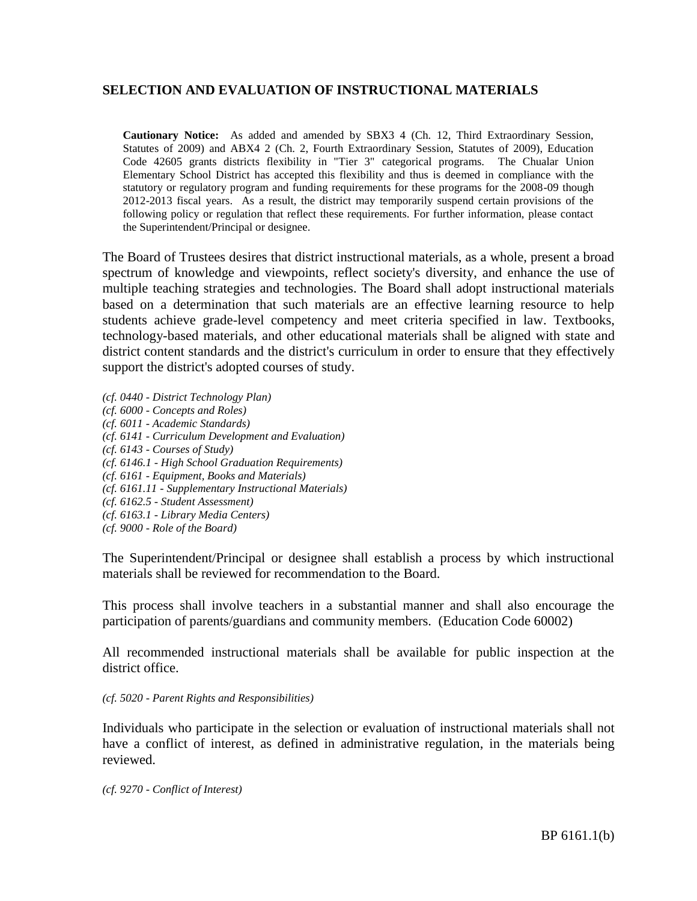## SELECTION AND EVALUATION OF INSTRUCTIONAL MATERIALS

> **Cautionary Notice:** As added and amended by SBX3 4 (Ch. 12, Third Extraordinary Session, Statutes of 2009) and ABX4 2 (Ch. 2, Fourth Extraordinary Session, Statutes of 2009), Education Code 42605 grants districts flexibility in "Tier 3" categorical programs. The Chualar Union Elementary School District has accepted this flexibility and thus is deemed in compliance with the statutory or regulatory program and funding requirements for these programs for the 2008-09 though 2012-2013 fiscal years. As a result, the district may temporarily suspend certain provisions of the following policy or regulation that reflect these requirements. For further information, please contact the Superintendent/Principal or designee.

The Board of Trustees desires that district instructional materials, as a whole, present a broad spectrum of knowledge and viewpoints, reflect society's diversity, and enhance the use of multiple teaching strategies and technologies. The Board shall adopt instructional materials based on a determination that such materials are an effective learning resource to help students achieve grade-level competency and meet criteria specified in law. Textbooks, technology-based materials, and other educational materials shall be aligned with state and district content standards and the district's curriculum in order to ensure that they effectively support the district's adopted courses of study.

*(cf. 0440 - District Technology Plan)*
*(cf. 6000 - Concepts and Roles)*
*(cf. 6011 - Academic Standards)*
*(cf. 6141 - Curriculum Development and Evaluation)*
*(cf. 6143 - Courses of Study)*
*(cf. 6146.1 - High School Graduation Requirements)*
*(cf. 6161 - Equipment, Books and Materials)*
*(cf. 6161.11 - Supplementary Instructional Materials)*
*(cf. 6162.5 - Student Assessment)*
*(cf. 6163.1 - Library Media Centers)*
*(cf. 9000 - Role of the Board)*

The Superintendent/Principal or designee shall establish a process by which instructional materials shall be reviewed for recommendation to the Board.

This process shall involve teachers in a substantial manner and shall also encourage the participation of parents/guardians and community members. (Education Code 60002)

All recommended instructional materials shall be available for public inspection at the district office.

*(cf. 5020 - Parent Rights and Responsibilities)*

Individuals who participate in the selection or evaluation of instructional materials shall not have a conflict of interest, as defined in administrative regulation, in the materials being reviewed.

*(cf. 9270 - Conflict of Interest)*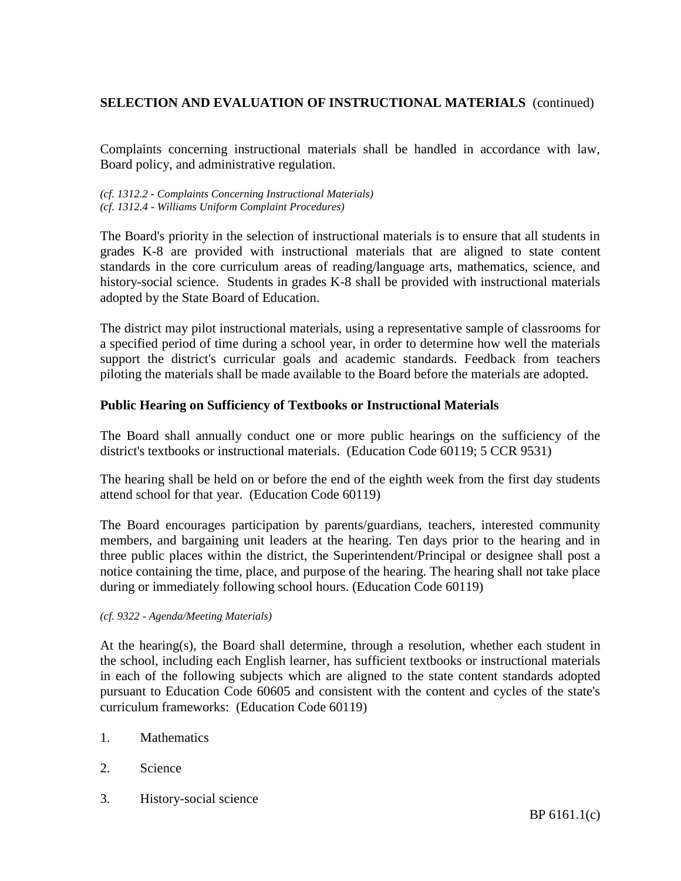**SELECTION AND EVALUATION OF INSTRUCTIONAL MATERIALS** (continued)

Complaints concerning instructional materials shall be handled in accordance with law, Board policy, and administrative regulation.

*(cf. 1312.2 - Complaints Concerning Instructional Materials)*
*(cf. 1312.4 - Williams Uniform Complaint Procedures)*

The Board's priority in the selection of instructional materials is to ensure that all students in grades K-8 are provided with instructional materials that are aligned to state content standards in the core curriculum areas of reading/language arts, mathematics, science, and history-social science. Students in grades K-8 shall be provided with instructional materials adopted by the State Board of Education.

The district may pilot instructional materials, using a representative sample of classrooms for a specified period of time during a school year, in order to determine how well the materials support the district's curricular goals and academic standards. Feedback from teachers piloting the materials shall be made available to the Board before the materials are adopted.

## Public Hearing on Sufficiency of Textbooks or Instructional Materials

The Board shall annually conduct one or more public hearings on the sufficiency of the district's textbooks or instructional materials. (Education Code 60119; 5 CCR 9531)

The hearing shall be held on or before the end of the eighth week from the first day students attend school for that year. (Education Code 60119)

The Board encourages participation by parents/guardians, teachers, interested community members, and bargaining unit leaders at the hearing. Ten days prior to the hearing and in three public places within the district, the Superintendent/Principal or designee shall post a notice containing the time, place, and purpose of the hearing. The hearing shall not take place during or immediately following school hours. (Education Code 60119)

*(cf. 9322 - Agenda/Meeting Materials)*

At the hearing(s), the Board shall determine, through a resolution, whether each student in the school, including each English learner, has sufficient textbooks or instructional materials in each of the following subjects which are aligned to the state content standards adopted pursuant to Education Code 60605 and consistent with the content and cycles of the state's curriculum frameworks: (Education Code 60119)

1. Mathematics

2. Science

3. History-social science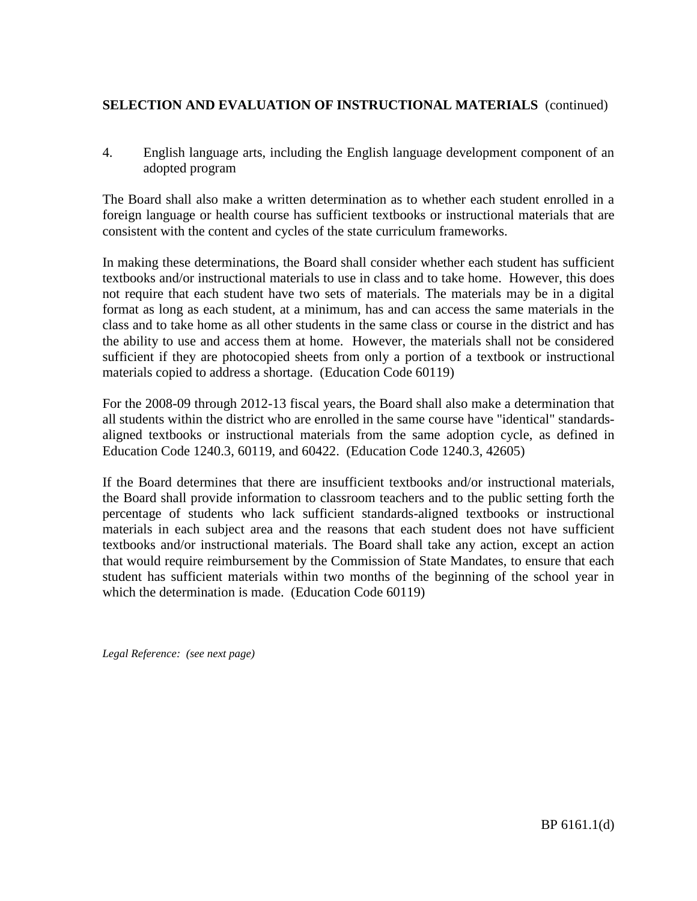**SELECTION AND EVALUATION OF INSTRUCTIONAL MATERIALS** (continued)

4. English language arts, including the English language development component of an adopted program

The Board shall also make a written determination as to whether each student enrolled in a foreign language or health course has sufficient textbooks or instructional materials that are consistent with the content and cycles of the state curriculum frameworks.

In making these determinations, the Board shall consider whether each student has sufficient textbooks and/or instructional materials to use in class and to take home. However, this does not require that each student have two sets of materials. The materials may be in a digital format as long as each student, at a minimum, has and can access the same materials in the class and to take home as all other students in the same class or course in the district and has the ability to use and access them at home. However, the materials shall not be considered sufficient if they are photocopied sheets from only a portion of a textbook or instructional materials copied to address a shortage. (Education Code 60119)

For the 2008-09 through 2012-13 fiscal years, the Board shall also make a determination that all students within the district who are enrolled in the same course have "identical" standards-aligned textbooks or instructional materials from the same adoption cycle, as defined in Education Code 1240.3, 60119, and 60422. (Education Code 1240.3, 42605)

If the Board determines that there are insufficient textbooks and/or instructional materials, the Board shall provide information to classroom teachers and to the public setting forth the percentage of students who lack sufficient standards-aligned textbooks or instructional materials in each subject area and the reasons that each student does not have sufficient textbooks and/or instructional materials. The Board shall take any action, except an action that would require reimbursement by the Commission of State Mandates, to ensure that each student has sufficient materials within two months of the beginning of the school year in which the determination is made. (Education Code 60119)

*Legal Reference: (see next page)*

BP 6161.1(d)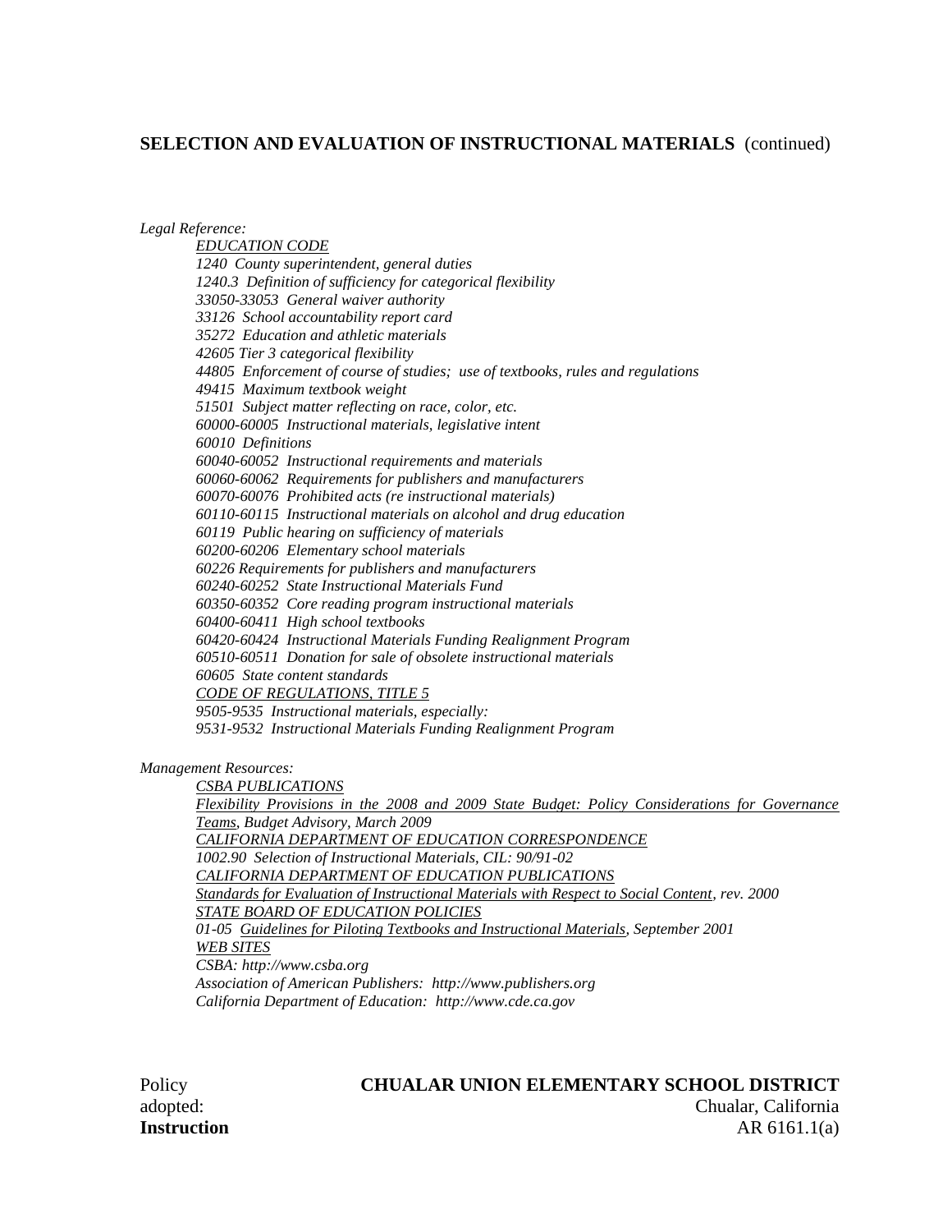**SELECTION AND EVALUATION OF INSTRUCTIONAL MATERIALS** (continued)

*Legal Reference:*

*EDUCATION CODE*
*1240 County superintendent, general duties*
*1240.3 Definition of sufficiency for categorical flexibility*
*33050-33053 General waiver authority*
*33126 School accountability report card*
*35272 Education and athletic materials*
*42605 Tier 3 categorical flexibility*
*44805 Enforcement of course of studies; use of textbooks, rules and regulations*
*49415 Maximum textbook weight*
*51501 Subject matter reflecting on race, color, etc.*
*60000-60005 Instructional materials, legislative intent*
*60010 Definitions*
*60040-60052 Instructional requirements and materials*
*60060-60062 Requirements for publishers and manufacturers*
*60070-60076 Prohibited acts (re instructional materials)*
*60110-60115 Instructional materials on alcohol and drug education*
*60119 Public hearing on sufficiency of materials*
*60200-60206 Elementary school materials*
*60226 Requirements for publishers and manufacturers*
*60240-60252 State Instructional Materials Fund*
*60350-60352 Core reading program instructional materials*
*60400-60411 High school textbooks*
*60420-60424 Instructional Materials Funding Realignment Program*
*60510-60511 Donation for sale of obsolete instructional materials*
*60605 State content standards*
*CODE OF REGULATIONS, TITLE 5*
*9505-9535 Instructional materials, especially:*
*9531-9532 Instructional Materials Funding Realignment Program*

*Management Resources:*

*CSBA PUBLICATIONS*
*Flexibility Provisions in the 2008 and 2009 State Budget: Policy Considerations for Governance Teams, Budget Advisory, March 2009*
*CALIFORNIA DEPARTMENT OF EDUCATION CORRESPONDENCE*
*1002.90 Selection of Instructional Materials, CIL: 90/91-02*
*CALIFORNIA DEPARTMENT OF EDUCATION PUBLICATIONS*
*Standards for Evaluation of Instructional Materials with Respect to Social Content, rev. 2000*
*STATE BOARD OF EDUCATION POLICIES*
*01-05 Guidelines for Piloting Textbooks and Instructional Materials, September 2001*
*WEB SITES*
*CSBA: http://www.csba.org*
*Association of American Publishers: http://www.publishers.org*
*California Department of Education: http://www.cde.ca.gov*

Policy adopted:

**CHUALAR UNION ELEMENTARY SCHOOL DISTRICT**
Chualar, California

**Instruction** AR 6161.1(a)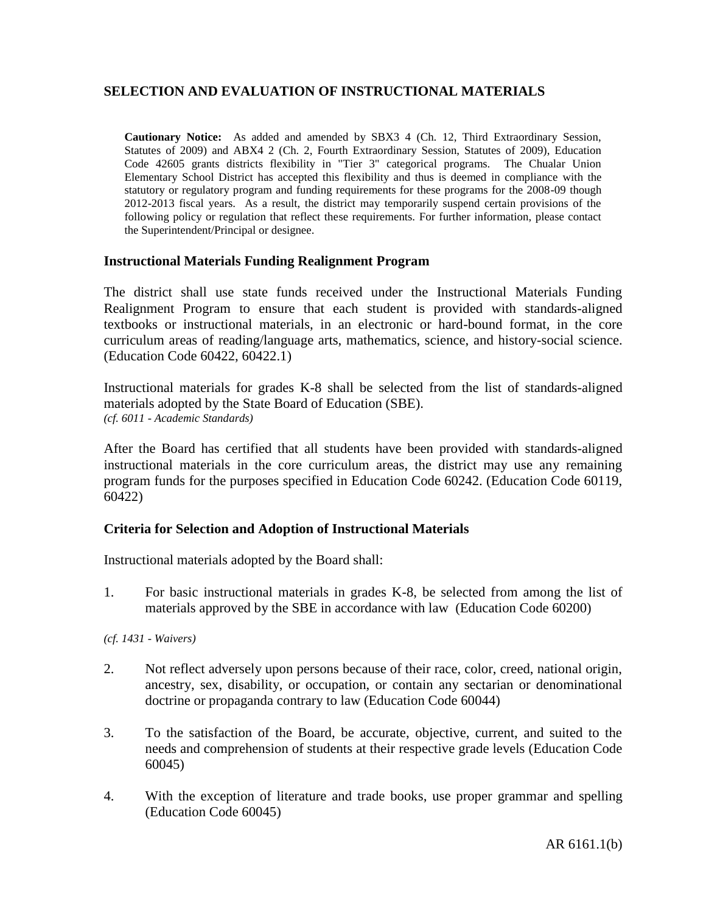## SELECTION AND EVALUATION OF INSTRUCTIONAL MATERIALS

**Cautionary Notice:** As added and amended by SBX3 4 (Ch. 12, Third Extraordinary Session, Statutes of 2009) and ABX4 2 (Ch. 2, Fourth Extraordinary Session, Statutes of 2009), Education Code 42605 grants districts flexibility in "Tier 3" categorical programs. The Chualar Union Elementary School District has accepted this flexibility and thus is deemed in compliance with the statutory or regulatory program and funding requirements for these programs for the 2008-09 though 2012-2013 fiscal years. As a result, the district may temporarily suspend certain provisions of the following policy or regulation that reflect these requirements. For further information, please contact the Superintendent/Principal or designee.

### Instructional Materials Funding Realignment Program

The district shall use state funds received under the Instructional Materials Funding Realignment Program to ensure that each student is provided with standards-aligned textbooks or instructional materials, in an electronic or hard-bound format, in the core curriculum areas of reading/language arts, mathematics, science, and history-social science. (Education Code 60422, 60422.1)

Instructional materials for grades K-8 shall be selected from the list of standards-aligned materials adopted by the State Board of Education (SBE).
*(cf. 6011 - Academic Standards)*

After the Board has certified that all students have been provided with standards-aligned instructional materials in the core curriculum areas, the district may use any remaining program funds for the purposes specified in Education Code 60242. (Education Code 60119, 60422)

### Criteria for Selection and Adoption of Instructional Materials

Instructional materials adopted by the Board shall:

1. For basic instructional materials in grades K-8, be selected from among the list of materials approved by the SBE in accordance with law (Education Code 60200)

*(cf. 1431 - Waivers)*

2. Not reflect adversely upon persons because of their race, color, creed, national origin, ancestry, sex, disability, or occupation, or contain any sectarian or denominational doctrine or propaganda contrary to law (Education Code 60044)

3. To the satisfaction of the Board, be accurate, objective, current, and suited to the needs and comprehension of students at their respective grade levels (Education Code 60045)

4. With the exception of literature and trade books, use proper grammar and spelling (Education Code 60045)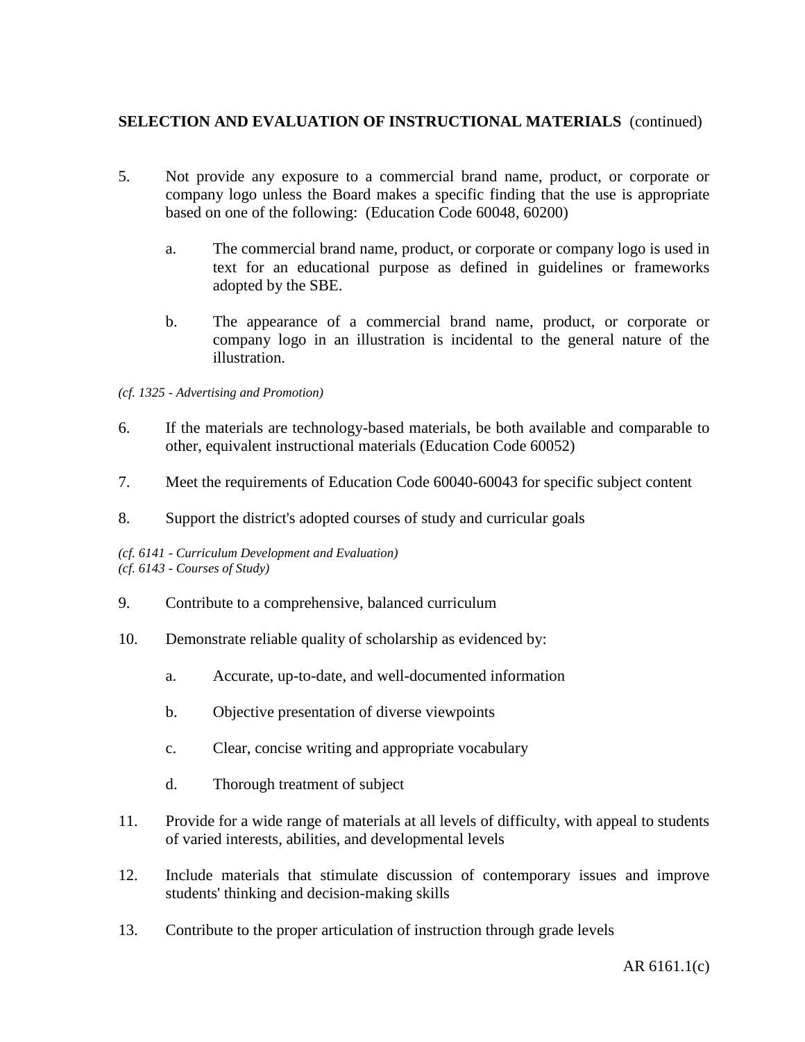**SELECTION AND EVALUATION OF INSTRUCTIONAL MATERIALS** (continued)

5. Not provide any exposure to a commercial brand name, product, or corporate or company logo unless the Board makes a specific finding that the use is appropriate based on one of the following: (Education Code 60048, 60200)

    a. The commercial brand name, product, or corporate or company logo is used in text for an educational purpose as defined in guidelines or frameworks adopted by the SBE.

    b. The appearance of a commercial brand name, product, or corporate or company logo in an illustration is incidental to the general nature of the illustration.

*(cf. 1325 - Advertising and Promotion)*

6. If the materials are technology-based materials, be both available and comparable to other, equivalent instructional materials (Education Code 60052)

7. Meet the requirements of Education Code 60040-60043 for specific subject content

8. Support the district's adopted courses of study and curricular goals

*(cf. 6141 - Curriculum Development and Evaluation)*
*(cf. 6143 - Courses of Study)*

9. Contribute to a comprehensive, balanced curriculum

10. Demonstrate reliable quality of scholarship as evidenced by:

    a. Accurate, up-to-date, and well-documented information

    b. Objective presentation of diverse viewpoints

    c. Clear, concise writing and appropriate vocabulary

    d. Thorough treatment of subject

11. Provide for a wide range of materials at all levels of difficulty, with appeal to students of varied interests, abilities, and developmental levels

12. Include materials that stimulate discussion of contemporary issues and improve students' thinking and decision-making skills

13. Contribute to the proper articulation of instruction through grade levels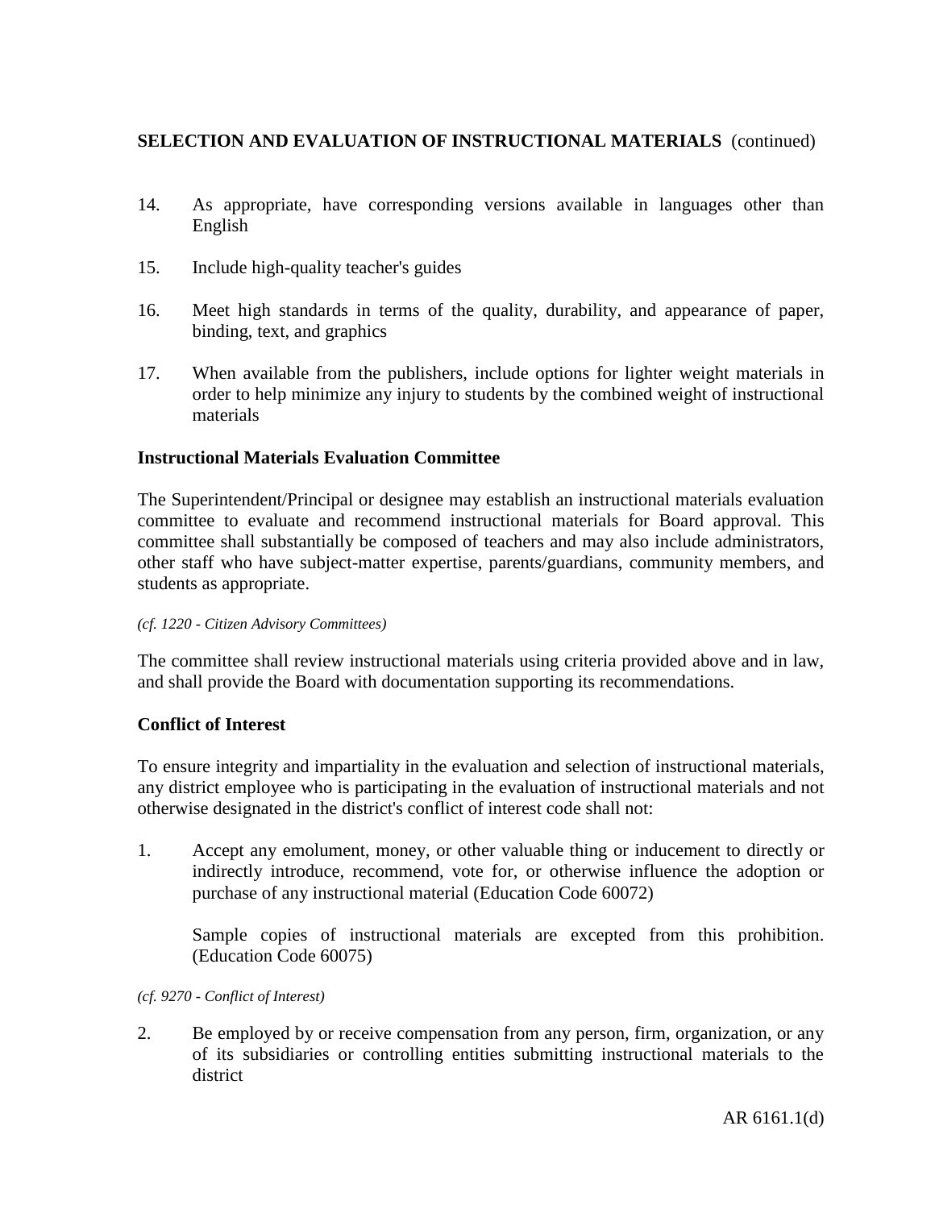14. As appropriate, have corresponding versions available in languages other than English

15. Include high-quality teacher's guides

16. Meet high standards in terms of the quality, durability, and appearance of paper, binding, text, and graphics

17. When available from the publishers, include options for lighter weight materials in order to help minimize any injury to students by the combined weight of instructional materials

## Instructional Materials Evaluation Committee

The Superintendent/Principal or designee may establish an instructional materials evaluation committee to evaluate and recommend instructional materials for Board approval. This committee shall substantially be composed of teachers and may also include administrators, other staff who have subject-matter expertise, parents/guardians, community members, and students as appropriate.

*(cf. 1220 - Citizen Advisory Committees)*

The committee shall review instructional materials using criteria provided above and in law, and shall provide the Board with documentation supporting its recommendations.

## Conflict of Interest

To ensure integrity and impartiality in the evaluation and selection of instructional materials, any district employee who is participating in the evaluation of instructional materials and not otherwise designated in the district's conflict of interest code shall not:

1. Accept any emolument, money, or other valuable thing or inducement to directly or indirectly introduce, recommend, vote for, or otherwise influence the adoption or purchase of any instructional material (Education Code 60072)

   Sample copies of instructional materials are excepted from this prohibition. (Education Code 60075)

*(cf. 9270 - Conflict of Interest)*

2. Be employed by or receive compensation from any person, firm, organization, or any of its subsidiaries or controlling entities submitting instructional materials to the district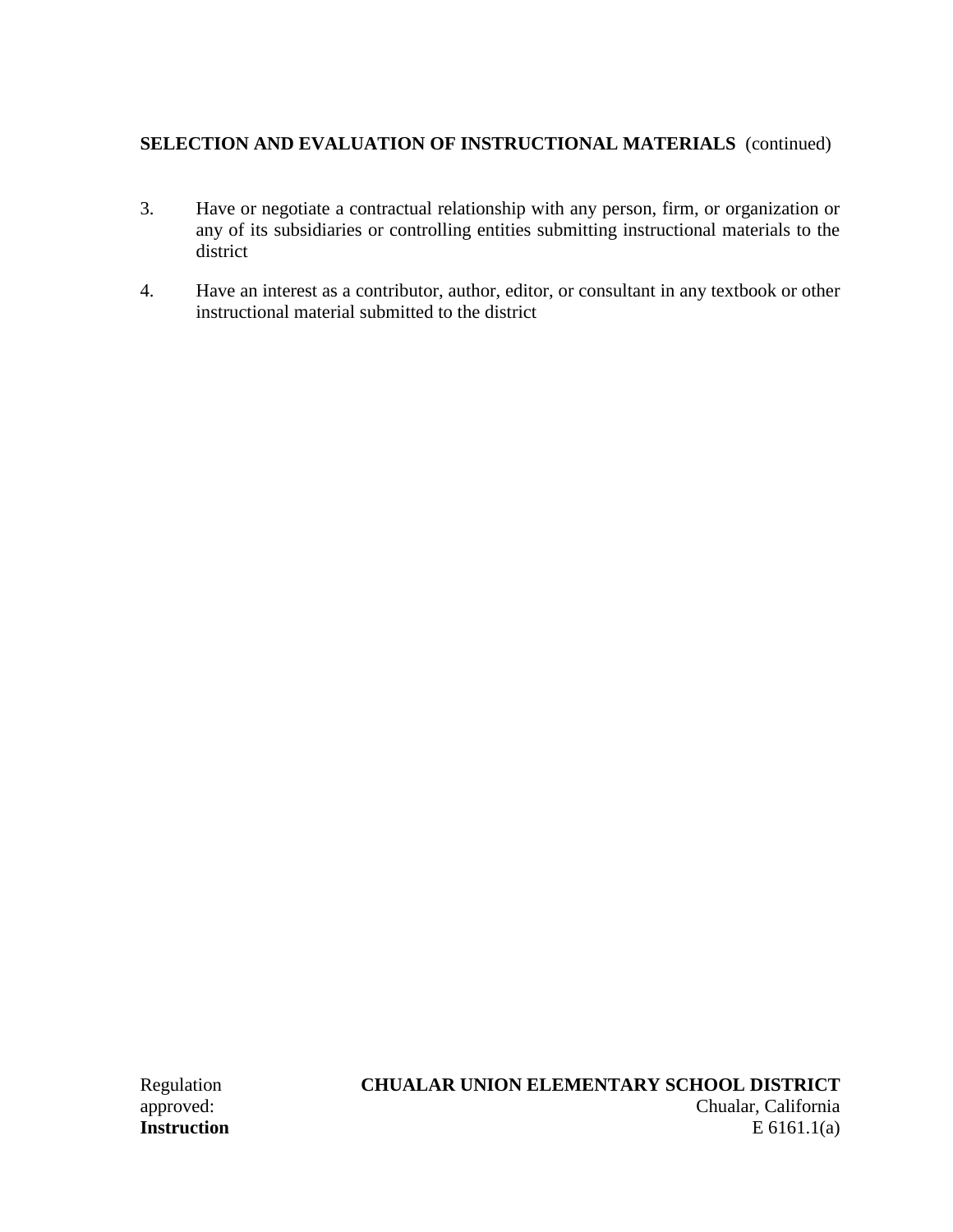**SELECTION AND EVALUATION OF INSTRUCTIONAL MATERIALS** (continued)

3. Have or negotiate a contractual relationship with any person, firm, or organization or any of its subsidiaries or controlling entities submitting instructional materials to the district

4. Have an interest as a contributor, author, editor, or consultant in any textbook or other instructional material submitted to the district

Regulation approved:

**CHUALAR UNION ELEMENTARY SCHOOL DISTRICT**
Chualar, California

**Instruction**
E 6161.1(a)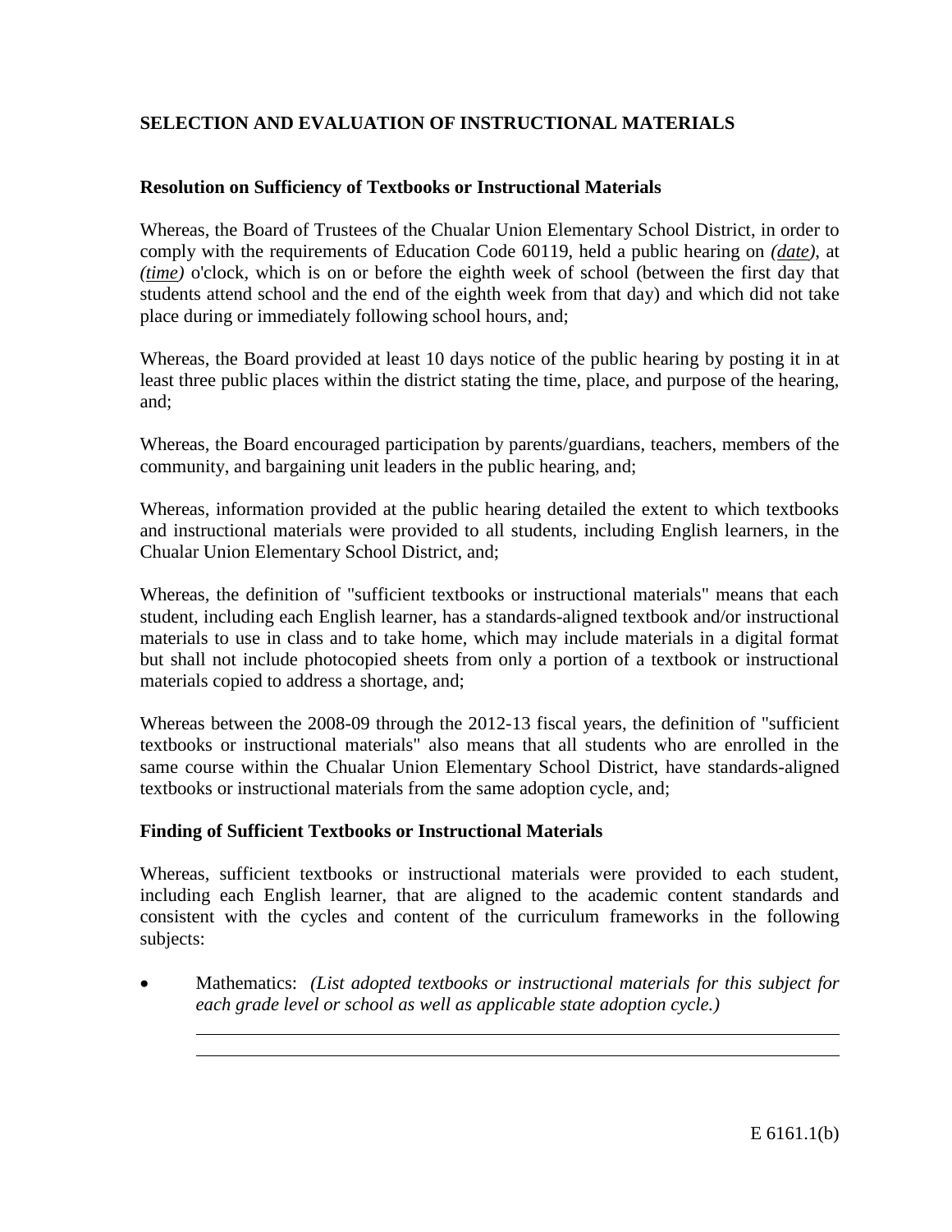## SELECTION AND EVALUATION OF INSTRUCTIONAL MATERIALS

### Resolution on Sufficiency of Textbooks or Instructional Materials

Whereas, the Board of Trustees of the Chualar Union Elementary School District, in order to comply with the requirements of Education Code 60119, held a public hearing on *(date)*, at *(time)* o'clock, which is on or before the eighth week of school (between the first day that students attend school and the end of the eighth week from that day) and which did not take place during or immediately following school hours, and;

Whereas, the Board provided at least 10 days notice of the public hearing by posting it in at least three public places within the district stating the time, place, and purpose of the hearing, and;

Whereas, the Board encouraged participation by parents/guardians, teachers, members of the community, and bargaining unit leaders in the public hearing, and;

Whereas, information provided at the public hearing detailed the extent to which textbooks and instructional materials were provided to all students, including English learners, in the Chualar Union Elementary School District, and;

Whereas, the definition of "sufficient textbooks or instructional materials" means that each student, including each English learner, has a standards-aligned textbook and/or instructional materials to use in class and to take home, which may include materials in a digital format but shall not include photocopied sheets from only a portion of a textbook or instructional materials copied to address a shortage, and;

Whereas between the 2008-09 through the 2012-13 fiscal years, the definition of "sufficient textbooks or instructional materials" also means that all students who are enrolled in the same course within the Chualar Union Elementary School District, have standards-aligned textbooks or instructional materials from the same adoption cycle, and;

### Finding of Sufficient Textbooks or Instructional Materials

Whereas, sufficient textbooks or instructional materials were provided to each student, including each English learner, that are aligned to the academic content standards and consistent with the cycles and content of the curriculum frameworks in the following subjects:

- Mathematics: *(List adopted textbooks or instructional materials for this subject for each grade level or school as well as applicable state adoption cycle.)*

  ______________________________________________________________

  ______________________________________________________________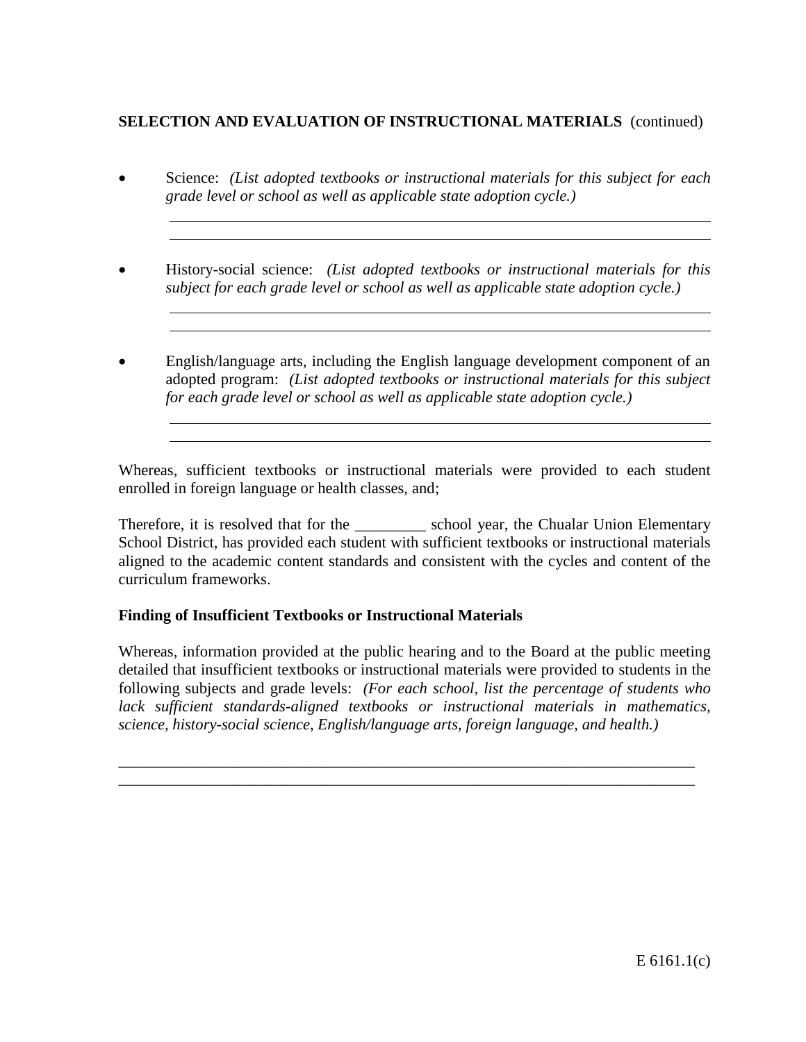**SELECTION AND EVALUATION OF INSTRUCTIONAL MATERIALS** (continued)

- Science: *(List adopted textbooks or instructional materials for this subject for each grade level or school as well as applicable state adoption cycle.)*

  ________________________________________________________________________
  ________________________________________________________________________

- History-social science: *(List adopted textbooks or instructional materials for this subject for each grade level or school as well as applicable state adoption cycle.)*

  ________________________________________________________________________
  ________________________________________________________________________

- English/language arts, including the English language development component of an adopted program: *(List adopted textbooks or instructional materials for this subject for each grade level or school as well as applicable state adoption cycle.)*

  ________________________________________________________________________
  ________________________________________________________________________

Whereas, sufficient textbooks or instructional materials were provided to each student enrolled in foreign language or health classes, and;

Therefore, it is resolved that for the _________ school year, the Chualar Union Elementary School District, has provided each student with sufficient textbooks or instructional materials aligned to the academic content standards and consistent with the cycles and content of the curriculum frameworks.

**Finding of Insufficient Textbooks or Instructional Materials**

Whereas, information provided at the public hearing and to the Board at the public meeting detailed that insufficient textbooks or instructional materials were provided to students in the following subjects and grade levels: *(For each school, list the percentage of students who lack sufficient standards-aligned textbooks or instructional materials in mathematics, science, history-social science, English/language arts, foreign language, and health.)*

__________________________________________________________________________
__________________________________________________________________________

E 6161.1(c)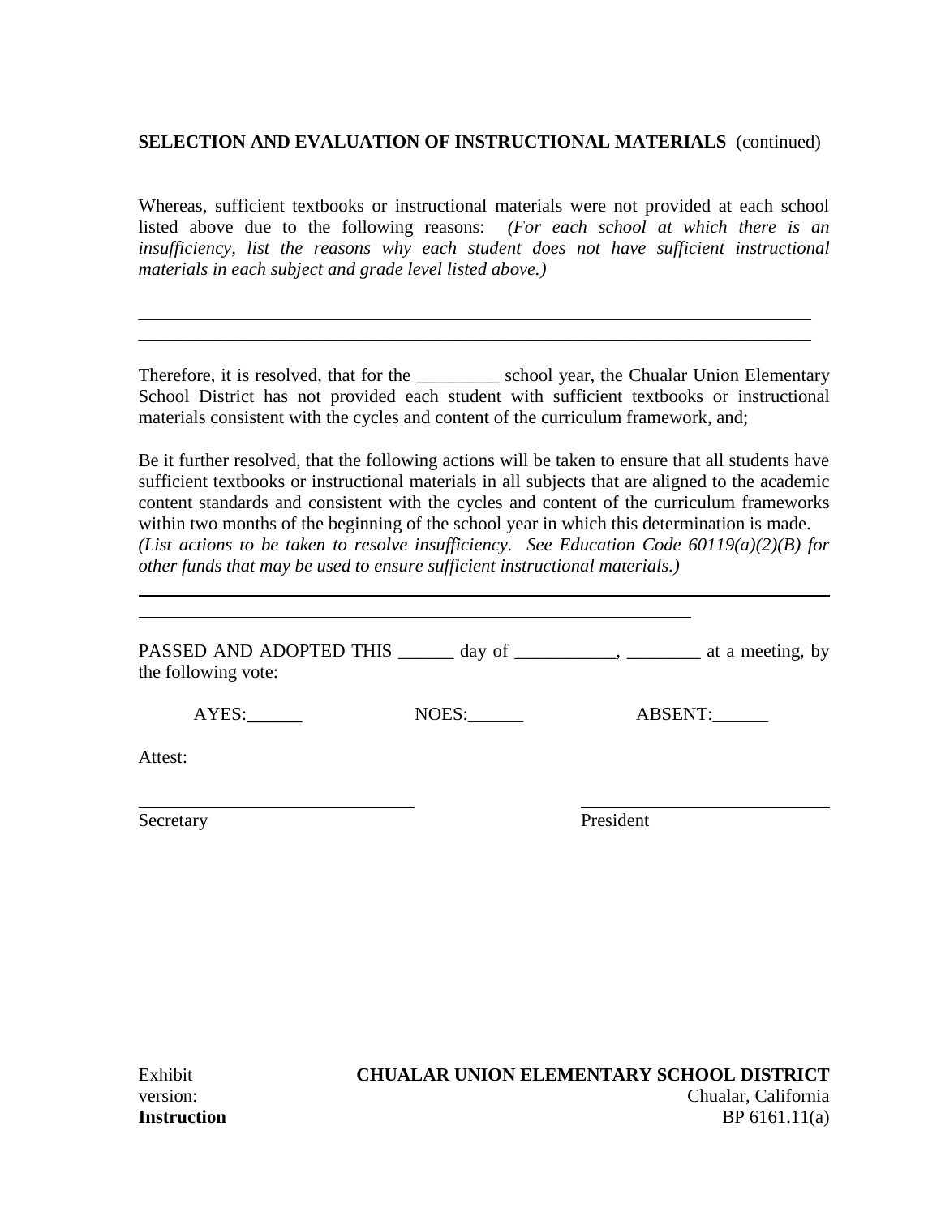**SELECTION AND EVALUATION OF INSTRUCTIONAL MATERIALS** (continued)

Whereas, sufficient textbooks or instructional materials were not provided at each school listed above due to the following reasons: *(For each school at which there is an insufficiency, list the reasons why each student does not have sufficient instructional materials in each subject and grade level listed above.)*

_____________________________________________________________________________
_____________________________________________________________________________

Therefore, it is resolved, that for the _________ school year, the Chualar Union Elementary School District has not provided each student with sufficient textbooks or instructional materials consistent with the cycles and content of the curriculum framework, and;

Be it further resolved, that the following actions will be taken to ensure that all students have sufficient textbooks or instructional materials in all subjects that are aligned to the academic content standards and consistent with the cycles and content of the curriculum frameworks within two months of the beginning of the school year in which this determination is made. *(List actions to be taken to resolve insufficiency. See Education Code 60119(a)(2)(B) for other funds that may be used to ensure sufficient instructional materials.)*

_____________________________________________________________________________
______________________________________________________________

PASSED AND ADOPTED THIS ______ day of ___________, ________ at a meeting, by the following vote:

AYES:______ NOES:______ ABSENT:______

Attest:

______________________________ ______________________________
Secretary President

Exhibit version:
**Instruction**

**CHUALAR UNION ELEMENTARY SCHOOL DISTRICT**
Chualar, California
BP 6161.11(a)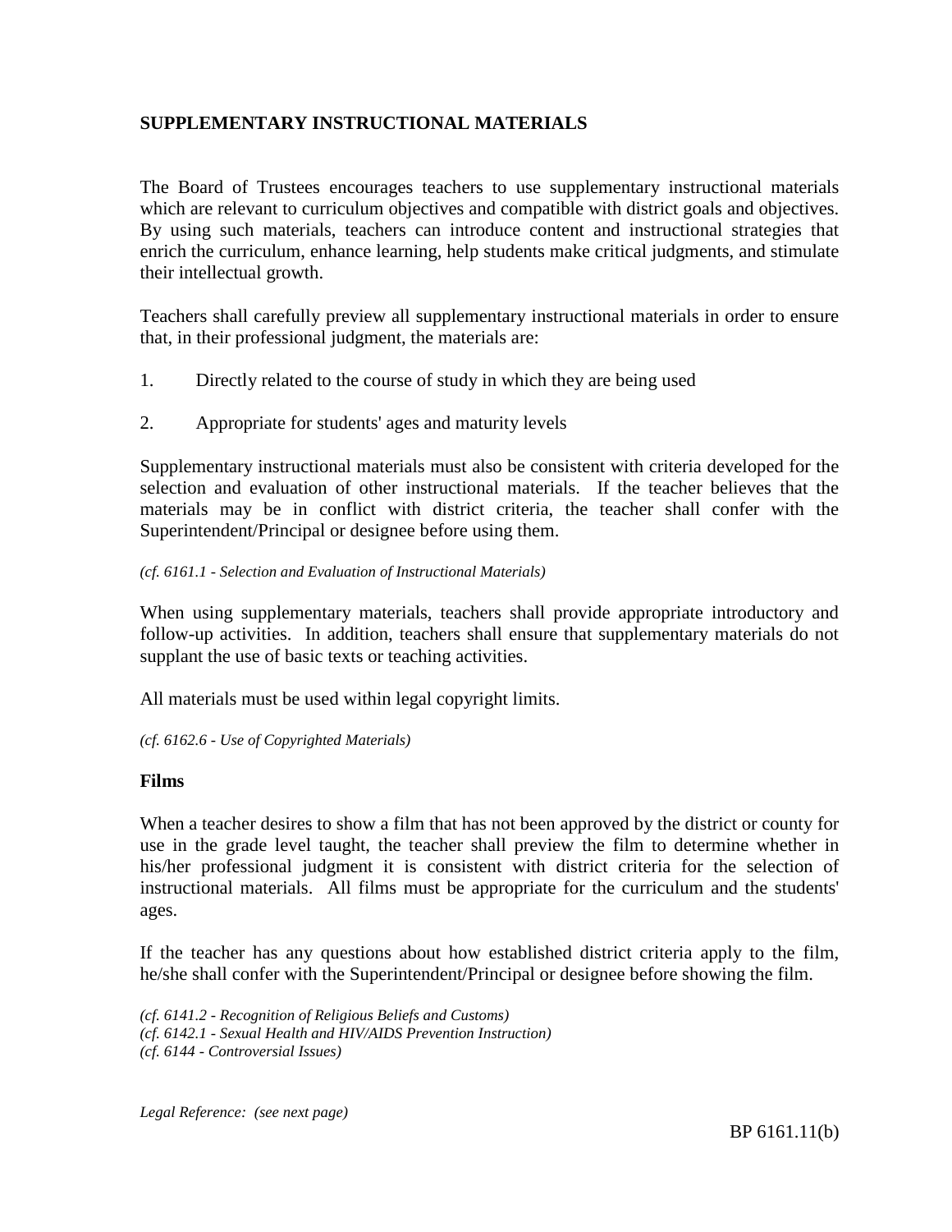## SUPPLEMENTARY INSTRUCTIONAL MATERIALS

The Board of Trustees encourages teachers to use supplementary instructional materials which are relevant to curriculum objectives and compatible with district goals and objectives. By using such materials, teachers can introduce content and instructional strategies that enrich the curriculum, enhance learning, help students make critical judgments, and stimulate their intellectual growth.

Teachers shall carefully preview all supplementary instructional materials in order to ensure that, in their professional judgment, the materials are:

1. Directly related to the course of study in which they are being used

2. Appropriate for students' ages and maturity levels

Supplementary instructional materials must also be consistent with criteria developed for the selection and evaluation of other instructional materials. If the teacher believes that the materials may be in conflict with district criteria, the teacher shall confer with the Superintendent/Principal or designee before using them.

*(cf. 6161.1 - Selection and Evaluation of Instructional Materials)*

When using supplementary materials, teachers shall provide appropriate introductory and follow-up activities. In addition, teachers shall ensure that supplementary materials do not supplant the use of basic texts or teaching activities.

All materials must be used within legal copyright limits.

*(cf. 6162.6 - Use of Copyrighted Materials)*

### Films

When a teacher desires to show a film that has not been approved by the district or county for use in the grade level taught, the teacher shall preview the film to determine whether in his/her professional judgment it is consistent with district criteria for the selection of instructional materials. All films must be appropriate for the curriculum and the students' ages.

If the teacher has any questions about how established district criteria apply to the film, he/she shall confer with the Superintendent/Principal or designee before showing the film.

*(cf. 6141.2 - Recognition of Religious Beliefs and Customs)*
*(cf. 6142.1 - Sexual Health and HIV/AIDS Prevention Instruction)*
*(cf. 6144 - Controversial Issues)*

*Legal Reference: (see next page)*

BP 6161.11(b)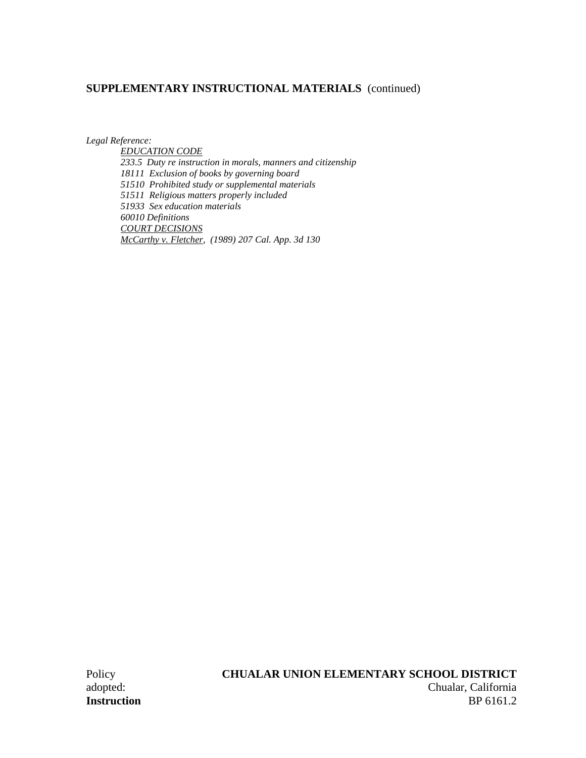**SUPPLEMENTARY INSTRUCTIONAL MATERIALS** (continued)

*Legal Reference:*

*EDUCATION CODE*

*233.5 Duty re instruction in morals, manners and citizenship*

*18111 Exclusion of books by governing board*

*51510 Prohibited study or supplemental materials*

*51511 Religious matters properly included*

*51933 Sex education materials*

*60010 Definitions*

*COURT DECISIONS*

*McCarthy v. Fletcher, (1989) 207 Cal. App. 3d 130*

Policy adopted:

**Instruction**

**CHUALAR UNION ELEMENTARY SCHOOL DISTRICT**

Chualar, California

BP 6161.2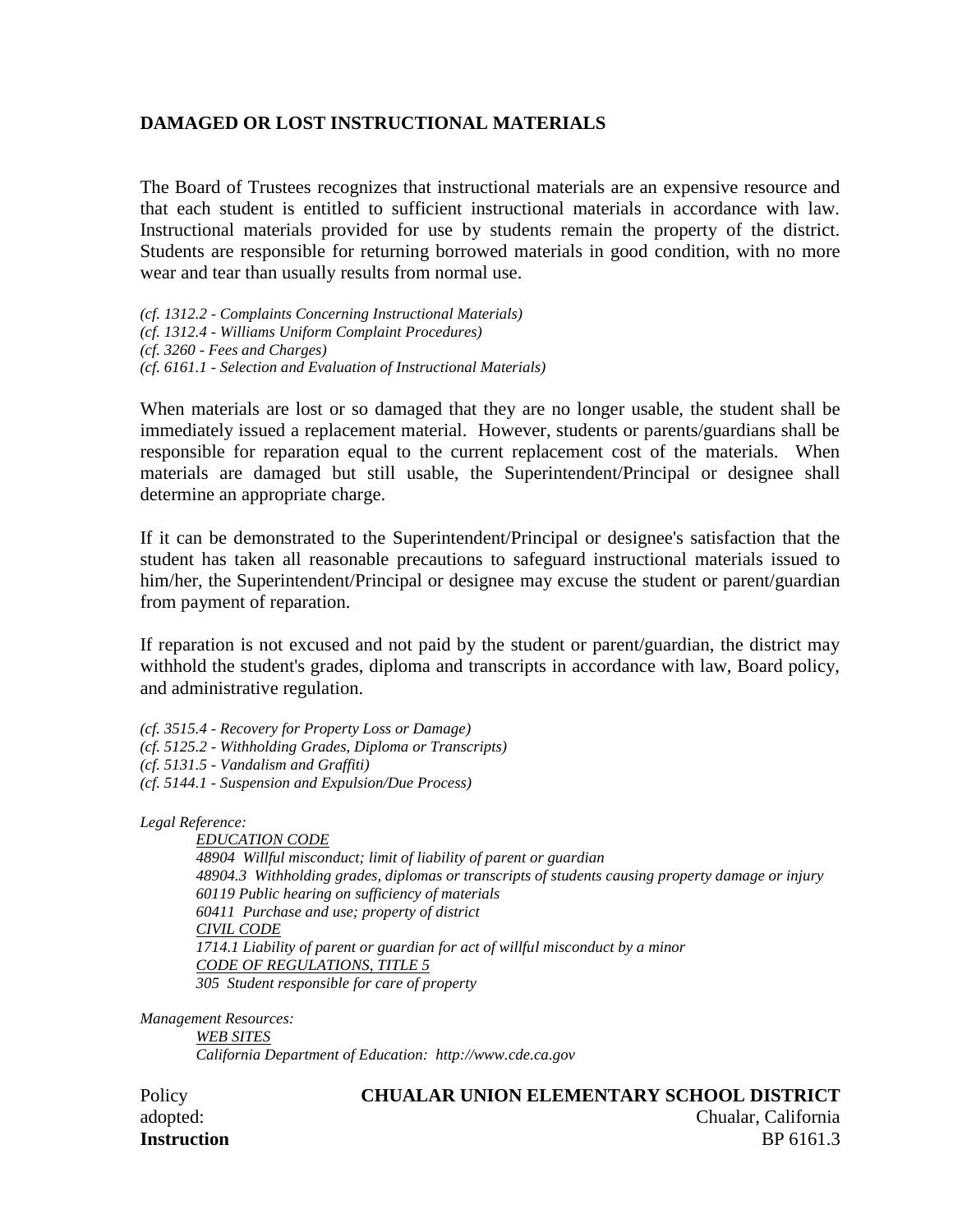## DAMAGED OR LOST INSTRUCTIONAL MATERIALS

The Board of Trustees recognizes that instructional materials are an expensive resource and that each student is entitled to sufficient instructional materials in accordance with law. Instructional materials provided for use by students remain the property of the district. Students are responsible for returning borrowed materials in good condition, with no more wear and tear than usually results from normal use.

*(cf. 1312.2 - Complaints Concerning Instructional Materials)*
*(cf. 1312.4 - Williams Uniform Complaint Procedures)*
*(cf. 3260 - Fees and Charges)*
*(cf. 6161.1 - Selection and Evaluation of Instructional Materials)*

When materials are lost or so damaged that they are no longer usable, the student shall be immediately issued a replacement material. However, students or parents/guardians shall be responsible for reparation equal to the current replacement cost of the materials. When materials are damaged but still usable, the Superintendent/Principal or designee shall determine an appropriate charge.

If it can be demonstrated to the Superintendent/Principal or designee's satisfaction that the student has taken all reasonable precautions to safeguard instructional materials issued to him/her, the Superintendent/Principal or designee may excuse the student or parent/guardian from payment of reparation.

If reparation is not excused and not paid by the student or parent/guardian, the district may withhold the student's grades, diploma and transcripts in accordance with law, Board policy, and administrative regulation.

*(cf. 3515.4 - Recovery for Property Loss or Damage)*
*(cf. 5125.2 - Withholding Grades, Diploma or Transcripts)*
*(cf. 5131.5 - Vandalism and Graffiti)*
*(cf. 5144.1 - Suspension and Expulsion/Due Process)*

*Legal Reference:*

*EDUCATION CODE*
*48904 Willful misconduct; limit of liability of parent or guardian*
*48904.3 Withholding grades, diplomas or transcripts of students causing property damage or injury*
*60119 Public hearing on sufficiency of materials*
*60411 Purchase and use; property of district*
*CIVIL CODE*
*1714.1 Liability of parent or guardian for act of willful misconduct by a minor*
*CODE OF REGULATIONS, TITLE 5*
*305 Student responsible for care of property*

*Management Resources:*

*WEB SITES*
*California Department of Education: http://www.cde.ca.gov*

Policy adopted:

**CHUALAR UNION ELEMENTARY SCHOOL DISTRICT**
Chualar, California

**Instruction** BP 6161.3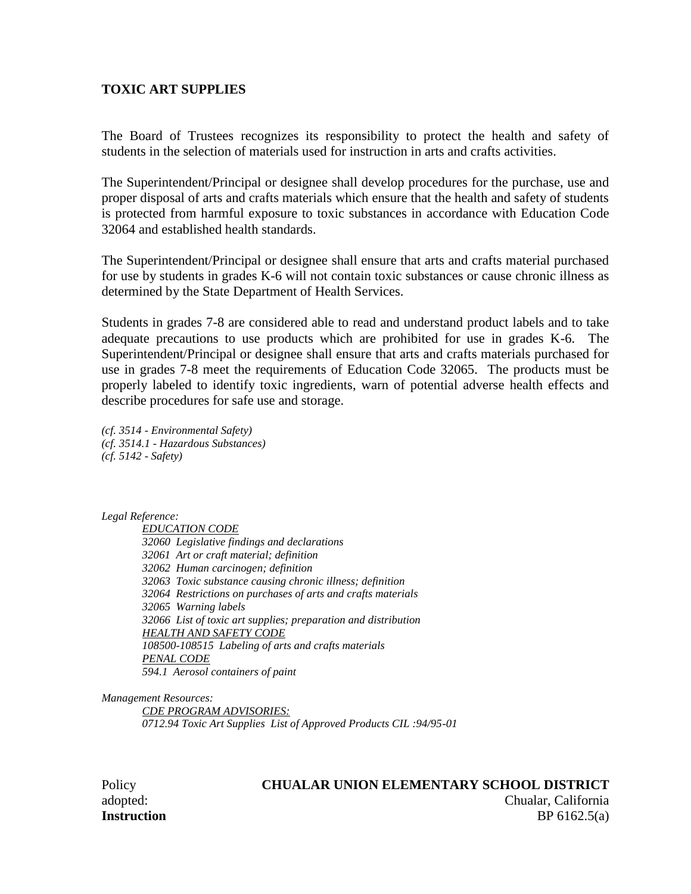# TOXIC ART SUPPLIES

The Board of Trustees recognizes its responsibility to protect the health and safety of students in the selection of materials used for instruction in arts and crafts activities.

The Superintendent/Principal or designee shall develop procedures for the purchase, use and proper disposal of arts and crafts materials which ensure that the health and safety of students is protected from harmful exposure to toxic substances in accordance with Education Code 32064 and established health standards.

The Superintendent/Principal or designee shall ensure that arts and crafts material purchased for use by students in grades K-6 will not contain toxic substances or cause chronic illness as determined by the State Department of Health Services.

Students in grades 7-8 are considered able to read and understand product labels and to take adequate precautions to use products which are prohibited for use in grades K-6. The Superintendent/Principal or designee shall ensure that arts and crafts materials purchased for use in grades 7-8 meet the requirements of Education Code 32065. The products must be properly labeled to identify toxic ingredients, warn of potential adverse health effects and describe procedures for safe use and storage.

*(cf. 3514 - Environmental Safety)*
*(cf. 3514.1 - Hazardous Substances)*
*(cf. 5142 - Safety)*

*Legal Reference:*

*EDUCATION CODE*
*32060 Legislative findings and declarations*
*32061 Art or craft material; definition*
*32062 Human carcinogen; definition*
*32063 Toxic substance causing chronic illness; definition*
*32064 Restrictions on purchases of arts and crafts materials*
*32065 Warning labels*
*32066 List of toxic art supplies; preparation and distribution*
*HEALTH AND SAFETY CODE*
*108500-108515 Labeling of arts and crafts materials*
*PENAL CODE*
*594.1 Aerosol containers of paint*

*Management Resources:*

*CDE PROGRAM ADVISORIES:*
*0712.94 Toxic Art Supplies List of Approved Products CIL :94/95-01*

Policy adopted:

**CHUALAR UNION ELEMENTARY SCHOOL DISTRICT**
Chualar, California

**Instruction**
BP 6162.5(a)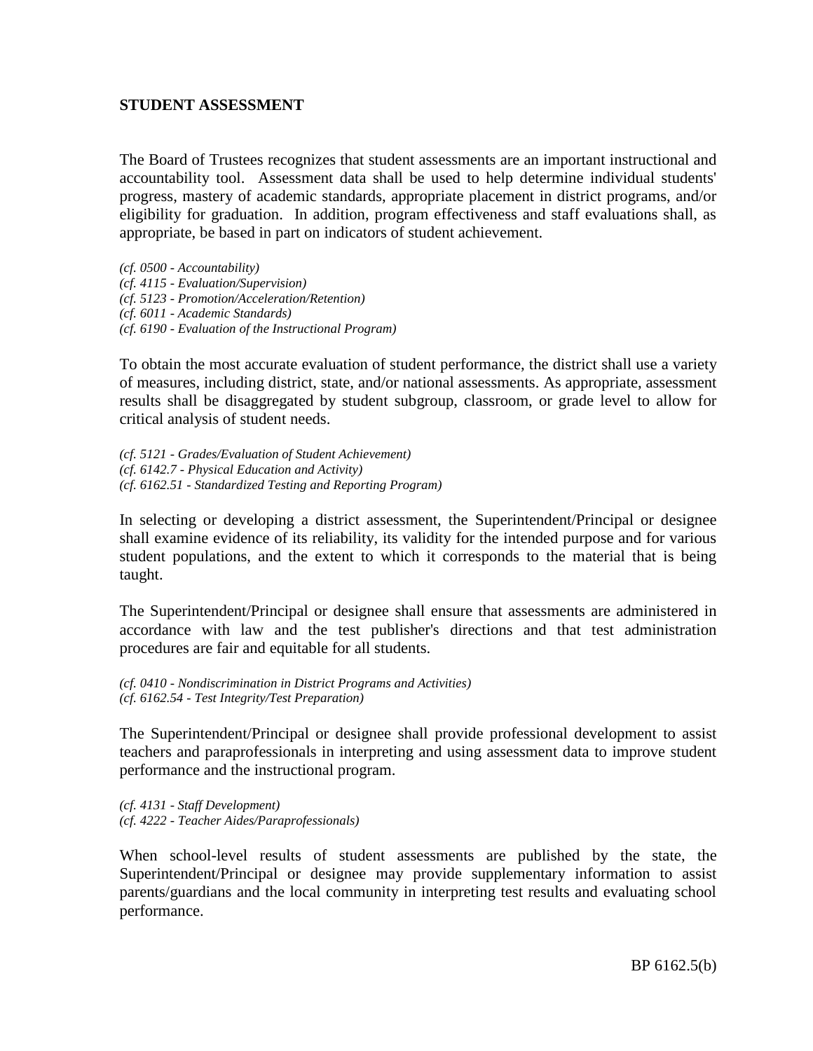**STUDENT ASSESSMENT**

The Board of Trustees recognizes that student assessments are an important instructional and accountability tool. Assessment data shall be used to help determine individual students' progress, mastery of academic standards, appropriate placement in district programs, and/or eligibility for graduation. In addition, program effectiveness and staff evaluations shall, as appropriate, be based in part on indicators of student achievement.

*(cf. 0500 - Accountability)*
*(cf. 4115 - Evaluation/Supervision)*
*(cf. 5123 - Promotion/Acceleration/Retention)*
*(cf. 6011 - Academic Standards)*
*(cf. 6190 - Evaluation of the Instructional Program)*

To obtain the most accurate evaluation of student performance, the district shall use a variety of measures, including district, state, and/or national assessments. As appropriate, assessment results shall be disaggregated by student subgroup, classroom, or grade level to allow for critical analysis of student needs.

*(cf. 5121 - Grades/Evaluation of Student Achievement)*
*(cf. 6142.7 - Physical Education and Activity)*
*(cf. 6162.51 - Standardized Testing and Reporting Program)*

In selecting or developing a district assessment, the Superintendent/Principal or designee shall examine evidence of its reliability, its validity for the intended purpose and for various student populations, and the extent to which it corresponds to the material that is being taught.

The Superintendent/Principal or designee shall ensure that assessments are administered in accordance with law and the test publisher's directions and that test administration procedures are fair and equitable for all students.

*(cf. 0410 - Nondiscrimination in District Programs and Activities)*
*(cf. 6162.54 - Test Integrity/Test Preparation)*

The Superintendent/Principal or designee shall provide professional development to assist teachers and paraprofessionals in interpreting and using assessment data to improve student performance and the instructional program.

*(cf. 4131 - Staff Development)*
*(cf. 4222 - Teacher Aides/Paraprofessionals)*

When school-level results of student assessments are published by the state, the Superintendent/Principal or designee may provide supplementary information to assist parents/guardians and the local community in interpreting test results and evaluating school performance.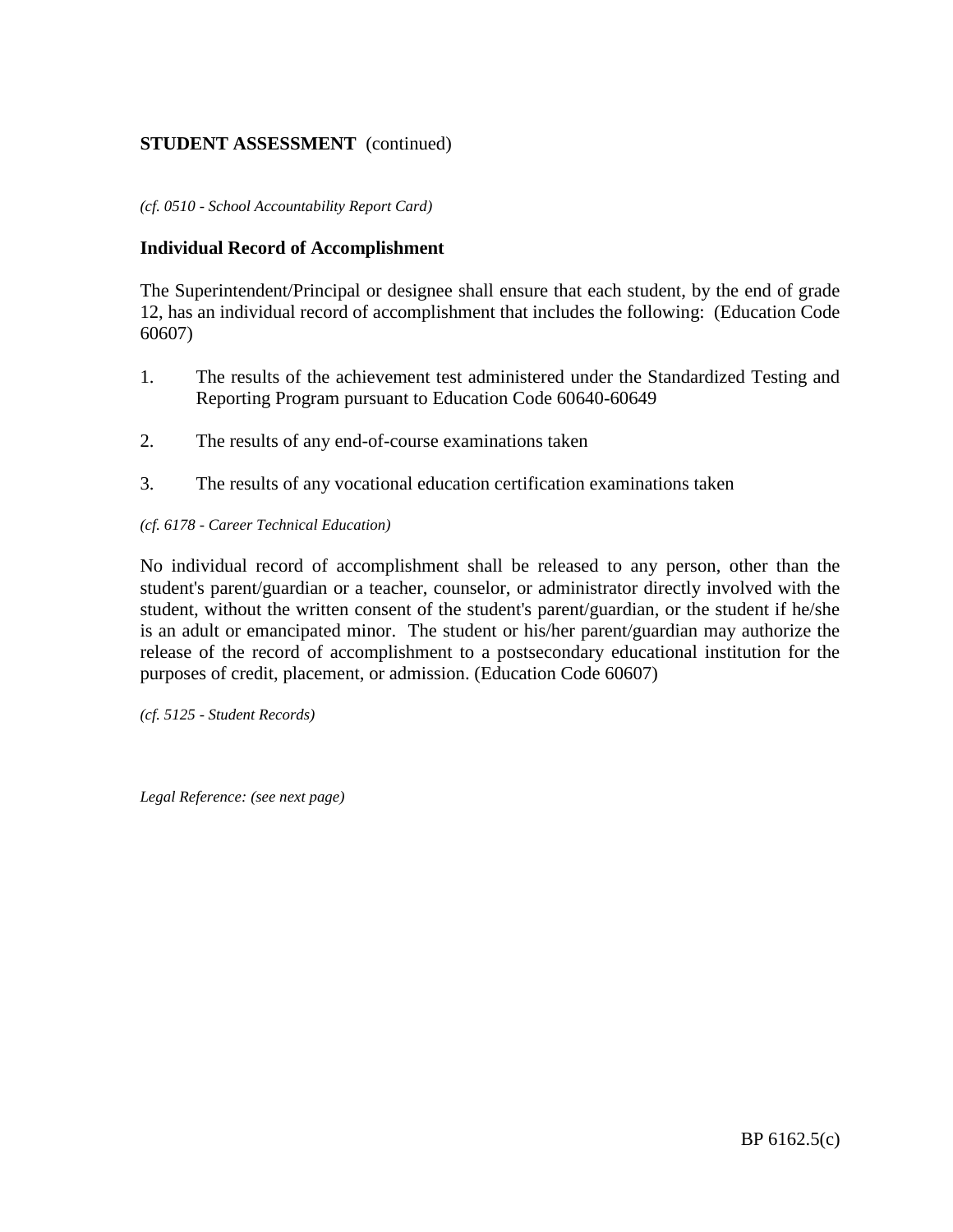**STUDENT ASSESSMENT** (continued)

*(cf. 0510 - School Accountability Report Card)*

**Individual Record of Accomplishment**

The Superintendent/Principal or designee shall ensure that each student, by the end of grade 12, has an individual record of accomplishment that includes the following: (Education Code 60607)

1. The results of the achievement test administered under the Standardized Testing and Reporting Program pursuant to Education Code 60640-60649

2. The results of any end-of-course examinations taken

3. The results of any vocational education certification examinations taken

*(cf. 6178 - Career Technical Education)*

No individual record of accomplishment shall be released to any person, other than the student's parent/guardian or a teacher, counselor, or administrator directly involved with the student, without the written consent of the student's parent/guardian, or the student if he/she is an adult or emancipated minor. The student or his/her parent/guardian may authorize the release of the record of accomplishment to a postsecondary educational institution for the purposes of credit, placement, or admission. (Education Code 60607)

*(cf. 5125 - Student Records)*

*Legal Reference: (see next page)*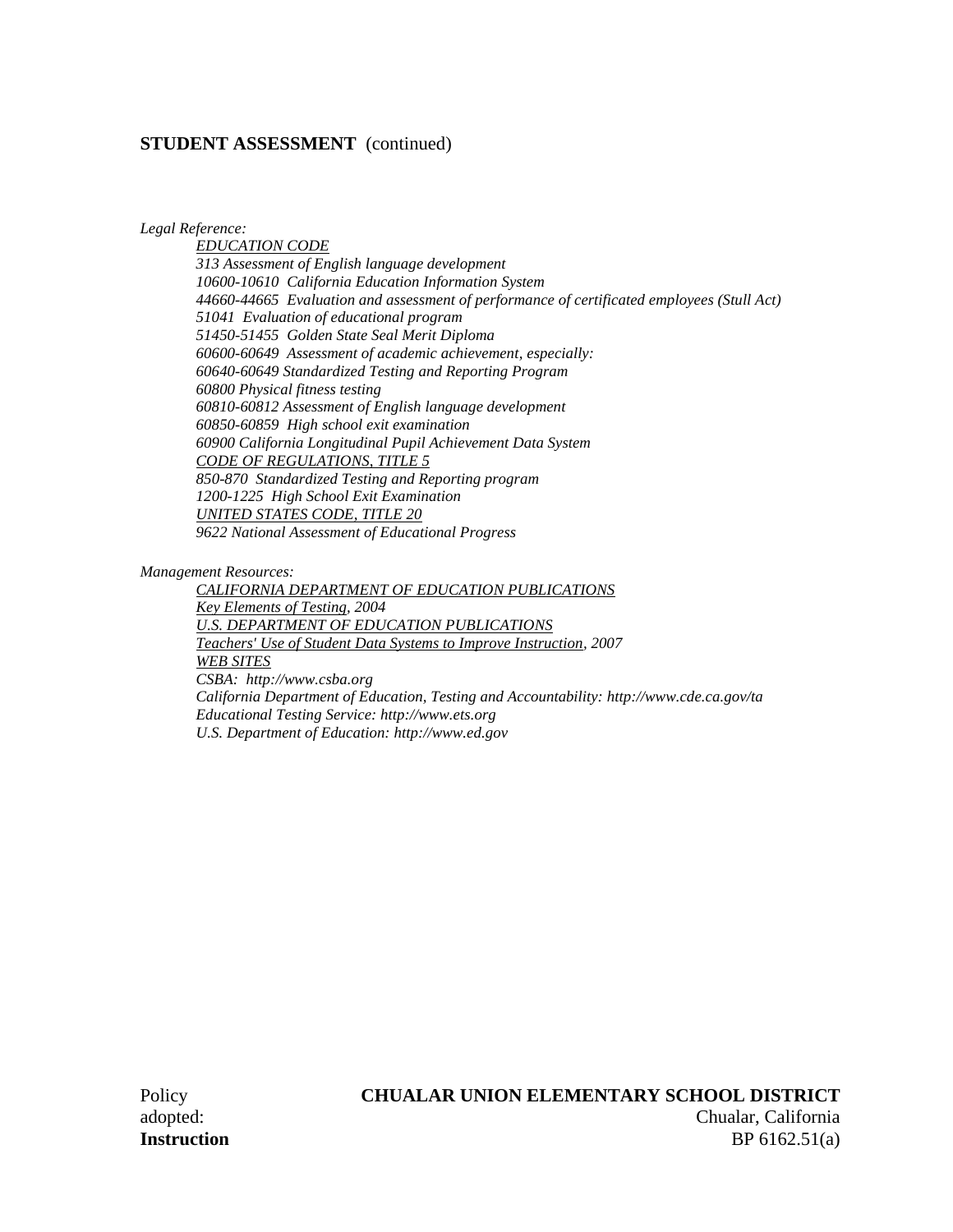**STUDENT ASSESSMENT** (continued)

*Legal Reference:*

*EDUCATION CODE*
*313 Assessment of English language development*
*10600-10610 California Education Information System*
*44660-44665 Evaluation and assessment of performance of certificated employees (Stull Act)*
*51041 Evaluation of educational program*
*51450-51455 Golden State Seal Merit Diploma*
*60600-60649 Assessment of academic achievement, especially:*
*60640-60649 Standardized Testing and Reporting Program*
*60800 Physical fitness testing*
*60810-60812 Assessment of English language development*
*60850-60859 High school exit examination*
*60900 California Longitudinal Pupil Achievement Data System*
*CODE OF REGULATIONS, TITLE 5*
*850-870 Standardized Testing and Reporting program*
*1200-1225 High School Exit Examination*
*UNITED STATES CODE, TITLE 20*
*9622 National Assessment of Educational Progress*

*Management Resources:*

*CALIFORNIA DEPARTMENT OF EDUCATION PUBLICATIONS*
*Key Elements of Testing, 2004*
*U.S. DEPARTMENT OF EDUCATION PUBLICATIONS*
*Teachers' Use of Student Data Systems to Improve Instruction, 2007*
*WEB SITES*
*CSBA: http://www.csba.org*
*California Department of Education, Testing and Accountability: http://www.cde.ca.gov/ta*
*Educational Testing Service: http://www.ets.org*
*U.S. Department of Education: http://www.ed.gov*

Policy adopted:

**CHUALAR UNION ELEMENTARY SCHOOL DISTRICT**
Chualar, California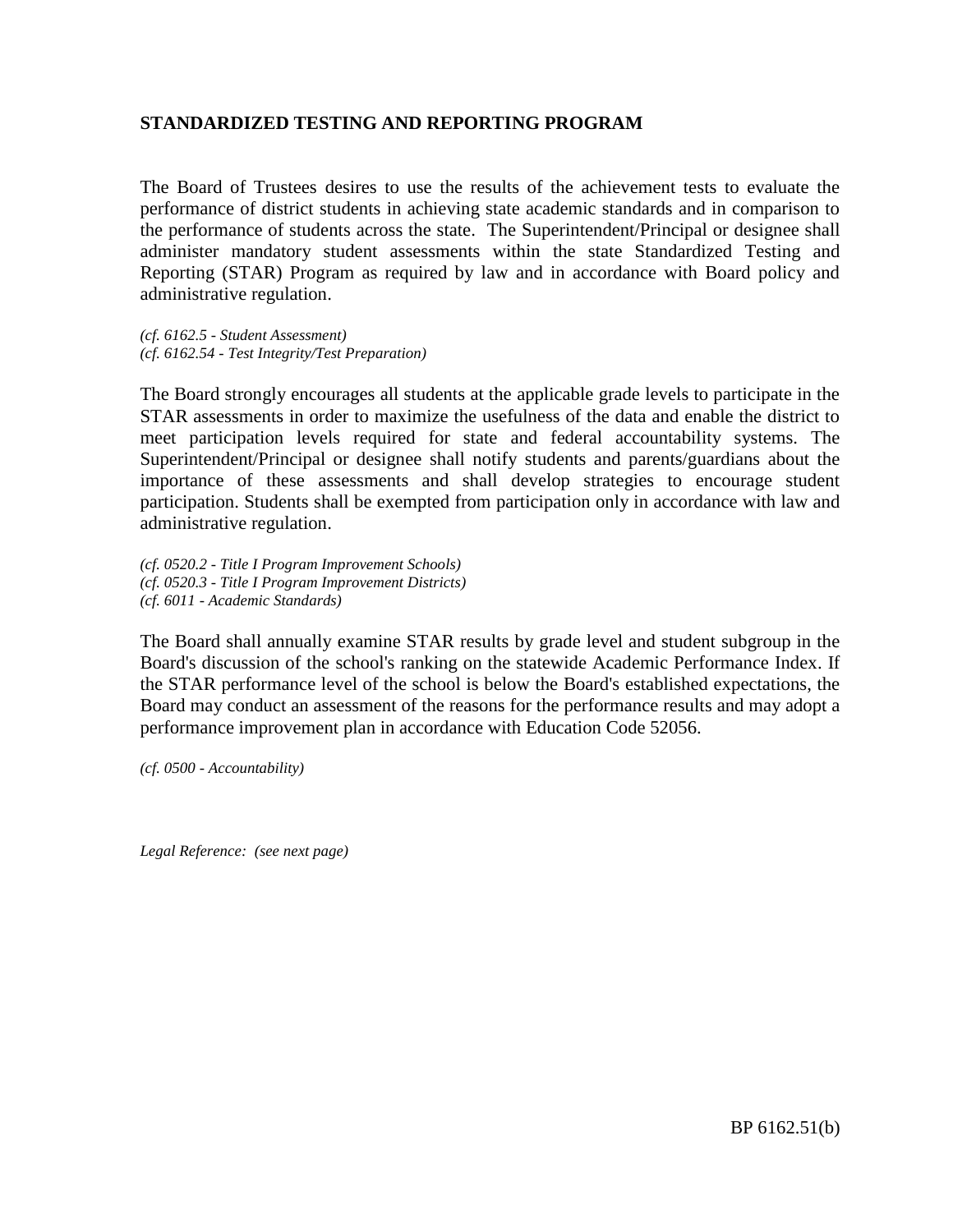**STANDARDIZED TESTING AND REPORTING PROGRAM**

The Board of Trustees desires to use the results of the achievement tests to evaluate the performance of district students in achieving state academic standards and in comparison to the performance of students across the state. The Superintendent/Principal or designee shall administer mandatory student assessments within the state Standardized Testing and Reporting (STAR) Program as required by law and in accordance with Board policy and administrative regulation.

*(cf. 6162.5 - Student Assessment)*
*(cf. 6162.54 - Test Integrity/Test Preparation)*

The Board strongly encourages all students at the applicable grade levels to participate in the STAR assessments in order to maximize the usefulness of the data and enable the district to meet participation levels required for state and federal accountability systems. The Superintendent/Principal or designee shall notify students and parents/guardians about the importance of these assessments and shall develop strategies to encourage student participation. Students shall be exempted from participation only in accordance with law and administrative regulation.

*(cf. 0520.2 - Title I Program Improvement Schools)*
*(cf. 0520.3 - Title I Program Improvement Districts)*
*(cf. 6011 - Academic Standards)*

The Board shall annually examine STAR results by grade level and student subgroup in the Board's discussion of the school's ranking on the statewide Academic Performance Index. If the STAR performance level of the school is below the Board's established expectations, the Board may conduct an assessment of the reasons for the performance results and may adopt a performance improvement plan in accordance with Education Code 52056.

*(cf. 0500 - Accountability)*

*Legal Reference: (see next page)*

BP 6162.51(b)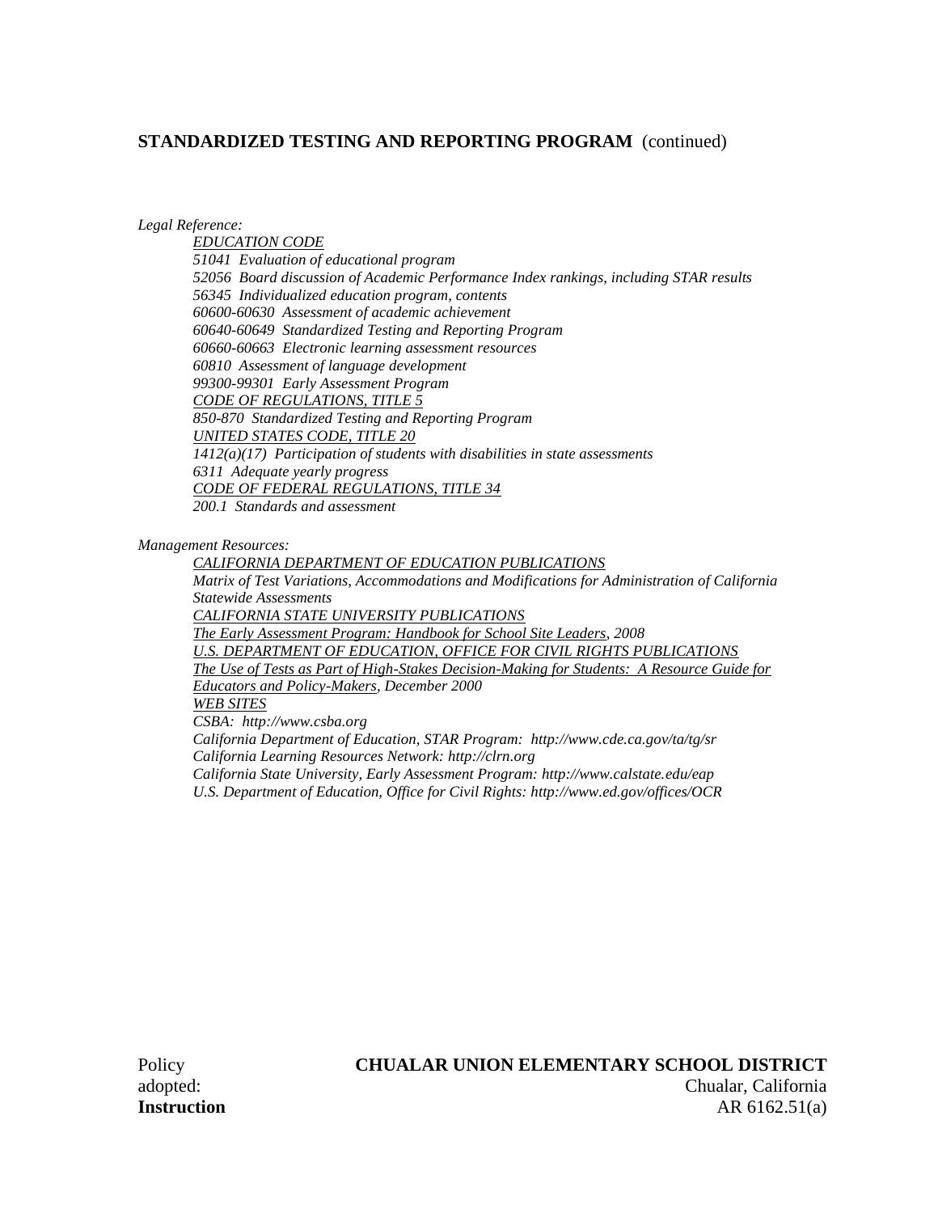## STANDARDIZED TESTING AND REPORTING PROGRAM (continued)

*Legal Reference:*

*EDUCATION CODE*
*51041 Evaluation of educational program*
*52056 Board discussion of Academic Performance Index rankings, including STAR results*
*56345 Individualized education program, contents*
*60600-60630 Assessment of academic achievement*
*60640-60649 Standardized Testing and Reporting Program*
*60660-60663 Electronic learning assessment resources*
*60810 Assessment of language development*
*99300-99301 Early Assessment Program*
*CODE OF REGULATIONS, TITLE 5*
*850-870 Standardized Testing and Reporting Program*
*UNITED STATES CODE, TITLE 20*
*1412(a)(17) Participation of students with disabilities in state assessments*
*6311 Adequate yearly progress*
*CODE OF FEDERAL REGULATIONS, TITLE 34*
*200.1 Standards and assessment*

*Management Resources:*

*CALIFORNIA DEPARTMENT OF EDUCATION PUBLICATIONS*
*Matrix of Test Variations, Accommodations and Modifications for Administration of California Statewide Assessments*
*CALIFORNIA STATE UNIVERSITY PUBLICATIONS*
*The Early Assessment Program: Handbook for School Site Leaders, 2008*
*U.S. DEPARTMENT OF EDUCATION, OFFICE FOR CIVIL RIGHTS PUBLICATIONS*
*The Use of Tests as Part of High-Stakes Decision-Making for Students: A Resource Guide for Educators and Policy-Makers, December 2000*
*WEB SITES*
*CSBA: http://www.csba.org*
*California Department of Education, STAR Program: http://www.cde.ca.gov/ta/tg/sr*
*California Learning Resources Network: http://clrn.org*
*California State University, Early Assessment Program: http://www.calstate.edu/eap*
*U.S. Department of Education, Office for Civil Rights: http://www.ed.gov/offices/OCR*

Policy adopted:

**CHUALAR UNION ELEMENTARY SCHOOL DISTRICT**
Chualar, California

**Instruction** AR 6162.51(a)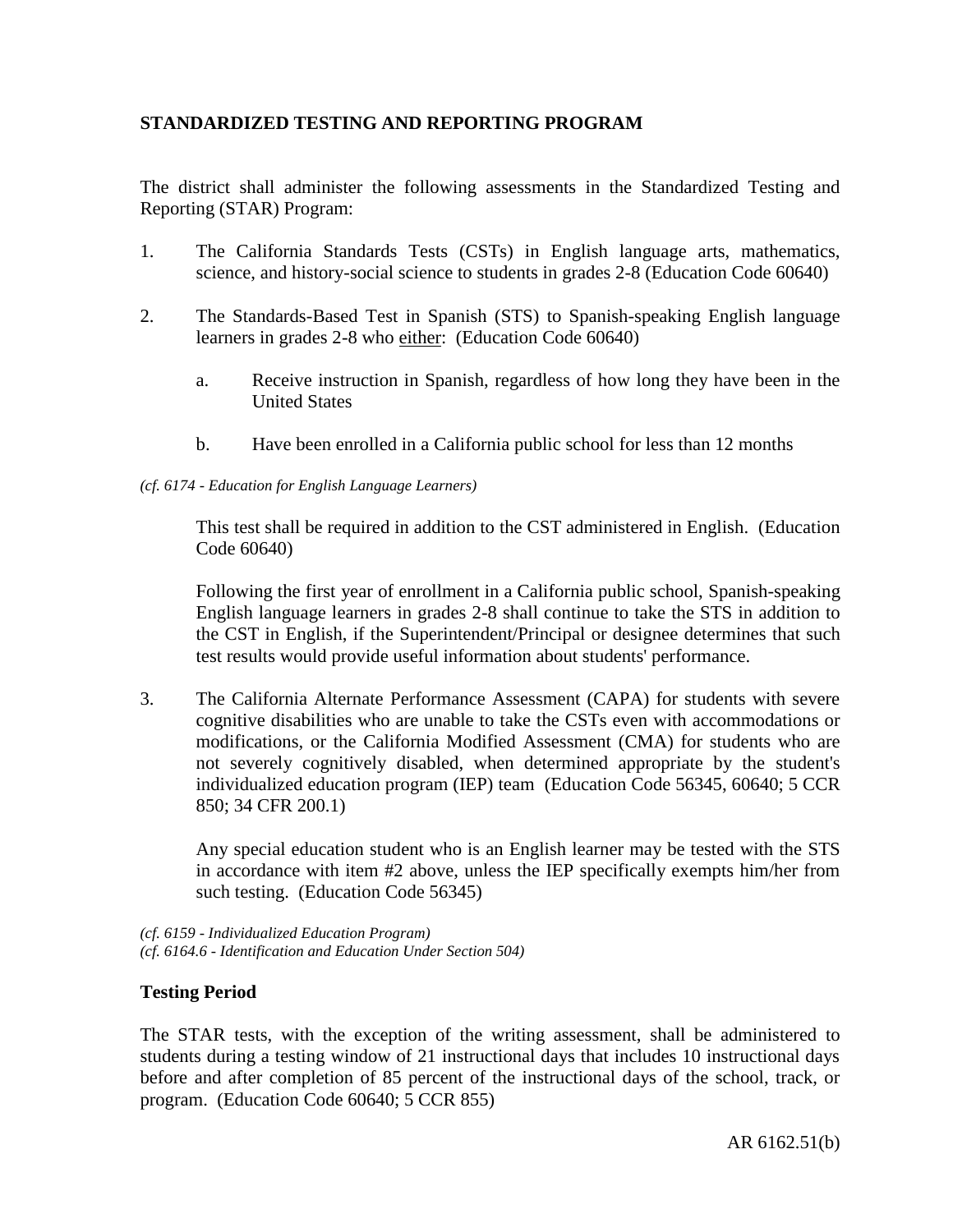## STANDARDIZED TESTING AND REPORTING PROGRAM

The district shall administer the following assessments in the Standardized Testing and Reporting (STAR) Program:

1. The California Standards Tests (CSTs) in English language arts, mathematics, science, and history-social science to students in grades 2-8 (Education Code 60640)

2. The Standards-Based Test in Spanish (STS) to Spanish-speaking English language learners in grades 2-8 who <u>either</u>: (Education Code 60640)

   a. Receive instruction in Spanish, regardless of how long they have been in the United States

   b. Have been enrolled in a California public school for less than 12 months

*(cf. 6174 - Education for English Language Learners)*

   This test shall be required in addition to the CST administered in English. (Education Code 60640)

   Following the first year of enrollment in a California public school, Spanish-speaking English language learners in grades 2-8 shall continue to take the STS in addition to the CST in English, if the Superintendent/Principal or designee determines that such test results would provide useful information about students' performance.

3. The California Alternate Performance Assessment (CAPA) for students with severe cognitive disabilities who are unable to take the CSTs even with accommodations or modifications, or the California Modified Assessment (CMA) for students who are not severely cognitively disabled, when determined appropriate by the student's individualized education program (IEP) team (Education Code 56345, 60640; 5 CCR 850; 34 CFR 200.1)

   Any special education student who is an English learner may be tested with the STS in accordance with item #2 above, unless the IEP specifically exempts him/her from such testing. (Education Code 56345)

*(cf. 6159 - Individualized Education Program)*
*(cf. 6164.6 - Identification and Education Under Section 504)*

### Testing Period

The STAR tests, with the exception of the writing assessment, shall be administered to students during a testing window of 21 instructional days that includes 10 instructional days before and after completion of 85 percent of the instructional days of the school, track, or program. (Education Code 60640; 5 CCR 855)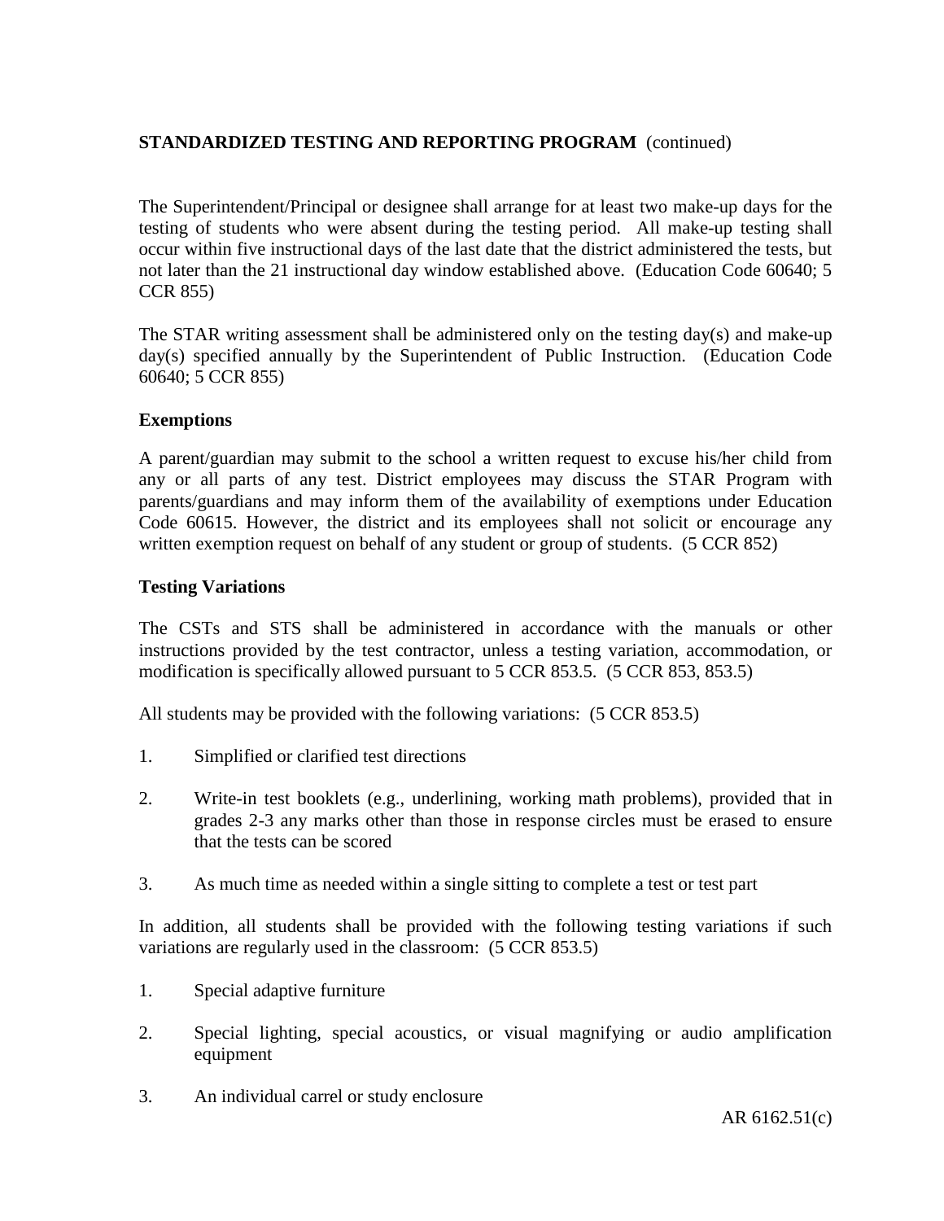**STANDARDIZED TESTING AND REPORTING PROGRAM** (continued)

The Superintendent/Principal or designee shall arrange for at least two make-up days for the testing of students who were absent during the testing period. All make-up testing shall occur within five instructional days of the last date that the district administered the tests, but not later than the 21 instructional day window established above. (Education Code 60640; 5 CCR 855)

The STAR writing assessment shall be administered only on the testing day(s) and make-up day(s) specified annually by the Superintendent of Public Instruction. (Education Code 60640; 5 CCR 855)

**Exemptions**

A parent/guardian may submit to the school a written request to excuse his/her child from any or all parts of any test. District employees may discuss the STAR Program with parents/guardians and may inform them of the availability of exemptions under Education Code 60615. However, the district and its employees shall not solicit or encourage any written exemption request on behalf of any student or group of students. (5 CCR 852)

**Testing Variations**

The CSTs and STS shall be administered in accordance with the manuals or other instructions provided by the test contractor, unless a testing variation, accommodation, or modification is specifically allowed pursuant to 5 CCR 853.5. (5 CCR 853, 853.5)

All students may be provided with the following variations: (5 CCR 853.5)

1. Simplified or clarified test directions
2. Write-in test booklets (e.g., underlining, working math problems), provided that in grades 2-3 any marks other than those in response circles must be erased to ensure that the tests can be scored
3. As much time as needed within a single sitting to complete a test or test part

In addition, all students shall be provided with the following testing variations if such variations are regularly used in the classroom: (5 CCR 853.5)

1. Special adaptive furniture
2. Special lighting, special acoustics, or visual magnifying or audio amplification equipment
3. An individual carrel or study enclosure

AR 6162.51(c)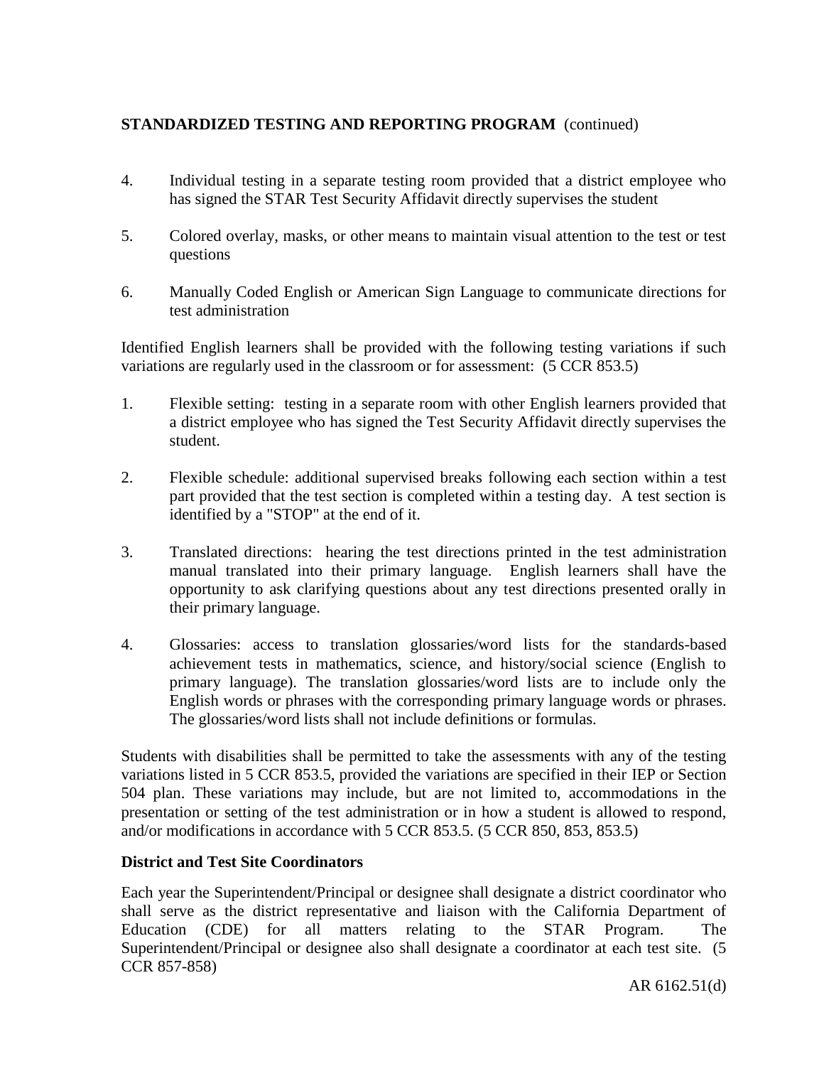**STANDARDIZED TESTING AND REPORTING PROGRAM** (continued)

4. Individual testing in a separate testing room provided that a district employee who has signed the STAR Test Security Affidavit directly supervises the student

5. Colored overlay, masks, or other means to maintain visual attention to the test or test questions

6. Manually Coded English or American Sign Language to communicate directions for test administration

Identified English learners shall be provided with the following testing variations if such variations are regularly used in the classroom or for assessment: (5 CCR 853.5)

1. Flexible setting: testing in a separate room with other English learners provided that a district employee who has signed the Test Security Affidavit directly supervises the student.

2. Flexible schedule: additional supervised breaks following each section within a test part provided that the test section is completed within a testing day. A test section is identified by a "STOP" at the end of it.

3. Translated directions: hearing the test directions printed in the test administration manual translated into their primary language. English learners shall have the opportunity to ask clarifying questions about any test directions presented orally in their primary language.

4. Glossaries: access to translation glossaries/word lists for the standards-based achievement tests in mathematics, science, and history/social science (English to primary language). The translation glossaries/word lists are to include only the English words or phrases with the corresponding primary language words or phrases. The glossaries/word lists shall not include definitions or formulas.

Students with disabilities shall be permitted to take the assessments with any of the testing variations listed in 5 CCR 853.5, provided the variations are specified in their IEP or Section 504 plan. These variations may include, but are not limited to, accommodations in the presentation or setting of the test administration or in how a student is allowed to respond, and/or modifications in accordance with 5 CCR 853.5. (5 CCR 850, 853, 853.5)

**District and Test Site Coordinators**

Each year the Superintendent/Principal or designee shall designate a district coordinator who shall serve as the district representative and liaison with the California Department of Education (CDE) for all matters relating to the STAR Program. The Superintendent/Principal or designee also shall designate a coordinator at each test site. (5 CCR 857-858)

AR 6162.51(d)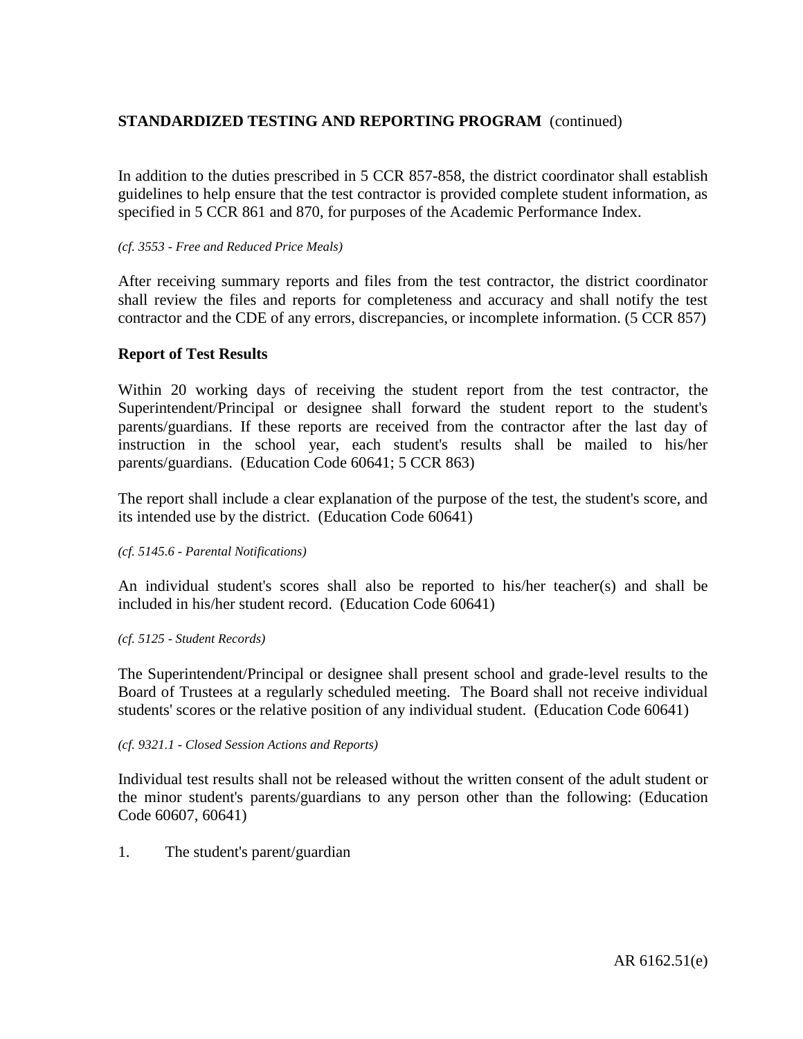**STANDARDIZED TESTING AND REPORTING PROGRAM** (continued)

In addition to the duties prescribed in 5 CCR 857-858, the district coordinator shall establish guidelines to help ensure that the test contractor is provided complete student information, as specified in 5 CCR 861 and 870, for purposes of the Academic Performance Index.

*(cf. 3553 - Free and Reduced Price Meals)*

After receiving summary reports and files from the test contractor, the district coordinator shall review the files and reports for completeness and accuracy and shall notify the test contractor and the CDE of any errors, discrepancies, or incomplete information. (5 CCR 857)

### Report of Test Results

Within 20 working days of receiving the student report from the test contractor, the Superintendent/Principal or designee shall forward the student report to the student's parents/guardians. If these reports are received from the contractor after the last day of instruction in the school year, each student's results shall be mailed to his/her parents/guardians. (Education Code 60641; 5 CCR 863)

The report shall include a clear explanation of the purpose of the test, the student's score, and its intended use by the district. (Education Code 60641)

*(cf. 5145.6 - Parental Notifications)*

An individual student's scores shall also be reported to his/her teacher(s) and shall be included in his/her student record. (Education Code 60641)

*(cf. 5125 - Student Records)*

The Superintendent/Principal or designee shall present school and grade-level results to the Board of Trustees at a regularly scheduled meeting. The Board shall not receive individual students' scores or the relative position of any individual student. (Education Code 60641)

*(cf. 9321.1 - Closed Session Actions and Reports)*

Individual test results shall not be released without the written consent of the adult student or the minor student's parents/guardians to any person other than the following: (Education Code 60607, 60641)

1. The student's parent/guardian

AR 6162.51(e)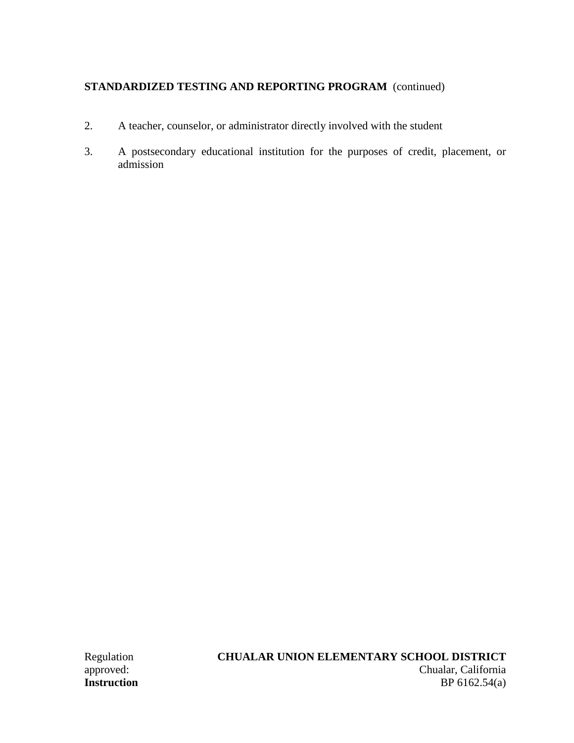2. A teacher, counselor, or administrator directly involved with the student

3. A postsecondary educational institution for the purposes of credit, placement, or admission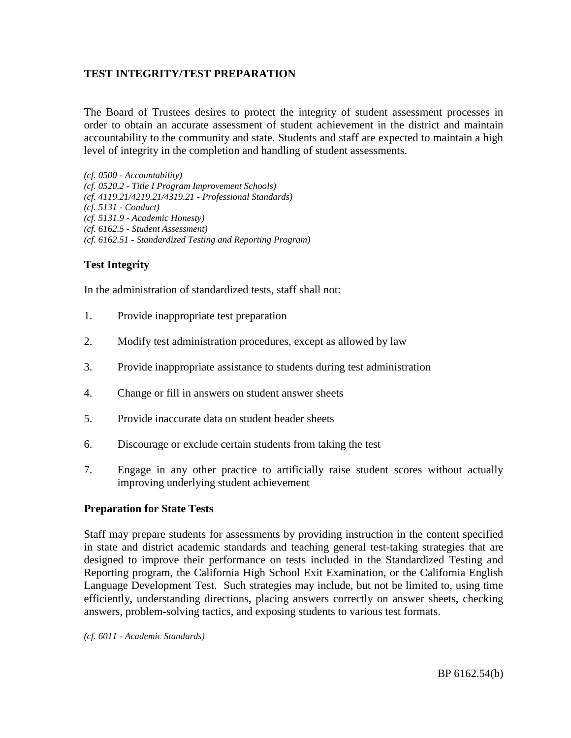## TEST INTEGRITY/TEST PREPARATION

The Board of Trustees desires to protect the integrity of student assessment processes in order to obtain an accurate assessment of student achievement in the district and maintain accountability to the community and state. Students and staff are expected to maintain a high level of integrity in the completion and handling of student assessments.

*(cf. 0500 - Accountability)*
*(cf. 0520.2 - Title I Program Improvement Schools)*
*(cf. 4119.21/4219.21/4319.21 - Professional Standards)*
*(cf. 5131 - Conduct)*
*(cf. 5131.9 - Academic Honesty)*
*(cf. 6162.5 - Student Assessment)*
*(cf. 6162.51 - Standardized Testing and Reporting Program)*

### Test Integrity

In the administration of standardized tests, staff shall not:

1. Provide inappropriate test preparation
2. Modify test administration procedures, except as allowed by law
3. Provide inappropriate assistance to students during test administration
4. Change or fill in answers on student answer sheets
5. Provide inaccurate data on student header sheets
6. Discourage or exclude certain students from taking the test
7. Engage in any other practice to artificially raise student scores without actually improving underlying student achievement

### Preparation for State Tests

Staff may prepare students for assessments by providing instruction in the content specified in state and district academic standards and teaching general test-taking strategies that are designed to improve their performance on tests included in the Standardized Testing and Reporting program, the California High School Exit Examination, or the California English Language Development Test. Such strategies may include, but not be limited to, using time efficiently, understanding directions, placing answers correctly on answer sheets, checking answers, problem-solving tactics, and exposing students to various test formats.

*(cf. 6011 - Academic Standards)*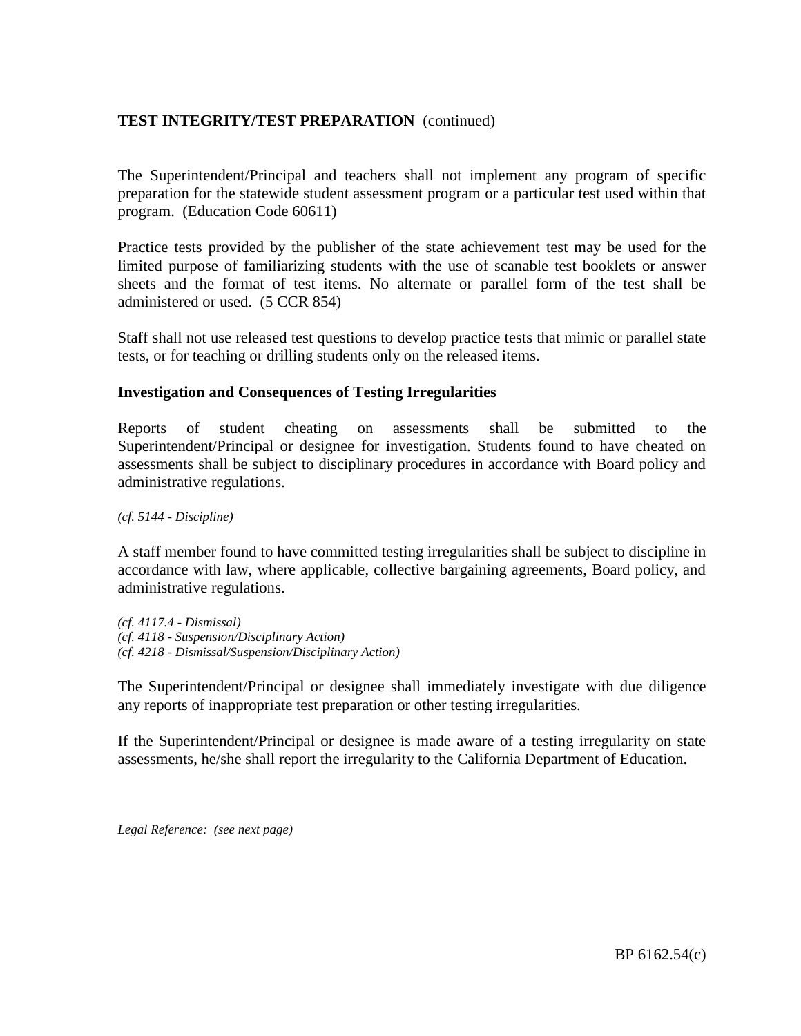**TEST INTEGRITY/TEST PREPARATION** (continued)

The Superintendent/Principal and teachers shall not implement any program of specific preparation for the statewide student assessment program or a particular test used within that program. (Education Code 60611)

Practice tests provided by the publisher of the state achievement test may be used for the limited purpose of familiarizing students with the use of scanable test booklets or answer sheets and the format of test items. No alternate or parallel form of the test shall be administered or used. (5 CCR 854)

Staff shall not use released test questions to develop practice tests that mimic or parallel state tests, or for teaching or drilling students only on the released items.

### Investigation and Consequences of Testing Irregularities

Reports of student cheating on assessments shall be submitted to the Superintendent/Principal or designee for investigation. Students found to have cheated on assessments shall be subject to disciplinary procedures in accordance with Board policy and administrative regulations.

*(cf. 5144 - Discipline)*

A staff member found to have committed testing irregularities shall be subject to discipline in accordance with law, where applicable, collective bargaining agreements, Board policy, and administrative regulations.

*(cf. 4117.4 - Dismissal)*
*(cf. 4118 - Suspension/Disciplinary Action)*
*(cf. 4218 - Dismissal/Suspension/Disciplinary Action)*

The Superintendent/Principal or designee shall immediately investigate with due diligence any reports of inappropriate test preparation or other testing irregularities.

If the Superintendent/Principal or designee is made aware of a testing irregularity on state assessments, he/she shall report the irregularity to the California Department of Education.

*Legal Reference: (see next page)*

BP 6162.54(c)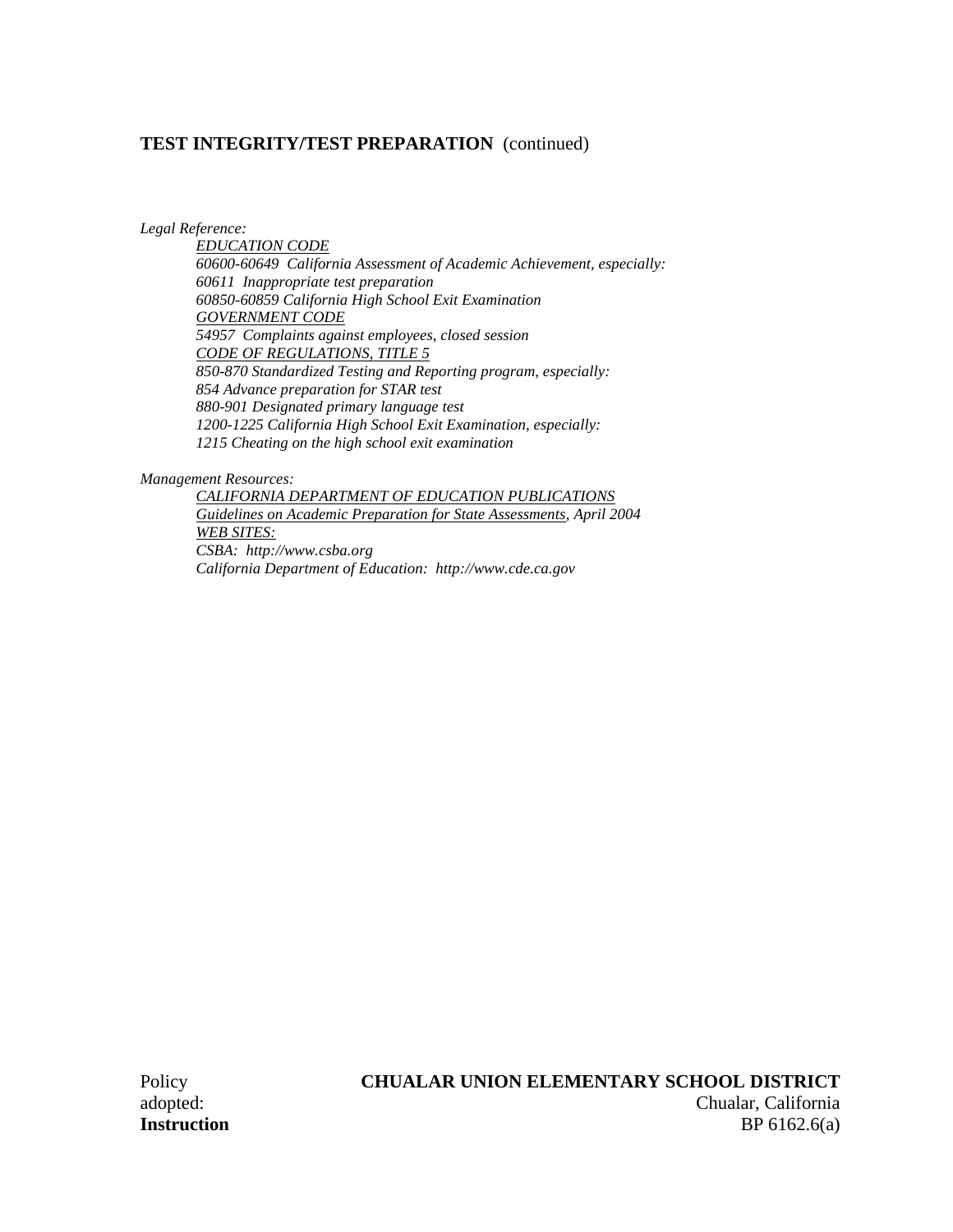**TEST INTEGRITY/TEST PREPARATION** (continued)

*Legal Reference:*

*EDUCATION CODE*
*60600-60649 California Assessment of Academic Achievement, especially:*
*60611 Inappropriate test preparation*
*60850-60859 California High School Exit Examination*
*GOVERNMENT CODE*
*54957 Complaints against employees, closed session*
*CODE OF REGULATIONS, TITLE 5*
*850-870 Standardized Testing and Reporting program, especially:*
*854 Advance preparation for STAR test*
*880-901 Designated primary language test*
*1200-1225 California High School Exit Examination, especially:*
*1215 Cheating on the high school exit examination*

*Management Resources:*

*CALIFORNIA DEPARTMENT OF EDUCATION PUBLICATIONS*
*Guidelines on Academic Preparation for State Assessments, April 2004*
*WEB SITES:*
*CSBA: http://www.csba.org*
*California Department of Education: http://www.cde.ca.gov*

Policy adopted:

**CHUALAR UNION ELEMENTARY SCHOOL DISTRICT**
Chualar, California

**Instruction**
BP 6162.6(a)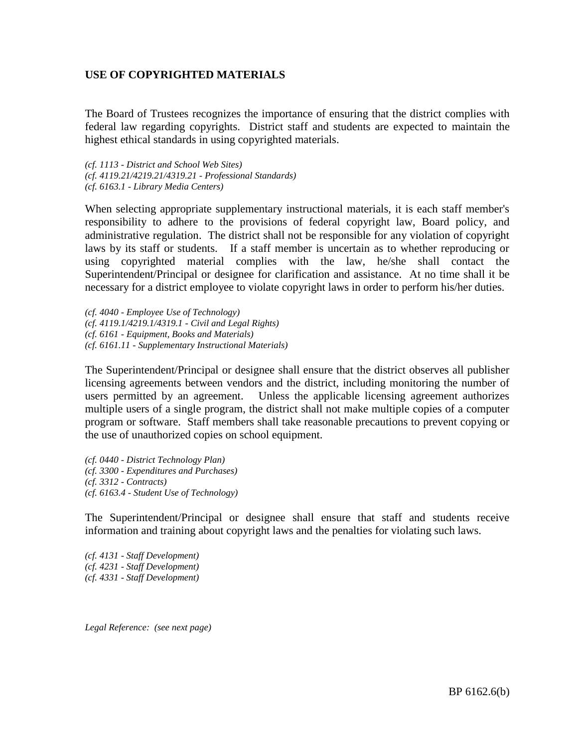**USE OF COPYRIGHTED MATERIALS**

The Board of Trustees recognizes the importance of ensuring that the district complies with federal law regarding copyrights. District staff and students are expected to maintain the highest ethical standards in using copyrighted materials.

*(cf. 1113 - District and School Web Sites)*
*(cf. 4119.21/4219.21/4319.21 - Professional Standards)*
*(cf. 6163.1 - Library Media Centers)*

When selecting appropriate supplementary instructional materials, it is each staff member's responsibility to adhere to the provisions of federal copyright law, Board policy, and administrative regulation. The district shall not be responsible for any violation of copyright laws by its staff or students. If a staff member is uncertain as to whether reproducing or using copyrighted material complies with the law, he/she shall contact the Superintendent/Principal or designee for clarification and assistance. At no time shall it be necessary for a district employee to violate copyright laws in order to perform his/her duties.

*(cf. 4040 - Employee Use of Technology)*
*(cf. 4119.1/4219.1/4319.1 - Civil and Legal Rights)*
*(cf. 6161 - Equipment, Books and Materials)*
*(cf. 6161.11 - Supplementary Instructional Materials)*

The Superintendent/Principal or designee shall ensure that the district observes all publisher licensing agreements between vendors and the district, including monitoring the number of users permitted by an agreement. Unless the applicable licensing agreement authorizes multiple users of a single program, the district shall not make multiple copies of a computer program or software. Staff members shall take reasonable precautions to prevent copying or the use of unauthorized copies on school equipment.

*(cf. 0440 - District Technology Plan)*
*(cf. 3300 - Expenditures and Purchases)*
*(cf. 3312 - Contracts)*
*(cf. 6163.4 - Student Use of Technology)*

The Superintendent/Principal or designee shall ensure that staff and students receive information and training about copyright laws and the penalties for violating such laws.

*(cf. 4131 - Staff Development)*
*(cf. 4231 - Staff Development)*
*(cf. 4331 - Staff Development)*

*Legal Reference: (see next page)*

BP 6162.6(b)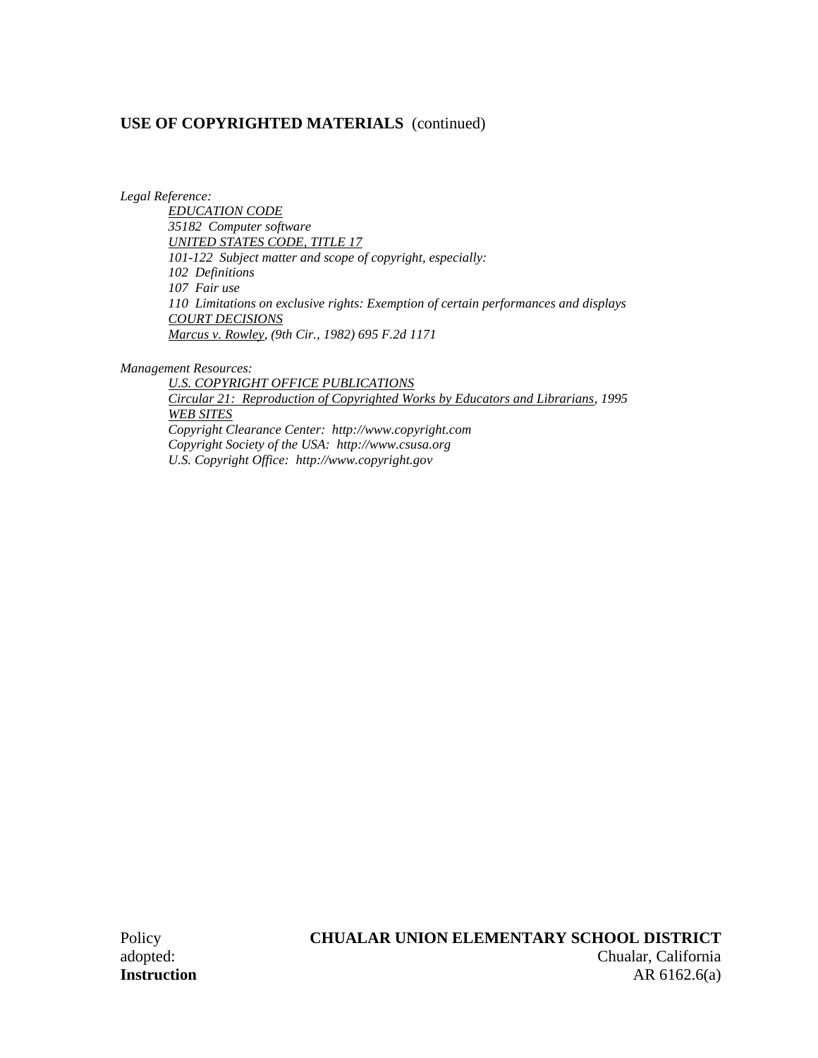**USE OF COPYRIGHTED MATERIALS** (continued)

*Legal Reference:*

*EDUCATION CODE*
*35182 Computer software*
*UNITED STATES CODE, TITLE 17*
*101-122 Subject matter and scope of copyright, especially:*
*102 Definitions*
*107 Fair use*
*110 Limitations on exclusive rights: Exemption of certain performances and displays*
*COURT DECISIONS*
*Marcus v. Rowley, (9th Cir., 1982) 695 F.2d 1171*

*Management Resources:*

*U.S. COPYRIGHT OFFICE PUBLICATIONS*
*Circular 21: Reproduction of Copyrighted Works by Educators and Librarians, 1995*
*WEB SITES*
*Copyright Clearance Center: http://www.copyright.com*
*Copyright Society of the USA: http://www.csusa.org*
*U.S. Copyright Office: http://www.copyright.gov*

Policy adopted:

**CHUALAR UNION ELEMENTARY SCHOOL DISTRICT**
Chualar, California

**Instruction** AR 6162.6(a)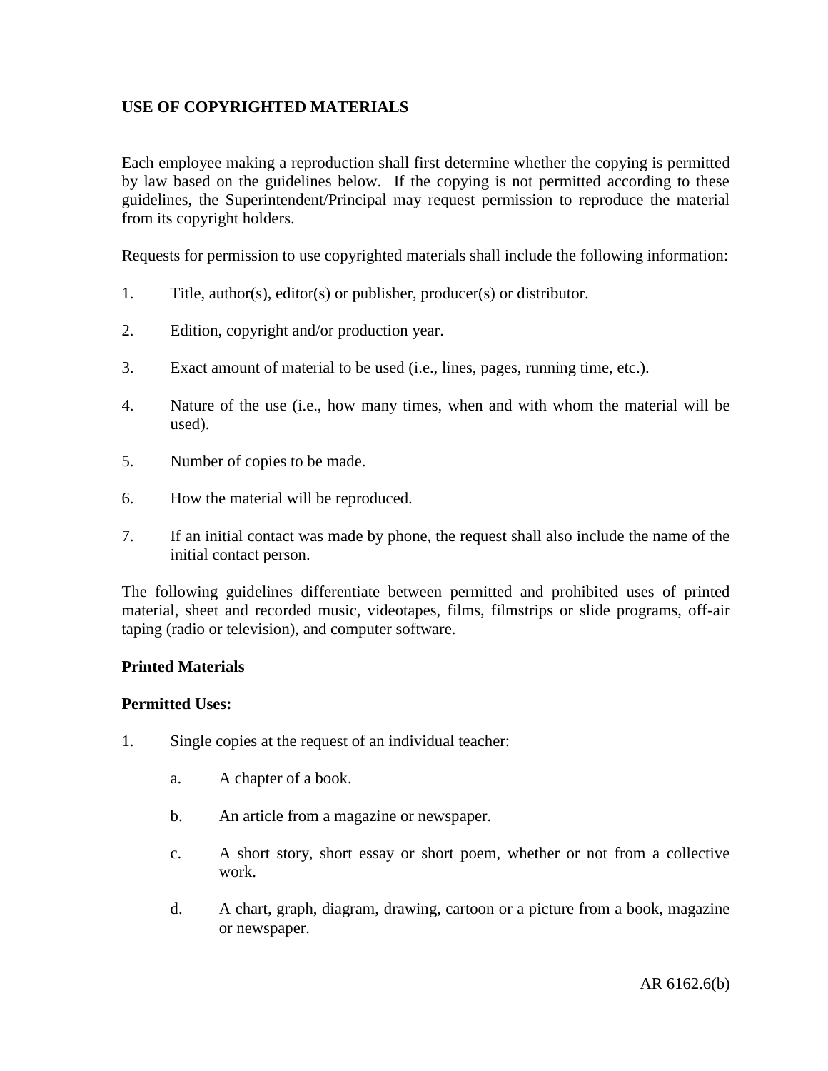## USE OF COPYRIGHTED MATERIALS

Each employee making a reproduction shall first determine whether the copying is permitted by law based on the guidelines below. If the copying is not permitted according to these guidelines, the Superintendent/Principal may request permission to reproduce the material from its copyright holders.

Requests for permission to use copyrighted materials shall include the following information:

1. Title, author(s), editor(s) or publisher, producer(s) or distributor.

2. Edition, copyright and/or production year.

3. Exact amount of material to be used (i.e., lines, pages, running time, etc.).

4. Nature of the use (i.e., how many times, when and with whom the material will be used).

5. Number of copies to be made.

6. How the material will be reproduced.

7. If an initial contact was made by phone, the request shall also include the name of the initial contact person.

The following guidelines differentiate between permitted and prohibited uses of printed material, sheet and recorded music, videotapes, films, filmstrips or slide programs, off-air taping (radio or television), and computer software.

### Printed Materials

**Permitted Uses:**

1. Single copies at the request of an individual teacher:

   a. A chapter of a book.

   b. An article from a magazine or newspaper.

   c. A short story, short essay or short poem, whether or not from a collective work.

   d. A chart, graph, diagram, drawing, cartoon or a picture from a book, magazine or newspaper.

AR 6162.6(b)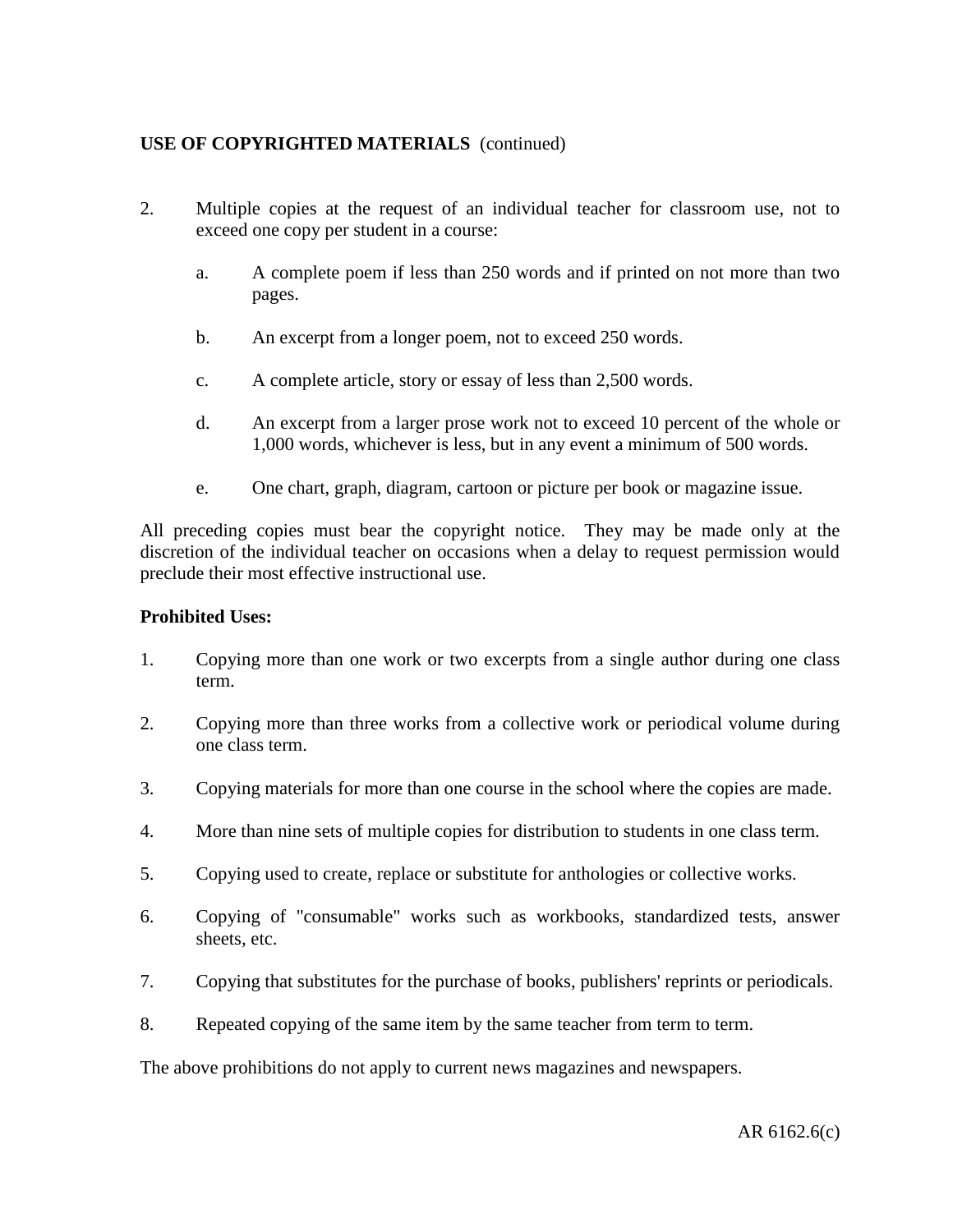**USE OF COPYRIGHTED MATERIALS** (continued)

2. Multiple copies at the request of an individual teacher for classroom use, not to exceed one copy per student in a course:

    a. A complete poem if less than 250 words and if printed on not more than two pages.

    b. An excerpt from a longer poem, not to exceed 250 words.

    c. A complete article, story or essay of less than 2,500 words.

    d. An excerpt from a larger prose work not to exceed 10 percent of the whole or 1,000 words, whichever is less, but in any event a minimum of 500 words.

    e. One chart, graph, diagram, cartoon or picture per book or magazine issue.

All preceding copies must bear the copyright notice. They may be made only at the discretion of the individual teacher on occasions when a delay to request permission would preclude their most effective instructional use.

**Prohibited Uses:**

1. Copying more than one work or two excerpts from a single author during one class term.

2. Copying more than three works from a collective work or periodical volume during one class term.

3. Copying materials for more than one course in the school where the copies are made.

4. More than nine sets of multiple copies for distribution to students in one class term.

5. Copying used to create, replace or substitute for anthologies or collective works.

6. Copying of "consumable" works such as workbooks, standardized tests, answer sheets, etc.

7. Copying that substitutes for the purchase of books, publishers' reprints or periodicals.

8. Repeated copying of the same item by the same teacher from term to term.

The above prohibitions do not apply to current news magazines and newspapers.

AR 6162.6(c)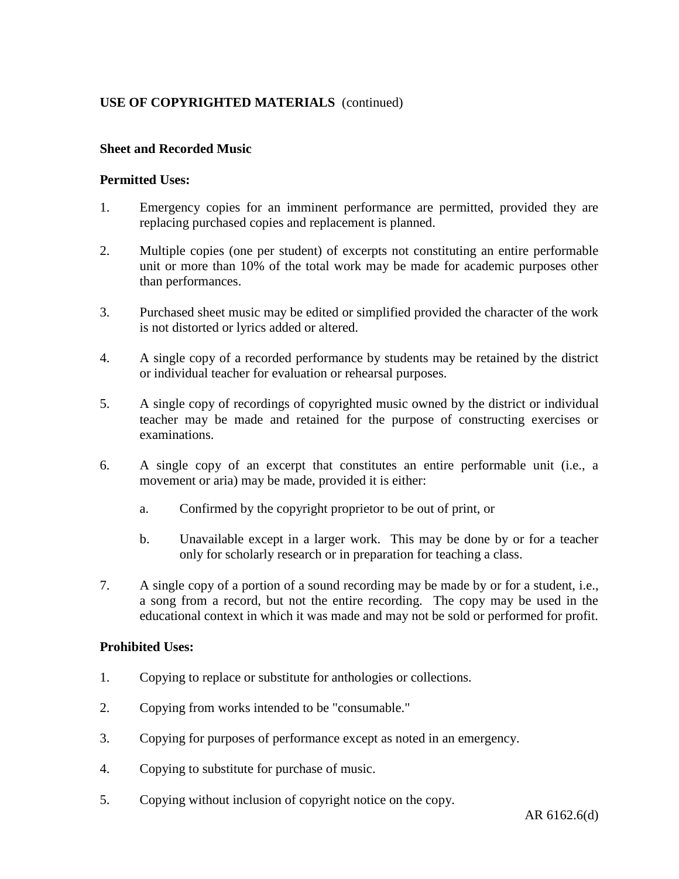**USE OF COPYRIGHTED MATERIALS** (continued)

**Sheet and Recorded Music**

**Permitted Uses:**

1. Emergency copies for an imminent performance are permitted, provided they are replacing purchased copies and replacement is planned.

2. Multiple copies (one per student) of excerpts not constituting an entire performable unit or more than 10% of the total work may be made for academic purposes other than performances.

3. Purchased sheet music may be edited or simplified provided the character of the work is not distorted or lyrics added or altered.

4. A single copy of a recorded performance by students may be retained by the district or individual teacher for evaluation or rehearsal purposes.

5. A single copy of recordings of copyrighted music owned by the district or individual teacher may be made and retained for the purpose of constructing exercises or examinations.

6. A single copy of an excerpt that constitutes an entire performable unit (i.e., a movement or aria) may be made, provided it is either:

   a. Confirmed by the copyright proprietor to be out of print, or

   b. Unavailable except in a larger work. This may be done by or for a teacher only for scholarly research or in preparation for teaching a class.

7. A single copy of a portion of a sound recording may be made by or for a student, i.e., a song from a record, but not the entire recording. The copy may be used in the educational context in which it was made and may not be sold or performed for profit.

**Prohibited Uses:**

1. Copying to replace or substitute for anthologies or collections.

2. Copying from works intended to be "consumable."

3. Copying for purposes of performance except as noted in an emergency.

4. Copying to substitute for purchase of music.

5. Copying without inclusion of copyright notice on the copy.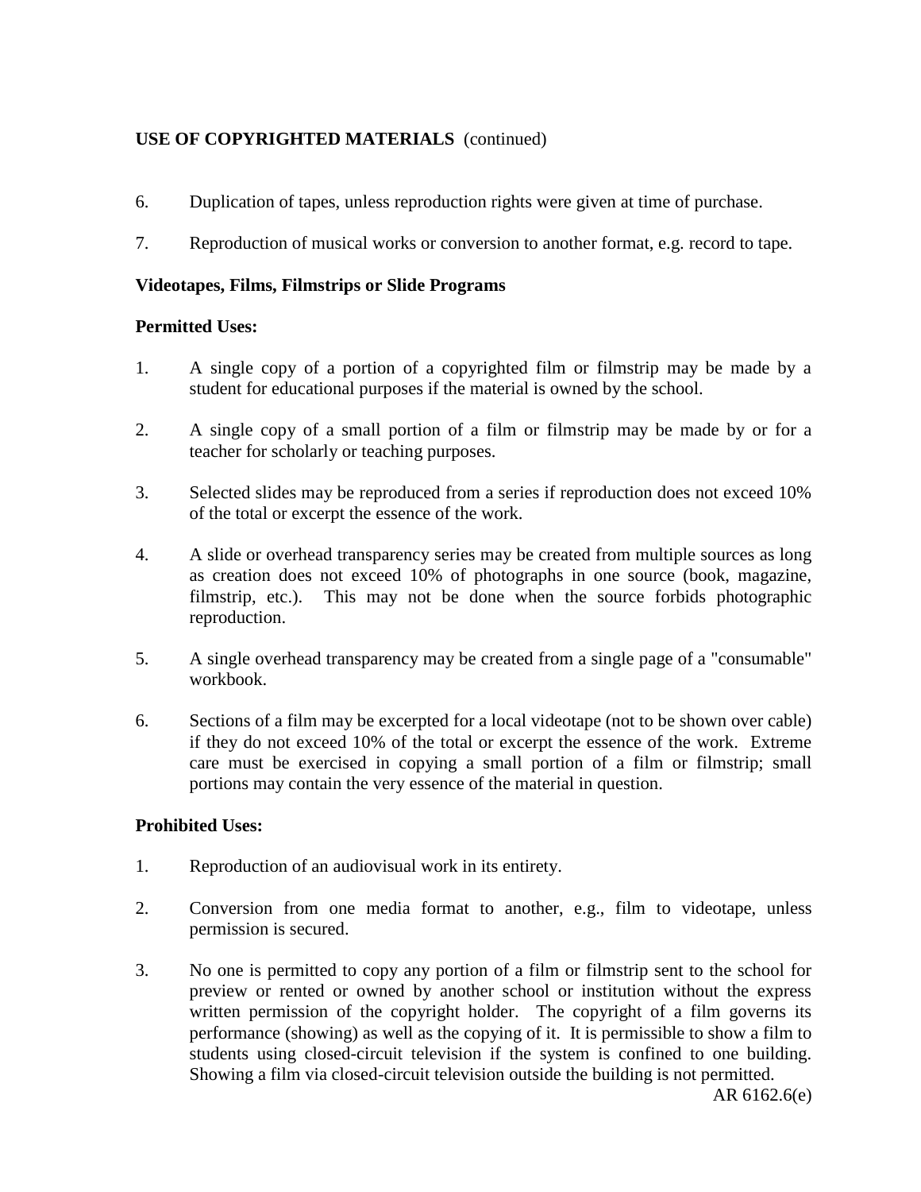**USE OF COPYRIGHTED MATERIALS** (continued)

6. Duplication of tapes, unless reproduction rights were given at time of purchase.

7. Reproduction of musical works or conversion to another format, e.g. record to tape.

**Videotapes, Films, Filmstrips or Slide Programs**

**Permitted Uses:**

1. A single copy of a portion of a copyrighted film or filmstrip may be made by a student for educational purposes if the material is owned by the school.

2. A single copy of a small portion of a film or filmstrip may be made by or for a teacher for scholarly or teaching purposes.

3. Selected slides may be reproduced from a series if reproduction does not exceed 10% of the total or excerpt the essence of the work.

4. A slide or overhead transparency series may be created from multiple sources as long as creation does not exceed 10% of photographs in one source (book, magazine, filmstrip, etc.). This may not be done when the source forbids photographic reproduction.

5. A single overhead transparency may be created from a single page of a "consumable" workbook.

6. Sections of a film may be excerpted for a local videotape (not to be shown over cable) if they do not exceed 10% of the total or excerpt the essence of the work. Extreme care must be exercised in copying a small portion of a film or filmstrip; small portions may contain the very essence of the material in question.

**Prohibited Uses:**

1. Reproduction of an audiovisual work in its entirety.

2. Conversion from one media format to another, e.g., film to videotape, unless permission is secured.

3. No one is permitted to copy any portion of a film or filmstrip sent to the school for preview or rented or owned by another school or institution without the express written permission of the copyright holder. The copyright of a film governs its performance (showing) as well as the copying of it. It is permissible to show a film to students using closed-circuit television if the system is confined to one building. Showing a film via closed-circuit television outside the building is not permitted.

AR 6162.6(e)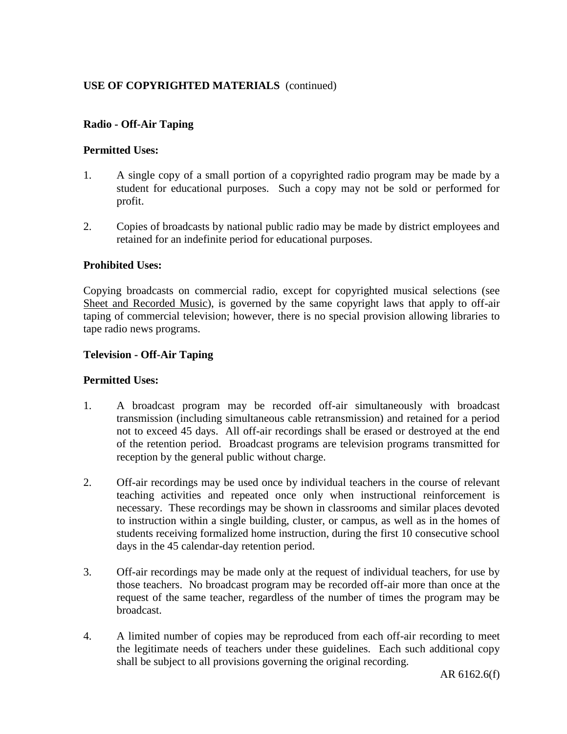**USE OF COPYRIGHTED MATERIALS** (continued)

**Radio - Off-Air Taping**

**Permitted Uses:**

1. A single copy of a small portion of a copyrighted radio program may be made by a student for educational purposes. Such a copy may not be sold or performed for profit.

2. Copies of broadcasts by national public radio may be made by district employees and retained for an indefinite period for educational purposes.

**Prohibited Uses:**

Copying broadcasts on commercial radio, except for copyrighted musical selections (see Sheet and Recorded Music), is governed by the same copyright laws that apply to off-air taping of commercial television; however, there is no special provision allowing libraries to tape radio news programs.

**Television - Off-Air Taping**

**Permitted Uses:**

1. A broadcast program may be recorded off-air simultaneously with broadcast transmission (including simultaneous cable retransmission) and retained for a period not to exceed 45 days. All off-air recordings shall be erased or destroyed at the end of the retention period. Broadcast programs are television programs transmitted for reception by the general public without charge.

2. Off-air recordings may be used once by individual teachers in the course of relevant teaching activities and repeated once only when instructional reinforcement is necessary. These recordings may be shown in classrooms and similar places devoted to instruction within a single building, cluster, or campus, as well as in the homes of students receiving formalized home instruction, during the first 10 consecutive school days in the 45 calendar-day retention period.

3. Off-air recordings may be made only at the request of individual teachers, for use by those teachers. No broadcast program may be recorded off-air more than once at the request of the same teacher, regardless of the number of times the program may be broadcast.

4. A limited number of copies may be reproduced from each off-air recording to meet the legitimate needs of teachers under these guidelines. Each such additional copy shall be subject to all provisions governing the original recording.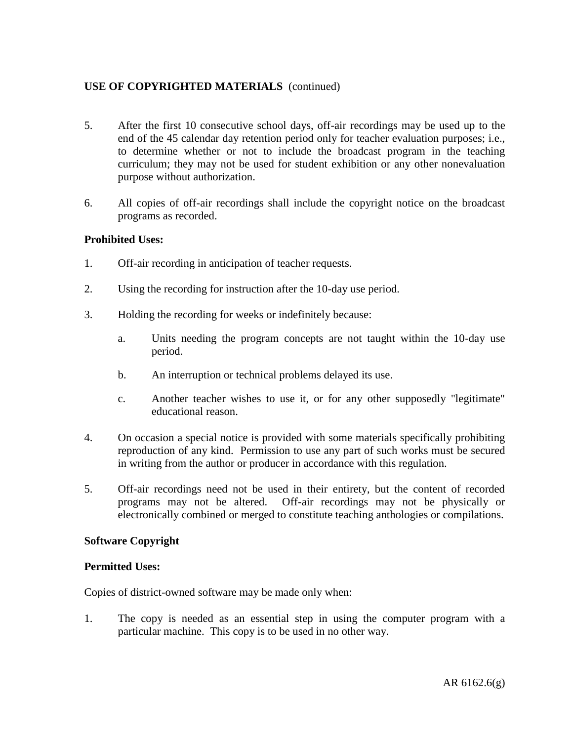**USE OF COPYRIGHTED MATERIALS** (continued)

5. After the first 10 consecutive school days, off-air recordings may be used up to the end of the 45 calendar day retention period only for teacher evaluation purposes; i.e., to determine whether or not to include the broadcast program in the teaching curriculum; they may not be used for student exhibition or any other nonevaluation purpose without authorization.

6. All copies of off-air recordings shall include the copyright notice on the broadcast programs as recorded.

**Prohibited Uses:**

1. Off-air recording in anticipation of teacher requests.

2. Using the recording for instruction after the 10-day use period.

3. Holding the recording for weeks or indefinitely because:

   a. Units needing the program concepts are not taught within the 10-day use period.

   b. An interruption or technical problems delayed its use.

   c. Another teacher wishes to use it, or for any other supposedly "legitimate" educational reason.

4. On occasion a special notice is provided with some materials specifically prohibiting reproduction of any kind. Permission to use any part of such works must be secured in writing from the author or producer in accordance with this regulation.

5. Off-air recordings need not be used in their entirety, but the content of recorded programs may not be altered. Off-air recordings may not be physically or electronically combined or merged to constitute teaching anthologies or compilations.

**Software Copyright**

**Permitted Uses:**

Copies of district-owned software may be made only when:

1. The copy is needed as an essential step in using the computer program with a particular machine. This copy is to be used in no other way.

AR 6162.6(g)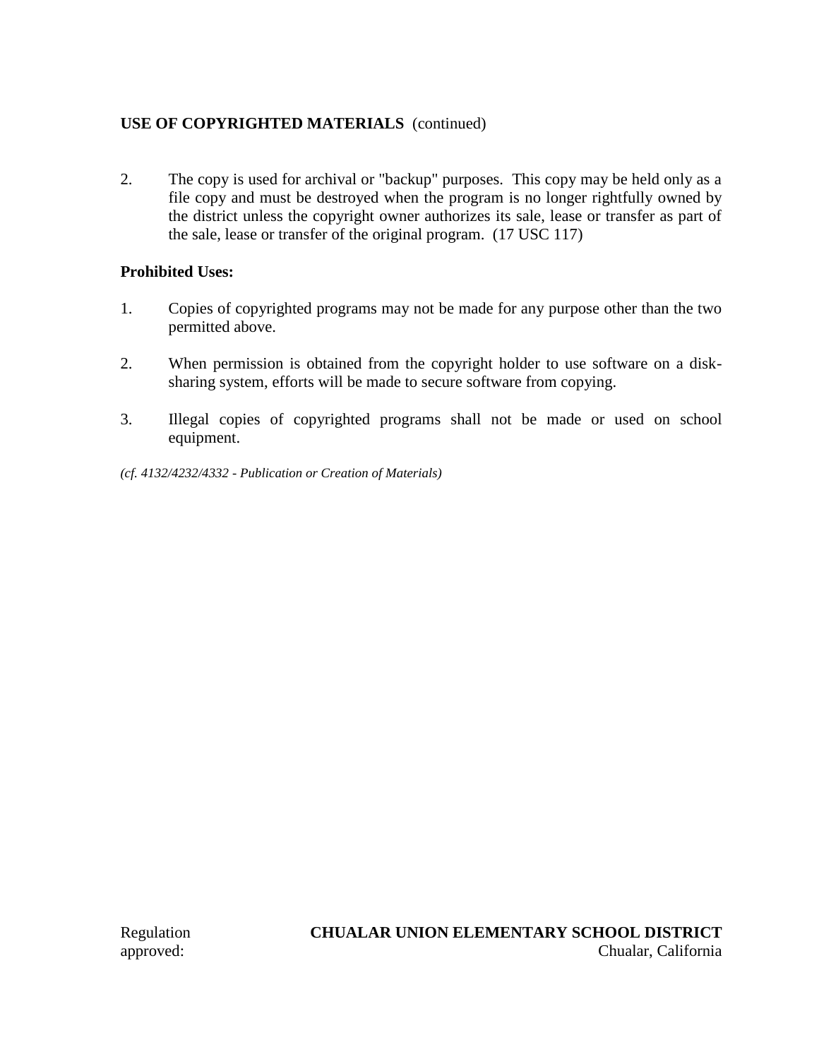2. The copy is used for archival or "backup" purposes. This copy may be held only as a file copy and must be destroyed when the program is no longer rightfully owned by the district unless the copyright owner authorizes its sale, lease or transfer as part of the sale, lease or transfer of the original program. (17 USC 117)

**Prohibited Uses:**

1. Copies of copyrighted programs may not be made for any purpose other than the two permitted above.

2. When permission is obtained from the copyright holder to use software on a disk-sharing system, efforts will be made to secure software from copying.

3. Illegal copies of copyrighted programs shall not be made or used on school equipment.

*(cf. 4132/4232/4332 - Publication or Creation of Materials)*

Regulation approved:

**CHUALAR UNION ELEMENTARY SCHOOL DISTRICT**
Chualar, California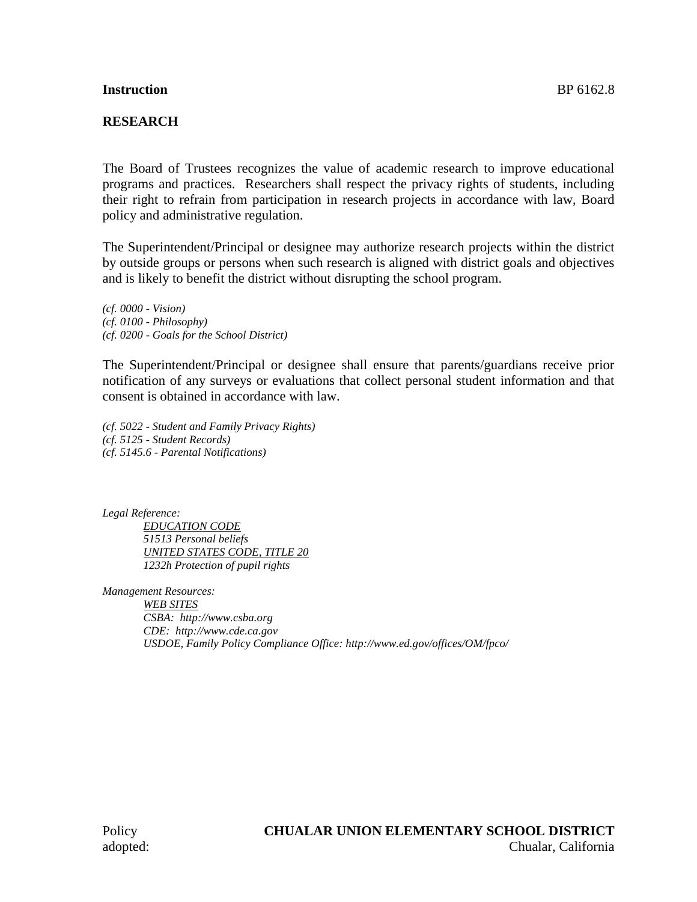**Instruction** BP 6162.8

## RESEARCH

The Board of Trustees recognizes the value of academic research to improve educational programs and practices. Researchers shall respect the privacy rights of students, including their right to refrain from participation in research projects in accordance with law, Board policy and administrative regulation.

The Superintendent/Principal or designee may authorize research projects within the district by outside groups or persons when such research is aligned with district goals and objectives and is likely to benefit the district without disrupting the school program.

*(cf. 0000 - Vision)*
*(cf. 0100 - Philosophy)*
*(cf. 0200 - Goals for the School District)*

The Superintendent/Principal or designee shall ensure that parents/guardians receive prior notification of any surveys or evaluations that collect personal student information and that consent is obtained in accordance with law.

*(cf. 5022 - Student and Family Privacy Rights)*
*(cf. 5125 - Student Records)*
*(cf. 5145.6 - Parental Notifications)*

*Legal Reference:*
*EDUCATION CODE*
*51513 Personal beliefs*
*UNITED STATES CODE, TITLE 20*
*1232h Protection of pupil rights*

*Management Resources:*
*WEB SITES*
*CSBA: http://www.csba.org*
*CDE: http://www.cde.ca.gov*
*USDOE, Family Policy Compliance Office: http://www.ed.gov/offices/OM/fpco/*

Policy adopted:

**CHUALAR UNION ELEMENTARY SCHOOL DISTRICT**
Chualar, California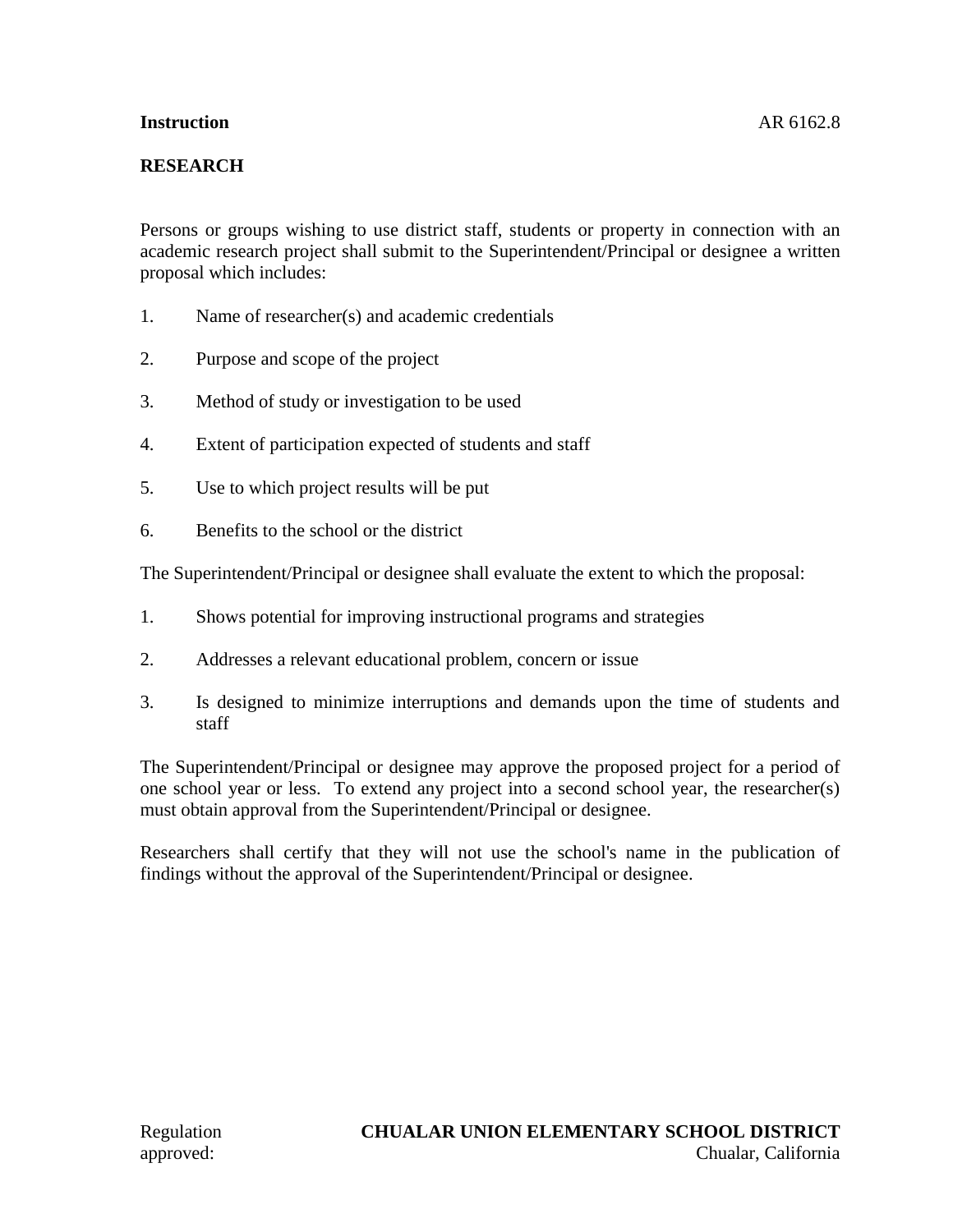**Instruction** AR 6162.8

## RESEARCH

Persons or groups wishing to use district staff, students or property in connection with an academic research project shall submit to the Superintendent/Principal or designee a written proposal which includes:

1. Name of researcher(s) and academic credentials
2. Purpose and scope of the project
3. Method of study or investigation to be used
4. Extent of participation expected of students and staff
5. Use to which project results will be put
6. Benefits to the school or the district

The Superintendent/Principal or designee shall evaluate the extent to which the proposal:

1. Shows potential for improving instructional programs and strategies
2. Addresses a relevant educational problem, concern or issue
3. Is designed to minimize interruptions and demands upon the time of students and staff

The Superintendent/Principal or designee may approve the proposed project for a period of one school year or less. To extend any project into a second school year, the researcher(s) must obtain approval from the Superintendent/Principal or designee.

Researchers shall certify that they will not use the school's name in the publication of findings without the approval of the Superintendent/Principal or designee.

Regulation approved:

**CHUALAR UNION ELEMENTARY SCHOOL DISTRICT**
Chualar, California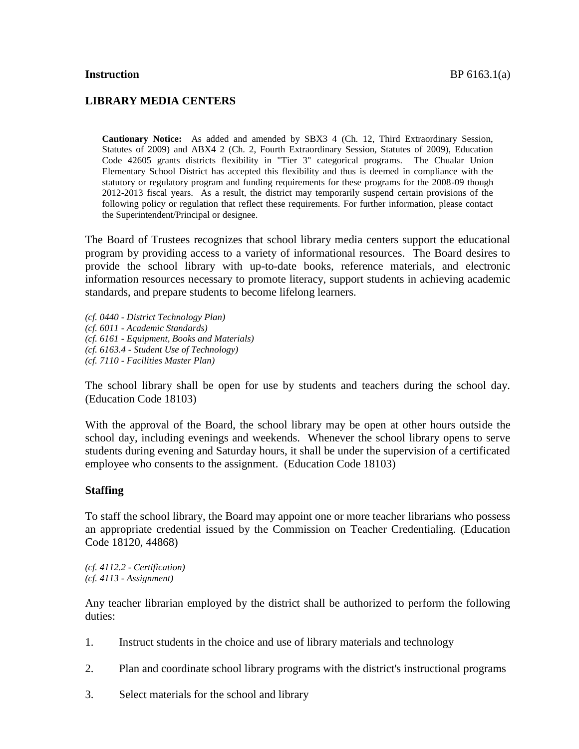**Instruction** BP 6163.1(a)

## LIBRARY MEDIA CENTERS

> **Cautionary Notice:** As added and amended by SBX3 4 (Ch. 12, Third Extraordinary Session, Statutes of 2009) and ABX4 2 (Ch. 2, Fourth Extraordinary Session, Statutes of 2009), Education Code 42605 grants districts flexibility in "Tier 3" categorical programs. The Chualar Union Elementary School District has accepted this flexibility and thus is deemed in compliance with the statutory or regulatory program and funding requirements for these programs for the 2008-09 though 2012-2013 fiscal years. As a result, the district may temporarily suspend certain provisions of the following policy or regulation that reflect these requirements. For further information, please contact the Superintendent/Principal or designee.

The Board of Trustees recognizes that school library media centers support the educational program by providing access to a variety of informational resources. The Board desires to provide the school library with up-to-date books, reference materials, and electronic information resources necessary to promote literacy, support students in achieving academic standards, and prepare students to become lifelong learners.

*(cf. 0440 - District Technology Plan)*
*(cf. 6011 - Academic Standards)*
*(cf. 6161 - Equipment, Books and Materials)*
*(cf. 6163.4 - Student Use of Technology)*
*(cf. 7110 - Facilities Master Plan)*

The school library shall be open for use by students and teachers during the school day. (Education Code 18103)

With the approval of the Board, the school library may be open at other hours outside the school day, including evenings and weekends. Whenever the school library opens to serve students during evening and Saturday hours, it shall be under the supervision of a certificated employee who consents to the assignment. (Education Code 18103)

### Staffing

To staff the school library, the Board may appoint one or more teacher librarians who possess an appropriate credential issued by the Commission on Teacher Credentialing. (Education Code 18120, 44868)

*(cf. 4112.2 - Certification)*
*(cf. 4113 - Assignment)*

Any teacher librarian employed by the district shall be authorized to perform the following duties:

1. Instruct students in the choice and use of library materials and technology
2. Plan and coordinate school library programs with the district's instructional programs
3. Select materials for the school and library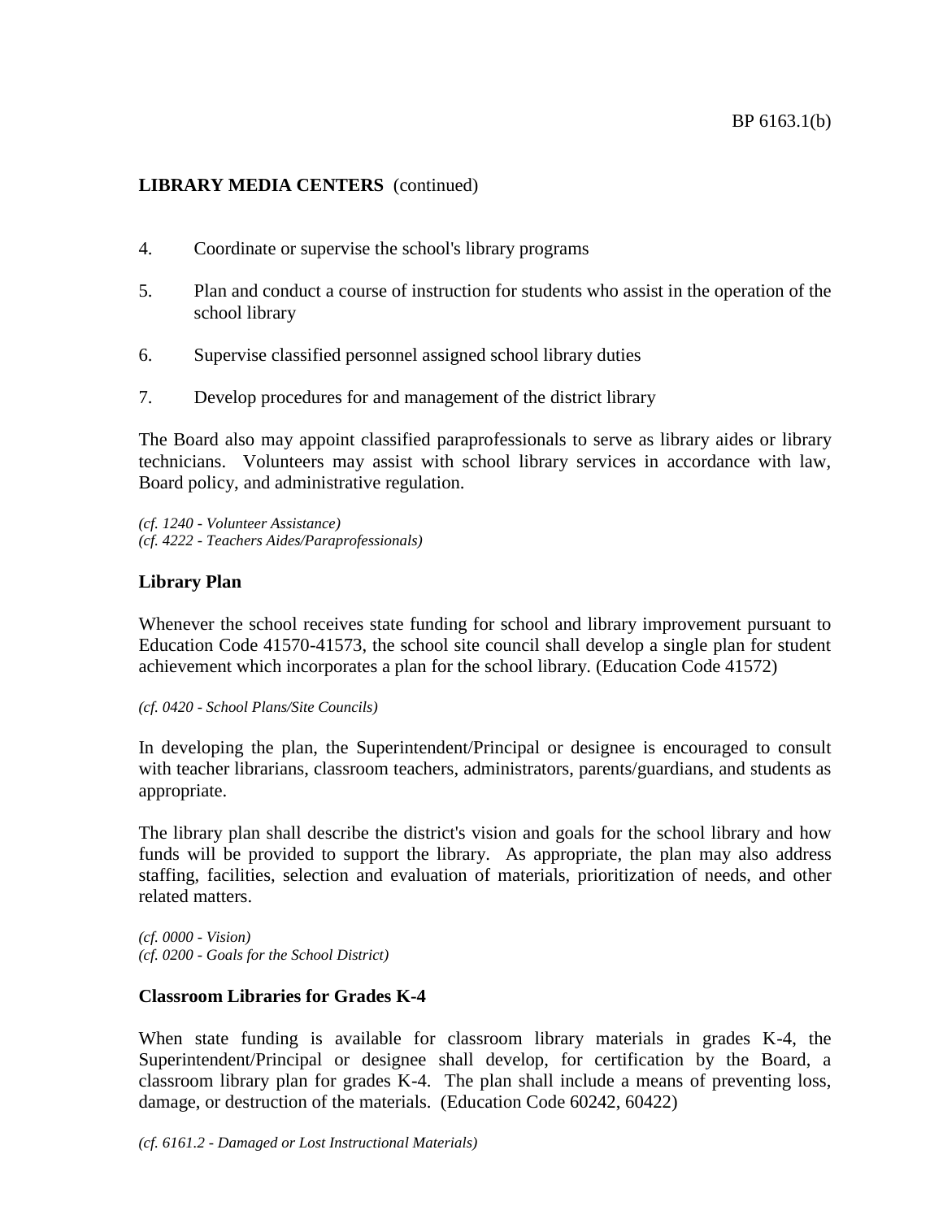**LIBRARY MEDIA CENTERS** (continued)

4. Coordinate or supervise the school's library programs

5. Plan and conduct a course of instruction for students who assist in the operation of the school library

6. Supervise classified personnel assigned school library duties

7. Develop procedures for and management of the district library

The Board also may appoint classified paraprofessionals to serve as library aides or library technicians. Volunteers may assist with school library services in accordance with law, Board policy, and administrative regulation.

*(cf. 1240 - Volunteer Assistance)*
*(cf. 4222 - Teachers Aides/Paraprofessionals)*

**Library Plan**

Whenever the school receives state funding for school and library improvement pursuant to Education Code 41570-41573, the school site council shall develop a single plan for student achievement which incorporates a plan for the school library. (Education Code 41572)

*(cf. 0420 - School Plans/Site Councils)*

In developing the plan, the Superintendent/Principal or designee is encouraged to consult with teacher librarians, classroom teachers, administrators, parents/guardians, and students as appropriate.

The library plan shall describe the district's vision and goals for the school library and how funds will be provided to support the library. As appropriate, the plan may also address staffing, facilities, selection and evaluation of materials, prioritization of needs, and other related matters.

*(cf. 0000 - Vision)*
*(cf. 0200 - Goals for the School District)*

**Classroom Libraries for Grades K-4**

When state funding is available for classroom library materials in grades K-4, the Superintendent/Principal or designee shall develop, for certification by the Board, a classroom library plan for grades K-4. The plan shall include a means of preventing loss, damage, or destruction of the materials. (Education Code 60242, 60422)

*(cf. 6161.2 - Damaged or Lost Instructional Materials)*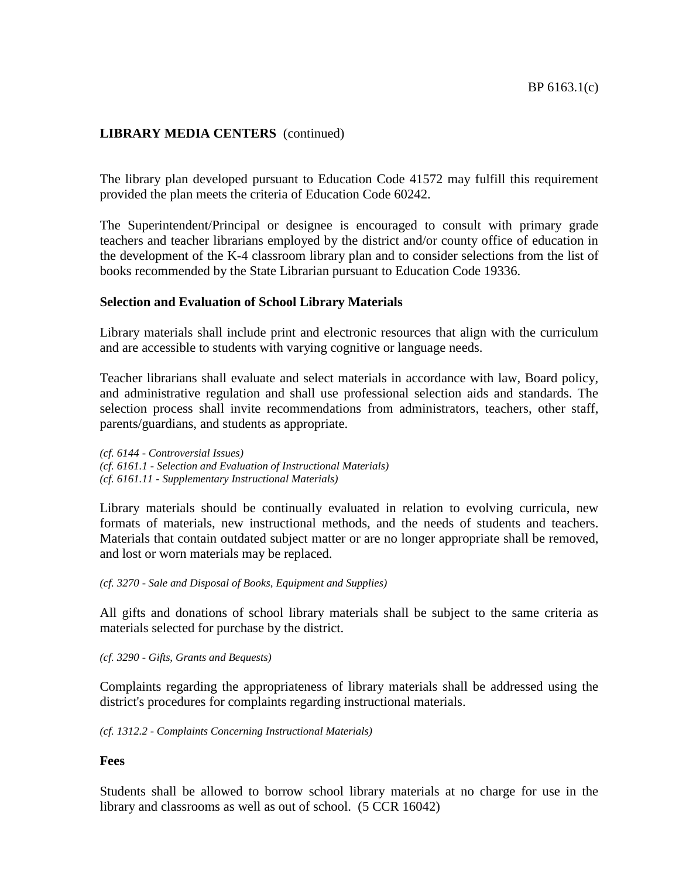**LIBRARY MEDIA CENTERS** (continued)

The library plan developed pursuant to Education Code 41572 may fulfill this requirement provided the plan meets the criteria of Education Code 60242.

The Superintendent/Principal or designee is encouraged to consult with primary grade teachers and teacher librarians employed by the district and/or county office of education in the development of the K-4 classroom library plan and to consider selections from the list of books recommended by the State Librarian pursuant to Education Code 19336.

**Selection and Evaluation of School Library Materials**

Library materials shall include print and electronic resources that align with the curriculum and are accessible to students with varying cognitive or language needs.

Teacher librarians shall evaluate and select materials in accordance with law, Board policy, and administrative regulation and shall use professional selection aids and standards. The selection process shall invite recommendations from administrators, teachers, other staff, parents/guardians, and students as appropriate.

*(cf. 6144 - Controversial Issues)*
*(cf. 6161.1 - Selection and Evaluation of Instructional Materials)*
*(cf. 6161.11 - Supplementary Instructional Materials)*

Library materials should be continually evaluated in relation to evolving curricula, new formats of materials, new instructional methods, and the needs of students and teachers. Materials that contain outdated subject matter or are no longer appropriate shall be removed, and lost or worn materials may be replaced.

*(cf. 3270 - Sale and Disposal of Books, Equipment and Supplies)*

All gifts and donations of school library materials shall be subject to the same criteria as materials selected for purchase by the district.

*(cf. 3290 - Gifts, Grants and Bequests)*

Complaints regarding the appropriateness of library materials shall be addressed using the district's procedures for complaints regarding instructional materials.

*(cf. 1312.2 - Complaints Concerning Instructional Materials)*

**Fees**

Students shall be allowed to borrow school library materials at no charge for use in the library and classrooms as well as out of school. (5 CCR 16042)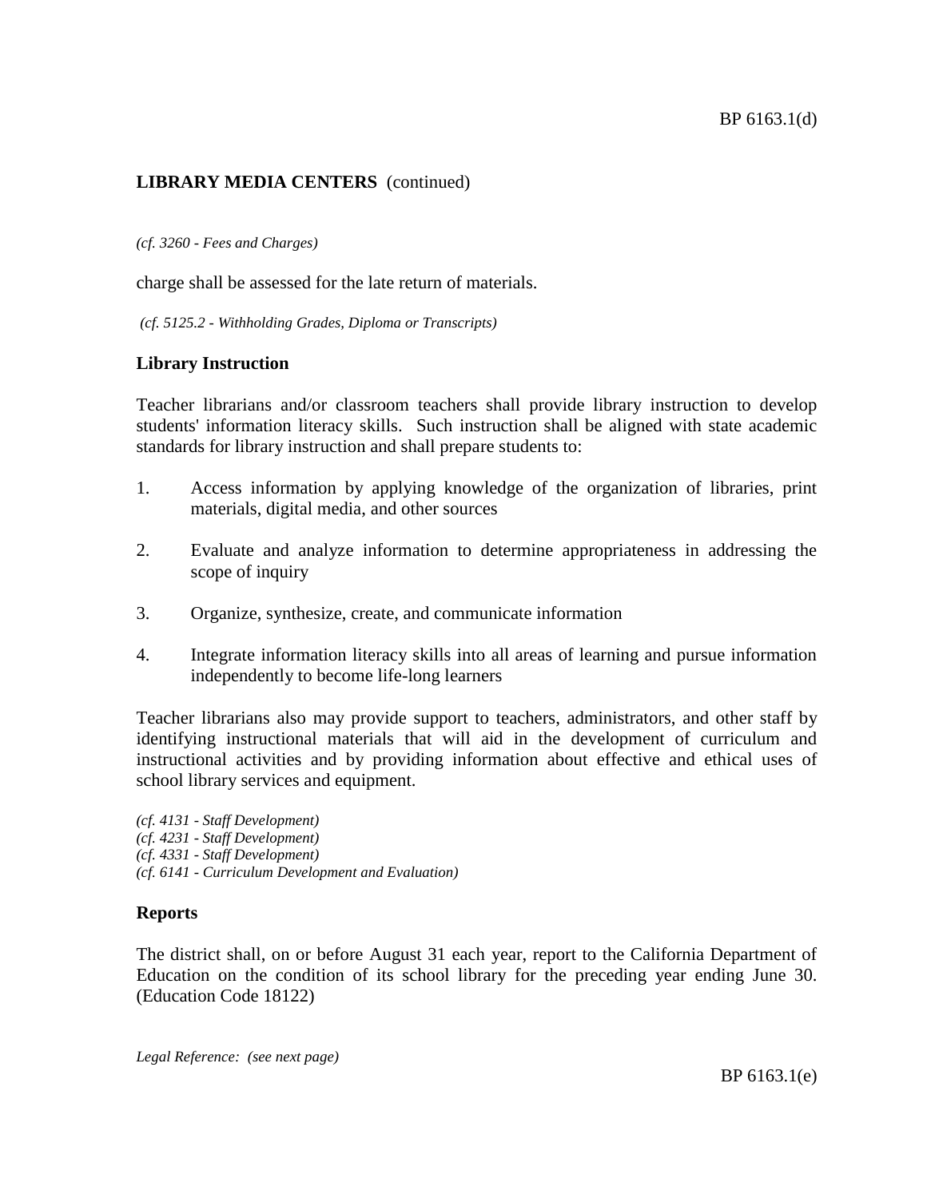## LIBRARY MEDIA CENTERS (continued)

*(cf. 3260 - Fees and Charges)*

charge shall be assessed for the late return of materials.

*(cf. 5125.2 - Withholding Grades, Diploma or Transcripts)*

### Library Instruction

Teacher librarians and/or classroom teachers shall provide library instruction to develop students' information literacy skills. Such instruction shall be aligned with state academic standards for library instruction and shall prepare students to:

1. Access information by applying knowledge of the organization of libraries, print materials, digital media, and other sources

2. Evaluate and analyze information to determine appropriateness in addressing the scope of inquiry

3. Organize, synthesize, create, and communicate information

4. Integrate information literacy skills into all areas of learning and pursue information independently to become life-long learners

Teacher librarians also may provide support to teachers, administrators, and other staff by identifying instructional materials that will aid in the development of curriculum and instructional activities and by providing information about effective and ethical uses of school library services and equipment.

*(cf. 4131 - Staff Development)*
*(cf. 4231 - Staff Development)*
*(cf. 4331 - Staff Development)*
*(cf. 6141 - Curriculum Development and Evaluation)*

### Reports

The district shall, on or before August 31 each year, report to the California Department of Education on the condition of its school library for the preceding year ending June 30. (Education Code 18122)

*Legal Reference: (see next page)*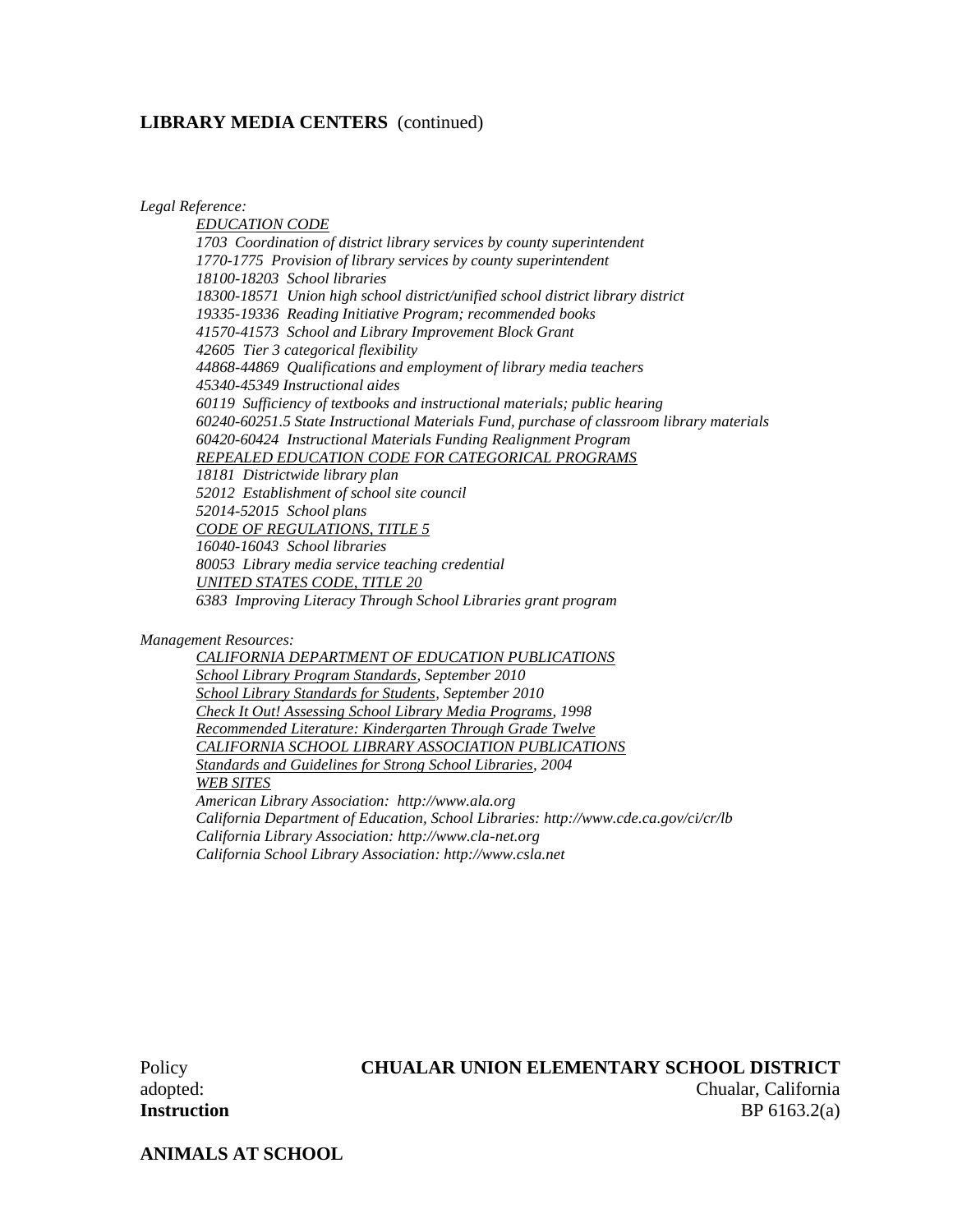## LIBRARY MEDIA CENTERS (continued)

*Legal Reference:*

*EDUCATION CODE*
*1703 Coordination of district library services by county superintendent*
*1770-1775 Provision of library services by county superintendent*
*18100-18203 School libraries*
*18300-18571 Union high school district/unified school district library district*
*19335-19336 Reading Initiative Program; recommended books*
*41570-41573 School and Library Improvement Block Grant*
*42605 Tier 3 categorical flexibility*
*44868-44869 Qualifications and employment of library media teachers*
*45340-45349 Instructional aides*
*60119 Sufficiency of textbooks and instructional materials; public hearing*
*60240-60251.5 State Instructional Materials Fund, purchase of classroom library materials*
*60420-60424 Instructional Materials Funding Realignment Program*
*REPEALED EDUCATION CODE FOR CATEGORICAL PROGRAMS*
*18181 Districtwide library plan*
*52012 Establishment of school site council*
*52014-52015 School plans*
*CODE OF REGULATIONS, TITLE 5*
*16040-16043 School libraries*
*80053 Library media service teaching credential*
*UNITED STATES CODE, TITLE 20*
*6383 Improving Literacy Through School Libraries grant program*

*Management Resources:*

*CALIFORNIA DEPARTMENT OF EDUCATION PUBLICATIONS*
*School Library Program Standards, September 2010*
*School Library Standards for Students, September 2010*
*Check It Out! Assessing School Library Media Programs, 1998*
*Recommended Literature: Kindergarten Through Grade Twelve*
*CALIFORNIA SCHOOL LIBRARY ASSOCIATION PUBLICATIONS*
*Standards and Guidelines for Strong School Libraries, 2004*
*WEB SITES*
*American Library Association: http://www.ala.org*
*California Department of Education, School Libraries: http://www.cde.ca.gov/ci/cr/lb*
*California Library Association: http://www.cla-net.org*
*California School Library Association: http://www.csla.net*

Policy adopted: **CHUALAR UNION ELEMENTARY SCHOOL DISTRICT**
Chualar, California

**Instruction** BP 6163.2(a)

## ANIMALS AT SCHOOL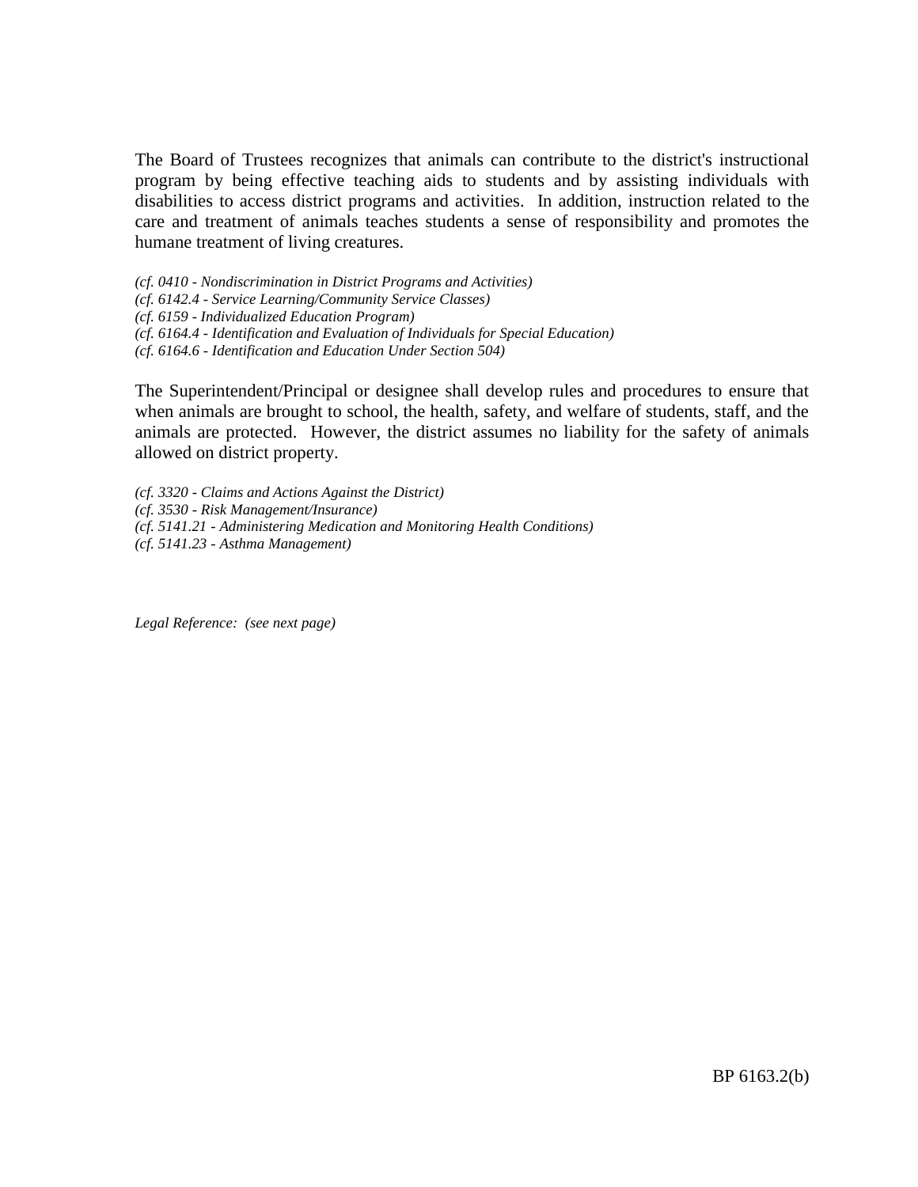The Board of Trustees recognizes that animals can contribute to the district's instructional program by being effective teaching aids to students and by assisting individuals with disabilities to access district programs and activities. In addition, instruction related to the care and treatment of animals teaches students a sense of responsibility and promotes the humane treatment of living creatures.

*(cf. 0410 - Nondiscrimination in District Programs and Activities)*
*(cf. 6142.4 - Service Learning/Community Service Classes)*
*(cf. 6159 - Individualized Education Program)*
*(cf. 6164.4 - Identification and Evaluation of Individuals for Special Education)*
*(cf. 6164.6 - Identification and Education Under Section 504)*

The Superintendent/Principal or designee shall develop rules and procedures to ensure that when animals are brought to school, the health, safety, and welfare of students, staff, and the animals are protected. However, the district assumes no liability for the safety of animals allowed on district property.

*(cf. 3320 - Claims and Actions Against the District)*
*(cf. 3530 - Risk Management/Insurance)*
*(cf. 5141.21 - Administering Medication and Monitoring Health Conditions)*
*(cf. 5141.23 - Asthma Management)*

*Legal Reference: (see next page)*

BP 6163.2(b)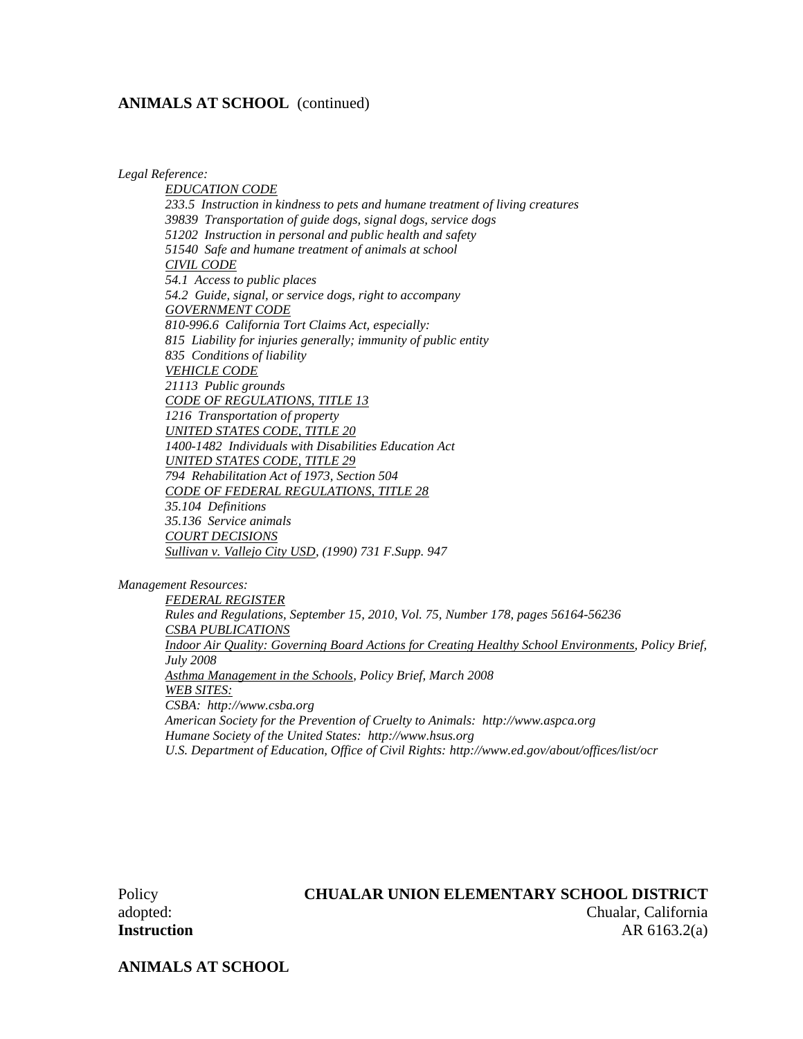**ANIMALS AT SCHOOL** (continued)

*Legal Reference:*

*EDUCATION CODE*
*233.5 Instruction in kindness to pets and humane treatment of living creatures*
*39839 Transportation of guide dogs, signal dogs, service dogs*
*51202 Instruction in personal and public health and safety*
*51540 Safe and humane treatment of animals at school*
*CIVIL CODE*
*54.1 Access to public places*
*54.2 Guide, signal, or service dogs, right to accompany*
*GOVERNMENT CODE*
*810-996.6 California Tort Claims Act, especially:*
*815 Liability for injuries generally; immunity of public entity*
*835 Conditions of liability*
*VEHICLE CODE*
*21113 Public grounds*
*CODE OF REGULATIONS, TITLE 13*
*1216 Transportation of property*
*UNITED STATES CODE, TITLE 20*
*1400-1482 Individuals with Disabilities Education Act*
*UNITED STATES CODE, TITLE 29*
*794 Rehabilitation Act of 1973, Section 504*
*CODE OF FEDERAL REGULATIONS, TITLE 28*
*35.104 Definitions*
*35.136 Service animals*
*COURT DECISIONS*
*Sullivan v. Vallejo City USD, (1990) 731 F.Supp. 947*

*Management Resources:*

*FEDERAL REGISTER*
*Rules and Regulations, September 15, 2010, Vol. 75, Number 178, pages 56164-56236*
*CSBA PUBLICATIONS*
*Indoor Air Quality: Governing Board Actions for Creating Healthy School Environments, Policy Brief, July 2008*
*Asthma Management in the Schools, Policy Brief, March 2008*
*WEB SITES:*
*CSBA: http://www.csba.org*
*American Society for the Prevention of Cruelty to Animals: http://www.aspca.org*
*Humane Society of the United States: http://www.hsus.org*
*U.S. Department of Education, Office of Civil Rights: http://www.ed.gov/about/offices/list/ocr*

Policy
adopted:

**CHUALAR UNION ELEMENTARY SCHOOL DISTRICT**
Chualar, California

**Instruction** AR 6163.2(a)

**ANIMALS AT SCHOOL**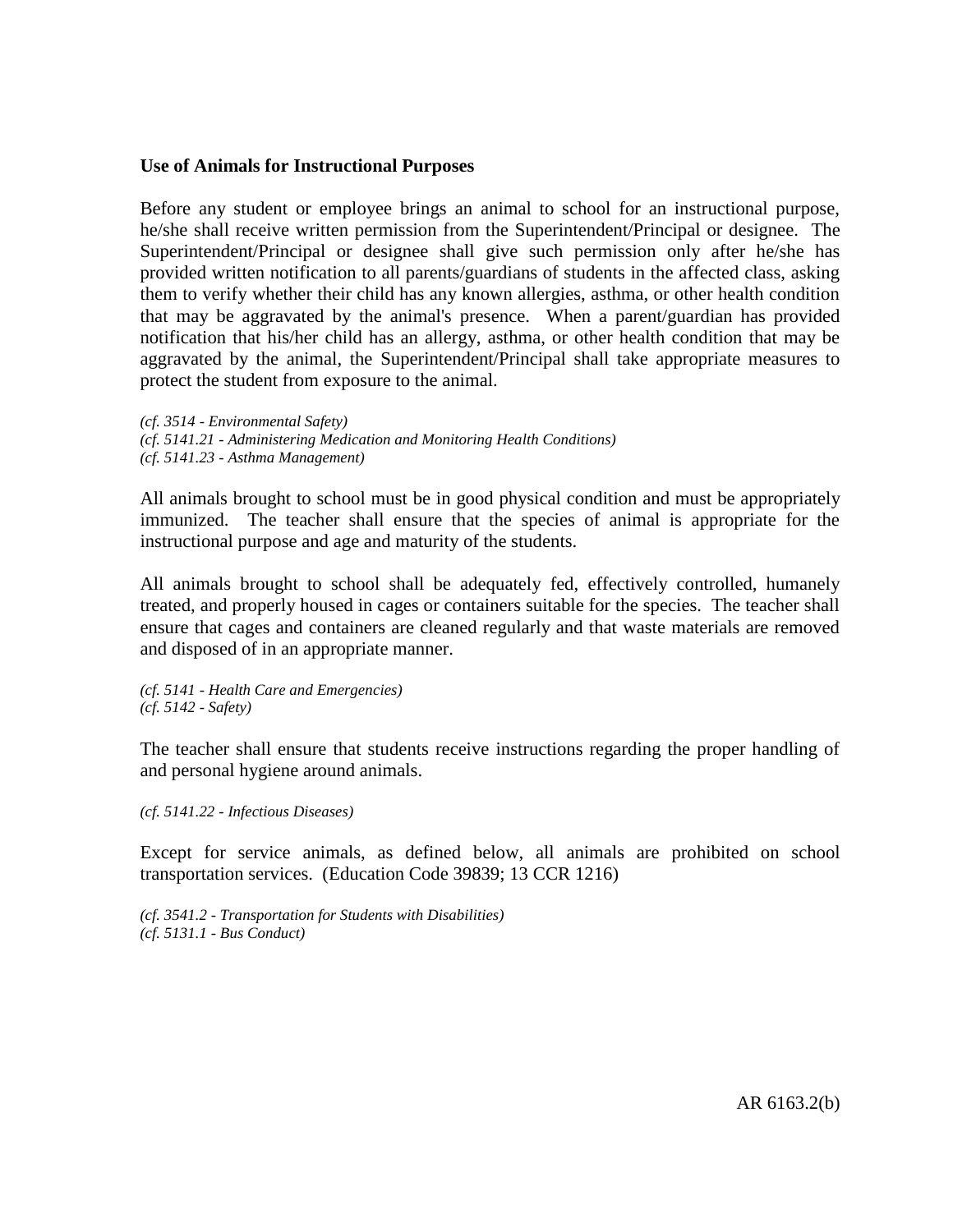**Use of Animals for Instructional Purposes**

Before any student or employee brings an animal to school for an instructional purpose, he/she shall receive written permission from the Superintendent/Principal or designee. The Superintendent/Principal or designee shall give such permission only after he/she has provided written notification to all parents/guardians of students in the affected class, asking them to verify whether their child has any known allergies, asthma, or other health condition that may be aggravated by the animal's presence. When a parent/guardian has provided notification that his/her child has an allergy, asthma, or other health condition that may be aggravated by the animal, the Superintendent/Principal shall take appropriate measures to protect the student from exposure to the animal.

*(cf. 3514 - Environmental Safety)*
*(cf. 5141.21 - Administering Medication and Monitoring Health Conditions)*
*(cf. 5141.23 - Asthma Management)*

All animals brought to school must be in good physical condition and must be appropriately immunized. The teacher shall ensure that the species of animal is appropriate for the instructional purpose and age and maturity of the students.

All animals brought to school shall be adequately fed, effectively controlled, humanely treated, and properly housed in cages or containers suitable for the species. The teacher shall ensure that cages and containers are cleaned regularly and that waste materials are removed and disposed of in an appropriate manner.

*(cf. 5141 - Health Care and Emergencies)*
*(cf. 5142 - Safety)*

The teacher shall ensure that students receive instructions regarding the proper handling of and personal hygiene around animals.

*(cf. 5141.22 - Infectious Diseases)*

Except for service animals, as defined below, all animals are prohibited on school transportation services. (Education Code 39839; 13 CCR 1216)

*(cf. 3541.2 - Transportation for Students with Disabilities)*
*(cf. 5131.1 - Bus Conduct)*

AR 6163.2(b)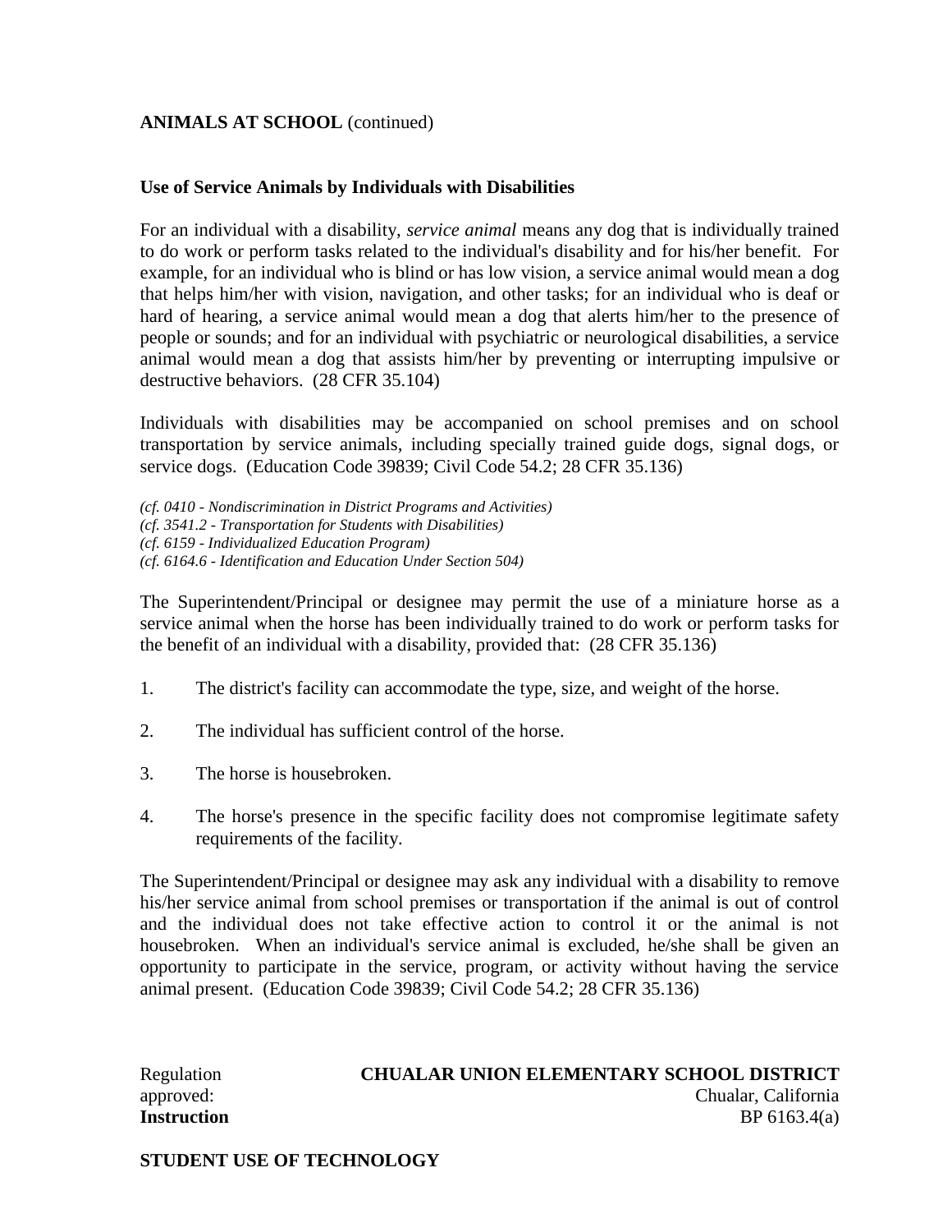**ANIMALS AT SCHOOL** (continued)

**Use of Service Animals by Individuals with Disabilities**

For an individual with a disability, *service animal* means any dog that is individually trained to do work or perform tasks related to the individual's disability and for his/her benefit. For example, for an individual who is blind or has low vision, a service animal would mean a dog that helps him/her with vision, navigation, and other tasks; for an individual who is deaf or hard of hearing, a service animal would mean a dog that alerts him/her to the presence of people or sounds; and for an individual with psychiatric or neurological disabilities, a service animal would mean a dog that assists him/her by preventing or interrupting impulsive or destructive behaviors. (28 CFR 35.104)

Individuals with disabilities may be accompanied on school premises and on school transportation by service animals, including specially trained guide dogs, signal dogs, or service dogs. (Education Code 39839; Civil Code 54.2; 28 CFR 35.136)

*(cf. 0410 - Nondiscrimination in District Programs and Activities)*
*(cf. 3541.2 - Transportation for Students with Disabilities)*
*(cf. 6159 - Individualized Education Program)*
*(cf. 6164.6 - Identification and Education Under Section 504)*

The Superintendent/Principal or designee may permit the use of a miniature horse as a service animal when the horse has been individually trained to do work or perform tasks for the benefit of an individual with a disability, provided that: (28 CFR 35.136)

1. The district's facility can accommodate the type, size, and weight of the horse.
2. The individual has sufficient control of the horse.
3. The horse is housebroken.
4. The horse's presence in the specific facility does not compromise legitimate safety requirements of the facility.

The Superintendent/Principal or designee may ask any individual with a disability to remove his/her service animal from school premises or transportation if the animal is out of control and the individual does not take effective action to control it or the animal is not housebroken. When an individual's service animal is excluded, he/she shall be given an opportunity to participate in the service, program, or activity without having the service animal present. (Education Code 39839; Civil Code 54.2; 28 CFR 35.136)

Regulation approved:

**CHUALAR UNION ELEMENTARY SCHOOL DISTRICT**
Chualar, California

**Instruction** BP 6163.4(a)

**STUDENT USE OF TECHNOLOGY**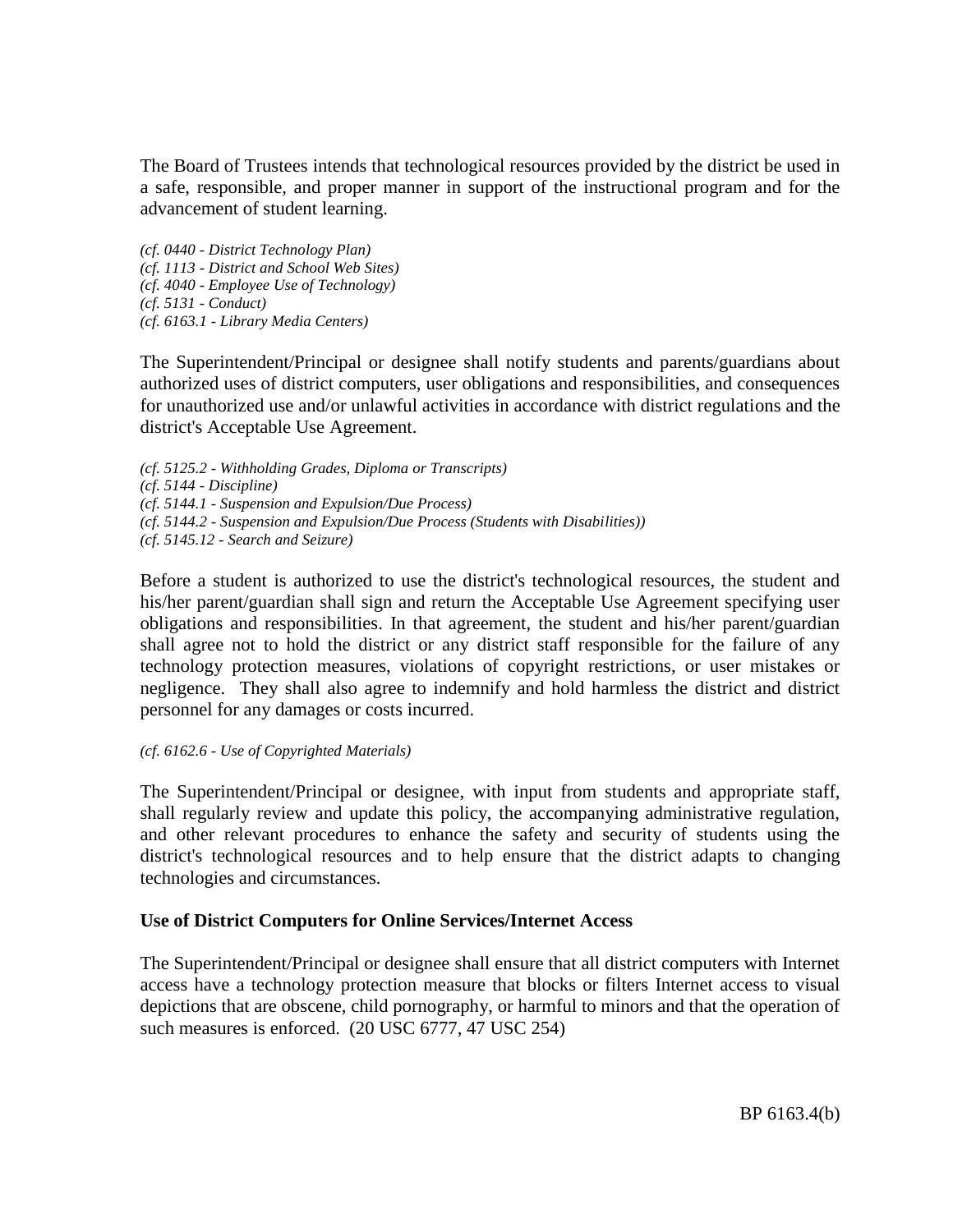The Board of Trustees intends that technological resources provided by the district be used in a safe, responsible, and proper manner in support of the instructional program and for the advancement of student learning.

*(cf. 0440 - District Technology Plan)*
*(cf. 1113 - District and School Web Sites)*
*(cf. 4040 - Employee Use of Technology)*
*(cf. 5131 - Conduct)*
*(cf. 6163.1 - Library Media Centers)*

The Superintendent/Principal or designee shall notify students and parents/guardians about authorized uses of district computers, user obligations and responsibilities, and consequences for unauthorized use and/or unlawful activities in accordance with district regulations and the district's Acceptable Use Agreement.

*(cf. 5125.2 - Withholding Grades, Diploma or Transcripts)*
*(cf. 5144 - Discipline)*
*(cf. 5144.1 - Suspension and Expulsion/Due Process)*
*(cf. 5144.2 - Suspension and Expulsion/Due Process (Students with Disabilities))*
*(cf. 5145.12 - Search and Seizure)*

Before a student is authorized to use the district's technological resources, the student and his/her parent/guardian shall sign and return the Acceptable Use Agreement specifying user obligations and responsibilities. In that agreement, the student and his/her parent/guardian shall agree not to hold the district or any district staff responsible for the failure of any technology protection measures, violations of copyright restrictions, or user mistakes or negligence. They shall also agree to indemnify and hold harmless the district and district personnel for any damages or costs incurred.

*(cf. 6162.6 - Use of Copyrighted Materials)*

The Superintendent/Principal or designee, with input from students and appropriate staff, shall regularly review and update this policy, the accompanying administrative regulation, and other relevant procedures to enhance the safety and security of students using the district's technological resources and to help ensure that the district adapts to changing technologies and circumstances.

**Use of District Computers for Online Services/Internet Access**

The Superintendent/Principal or designee shall ensure that all district computers with Internet access have a technology protection measure that blocks or filters Internet access to visual depictions that are obscene, child pornography, or harmful to minors and that the operation of such measures is enforced. (20 USC 6777, 47 USC 254)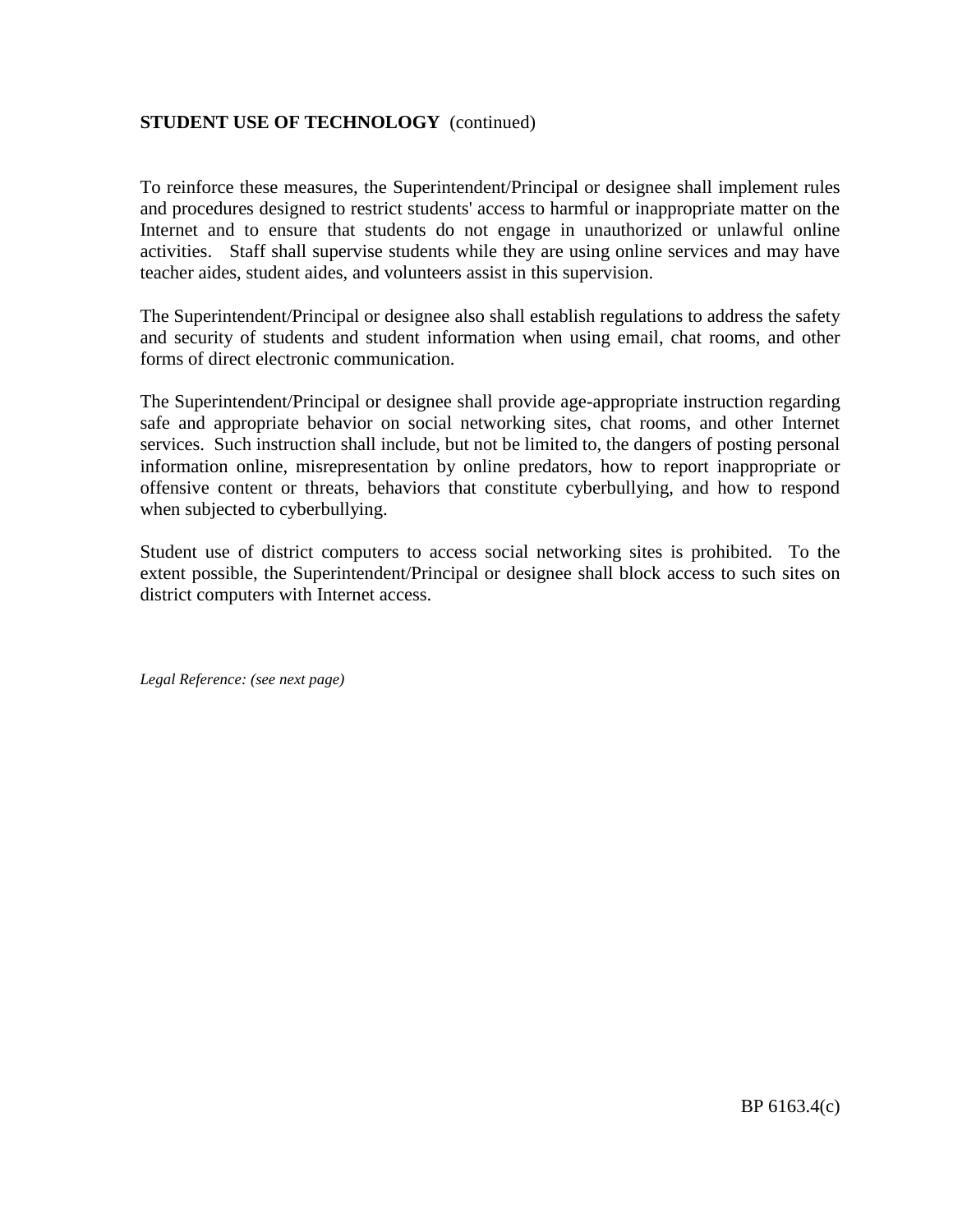**STUDENT USE OF TECHNOLOGY** (continued)

To reinforce these measures, the Superintendent/Principal or designee shall implement rules and procedures designed to restrict students' access to harmful or inappropriate matter on the Internet and to ensure that students do not engage in unauthorized or unlawful online activities. Staff shall supervise students while they are using online services and may have teacher aides, student aides, and volunteers assist in this supervision.

The Superintendent/Principal or designee also shall establish regulations to address the safety and security of students and student information when using email, chat rooms, and other forms of direct electronic communication.

The Superintendent/Principal or designee shall provide age-appropriate instruction regarding safe and appropriate behavior on social networking sites, chat rooms, and other Internet services. Such instruction shall include, but not be limited to, the dangers of posting personal information online, misrepresentation by online predators, how to report inappropriate or offensive content or threats, behaviors that constitute cyberbullying, and how to respond when subjected to cyberbullying.

Student use of district computers to access social networking sites is prohibited. To the extent possible, the Superintendent/Principal or designee shall block access to such sites on district computers with Internet access.

*Legal Reference: (see next page)*

BP 6163.4(c)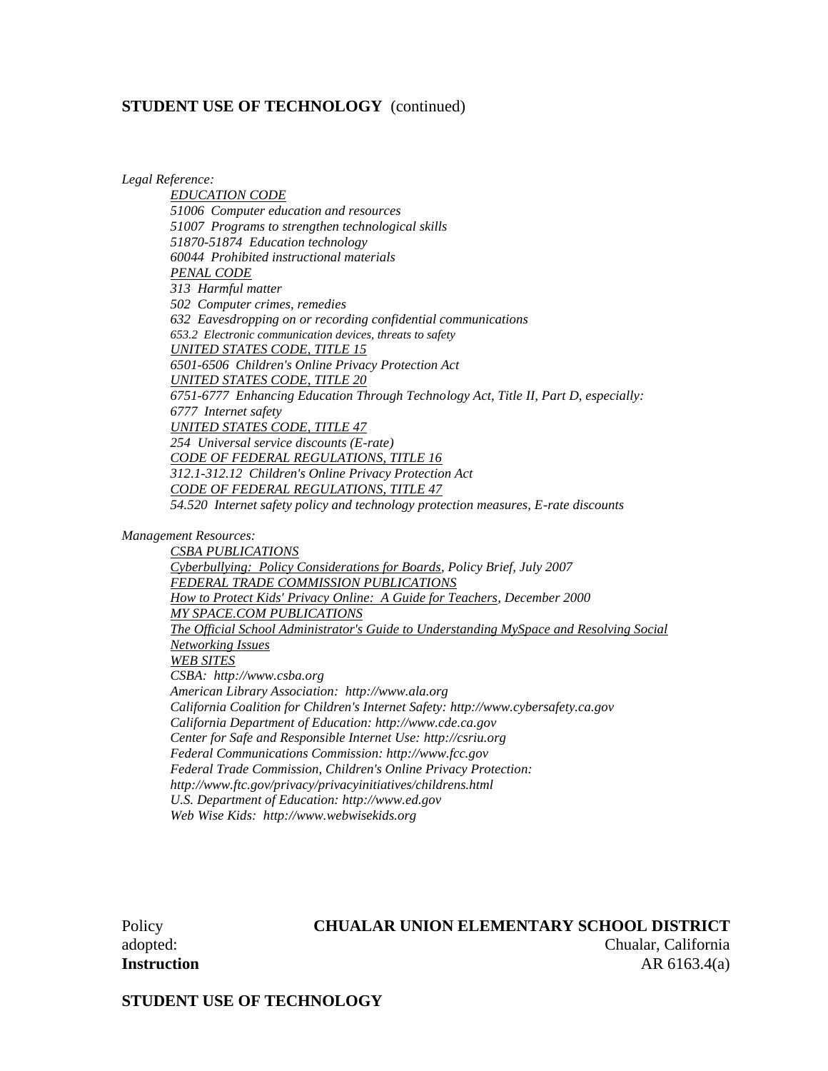**STUDENT USE OF TECHNOLOGY** (continued)

*Legal Reference:*

*EDUCATION CODE*
*51006 Computer education and resources*
*51007 Programs to strengthen technological skills*
*51870-51874 Education technology*
*60044 Prohibited instructional materials*
*PENAL CODE*
*313 Harmful matter*
*502 Computer crimes, remedies*
*632 Eavesdropping on or recording confidential communications*
*653.2 Electronic communication devices, threats to safety*
*UNITED STATES CODE, TITLE 15*
*6501-6506 Children's Online Privacy Protection Act*
*UNITED STATES CODE, TITLE 20*
*6751-6777 Enhancing Education Through Technology Act, Title II, Part D, especially:*
*6777 Internet safety*
*UNITED STATES CODE, TITLE 47*
*254 Universal service discounts (E-rate)*
*CODE OF FEDERAL REGULATIONS, TITLE 16*
*312.1-312.12 Children's Online Privacy Protection Act*
*CODE OF FEDERAL REGULATIONS, TITLE 47*
*54.520 Internet safety policy and technology protection measures, E-rate discounts*

*Management Resources:*

*CSBA PUBLICATIONS*
*Cyberbullying: Policy Considerations for Boards, Policy Brief, July 2007*
*FEDERAL TRADE COMMISSION PUBLICATIONS*
*How to Protect Kids' Privacy Online: A Guide for Teachers, December 2000*
*MY SPACE.COM PUBLICATIONS*
*The Official School Administrator's Guide to Understanding MySpace and Resolving Social Networking Issues*
*WEB SITES*
*CSBA: http://www.csba.org*
*American Library Association: http://www.ala.org*
*California Coalition for Children's Internet Safety: http://www.cybersafety.ca.gov*
*California Department of Education: http://www.cde.ca.gov*
*Center for Safe and Responsible Internet Use: http://csriu.org*
*Federal Communications Commission: http://www.fcc.gov*
*Federal Trade Commission, Children's Online Privacy Protection: http://www.ftc.gov/privacy/privacyinitiatives/childrens.html*
*U.S. Department of Education: http://www.ed.gov*
*Web Wise Kids: http://www.webwisekids.org*

Policy adopted:

**CHUALAR UNION ELEMENTARY SCHOOL DISTRICT**
Chualar, California

**Instruction** AR 6163.4(a)

**STUDENT USE OF TECHNOLOGY**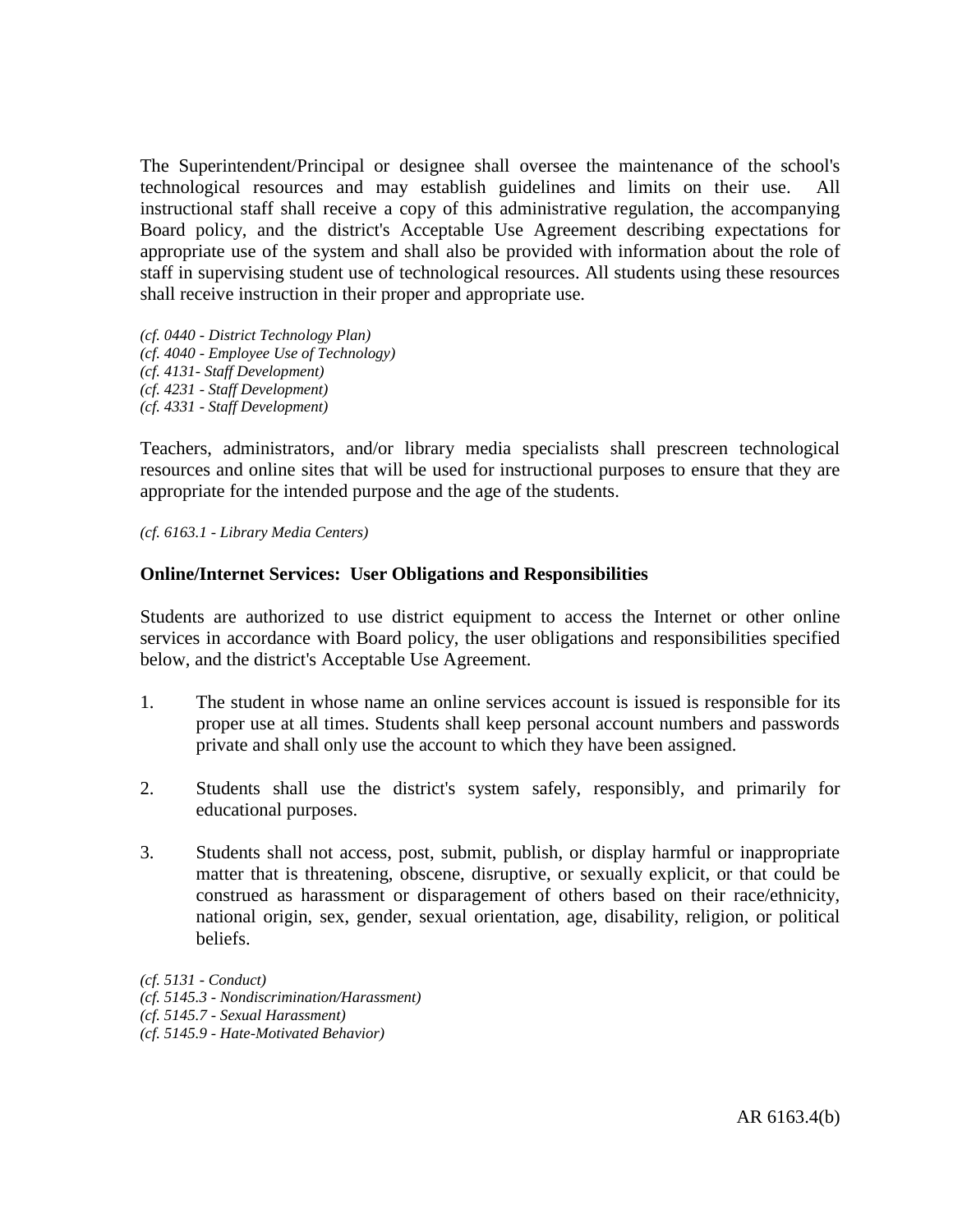The Superintendent/Principal or designee shall oversee the maintenance of the school's technological resources and may establish guidelines and limits on their use. All instructional staff shall receive a copy of this administrative regulation, the accompanying Board policy, and the district's Acceptable Use Agreement describing expectations for appropriate use of the system and shall also be provided with information about the role of staff in supervising student use of technological resources. All students using these resources shall receive instruction in their proper and appropriate use.

*(cf. 0440 - District Technology Plan)*
*(cf. 4040 - Employee Use of Technology)*
*(cf. 4131- Staff Development)*
*(cf. 4231 - Staff Development)*
*(cf. 4331 - Staff Development)*

Teachers, administrators, and/or library media specialists shall prescreen technological resources and online sites that will be used for instructional purposes to ensure that they are appropriate for the intended purpose and the age of the students.

*(cf. 6163.1 - Library Media Centers)*

**Online/Internet Services: User Obligations and Responsibilities**

Students are authorized to use district equipment to access the Internet or other online services in accordance with Board policy, the user obligations and responsibilities specified below, and the district's Acceptable Use Agreement.

1. The student in whose name an online services account is issued is responsible for its proper use at all times. Students shall keep personal account numbers and passwords private and shall only use the account to which they have been assigned.

2. Students shall use the district's system safely, responsibly, and primarily for educational purposes.

3. Students shall not access, post, submit, publish, or display harmful or inappropriate matter that is threatening, obscene, disruptive, or sexually explicit, or that could be construed as harassment or disparagement of others based on their race/ethnicity, national origin, sex, gender, sexual orientation, age, disability, religion, or political beliefs.

*(cf. 5131 - Conduct)*
*(cf. 5145.3 - Nondiscrimination/Harassment)*
*(cf. 5145.7 - Sexual Harassment)*
*(cf. 5145.9 - Hate-Motivated Behavior)*

AR 6163.4(b)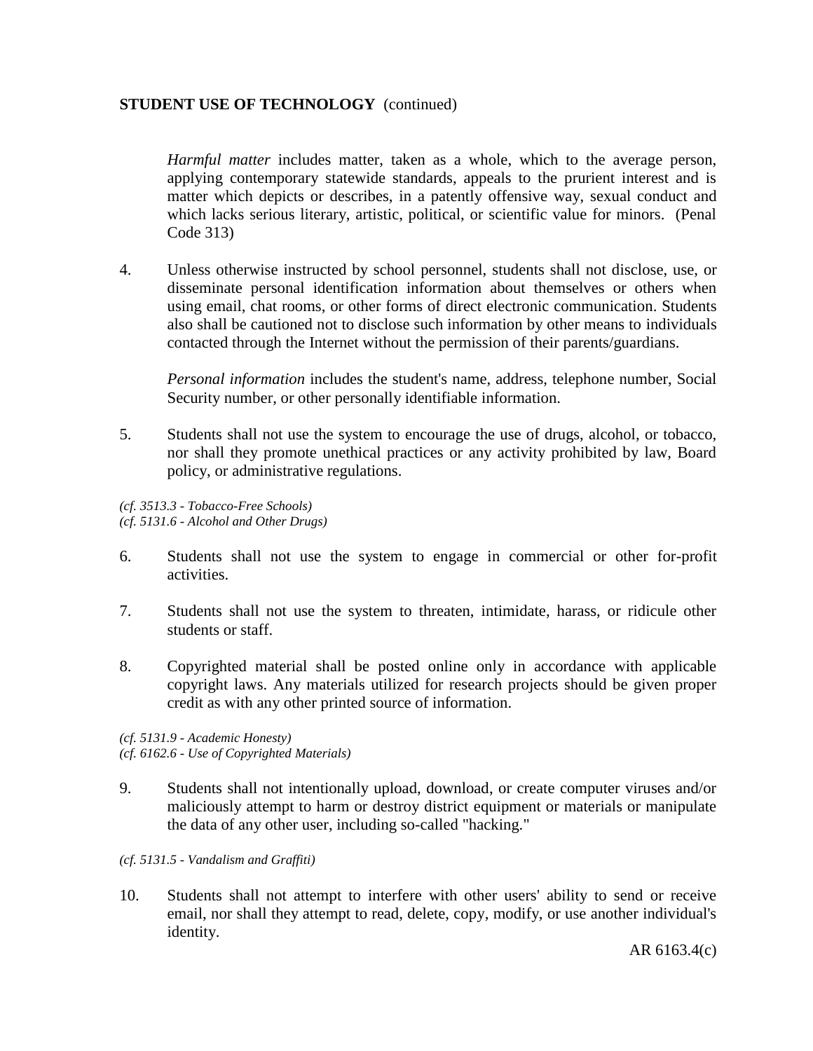*Harmful matter* includes matter, taken as a whole, which to the average person, applying contemporary statewide standards, appeals to the prurient interest and is matter which depicts or describes, in a patently offensive way, sexual conduct and which lacks serious literary, artistic, political, or scientific value for minors. (Penal Code 313)

4. Unless otherwise instructed by school personnel, students shall not disclose, use, or disseminate personal identification information about themselves or others when using email, chat rooms, or other forms of direct electronic communication. Students also shall be cautioned not to disclose such information by other means to individuals contacted through the Internet without the permission of their parents/guardians.

   *Personal information* includes the student's name, address, telephone number, Social Security number, or other personally identifiable information.

5. Students shall not use the system to encourage the use of drugs, alcohol, or tobacco, nor shall they promote unethical practices or any activity prohibited by law, Board policy, or administrative regulations.

*(cf. 3513.3 - Tobacco-Free Schools)*
*(cf. 5131.6 - Alcohol and Other Drugs)*

6. Students shall not use the system to engage in commercial or other for-profit activities.

7. Students shall not use the system to threaten, intimidate, harass, or ridicule other students or staff.

8. Copyrighted material shall be posted online only in accordance with applicable copyright laws. Any materials utilized for research projects should be given proper credit as with any other printed source of information.

*(cf. 5131.9 - Academic Honesty)*
*(cf. 6162.6 - Use of Copyrighted Materials)*

9. Students shall not intentionally upload, download, or create computer viruses and/or maliciously attempt to harm or destroy district equipment or materials or manipulate the data of any other user, including so-called "hacking."

*(cf. 5131.5 - Vandalism and Graffiti)*

10. Students shall not attempt to interfere with other users' ability to send or receive email, nor shall they attempt to read, delete, copy, modify, or use another individual's identity.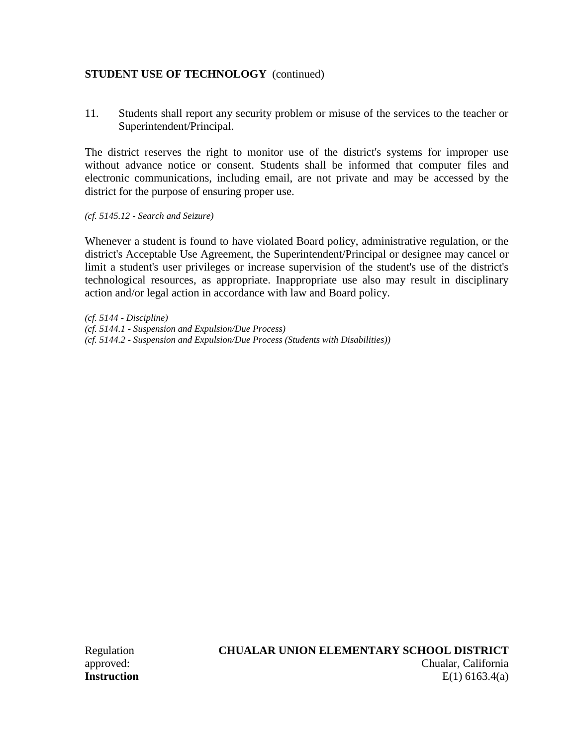**STUDENT USE OF TECHNOLOGY** (continued)

11. Students shall report any security problem or misuse of the services to the teacher or Superintendent/Principal.

The district reserves the right to monitor use of the district's systems for improper use without advance notice or consent. Students shall be informed that computer files and electronic communications, including email, are not private and may be accessed by the district for the purpose of ensuring proper use.

*(cf. 5145.12 - Search and Seizure)*

Whenever a student is found to have violated Board policy, administrative regulation, or the district's Acceptable Use Agreement, the Superintendent/Principal or designee may cancel or limit a student's user privileges or increase supervision of the student's use of the district's technological resources, as appropriate. Inappropriate use also may result in disciplinary action and/or legal action in accordance with law and Board policy.

*(cf. 5144 - Discipline)*
*(cf. 5144.1 - Suspension and Expulsion/Due Process)*
*(cf. 5144.2 - Suspension and Expulsion/Due Process (Students with Disabilities))*

Regulation approved:

**CHUALAR UNION ELEMENTARY SCHOOL DISTRICT**
Chualar, California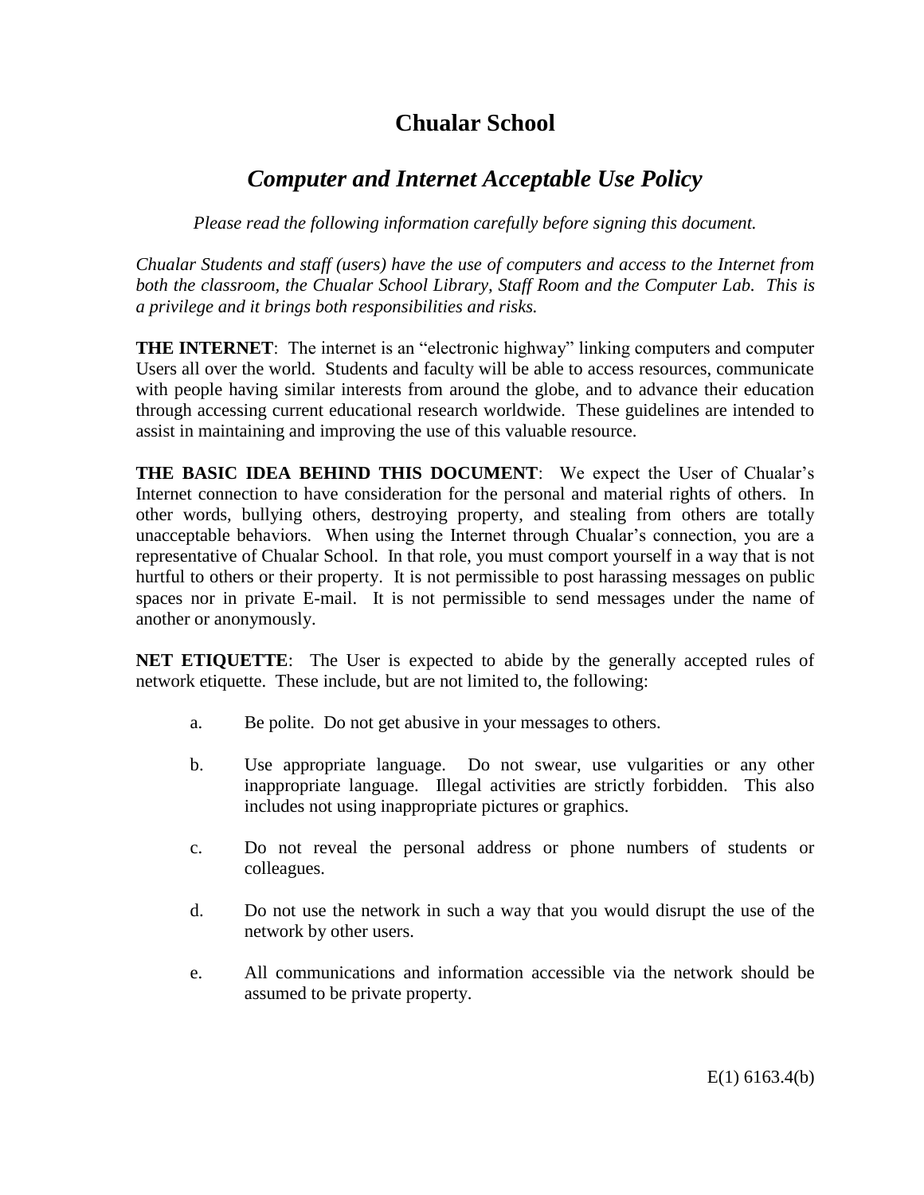# Chualar School

## *Computer and Internet Acceptable Use Policy*

*Please read the following information carefully before signing this document.*

*Chualar Students and staff (users) have the use of computers and access to the Internet from both the classroom, the Chualar School Library, Staff Room and the Computer Lab. This is a privilege and it brings both responsibilities and risks.*

**THE INTERNET**: The internet is an "electronic highway" linking computers and computer Users all over the world. Students and faculty will be able to access resources, communicate with people having similar interests from around the globe, and to advance their education through accessing current educational research worldwide. These guidelines are intended to assist in maintaining and improving the use of this valuable resource.

**THE BASIC IDEA BEHIND THIS DOCUMENT**: We expect the User of Chualar's Internet connection to have consideration for the personal and material rights of others. In other words, bullying others, destroying property, and stealing from others are totally unacceptable behaviors. When using the Internet through Chualar's connection, you are a representative of Chualar School. In that role, you must comport yourself in a way that is not hurtful to others or their property. It is not permissible to post harassing messages on public spaces nor in private E-mail. It is not permissible to send messages under the name of another or anonymously.

**NET ETIQUETTE**: The User is expected to abide by the generally accepted rules of network etiquette. These include, but are not limited to, the following:

a. Be polite. Do not get abusive in your messages to others.

b. Use appropriate language. Do not swear, use vulgarities or any other inappropriate language. Illegal activities are strictly forbidden. This also includes not using inappropriate pictures or graphics.

c. Do not reveal the personal address or phone numbers of students or colleagues.

d. Do not use the network in such a way that you would disrupt the use of the network by other users.

e. All communications and information accessible via the network should be assumed to be private property.

E(1) 6163.4(b)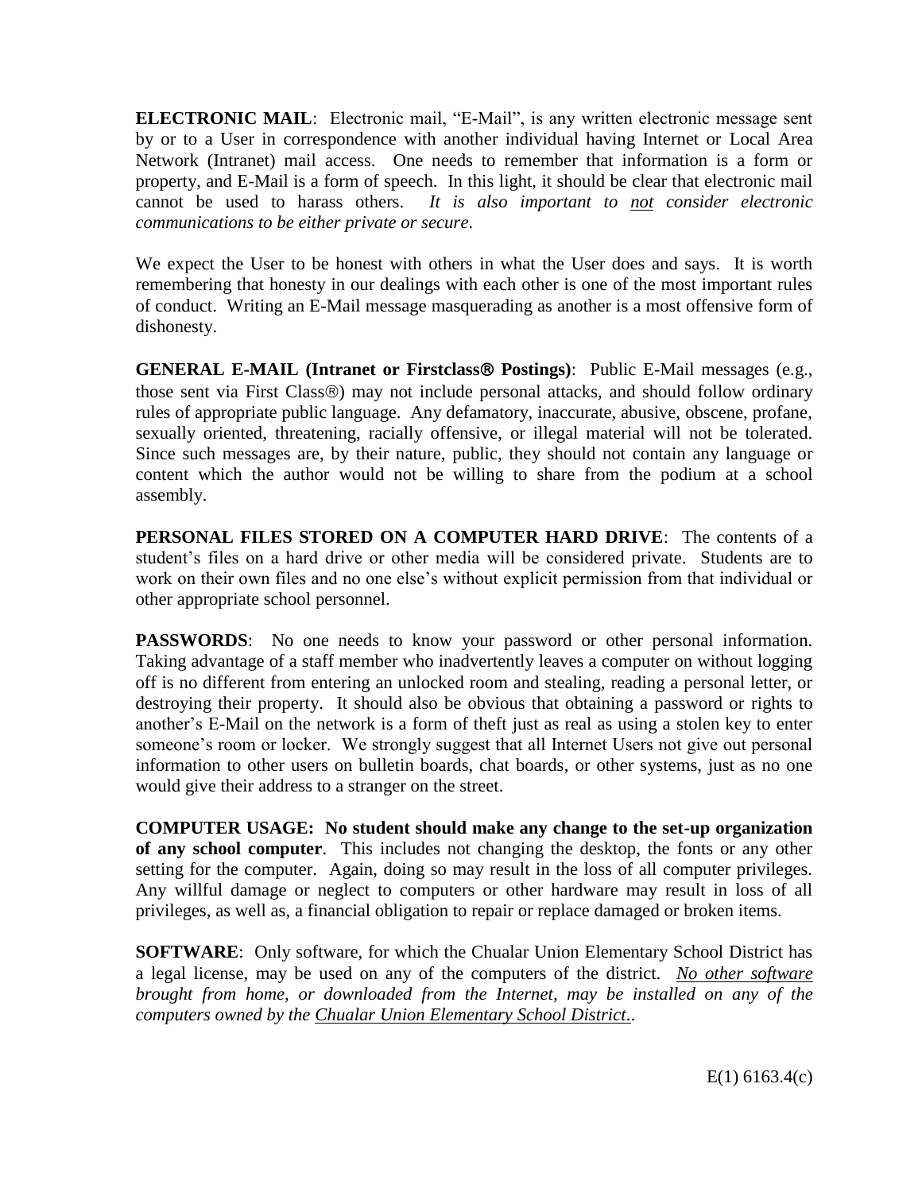**ELECTRONIC MAIL**: Electronic mail, "E-Mail", is any written electronic message sent by or to a User in correspondence with another individual having Internet or Local Area Network (Intranet) mail access. One needs to remember that information is a form or property, and E-Mail is a form of speech. In this light, it should be clear that electronic mail cannot be used to harass others. *It is also important to <u>not</u> consider electronic communications to be either private or secure.*

We expect the User to be honest with others in what the User does and says. It is worth remembering that honesty in our dealings with each other is one of the most important rules of conduct. Writing an E-Mail message masquerading as another is a most offensive form of dishonesty.

**GENERAL E-MAIL (Intranet or Firstclass® Postings)**: Public E-Mail messages (e.g., those sent via First Class®) may not include personal attacks, and should follow ordinary rules of appropriate public language. Any defamatory, inaccurate, abusive, obscene, profane, sexually oriented, threatening, racially offensive, or illegal material will not be tolerated. Since such messages are, by their nature, public, they should not contain any language or content which the author would not be willing to share from the podium at a school assembly.

**PERSONAL FILES STORED ON A COMPUTER HARD DRIVE**: The contents of a student's files on a hard drive or other media will be considered private. Students are to work on their own files and no one else's without explicit permission from that individual or other appropriate school personnel.

**PASSWORDS**: No one needs to know your password or other personal information. Taking advantage of a staff member who inadvertently leaves a computer on without logging off is no different from entering an unlocked room and stealing, reading a personal letter, or destroying their property. It should also be obvious that obtaining a password or rights to another's E-Mail on the network is a form of theft just as real as using a stolen key to enter someone's room or locker. We strongly suggest that all Internet Users not give out personal information to other users on bulletin boards, chat boards, or other systems, just as no one would give their address to a stranger on the street.

**COMPUTER USAGE: No student should make any change to the set-up organization of any school computer**. This includes not changing the desktop, the fonts or any other setting for the computer. Again, doing so may result in the loss of all computer privileges. Any willful damage or neglect to computers or other hardware may result in loss of all privileges, as well as, a financial obligation to repair or replace damaged or broken items.

**SOFTWARE**: Only software, for which the Chualar Union Elementary School District has a legal license, may be used on any of the computers of the district. *<u>No other software</u> brought from home, or downloaded from the Internet, may be installed on any of the computers owned by the <u>Chualar Union Elementary School District</u>..*

E(1) 6163.4(c)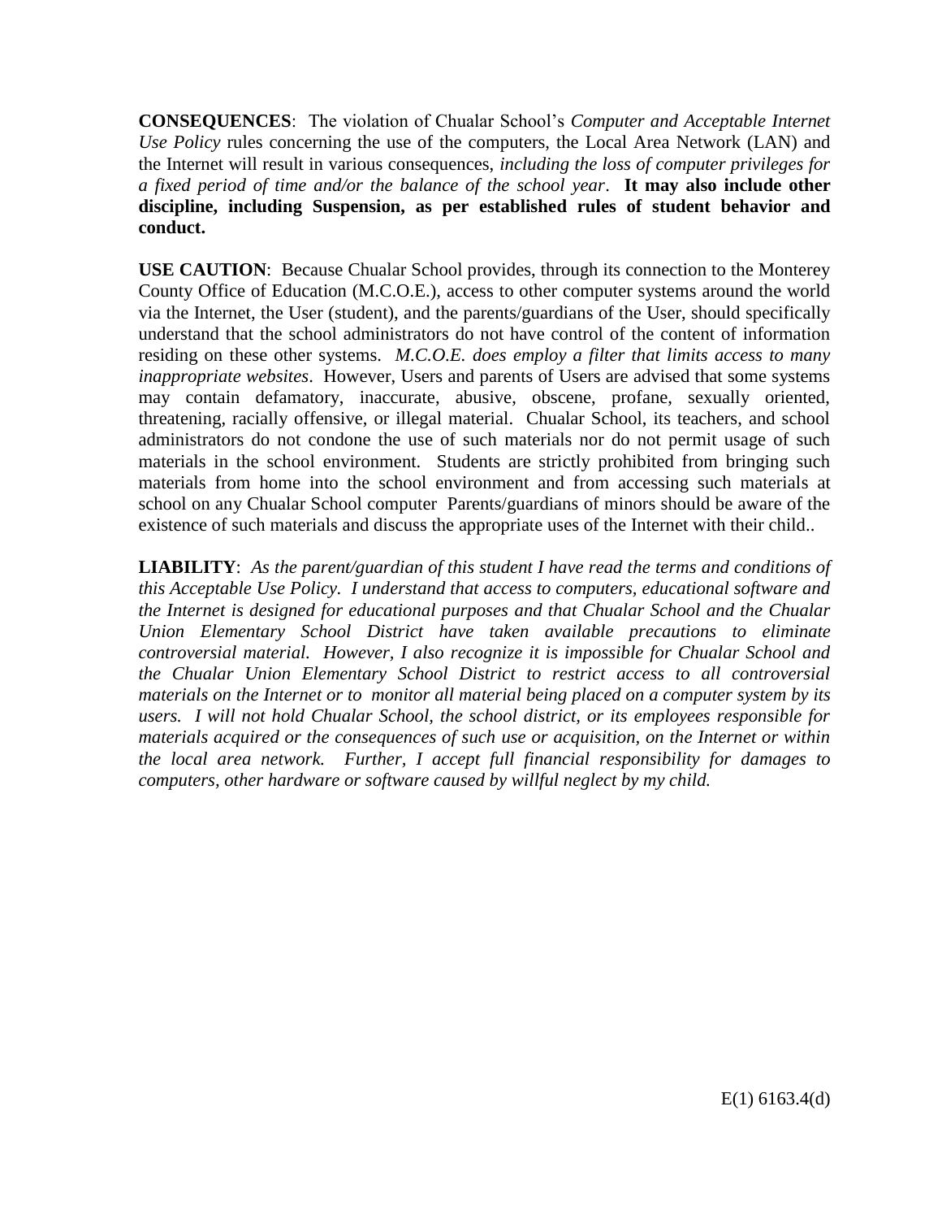**CONSEQUENCES**: The violation of Chualar School's *Computer and Acceptable Internet Use Policy* rules concerning the use of the computers, the Local Area Network (LAN) and the Internet will result in various consequences, *including the loss of computer privileges for a fixed period of time and/or the balance of the school year*. **It may also include other discipline, including Suspension, as per established rules of student behavior and conduct.**

**USE CAUTION**: Because Chualar School provides, through its connection to the Monterey County Office of Education (M.C.O.E.), access to other computer systems around the world via the Internet, the User (student), and the parents/guardians of the User, should specifically understand that the school administrators do not have control of the content of information residing on these other systems. *M.C.O.E. does employ a filter that limits access to many inappropriate websites*. However, Users and parents of Users are advised that some systems may contain defamatory, inaccurate, abusive, obscene, profane, sexually oriented, threatening, racially offensive, or illegal material. Chualar School, its teachers, and school administrators do not condone the use of such materials nor do not permit usage of such materials in the school environment. Students are strictly prohibited from bringing such materials from home into the school environment and from accessing such materials at school on any Chualar School computer Parents/guardians of minors should be aware of the existence of such materials and discuss the appropriate uses of the Internet with their child..

**LIABILITY**: *As the parent/guardian of this student I have read the terms and conditions of this Acceptable Use Policy. I understand that access to computers, educational software and the Internet is designed for educational purposes and that Chualar School and the Chualar Union Elementary School District have taken available precautions to eliminate controversial material. However, I also recognize it is impossible for Chualar School and the Chualar Union Elementary School District to restrict access to all controversial materials on the Internet or to monitor all material being placed on a computer system by its users. I will not hold Chualar School, the school district, or its employees responsible for materials acquired or the consequences of such use or acquisition, on the Internet or within the local area network. Further, I accept full financial responsibility for damages to computers, other hardware or software caused by willful neglect by my child.*

E(1) 6163.4(d)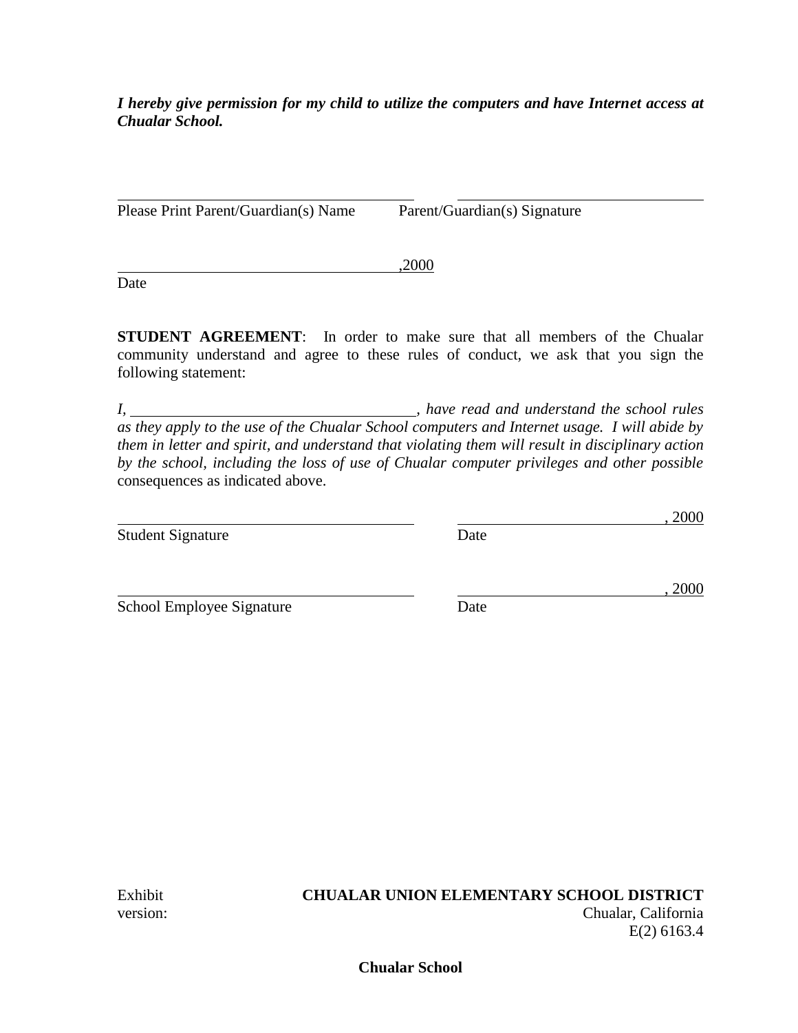***I hereby give permission for my child to utilize the computers and have Internet access at Chualar School.***

\_\_\_\_\_\_\_\_\_\_\_\_\_\_\_\_\_\_\_\_\_\_\_\_\_\_\_\_\_\_\_\_\_\_ \_\_\_\_\_\_\_\_\_\_\_\_\_\_\_\_\_\_\_\_\_\_\_\_\_\_\_\_\_\_\_\_\_\_

Please Print Parent/Guardian(s) Name Parent/Guardian(s) Signature

\_\_\_\_\_\_\_\_\_\_\_\_\_\_\_\_\_\_\_\_\_\_\_\_\_\_\_\_\_\_\_\_\_\_,2000

Date

**STUDENT AGREEMENT**: In order to make sure that all members of the Chualar community understand and agree to these rules of conduct, we ask that you sign the following statement:

*I, \_\_\_\_\_\_\_\_\_\_\_\_\_\_\_\_\_\_\_\_\_\_\_\_\_\_\_\_\_\_\_\_\_\_, have read and understand the school rules as they apply to the use of the Chualar School computers and Internet usage. I will abide by them in letter and spirit, and understand that violating them will result in disciplinary action by the school, including the loss of use of Chualar computer privileges and other possible* consequences as indicated above.

\_\_\_\_\_\_\_\_\_\_\_\_\_\_\_\_\_\_\_\_\_\_\_\_\_\_\_\_\_\_\_\_\_\_ \_\_\_\_\_\_\_\_\_\_\_\_\_\_\_\_\_\_\_\_\_\_\_\_\_\_\_\_, 2000

Student Signature Date

\_\_\_\_\_\_\_\_\_\_\_\_\_\_\_\_\_\_\_\_\_\_\_\_\_\_\_\_\_\_\_\_\_\_ \_\_\_\_\_\_\_\_\_\_\_\_\_\_\_\_\_\_\_\_\_\_\_\_\_\_\_\_, 2000

School Employee Signature Date

Exhibit **CHUALAR UNION ELEMENTARY SCHOOL DISTRICT**

version: Chualar, California

E(2) 6163.4

**Chualar School**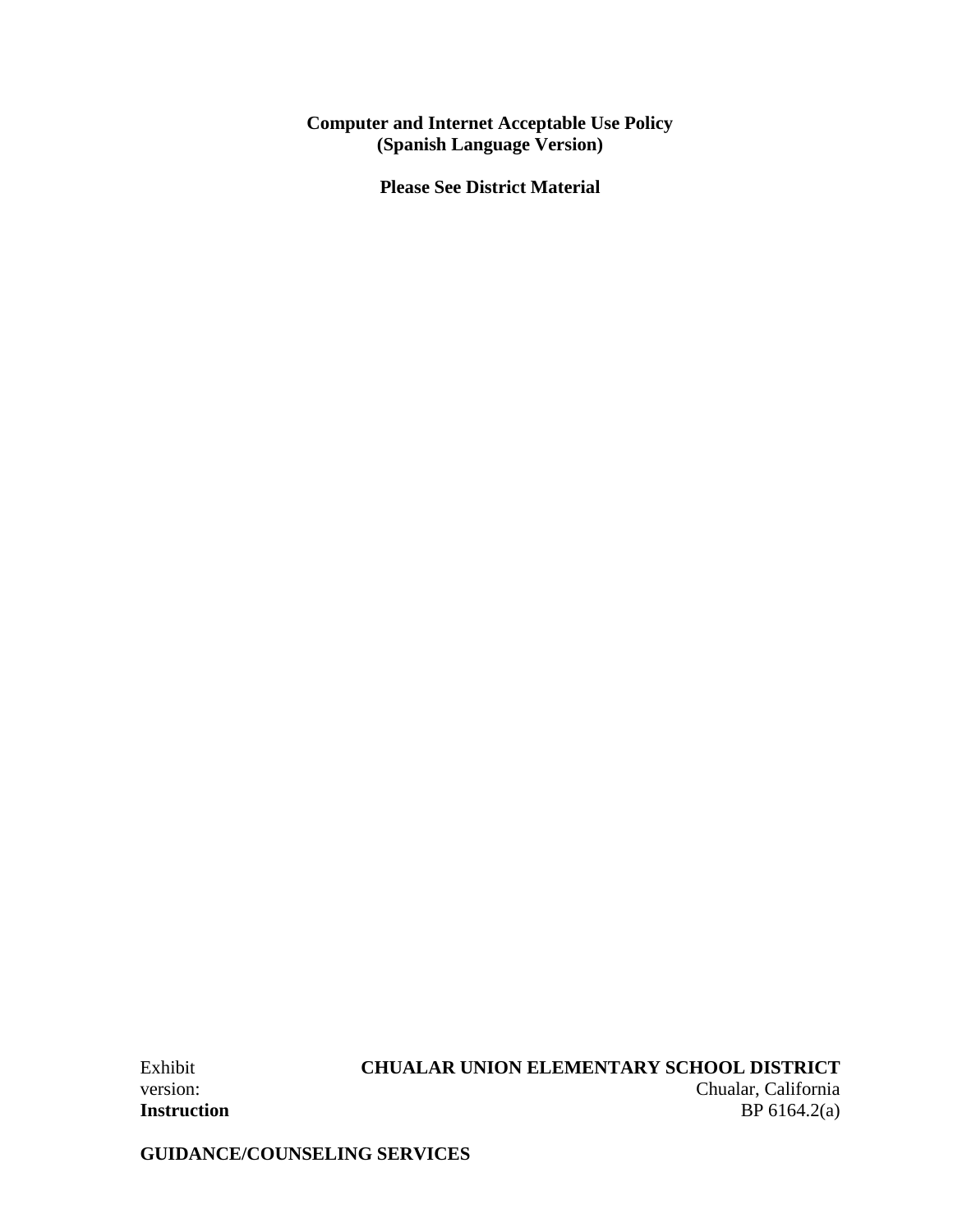**Computer and Internet Acceptable Use Policy**
**(Spanish Language Version)**

**Please See District Material**

Exhibit **CHUALAR UNION ELEMENTARY SCHOOL DISTRICT**
version: Chualar, California
**Instruction** BP 6164.2(a)

**GUIDANCE/COUNSELING SERVICES**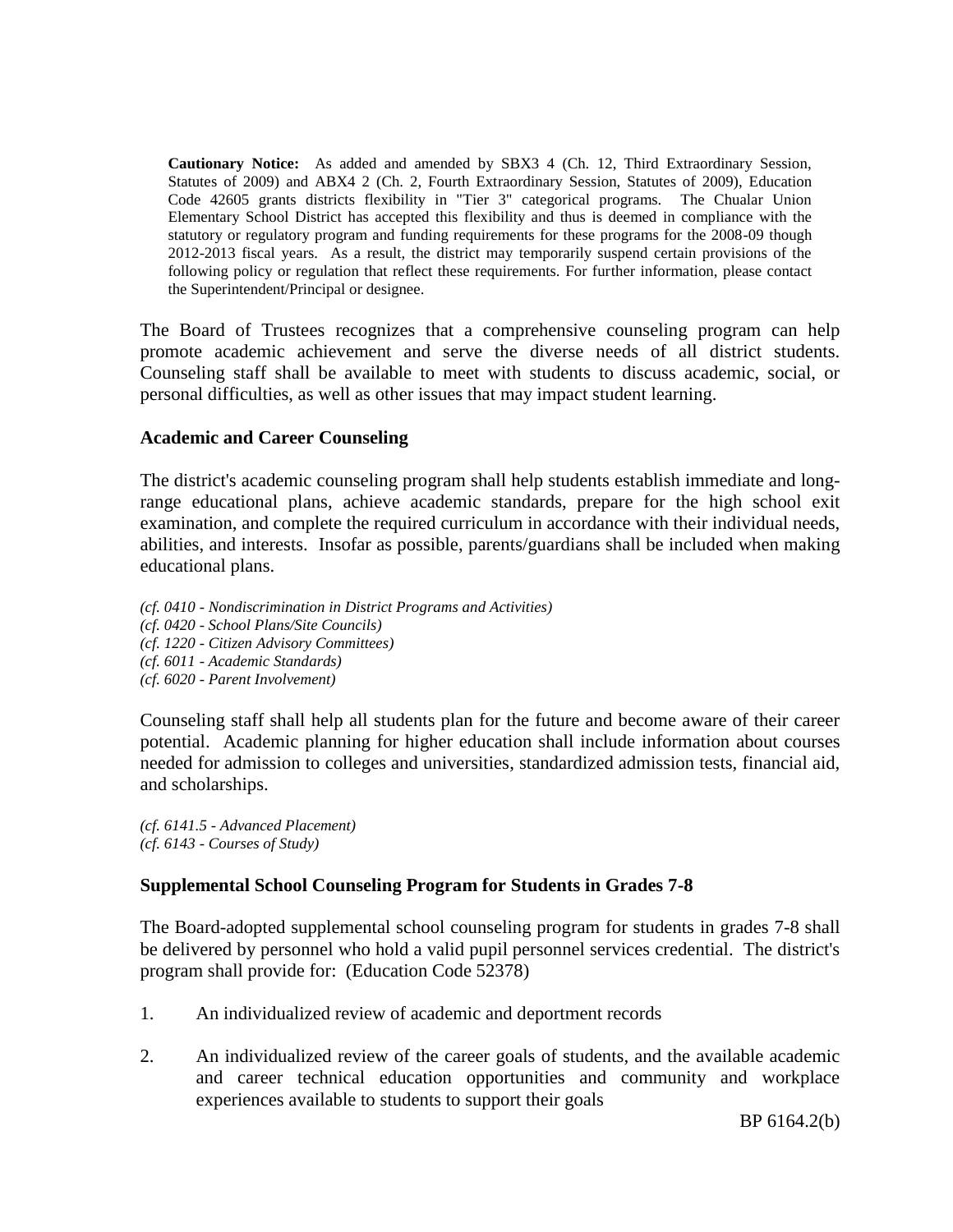**Cautionary Notice:** As added and amended by SBX3 4 (Ch. 12, Third Extraordinary Session, Statutes of 2009) and ABX4 2 (Ch. 2, Fourth Extraordinary Session, Statutes of 2009), Education Code 42605 grants districts flexibility in "Tier 3" categorical programs. The Chualar Union Elementary School District has accepted this flexibility and thus is deemed in compliance with the statutory or regulatory program and funding requirements for these programs for the 2008-09 though 2012-2013 fiscal years. As a result, the district may temporarily suspend certain provisions of the following policy or regulation that reflect these requirements. For further information, please contact the Superintendent/Principal or designee.

The Board of Trustees recognizes that a comprehensive counseling program can help promote academic achievement and serve the diverse needs of all district students. Counseling staff shall be available to meet with students to discuss academic, social, or personal difficulties, as well as other issues that may impact student learning.

### Academic and Career Counseling

The district's academic counseling program shall help students establish immediate and long-range educational plans, achieve academic standards, prepare for the high school exit examination, and complete the required curriculum in accordance with their individual needs, abilities, and interests. Insofar as possible, parents/guardians shall be included when making educational plans.

*(cf. 0410 - Nondiscrimination in District Programs and Activities)*
*(cf. 0420 - School Plans/Site Councils)*
*(cf. 1220 - Citizen Advisory Committees)*
*(cf. 6011 - Academic Standards)*
*(cf. 6020 - Parent Involvement)*

Counseling staff shall help all students plan for the future and become aware of their career potential. Academic planning for higher education shall include information about courses needed for admission to colleges and universities, standardized admission tests, financial aid, and scholarships.

*(cf. 6141.5 - Advanced Placement)*
*(cf. 6143 - Courses of Study)*

### Supplemental School Counseling Program for Students in Grades 7-8

The Board-adopted supplemental school counseling program for students in grades 7-8 shall be delivered by personnel who hold a valid pupil personnel services credential. The district's program shall provide for: (Education Code 52378)

1. An individualized review of academic and deportment records

2. An individualized review of the career goals of students, and the available academic and career technical education opportunities and community and workplace experiences available to students to support their goals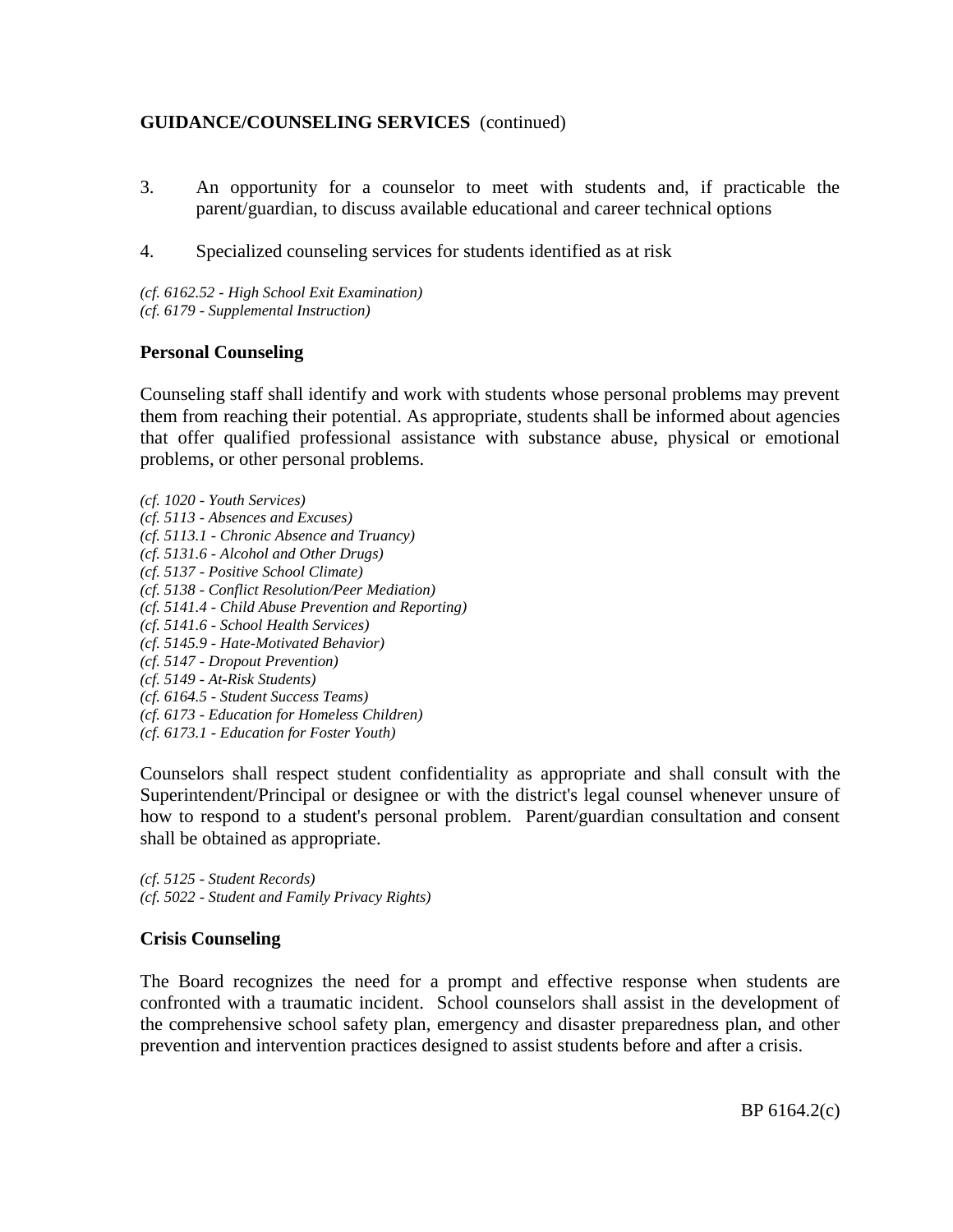3. An opportunity for a counselor to meet with students and, if practicable the parent/guardian, to discuss available educational and career technical options

4. Specialized counseling services for students identified as at risk

*(cf. 6162.52 - High School Exit Examination)*
*(cf. 6179 - Supplemental Instruction)*

**Personal Counseling**

Counseling staff shall identify and work with students whose personal problems may prevent them from reaching their potential. As appropriate, students shall be informed about agencies that offer qualified professional assistance with substance abuse, physical or emotional problems, or other personal problems.

*(cf. 1020 - Youth Services)*
*(cf. 5113 - Absences and Excuses)*
*(cf. 5113.1 - Chronic Absence and Truancy)*
*(cf. 5131.6 - Alcohol and Other Drugs)*
*(cf. 5137 - Positive School Climate)*
*(cf. 5138 - Conflict Resolution/Peer Mediation)*
*(cf. 5141.4 - Child Abuse Prevention and Reporting)*
*(cf. 5141.6 - School Health Services)*
*(cf. 5145.9 - Hate-Motivated Behavior)*
*(cf. 5147 - Dropout Prevention)*
*(cf. 5149 - At-Risk Students)*
*(cf. 6164.5 - Student Success Teams)*
*(cf. 6173 - Education for Homeless Children)*
*(cf. 6173.1 - Education for Foster Youth)*

Counselors shall respect student confidentiality as appropriate and shall consult with the Superintendent/Principal or designee or with the district's legal counsel whenever unsure of how to respond to a student's personal problem. Parent/guardian consultation and consent shall be obtained as appropriate.

*(cf. 5125 - Student Records)*
*(cf. 5022 - Student and Family Privacy Rights)*

**Crisis Counseling**

The Board recognizes the need for a prompt and effective response when students are confronted with a traumatic incident. School counselors shall assist in the development of the comprehensive school safety plan, emergency and disaster preparedness plan, and other prevention and intervention practices designed to assist students before and after a crisis.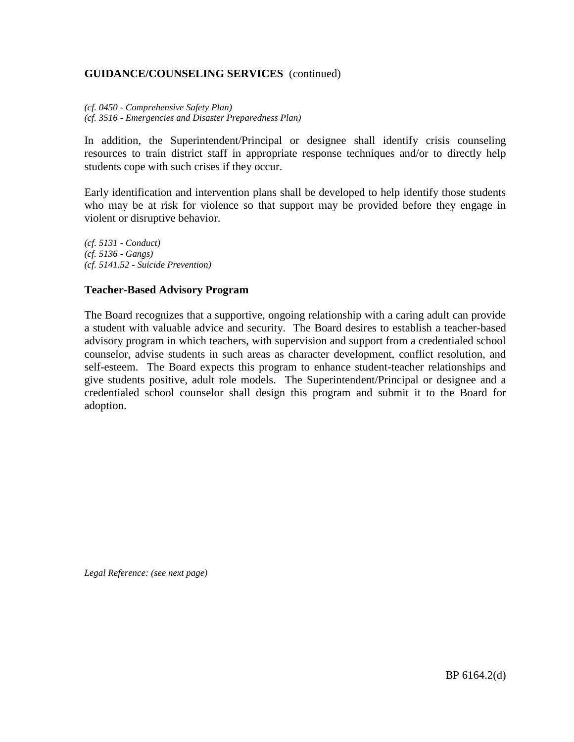*(cf. 0450 - Comprehensive Safety Plan)*
*(cf. 3516 - Emergencies and Disaster Preparedness Plan)*

In addition, the Superintendent/Principal or designee shall identify crisis counseling resources to train district staff in appropriate response techniques and/or to directly help students cope with such crises if they occur.

Early identification and intervention plans shall be developed to help identify those students who may be at risk for violence so that support may be provided before they engage in violent or disruptive behavior.

*(cf. 5131 - Conduct)*
*(cf. 5136 - Gangs)*
*(cf. 5141.52 - Suicide Prevention)*

**Teacher-Based Advisory Program**

The Board recognizes that a supportive, ongoing relationship with a caring adult can provide a student with valuable advice and security. The Board desires to establish a teacher-based advisory program in which teachers, with supervision and support from a credentialed school counselor, advise students in such areas as character development, conflict resolution, and self-esteem. The Board expects this program to enhance student-teacher relationships and give students positive, adult role models. The Superintendent/Principal or designee and a credentialed school counselor shall design this program and submit it to the Board for adoption.

*Legal Reference: (see next page)*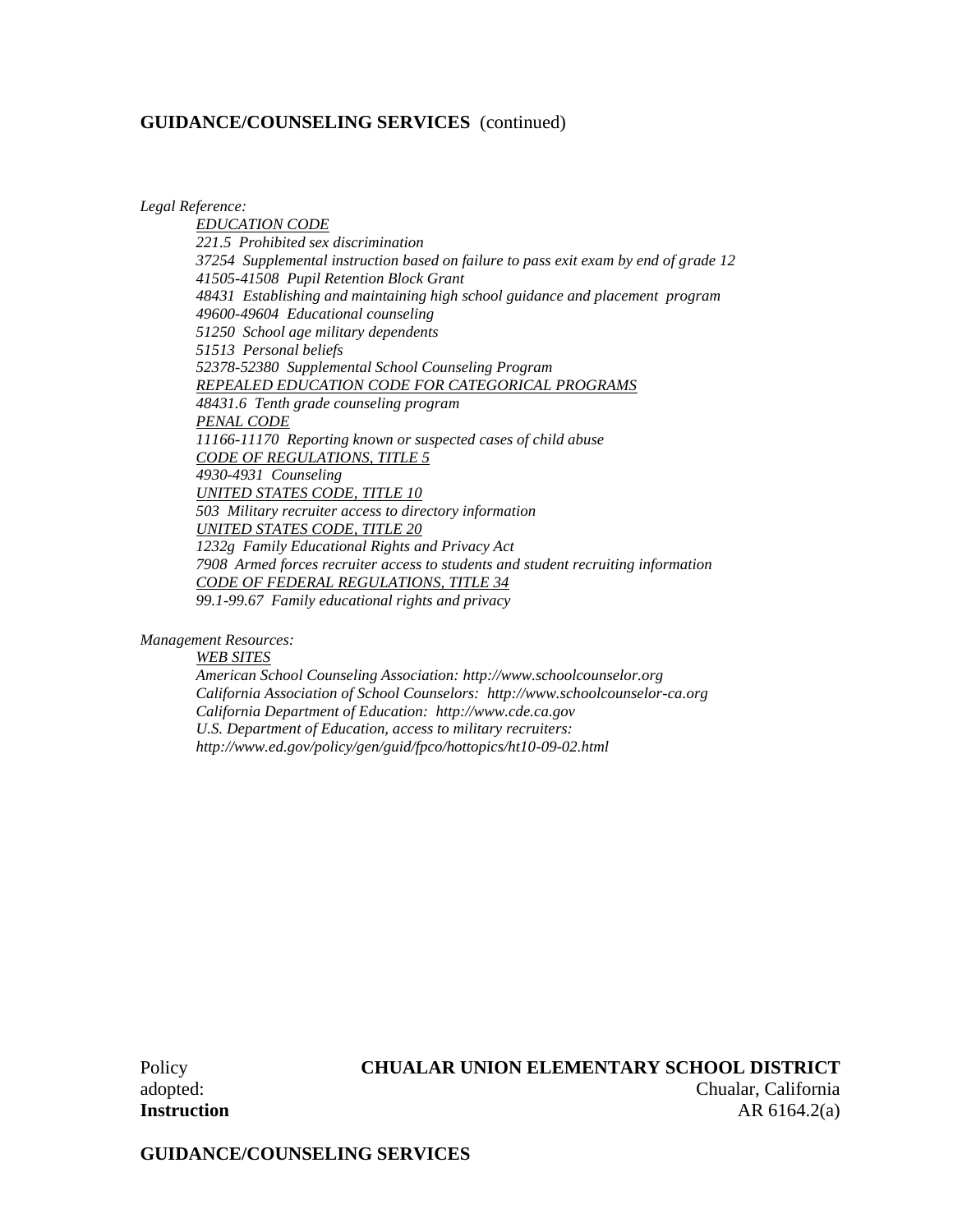## GUIDANCE/COUNSELING SERVICES (continued)

*Legal Reference:*

*EDUCATION CODE*
*221.5 Prohibited sex discrimination*
*37254 Supplemental instruction based on failure to pass exit exam by end of grade 12*
*41505-41508 Pupil Retention Block Grant*
*48431 Establishing and maintaining high school guidance and placement program*
*49600-49604 Educational counseling*
*51250 School age military dependents*
*51513 Personal beliefs*
*52378-52380 Supplemental School Counseling Program*
*REPEALED EDUCATION CODE FOR CATEGORICAL PROGRAMS*
*48431.6 Tenth grade counseling program*
*PENAL CODE*
*11166-11170 Reporting known or suspected cases of child abuse*
*CODE OF REGULATIONS, TITLE 5*
*4930-4931 Counseling*
*UNITED STATES CODE, TITLE 10*
*503 Military recruiter access to directory information*
*UNITED STATES CODE, TITLE 20*
*1232g Family Educational Rights and Privacy Act*
*7908 Armed forces recruiter access to students and student recruiting information*
*CODE OF FEDERAL REGULATIONS, TITLE 34*
*99.1-99.67 Family educational rights and privacy*

*Management Resources:*

*WEB SITES*
*American School Counseling Association: http://www.schoolcounselor.org*
*California Association of School Counselors: http://www.schoolcounselor-ca.org*
*California Department of Education: http://www.cde.ca.gov*
*U.S. Department of Education, access to military recruiters:*
*http://www.ed.gov/policy/gen/guid/fpco/hottopics/ht10-09-02.html*

Policy
adopted:

**CHUALAR UNION ELEMENTARY SCHOOL DISTRICT**
Chualar, California

**Instruction** AR 6164.2(a)

## GUIDANCE/COUNSELING SERVICES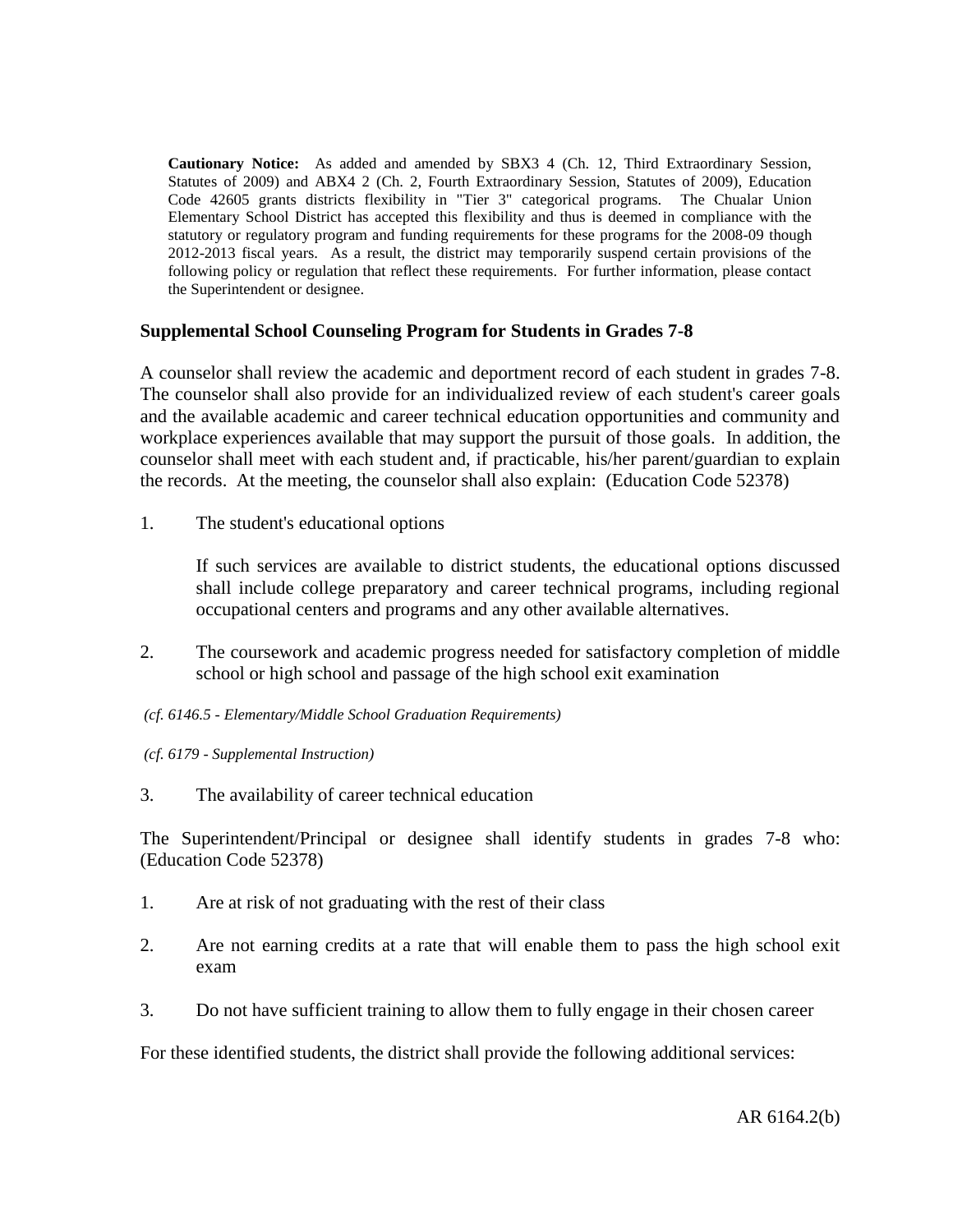**Cautionary Notice:** As added and amended by SBX3 4 (Ch. 12, Third Extraordinary Session, Statutes of 2009) and ABX4 2 (Ch. 2, Fourth Extraordinary Session, Statutes of 2009), Education Code 42605 grants districts flexibility in "Tier 3" categorical programs. The Chualar Union Elementary School District has accepted this flexibility and thus is deemed in compliance with the statutory or regulatory program and funding requirements for these programs for the 2008-09 though 2012-2013 fiscal years. As a result, the district may temporarily suspend certain provisions of the following policy or regulation that reflect these requirements. For further information, please contact the Superintendent or designee.

## Supplemental School Counseling Program for Students in Grades 7-8

A counselor shall review the academic and deportment record of each student in grades 7-8. The counselor shall also provide for an individualized review of each student's career goals and the available academic and career technical education opportunities and community and workplace experiences available that may support the pursuit of those goals. In addition, the counselor shall meet with each student and, if practicable, his/her parent/guardian to explain the records. At the meeting, the counselor shall also explain: (Education Code 52378)

1. The student's educational options

   If such services are available to district students, the educational options discussed shall include college preparatory and career technical programs, including regional occupational centers and programs and any other available alternatives.

2. The coursework and academic progress needed for satisfactory completion of middle school or high school and passage of the high school exit examination

*(cf. 6146.5 - Elementary/Middle School Graduation Requirements)*

*(cf. 6179 - Supplemental Instruction)*

3. The availability of career technical education

The Superintendent/Principal or designee shall identify students in grades 7-8 who: (Education Code 52378)

1. Are at risk of not graduating with the rest of their class
2. Are not earning credits at a rate that will enable them to pass the high school exit exam
3. Do not have sufficient training to allow them to fully engage in their chosen career

For these identified students, the district shall provide the following additional services:

AR 6164.2(b)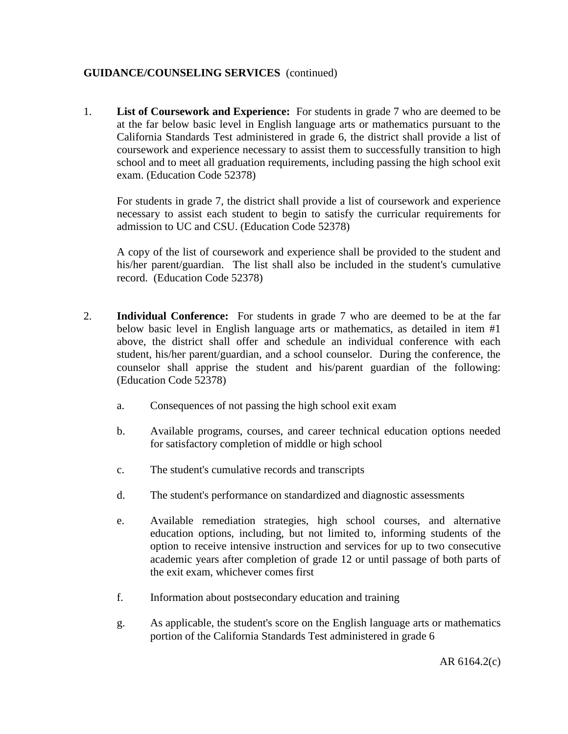**GUIDANCE/COUNSELING SERVICES** (continued)

1. **List of Coursework and Experience:** For students in grade 7 who are deemed to be at the far below basic level in English language arts or mathematics pursuant to the California Standards Test administered in grade 6, the district shall provide a list of coursework and experience necessary to assist them to successfully transition to high school and to meet all graduation requirements, including passing the high school exit exam. (Education Code 52378)

   For students in grade 7, the district shall provide a list of coursework and experience necessary to assist each student to begin to satisfy the curricular requirements for admission to UC and CSU. (Education Code 52378)

   A copy of the list of coursework and experience shall be provided to the student and his/her parent/guardian. The list shall also be included in the student's cumulative record. (Education Code 52378)

2. **Individual Conference:** For students in grade 7 who are deemed to be at the far below basic level in English language arts or mathematics, as detailed in item #1 above, the district shall offer and schedule an individual conference with each student, his/her parent/guardian, and a school counselor. During the conference, the counselor shall apprise the student and his/parent guardian of the following: (Education Code 52378)

   a. Consequences of not passing the high school exit exam

   b. Available programs, courses, and career technical education options needed for satisfactory completion of middle or high school

   c. The student's cumulative records and transcripts

   d. The student's performance on standardized and diagnostic assessments

   e. Available remediation strategies, high school courses, and alternative education options, including, but not limited to, informing students of the option to receive intensive instruction and services for up to two consecutive academic years after completion of grade 12 or until passage of both parts of the exit exam, whichever comes first

   f. Information about postsecondary education and training

   g. As applicable, the student's score on the English language arts or mathematics portion of the California Standards Test administered in grade 6

AR 6164.2(c)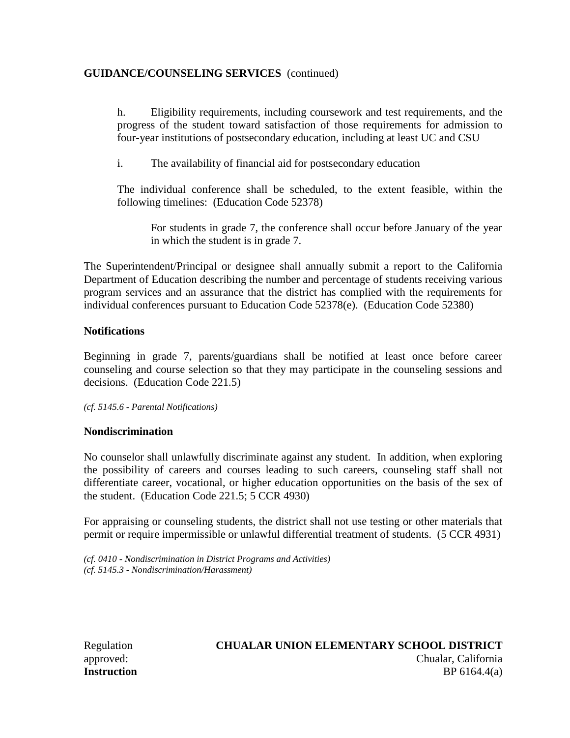h. Eligibility requirements, including coursework and test requirements, and the progress of the student toward satisfaction of those requirements for admission to four-year institutions of postsecondary education, including at least UC and CSU

i. The availability of financial aid for postsecondary education

The individual conference shall be scheduled, to the extent feasible, within the following timelines: (Education Code 52378)

For students in grade 7, the conference shall occur before January of the year in which the student is in grade 7.

The Superintendent/Principal or designee shall annually submit a report to the California Department of Education describing the number and percentage of students receiving various program services and an assurance that the district has complied with the requirements for individual conferences pursuant to Education Code 52378(e). (Education Code 52380)

**Notifications**

Beginning in grade 7, parents/guardians shall be notified at least once before career counseling and course selection so that they may participate in the counseling sessions and decisions. (Education Code 221.5)

*(cf. 5145.6 - Parental Notifications)*

**Nondiscrimination**

No counselor shall unlawfully discriminate against any student. In addition, when exploring the possibility of careers and courses leading to such careers, counseling staff shall not differentiate career, vocational, or higher education opportunities on the basis of the sex of the student. (Education Code 221.5; 5 CCR 4930)

For appraising or counseling students, the district shall not use testing or other materials that permit or require impermissible or unlawful differential treatment of students. (5 CCR 4931)

*(cf. 0410 - Nondiscrimination in District Programs and Activities)*
*(cf. 5145.3 - Nondiscrimination/Harassment)*

Regulation approved:

**CHUALAR UNION ELEMENTARY SCHOOL DISTRICT**
Chualar, California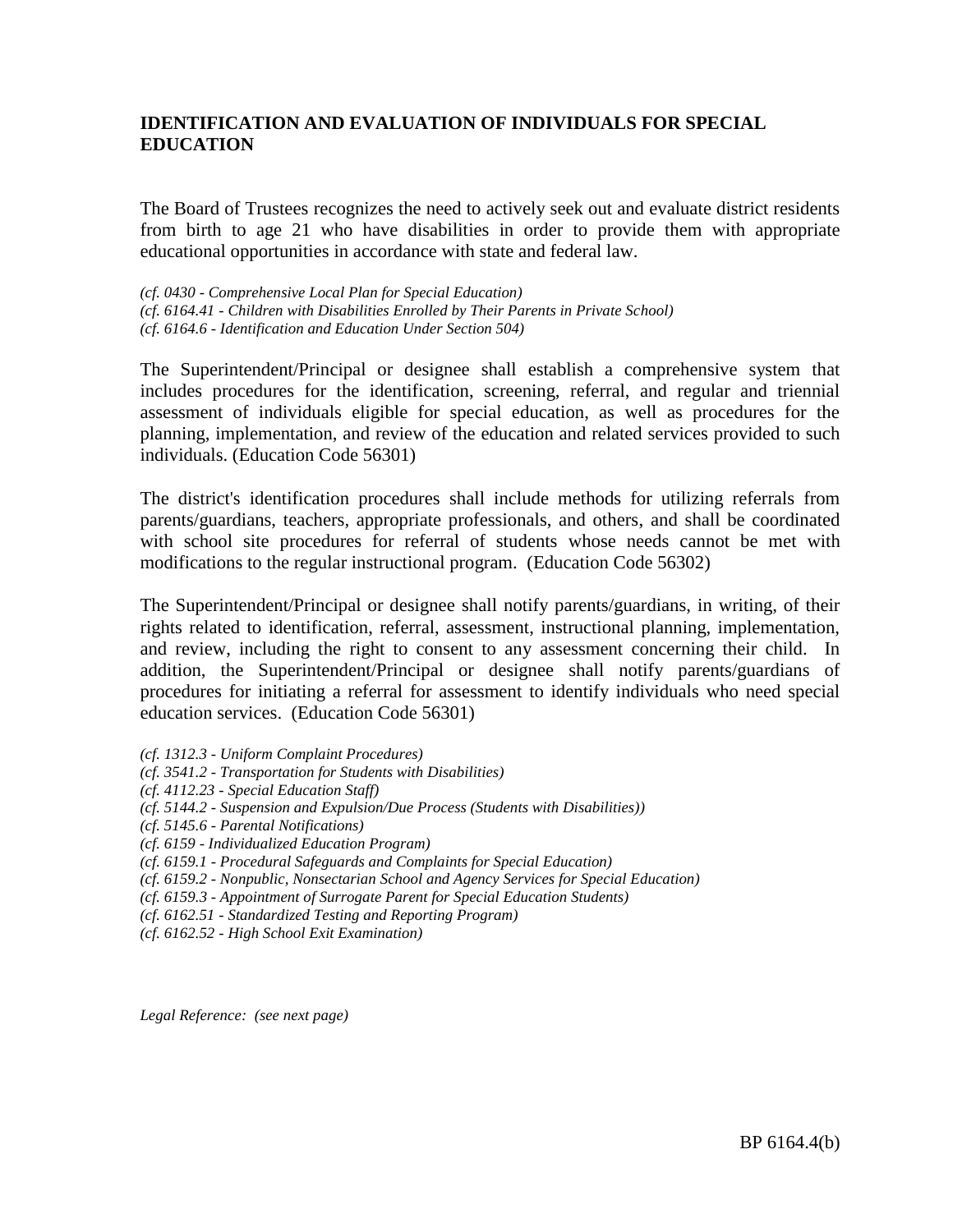**IDENTIFICATION AND EVALUATION OF INDIVIDUALS FOR SPECIAL EDUCATION**

The Board of Trustees recognizes the need to actively seek out and evaluate district residents from birth to age 21 who have disabilities in order to provide them with appropriate educational opportunities in accordance with state and federal law.

*(cf. 0430 - Comprehensive Local Plan for Special Education)*
*(cf. 6164.41 - Children with Disabilities Enrolled by Their Parents in Private School)*
*(cf. 6164.6 - Identification and Education Under Section 504)*

The Superintendent/Principal or designee shall establish a comprehensive system that includes procedures for the identification, screening, referral, and regular and triennial assessment of individuals eligible for special education, as well as procedures for the planning, implementation, and review of the education and related services provided to such individuals. (Education Code 56301)

The district's identification procedures shall include methods for utilizing referrals from parents/guardians, teachers, appropriate professionals, and others, and shall be coordinated with school site procedures for referral of students whose needs cannot be met with modifications to the regular instructional program. (Education Code 56302)

The Superintendent/Principal or designee shall notify parents/guardians, in writing, of their rights related to identification, referral, assessment, instructional planning, implementation, and review, including the right to consent to any assessment concerning their child. In addition, the Superintendent/Principal or designee shall notify parents/guardians of procedures for initiating a referral for assessment to identify individuals who need special education services. (Education Code 56301)

*(cf. 1312.3 - Uniform Complaint Procedures)*
*(cf. 3541.2 - Transportation for Students with Disabilities)*
*(cf. 4112.23 - Special Education Staff)*
*(cf. 5144.2 - Suspension and Expulsion/Due Process (Students with Disabilities))*
*(cf. 5145.6 - Parental Notifications)*
*(cf. 6159 - Individualized Education Program)*
*(cf. 6159.1 - Procedural Safeguards and Complaints for Special Education)*
*(cf. 6159.2 - Nonpublic, Nonsectarian School and Agency Services for Special Education)*
*(cf. 6159.3 - Appointment of Surrogate Parent for Special Education Students)*
*(cf. 6162.51 - Standardized Testing and Reporting Program)*
*(cf. 6162.52 - High School Exit Examination)*

*Legal Reference: (see next page)*

BP 6164.4(b)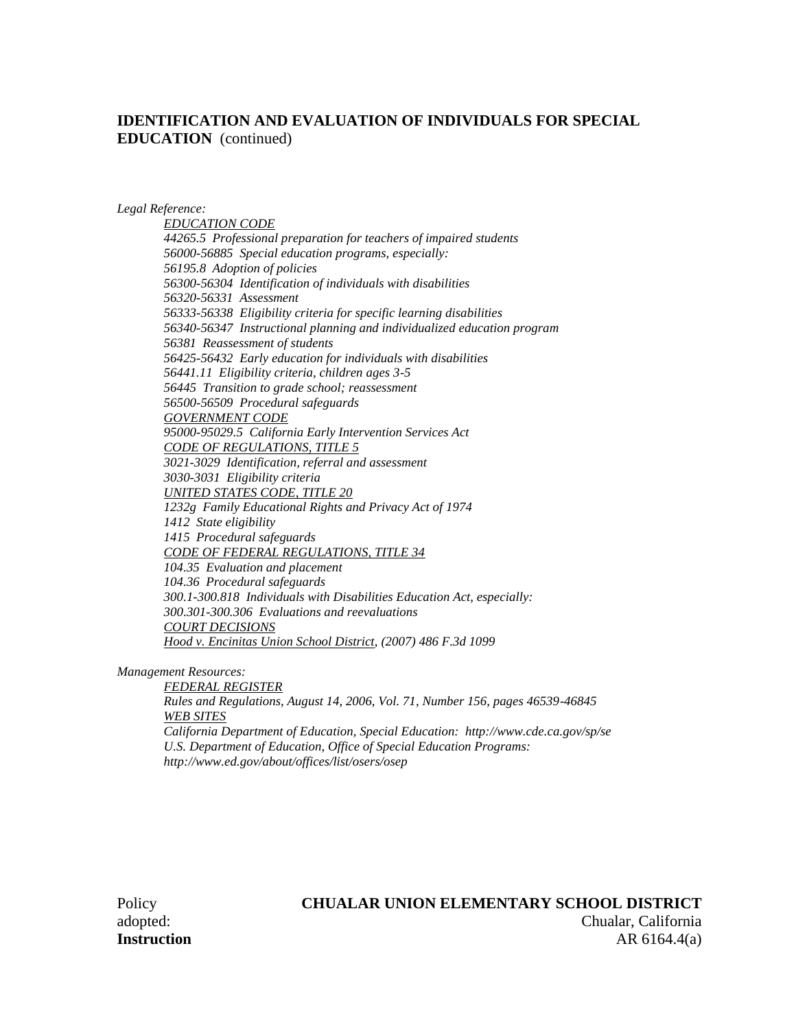**IDENTIFICATION AND EVALUATION OF INDIVIDUALS FOR SPECIAL EDUCATION** (continued)

*Legal Reference:*

*EDUCATION CODE*
*44265.5 Professional preparation for teachers of impaired students*
*56000-56885 Special education programs, especially:*
*56195.8 Adoption of policies*
*56300-56304 Identification of individuals with disabilities*
*56320-56331 Assessment*
*56333-56338 Eligibility criteria for specific learning disabilities*
*56340-56347 Instructional planning and individualized education program*
*56381 Reassessment of students*
*56425-56432 Early education for individuals with disabilities*
*56441.11 Eligibility criteria, children ages 3-5*
*56445 Transition to grade school; reassessment*
*56500-56509 Procedural safeguards*
*GOVERNMENT CODE*
*95000-95029.5 California Early Intervention Services Act*
*CODE OF REGULATIONS, TITLE 5*
*3021-3029 Identification, referral and assessment*
*3030-3031 Eligibility criteria*
*UNITED STATES CODE, TITLE 20*
*1232g Family Educational Rights and Privacy Act of 1974*
*1412 State eligibility*
*1415 Procedural safeguards*
*CODE OF FEDERAL REGULATIONS, TITLE 34*
*104.35 Evaluation and placement*
*104.36 Procedural safeguards*
*300.1-300.818 Individuals with Disabilities Education Act, especially:*
*300.301-300.306 Evaluations and reevaluations*
*COURT DECISIONS*
*Hood v. Encinitas Union School District, (2007) 486 F.3d 1099*

*Management Resources:*

*FEDERAL REGISTER*
*Rules and Regulations, August 14, 2006, Vol. 71, Number 156, pages 46539-46845*
*WEB SITES*
*California Department of Education, Special Education: http://www.cde.ca.gov/sp/se*
*U.S. Department of Education, Office of Special Education Programs: http://www.ed.gov/about/offices/list/osers/osep*

Policy adopted:

**CHUALAR UNION ELEMENTARY SCHOOL DISTRICT**
Chualar, California

**Instruction** AR 6164.4(a)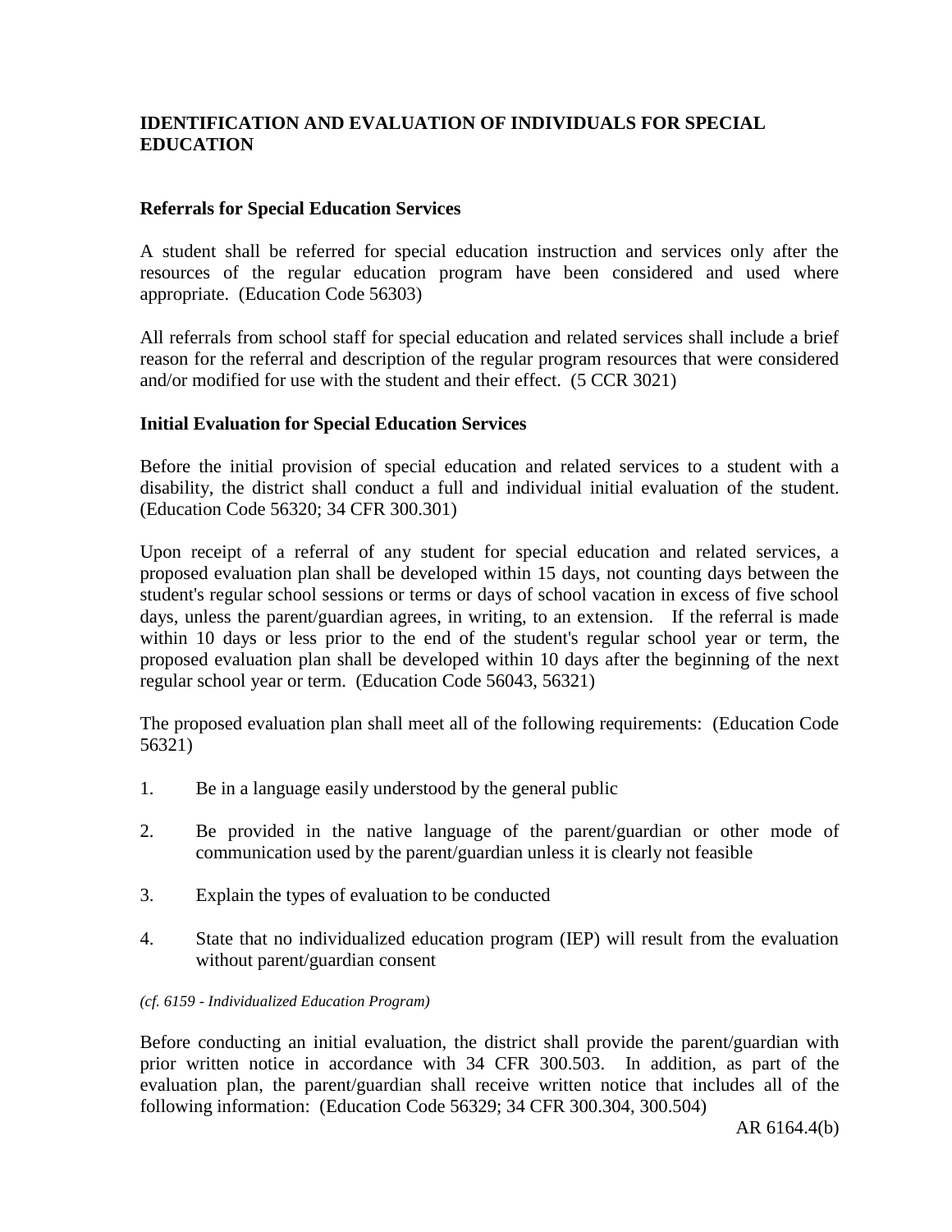## IDENTIFICATION AND EVALUATION OF INDIVIDUALS FOR SPECIAL EDUCATION

### Referrals for Special Education Services

A student shall be referred for special education instruction and services only after the resources of the regular education program have been considered and used where appropriate. (Education Code 56303)

All referrals from school staff for special education and related services shall include a brief reason for the referral and description of the regular program resources that were considered and/or modified for use with the student and their effect. (5 CCR 3021)

### Initial Evaluation for Special Education Services

Before the initial provision of special education and related services to a student with a disability, the district shall conduct a full and individual initial evaluation of the student. (Education Code 56320; 34 CFR 300.301)

Upon receipt of a referral of any student for special education and related services, a proposed evaluation plan shall be developed within 15 days, not counting days between the student's regular school sessions or terms or days of school vacation in excess of five school days, unless the parent/guardian agrees, in writing, to an extension. If the referral is made within 10 days or less prior to the end of the student's regular school year or term, the proposed evaluation plan shall be developed within 10 days after the beginning of the next regular school year or term. (Education Code 56043, 56321)

The proposed evaluation plan shall meet all of the following requirements: (Education Code 56321)

1. Be in a language easily understood by the general public
2. Be provided in the native language of the parent/guardian or other mode of communication used by the parent/guardian unless it is clearly not feasible
3. Explain the types of evaluation to be conducted
4. State that no individualized education program (IEP) will result from the evaluation without parent/guardian consent

*(cf. 6159 - Individualized Education Program)*

Before conducting an initial evaluation, the district shall provide the parent/guardian with prior written notice in accordance with 34 CFR 300.503. In addition, as part of the evaluation plan, the parent/guardian shall receive written notice that includes all of the following information: (Education Code 56329; 34 CFR 300.304, 300.504)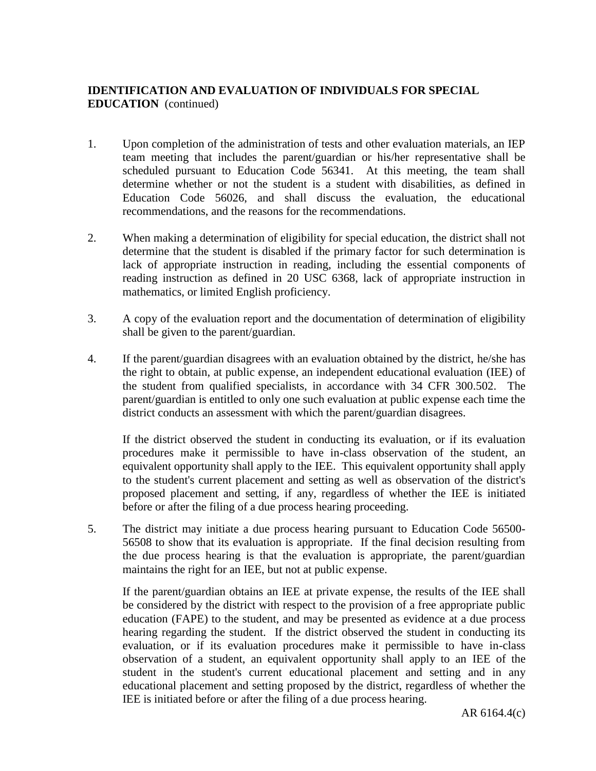**IDENTIFICATION AND EVALUATION OF INDIVIDUALS FOR SPECIAL EDUCATION** (continued)

1. Upon completion of the administration of tests and other evaluation materials, an IEP team meeting that includes the parent/guardian or his/her representative shall be scheduled pursuant to Education Code 56341. At this meeting, the team shall determine whether or not the student is a student with disabilities, as defined in Education Code 56026, and shall discuss the evaluation, the educational recommendations, and the reasons for the recommendations.

2. When making a determination of eligibility for special education, the district shall not determine that the student is disabled if the primary factor for such determination is lack of appropriate instruction in reading, including the essential components of reading instruction as defined in 20 USC 6368, lack of appropriate instruction in mathematics, or limited English proficiency.

3. A copy of the evaluation report and the documentation of determination of eligibility shall be given to the parent/guardian.

4. If the parent/guardian disagrees with an evaluation obtained by the district, he/she has the right to obtain, at public expense, an independent educational evaluation (IEE) of the student from qualified specialists, in accordance with 34 CFR 300.502. The parent/guardian is entitled to only one such evaluation at public expense each time the district conducts an assessment with which the parent/guardian disagrees.

   If the district observed the student in conducting its evaluation, or if its evaluation procedures make it permissible to have in-class observation of the student, an equivalent opportunity shall apply to the IEE. This equivalent opportunity shall apply to the student's current placement and setting as well as observation of the district's proposed placement and setting, if any, regardless of whether the IEE is initiated before or after the filing of a due process hearing proceeding.

5. The district may initiate a due process hearing pursuant to Education Code 56500-56508 to show that its evaluation is appropriate. If the final decision resulting from the due process hearing is that the evaluation is appropriate, the parent/guardian maintains the right for an IEE, but not at public expense.

   If the parent/guardian obtains an IEE at private expense, the results of the IEE shall be considered by the district with respect to the provision of a free appropriate public education (FAPE) to the student, and may be presented as evidence at a due process hearing regarding the student. If the district observed the student in conducting its evaluation, or if its evaluation procedures make it permissible to have in-class observation of a student, an equivalent opportunity shall apply to an IEE of the student in the student's current educational placement and setting and in any educational placement and setting proposed by the district, regardless of whether the IEE is initiated before or after the filing of a due process hearing.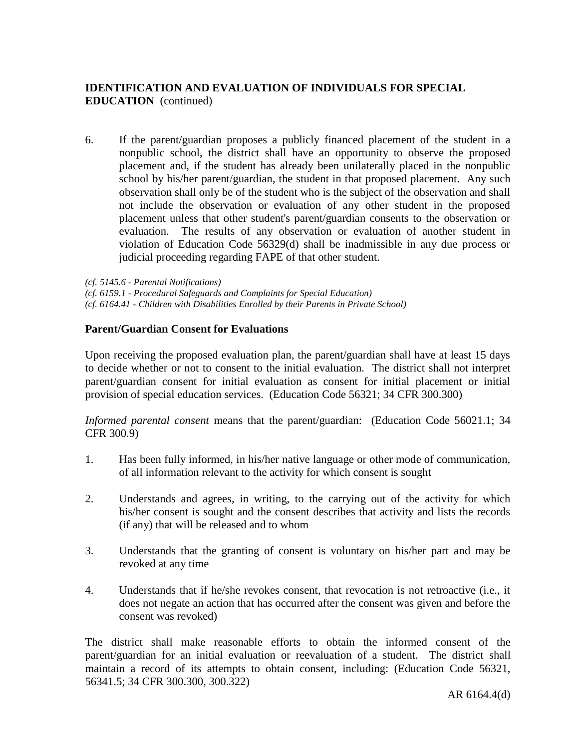6. If the parent/guardian proposes a publicly financed placement of the student in a nonpublic school, the district shall have an opportunity to observe the proposed placement and, if the student has already been unilaterally placed in the nonpublic school by his/her parent/guardian, the student in that proposed placement. Any such observation shall only be of the student who is the subject of the observation and shall not include the observation or evaluation of any other student in the proposed placement unless that other student's parent/guardian consents to the observation or evaluation. The results of any observation or evaluation of another student in violation of Education Code 56329(d) shall be inadmissible in any due process or judicial proceeding regarding FAPE of that other student.

*(cf. 5145.6 - Parental Notifications)*
*(cf. 6159.1 - Procedural Safeguards and Complaints for Special Education)*
*(cf. 6164.41 - Children with Disabilities Enrolled by their Parents in Private School)*

**Parent/Guardian Consent for Evaluations**

Upon receiving the proposed evaluation plan, the parent/guardian shall have at least 15 days to decide whether or not to consent to the initial evaluation. The district shall not interpret parent/guardian consent for initial evaluation as consent for initial placement or initial provision of special education services. (Education Code 56321; 34 CFR 300.300)

*Informed parental consent* means that the parent/guardian: (Education Code 56021.1; 34 CFR 300.9)

1. Has been fully informed, in his/her native language or other mode of communication, of all information relevant to the activity for which consent is sought

2. Understands and agrees, in writing, to the carrying out of the activity for which his/her consent is sought and the consent describes that activity and lists the records (if any) that will be released and to whom

3. Understands that the granting of consent is voluntary on his/her part and may be revoked at any time

4. Understands that if he/she revokes consent, that revocation is not retroactive (i.e., it does not negate an action that has occurred after the consent was given and before the consent was revoked)

The district shall make reasonable efforts to obtain the informed consent of the parent/guardian for an initial evaluation or reevaluation of a student. The district shall maintain a record of its attempts to obtain consent, including: (Education Code 56321, 56341.5; 34 CFR 300.300, 300.322)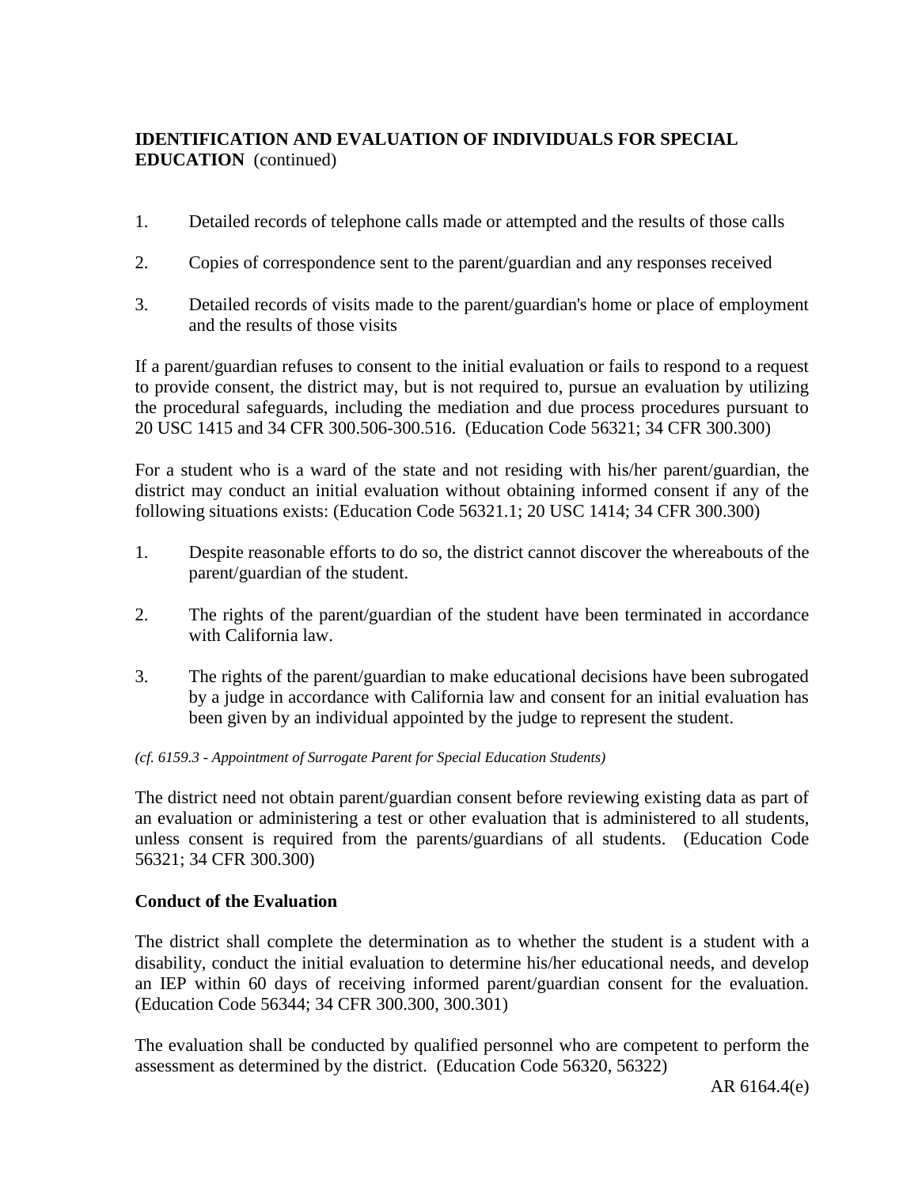1. Detailed records of telephone calls made or attempted and the results of those calls

2. Copies of correspondence sent to the parent/guardian and any responses received

3. Detailed records of visits made to the parent/guardian's home or place of employment and the results of those visits

If a parent/guardian refuses to consent to the initial evaluation or fails to respond to a request to provide consent, the district may, but is not required to, pursue an evaluation by utilizing the procedural safeguards, including the mediation and due process procedures pursuant to 20 USC 1415 and 34 CFR 300.506-300.516. (Education Code 56321; 34 CFR 300.300)

For a student who is a ward of the state and not residing with his/her parent/guardian, the district may conduct an initial evaluation without obtaining informed consent if any of the following situations exists: (Education Code 56321.1; 20 USC 1414; 34 CFR 300.300)

1. Despite reasonable efforts to do so, the district cannot discover the whereabouts of the parent/guardian of the student.

2. The rights of the parent/guardian of the student have been terminated in accordance with California law.

3. The rights of the parent/guardian to make educational decisions have been subrogated by a judge in accordance with California law and consent for an initial evaluation has been given by an individual appointed by the judge to represent the student.

*(cf. 6159.3 - Appointment of Surrogate Parent for Special Education Students)*

The district need not obtain parent/guardian consent before reviewing existing data as part of an evaluation or administering a test or other evaluation that is administered to all students, unless consent is required from the parents/guardians of all students. (Education Code 56321; 34 CFR 300.300)

**Conduct of the Evaluation**

The district shall complete the determination as to whether the student is a student with a disability, conduct the initial evaluation to determine his/her educational needs, and develop an IEP within 60 days of receiving informed parent/guardian consent for the evaluation. (Education Code 56344; 34 CFR 300.300, 300.301)

The evaluation shall be conducted by qualified personnel who are competent to perform the assessment as determined by the district. (Education Code 56320, 56322)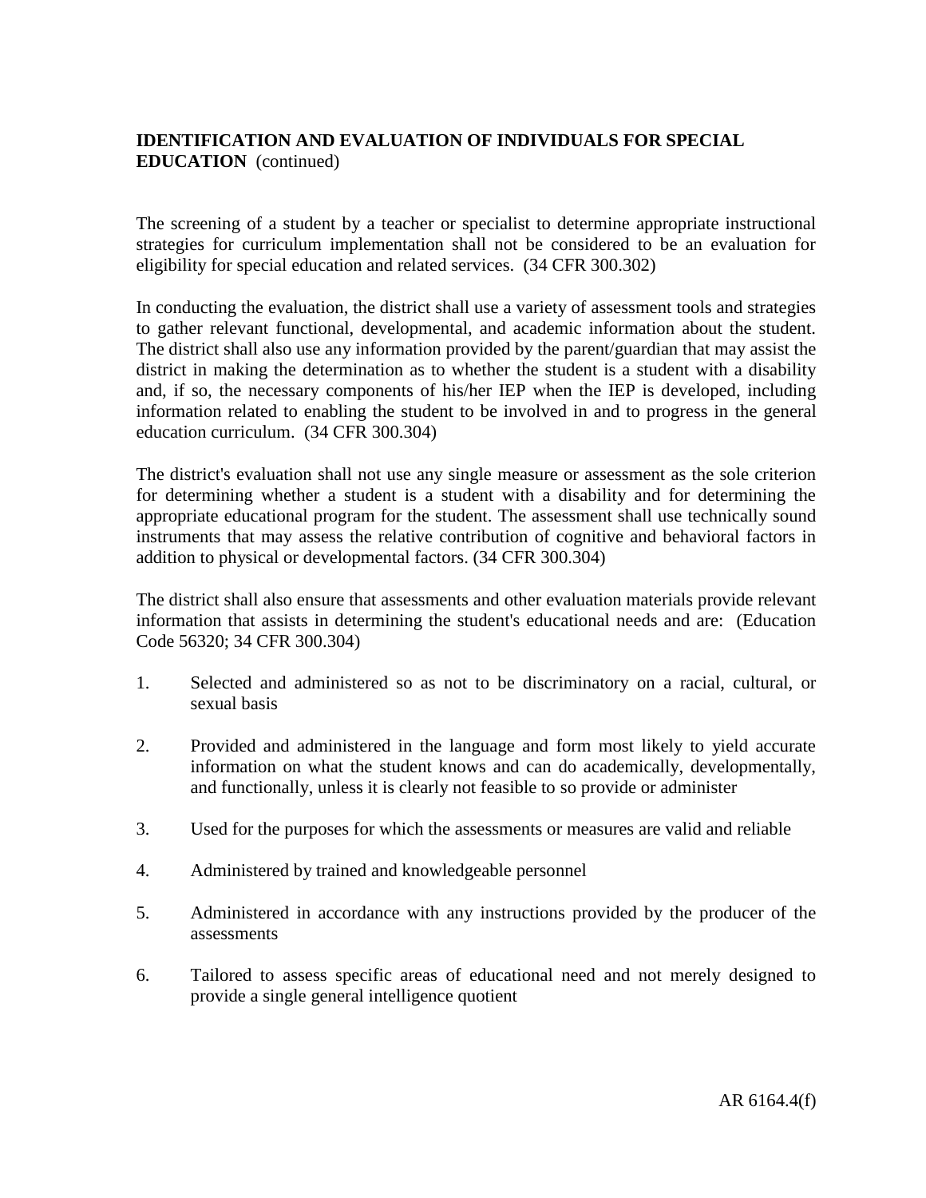**IDENTIFICATION AND EVALUATION OF INDIVIDUALS FOR SPECIAL EDUCATION** (continued)

The screening of a student by a teacher or specialist to determine appropriate instructional strategies for curriculum implementation shall not be considered to be an evaluation for eligibility for special education and related services. (34 CFR 300.302)

In conducting the evaluation, the district shall use a variety of assessment tools and strategies to gather relevant functional, developmental, and academic information about the student. The district shall also use any information provided by the parent/guardian that may assist the district in making the determination as to whether the student is a student with a disability and, if so, the necessary components of his/her IEP when the IEP is developed, including information related to enabling the student to be involved in and to progress in the general education curriculum. (34 CFR 300.304)

The district's evaluation shall not use any single measure or assessment as the sole criterion for determining whether a student is a student with a disability and for determining the appropriate educational program for the student. The assessment shall use technically sound instruments that may assess the relative contribution of cognitive and behavioral factors in addition to physical or developmental factors. (34 CFR 300.304)

The district shall also ensure that assessments and other evaluation materials provide relevant information that assists in determining the student's educational needs and are: (Education Code 56320; 34 CFR 300.304)

1. Selected and administered so as not to be discriminatory on a racial, cultural, or sexual basis
2. Provided and administered in the language and form most likely to yield accurate information on what the student knows and can do academically, developmentally, and functionally, unless it is clearly not feasible to so provide or administer
3. Used for the purposes for which the assessments or measures are valid and reliable
4. Administered by trained and knowledgeable personnel
5. Administered in accordance with any instructions provided by the producer of the assessments
6. Tailored to assess specific areas of educational need and not merely designed to provide a single general intelligence quotient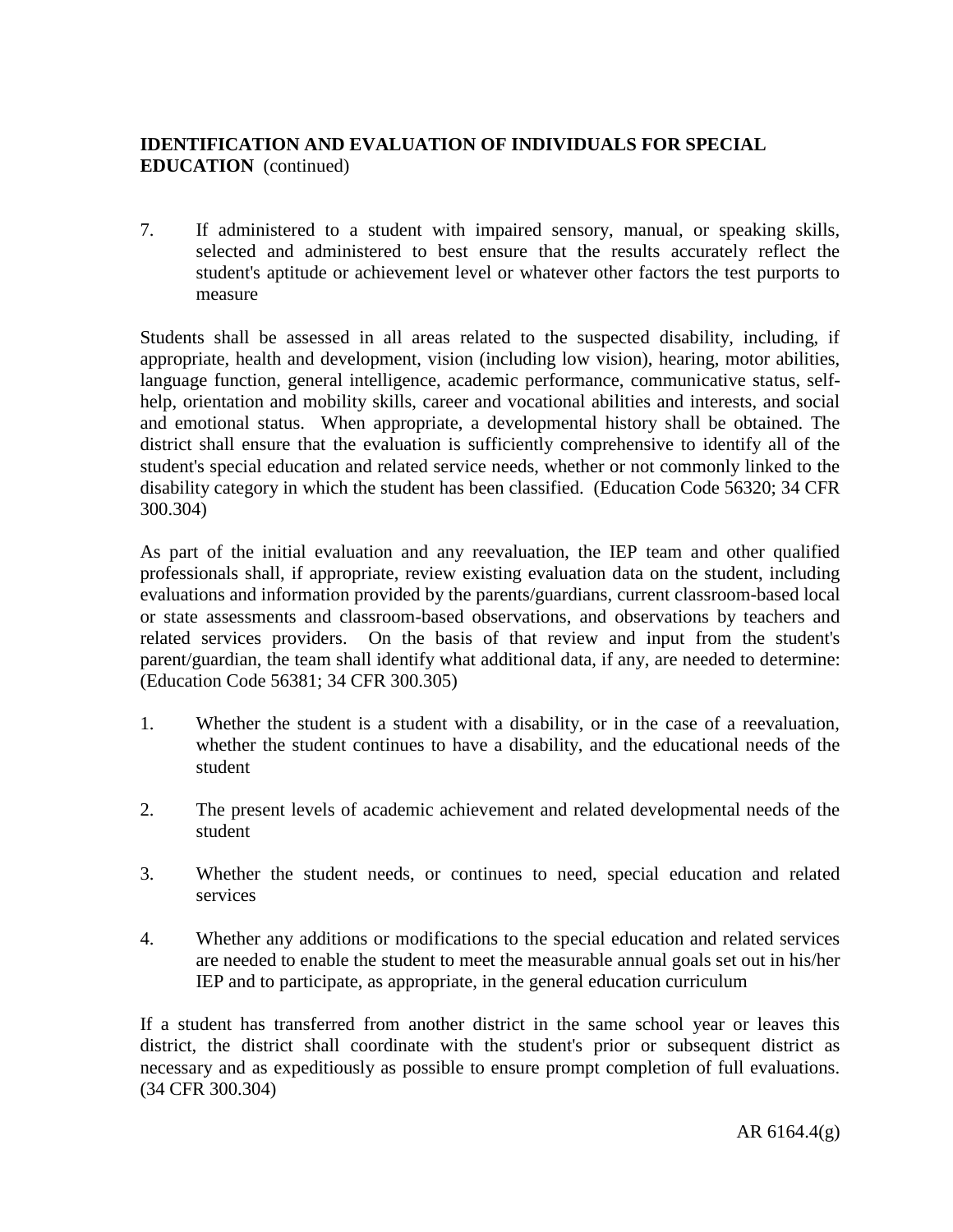7. If administered to a student with impaired sensory, manual, or speaking skills, selected and administered to best ensure that the results accurately reflect the student's aptitude or achievement level or whatever other factors the test purports to measure

Students shall be assessed in all areas related to the suspected disability, including, if appropriate, health and development, vision (including low vision), hearing, motor abilities, language function, general intelligence, academic performance, communicative status, self-help, orientation and mobility skills, career and vocational abilities and interests, and social and emotional status. When appropriate, a developmental history shall be obtained. The district shall ensure that the evaluation is sufficiently comprehensive to identify all of the student's special education and related service needs, whether or not commonly linked to the disability category in which the student has been classified. (Education Code 56320; 34 CFR 300.304)

As part of the initial evaluation and any reevaluation, the IEP team and other qualified professionals shall, if appropriate, review existing evaluation data on the student, including evaluations and information provided by the parents/guardians, current classroom-based local or state assessments and classroom-based observations, and observations by teachers and related services providers. On the basis of that review and input from the student's parent/guardian, the team shall identify what additional data, if any, are needed to determine: (Education Code 56381; 34 CFR 300.305)

1. Whether the student is a student with a disability, or in the case of a reevaluation, whether the student continues to have a disability, and the educational needs of the student

2. The present levels of academic achievement and related developmental needs of the student

3. Whether the student needs, or continues to need, special education and related services

4. Whether any additions or modifications to the special education and related services are needed to enable the student to meet the measurable annual goals set out in his/her IEP and to participate, as appropriate, in the general education curriculum

If a student has transferred from another district in the same school year or leaves this district, the district shall coordinate with the student's prior or subsequent district as necessary and as expeditiously as possible to ensure prompt completion of full evaluations. (34 CFR 300.304)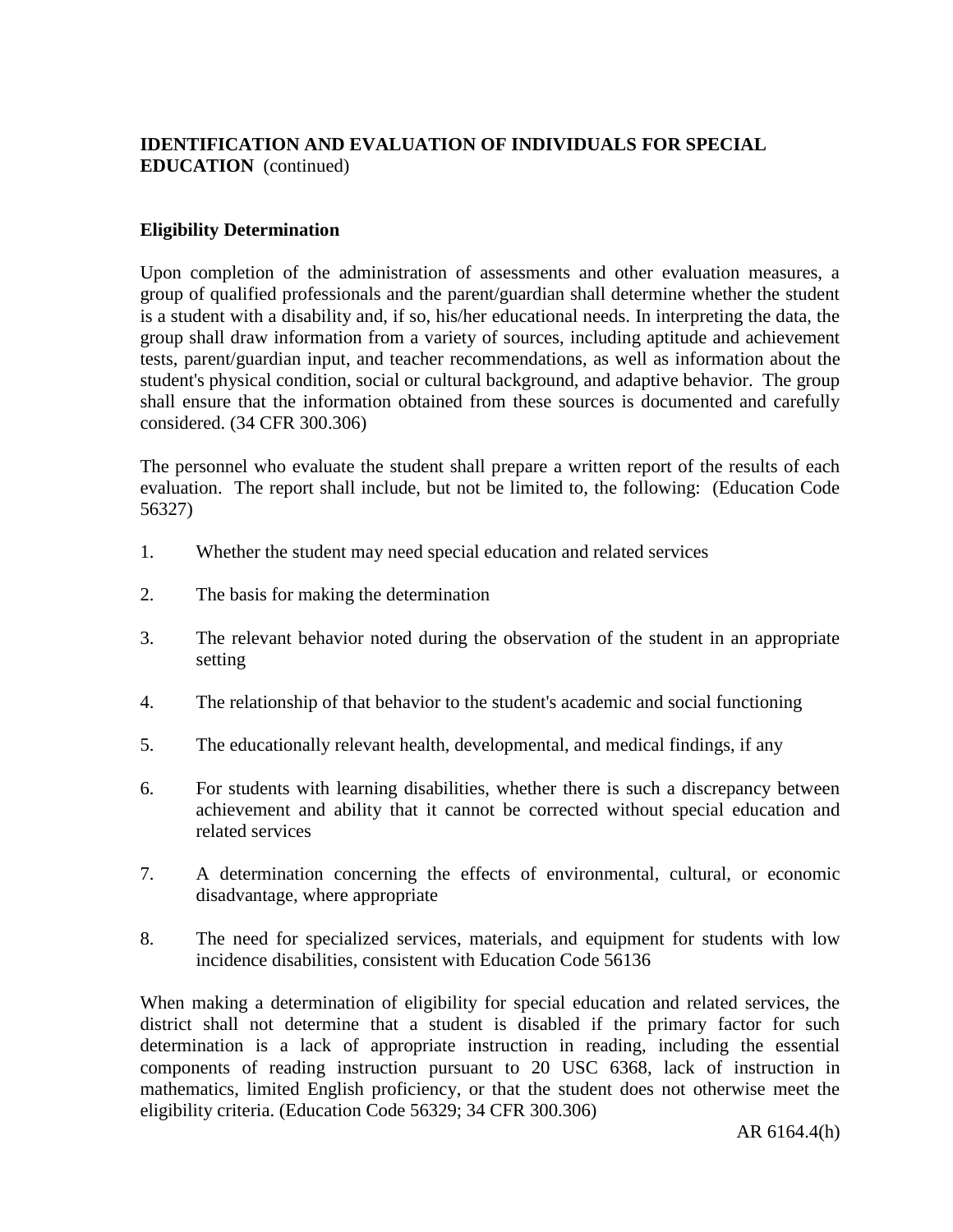**IDENTIFICATION AND EVALUATION OF INDIVIDUALS FOR SPECIAL EDUCATION** (continued)

**Eligibility Determination**

Upon completion of the administration of assessments and other evaluation measures, a group of qualified professionals and the parent/guardian shall determine whether the student is a student with a disability and, if so, his/her educational needs. In interpreting the data, the group shall draw information from a variety of sources, including aptitude and achievement tests, parent/guardian input, and teacher recommendations, as well as information about the student's physical condition, social or cultural background, and adaptive behavior. The group shall ensure that the information obtained from these sources is documented and carefully considered. (34 CFR 300.306)

The personnel who evaluate the student shall prepare a written report of the results of each evaluation. The report shall include, but not be limited to, the following: (Education Code 56327)

1. Whether the student may need special education and related services
2. The basis for making the determination
3. The relevant behavior noted during the observation of the student in an appropriate setting
4. The relationship of that behavior to the student's academic and social functioning
5. The educationally relevant health, developmental, and medical findings, if any
6. For students with learning disabilities, whether there is such a discrepancy between achievement and ability that it cannot be corrected without special education and related services
7. A determination concerning the effects of environmental, cultural, or economic disadvantage, where appropriate
8. The need for specialized services, materials, and equipment for students with low incidence disabilities, consistent with Education Code 56136

When making a determination of eligibility for special education and related services, the district shall not determine that a student is disabled if the primary factor for such determination is a lack of appropriate instruction in reading, including the essential components of reading instruction pursuant to 20 USC 6368, lack of instruction in mathematics, limited English proficiency, or that the student does not otherwise meet the eligibility criteria. (Education Code 56329; 34 CFR 300.306)

AR 6164.4(h)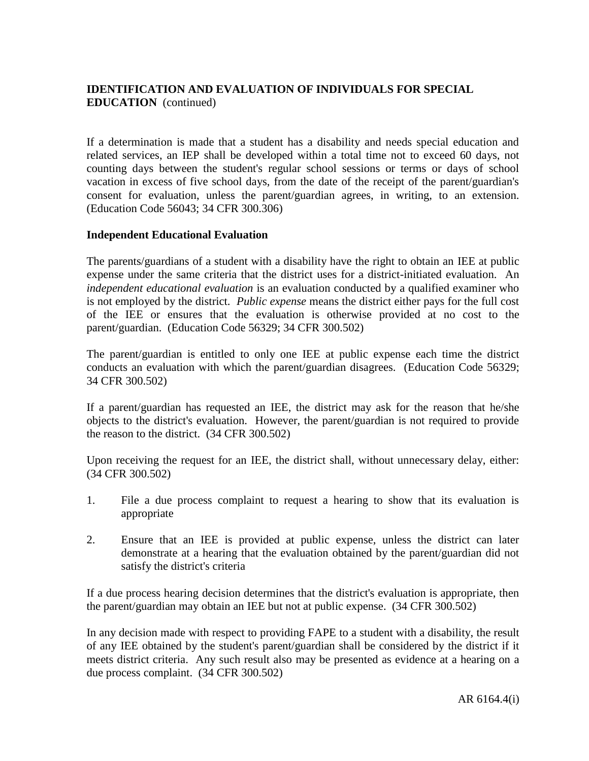If a determination is made that a student has a disability and needs special education and related services, an IEP shall be developed within a total time not to exceed 60 days, not counting days between the student's regular school sessions or terms or days of school vacation in excess of five school days, from the date of the receipt of the parent/guardian's consent for evaluation, unless the parent/guardian agrees, in writing, to an extension. (Education Code 56043; 34 CFR 300.306)

**Independent Educational Evaluation**

The parents/guardians of a student with a disability have the right to obtain an IEE at public expense under the same criteria that the district uses for a district-initiated evaluation. An *independent educational evaluation* is an evaluation conducted by a qualified examiner who is not employed by the district. *Public expense* means the district either pays for the full cost of the IEE or ensures that the evaluation is otherwise provided at no cost to the parent/guardian. (Education Code 56329; 34 CFR 300.502)

The parent/guardian is entitled to only one IEE at public expense each time the district conducts an evaluation with which the parent/guardian disagrees. (Education Code 56329; 34 CFR 300.502)

If a parent/guardian has requested an IEE, the district may ask for the reason that he/she objects to the district's evaluation. However, the parent/guardian is not required to provide the reason to the district. (34 CFR 300.502)

Upon receiving the request for an IEE, the district shall, without unnecessary delay, either: (34 CFR 300.502)

1. File a due process complaint to request a hearing to show that its evaluation is appropriate

2. Ensure that an IEE is provided at public expense, unless the district can later demonstrate at a hearing that the evaluation obtained by the parent/guardian did not satisfy the district's criteria

If a due process hearing decision determines that the district's evaluation is appropriate, then the parent/guardian may obtain an IEE but not at public expense. (34 CFR 300.502)

In any decision made with respect to providing FAPE to a student with a disability, the result of any IEE obtained by the student's parent/guardian shall be considered by the district if it meets district criteria. Any such result also may be presented as evidence at a hearing on a due process complaint. (34 CFR 300.502)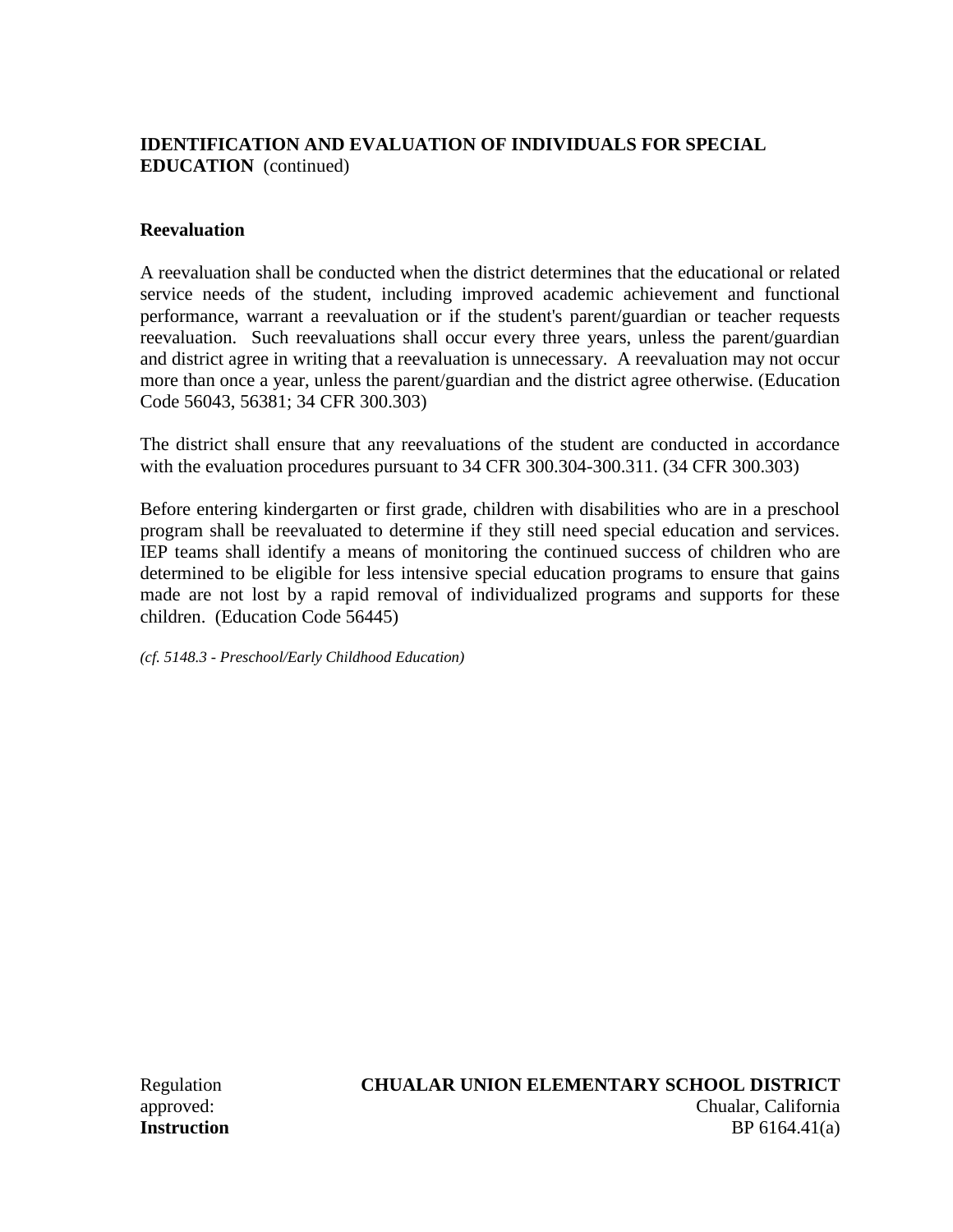**IDENTIFICATION AND EVALUATION OF INDIVIDUALS FOR SPECIAL EDUCATION** (continued)

**Reevaluation**

A reevaluation shall be conducted when the district determines that the educational or related service needs of the student, including improved academic achievement and functional performance, warrant a reevaluation or if the student's parent/guardian or teacher requests reevaluation. Such reevaluations shall occur every three years, unless the parent/guardian and district agree in writing that a reevaluation is unnecessary. A reevaluation may not occur more than once a year, unless the parent/guardian and the district agree otherwise. (Education Code 56043, 56381; 34 CFR 300.303)

The district shall ensure that any reevaluations of the student are conducted in accordance with the evaluation procedures pursuant to 34 CFR 300.304-300.311. (34 CFR 300.303)

Before entering kindergarten or first grade, children with disabilities who are in a preschool program shall be reevaluated to determine if they still need special education and services. IEP teams shall identify a means of monitoring the continued success of children who are determined to be eligible for less intensive special education programs to ensure that gains made are not lost by a rapid removal of individualized programs and supports for these children. (Education Code 56445)

*(cf. 5148.3 - Preschool/Early Childhood Education)*

Regulation approved:

**Instruction**

**CHUALAR UNION ELEMENTARY SCHOOL DISTRICT**
Chualar, California
BP 6164.41(a)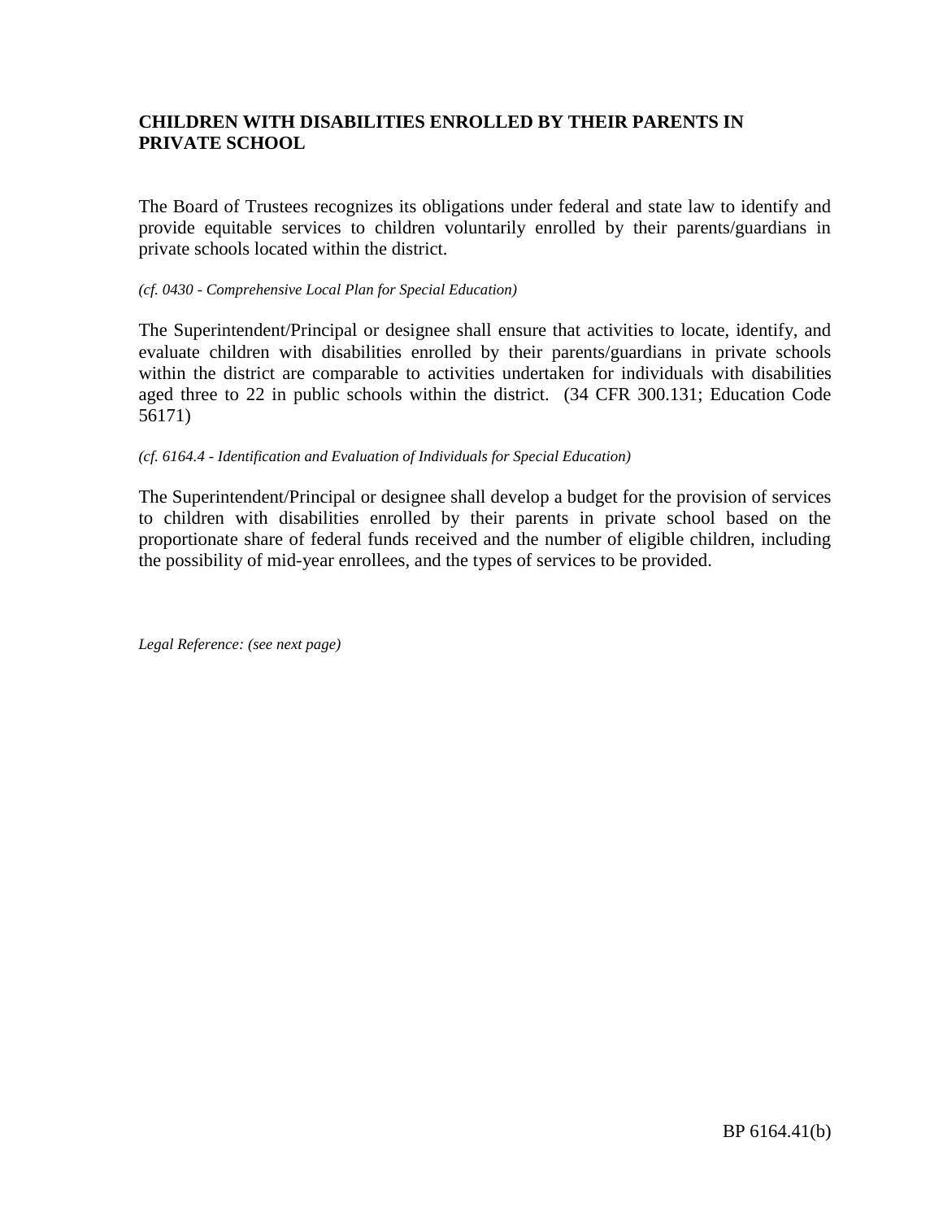**CHILDREN WITH DISABILITIES ENROLLED BY THEIR PARENTS IN PRIVATE SCHOOL**

The Board of Trustees recognizes its obligations under federal and state law to identify and provide equitable services to children voluntarily enrolled by their parents/guardians in private schools located within the district.

*(cf. 0430 - Comprehensive Local Plan for Special Education)*

The Superintendent/Principal or designee shall ensure that activities to locate, identify, and evaluate children with disabilities enrolled by their parents/guardians in private schools within the district are comparable to activities undertaken for individuals with disabilities aged three to 22 in public schools within the district. (34 CFR 300.131; Education Code 56171)

*(cf. 6164.4 - Identification and Evaluation of Individuals for Special Education)*

The Superintendent/Principal or designee shall develop a budget for the provision of services to children with disabilities enrolled by their parents in private school based on the proportionate share of federal funds received and the number of eligible children, including the possibility of mid-year enrollees, and the types of services to be provided.

*Legal Reference: (see next page)*

BP 6164.41(b)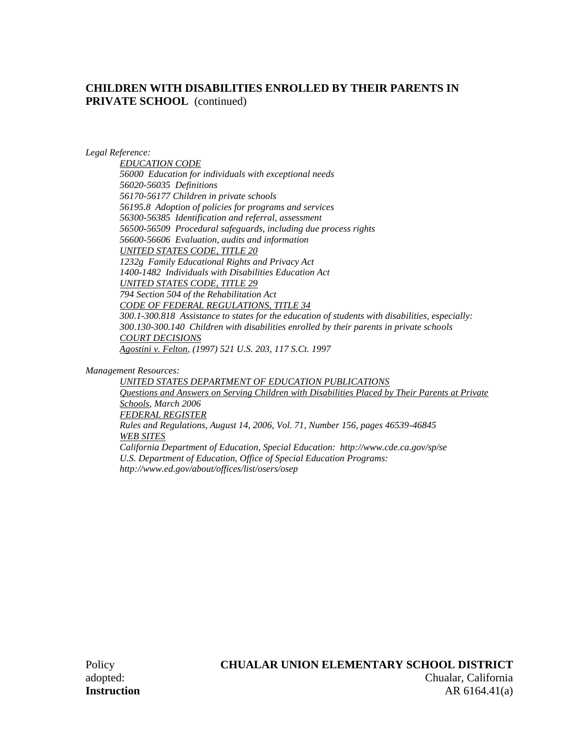**CHILDREN WITH DISABILITIES ENROLLED BY THEIR PARENTS IN PRIVATE SCHOOL** (continued)

*Legal Reference:*

*EDUCATION CODE*
*56000 Education for individuals with exceptional needs*
*56020-56035 Definitions*
*56170-56177 Children in private schools*
*56195.8 Adoption of policies for programs and services*
*56300-56385 Identification and referral, assessment*
*56500-56509 Procedural safeguards, including due process rights*
*56600-56606 Evaluation, audits and information*
*UNITED STATES CODE, TITLE 20*
*1232g Family Educational Rights and Privacy Act*
*1400-1482 Individuals with Disabilities Education Act*
*UNITED STATES CODE, TITLE 29*
*794 Section 504 of the Rehabilitation Act*
*CODE OF FEDERAL REGULATIONS, TITLE 34*
*300.1-300.818 Assistance to states for the education of students with disabilities, especially:*
*300.130-300.140 Children with disabilities enrolled by their parents in private schools*
*COURT DECISIONS*
*Agostini v. Felton, (1997) 521 U.S. 203, 117 S.Ct. 1997*

*Management Resources:*

*UNITED STATES DEPARTMENT OF EDUCATION PUBLICATIONS*
*Questions and Answers on Serving Children with Disabilities Placed by Their Parents at Private Schools, March 2006*
*FEDERAL REGISTER*
*Rules and Regulations, August 14, 2006, Vol. 71, Number 156, pages 46539-46845*
*WEB SITES*
*California Department of Education, Special Education: http://www.cde.ca.gov/sp/se*
*U.S. Department of Education, Office of Special Education Programs: http://www.ed.gov/about/offices/list/osers/osep*

Policy adopted:

**CHUALAR UNION ELEMENTARY SCHOOL DISTRICT**
Chualar, California

**Instruction** AR 6164.41(a)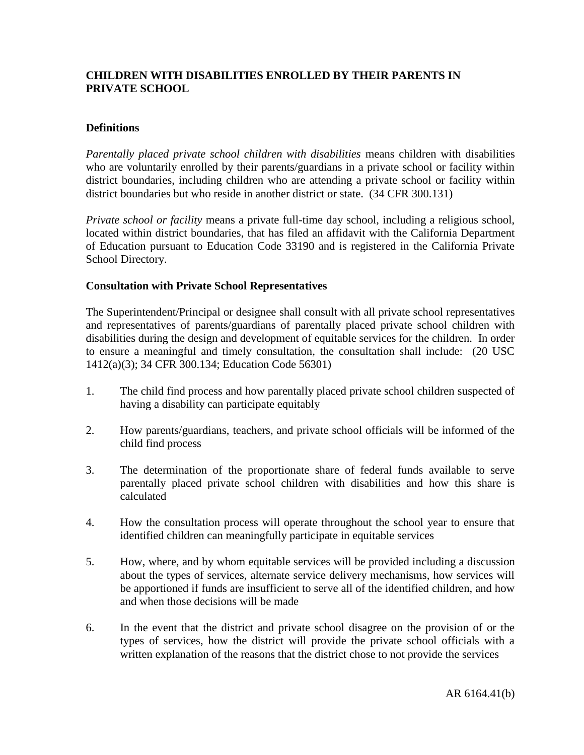## CHILDREN WITH DISABILITIES ENROLLED BY THEIR PARENTS IN PRIVATE SCHOOL

### Definitions

*Parentally placed private school children with disabilities* means children with disabilities who are voluntarily enrolled by their parents/guardians in a private school or facility within district boundaries, including children who are attending a private school or facility within district boundaries but who reside in another district or state. (34 CFR 300.131)

*Private school or facility* means a private full-time day school, including a religious school, located within district boundaries, that has filed an affidavit with the California Department of Education pursuant to Education Code 33190 and is registered in the California Private School Directory.

### Consultation with Private School Representatives

The Superintendent/Principal or designee shall consult with all private school representatives and representatives of parents/guardians of parentally placed private school children with disabilities during the design and development of equitable services for the children. In order to ensure a meaningful and timely consultation, the consultation shall include: (20 USC 1412(a)(3); 34 CFR 300.134; Education Code 56301)

1. The child find process and how parentally placed private school children suspected of having a disability can participate equitably

2. How parents/guardians, teachers, and private school officials will be informed of the child find process

3. The determination of the proportionate share of federal funds available to serve parentally placed private school children with disabilities and how this share is calculated

4. How the consultation process will operate throughout the school year to ensure that identified children can meaningfully participate in equitable services

5. How, where, and by whom equitable services will be provided including a discussion about the types of services, alternate service delivery mechanisms, how services will be apportioned if funds are insufficient to serve all of the identified children, and how and when those decisions will be made

6. In the event that the district and private school disagree on the provision of or the types of services, how the district will provide the private school officials with a written explanation of the reasons that the district chose to not provide the services

AR 6164.41(b)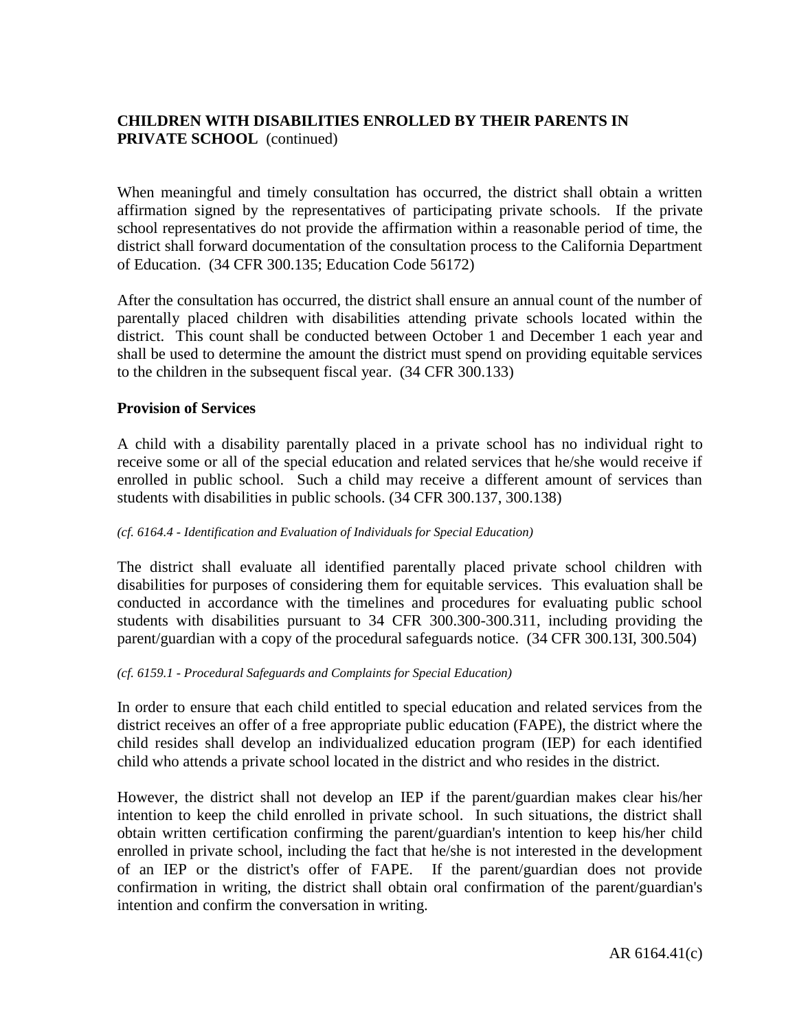**CHILDREN WITH DISABILITIES ENROLLED BY THEIR PARENTS IN PRIVATE SCHOOL** (continued)

When meaningful and timely consultation has occurred, the district shall obtain a written affirmation signed by the representatives of participating private schools. If the private school representatives do not provide the affirmation within a reasonable period of time, the district shall forward documentation of the consultation process to the California Department of Education. (34 CFR 300.135; Education Code 56172)

After the consultation has occurred, the district shall ensure an annual count of the number of parentally placed children with disabilities attending private schools located within the district. This count shall be conducted between October 1 and December 1 each year and shall be used to determine the amount the district must spend on providing equitable services to the children in the subsequent fiscal year. (34 CFR 300.133)

**Provision of Services**

A child with a disability parentally placed in a private school has no individual right to receive some or all of the special education and related services that he/she would receive if enrolled in public school. Such a child may receive a different amount of services than students with disabilities in public schools. (34 CFR 300.137, 300.138)

*(cf. 6164.4 - Identification and Evaluation of Individuals for Special Education)*

The district shall evaluate all identified parentally placed private school children with disabilities for purposes of considering them for equitable services. This evaluation shall be conducted in accordance with the timelines and procedures for evaluating public school students with disabilities pursuant to 34 CFR 300.300-300.311, including providing the parent/guardian with a copy of the procedural safeguards notice. (34 CFR 300.13I, 300.504)

*(cf. 6159.1 - Procedural Safeguards and Complaints for Special Education)*

In order to ensure that each child entitled to special education and related services from the district receives an offer of a free appropriate public education (FAPE), the district where the child resides shall develop an individualized education program (IEP) for each identified child who attends a private school located in the district and who resides in the district.

However, the district shall not develop an IEP if the parent/guardian makes clear his/her intention to keep the child enrolled in private school. In such situations, the district shall obtain written certification confirming the parent/guardian's intention to keep his/her child enrolled in private school, including the fact that he/she is not interested in the development of an IEP or the district's offer of FAPE. If the parent/guardian does not provide confirmation in writing, the district shall obtain oral confirmation of the parent/guardian's intention and confirm the conversation in writing.

AR 6164.41(c)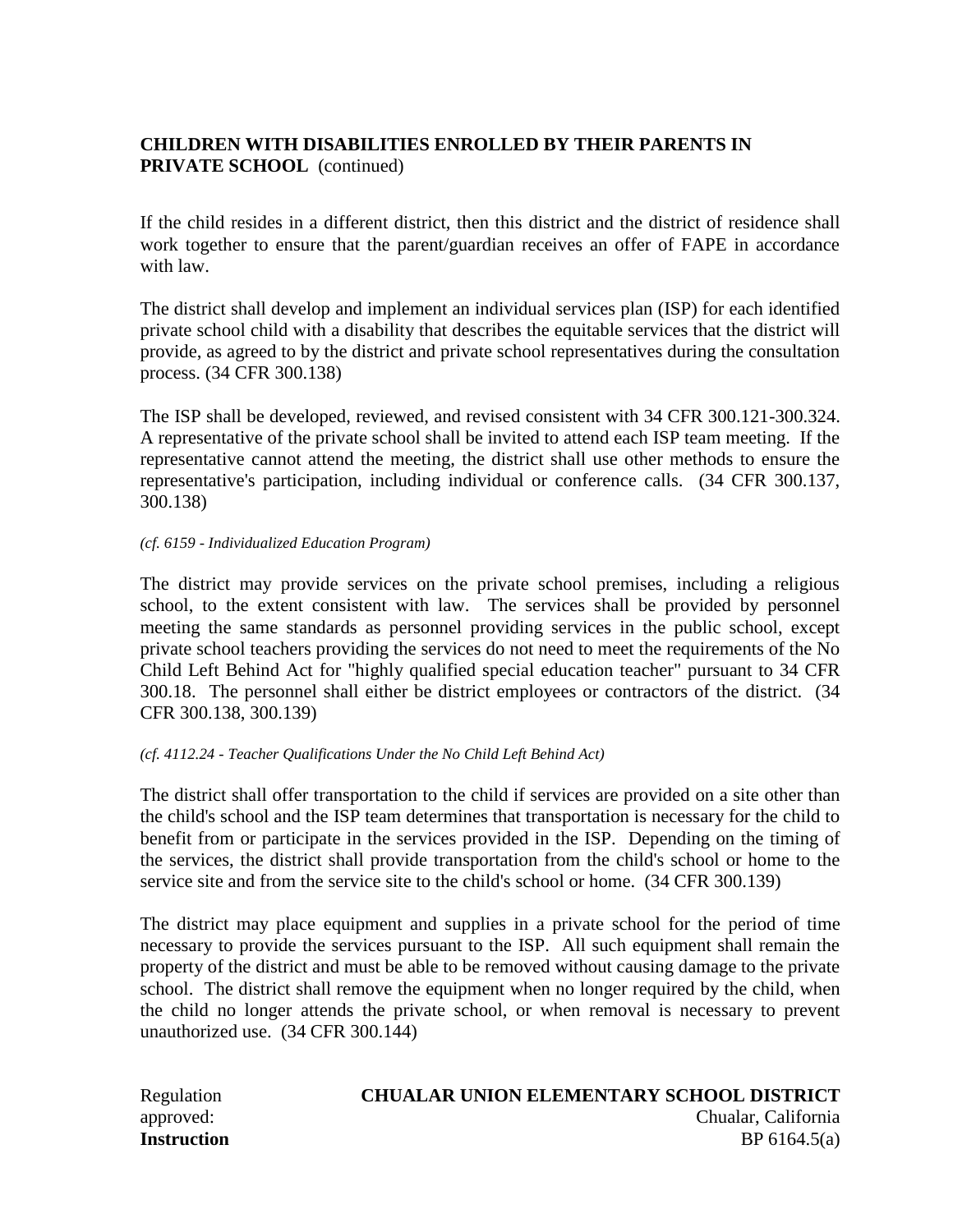**CHILDREN WITH DISABILITIES ENROLLED BY THEIR PARENTS IN PRIVATE SCHOOL** (continued)

If the child resides in a different district, then this district and the district of residence shall work together to ensure that the parent/guardian receives an offer of FAPE in accordance with law.

The district shall develop and implement an individual services plan (ISP) for each identified private school child with a disability that describes the equitable services that the district will provide, as agreed to by the district and private school representatives during the consultation process. (34 CFR 300.138)

The ISP shall be developed, reviewed, and revised consistent with 34 CFR 300.121-300.324. A representative of the private school shall be invited to attend each ISP team meeting. If the representative cannot attend the meeting, the district shall use other methods to ensure the representative's participation, including individual or conference calls. (34 CFR 300.137, 300.138)

*(cf. 6159 - Individualized Education Program)*

The district may provide services on the private school premises, including a religious school, to the extent consistent with law. The services shall be provided by personnel meeting the same standards as personnel providing services in the public school, except private school teachers providing the services do not need to meet the requirements of the No Child Left Behind Act for "highly qualified special education teacher" pursuant to 34 CFR 300.18. The personnel shall either be district employees or contractors of the district. (34 CFR 300.138, 300.139)

*(cf. 4112.24 - Teacher Qualifications Under the No Child Left Behind Act)*

The district shall offer transportation to the child if services are provided on a site other than the child's school and the ISP team determines that transportation is necessary for the child to benefit from or participate in the services provided in the ISP. Depending on the timing of the services, the district shall provide transportation from the child's school or home to the service site and from the service site to the child's school or home. (34 CFR 300.139)

The district may place equipment and supplies in a private school for the period of time necessary to provide the services pursuant to the ISP. All such equipment shall remain the property of the district and must be able to be removed without causing damage to the private school. The district shall remove the equipment when no longer required by the child, when the child no longer attends the private school, or when removal is necessary to prevent unauthorized use. (34 CFR 300.144)

Regulation approved:

**CHUALAR UNION ELEMENTARY SCHOOL DISTRICT**
Chualar, California

**Instruction** BP 6164.5(a)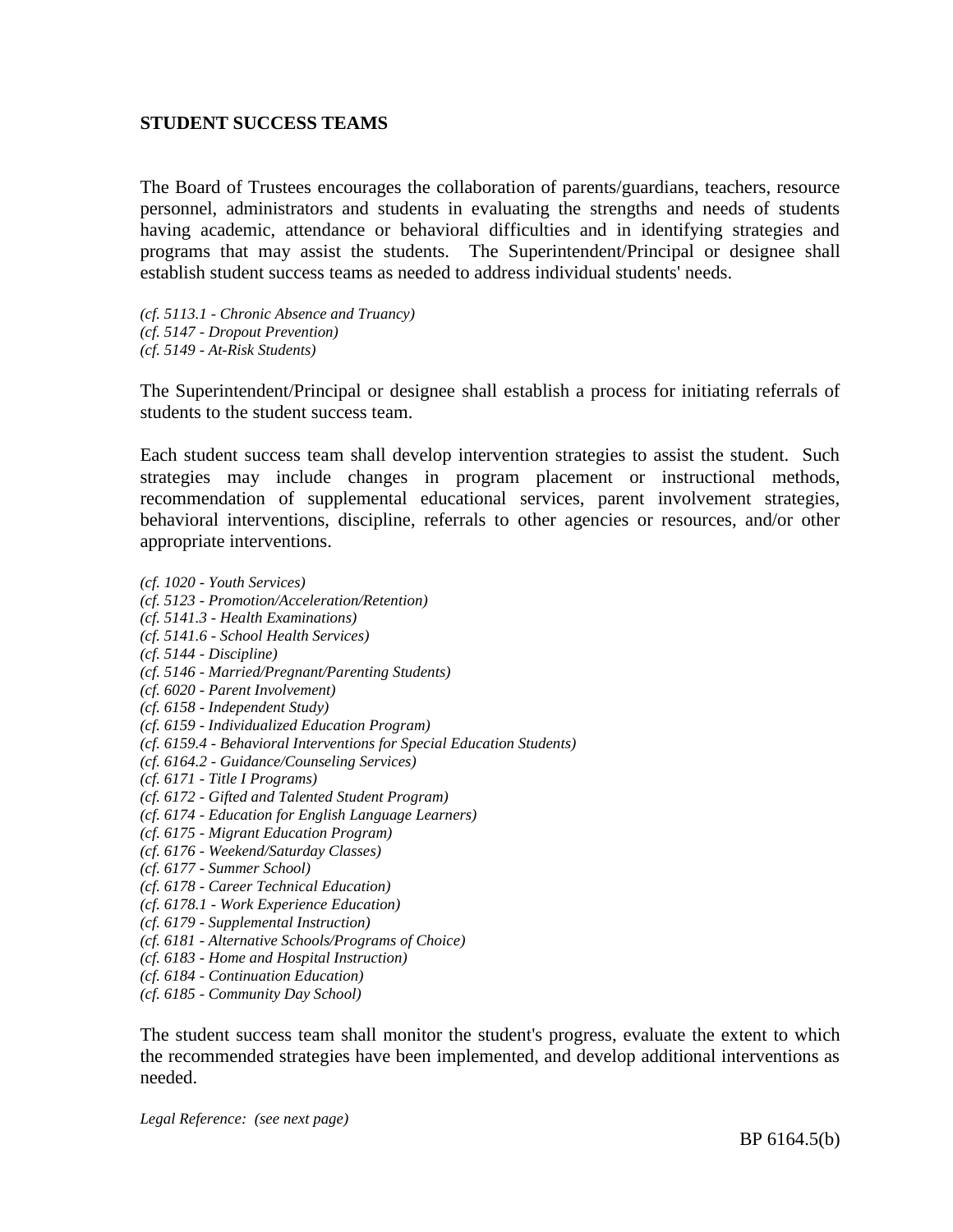## STUDENT SUCCESS TEAMS

The Board of Trustees encourages the collaboration of parents/guardians, teachers, resource personnel, administrators and students in evaluating the strengths and needs of students having academic, attendance or behavioral difficulties and in identifying strategies and programs that may assist the students. The Superintendent/Principal or designee shall establish student success teams as needed to address individual students' needs.

*(cf. 5113.1 - Chronic Absence and Truancy)*
*(cf. 5147 - Dropout Prevention)*
*(cf. 5149 - At-Risk Students)*

The Superintendent/Principal or designee shall establish a process for initiating referrals of students to the student success team.

Each student success team shall develop intervention strategies to assist the student. Such strategies may include changes in program placement or instructional methods, recommendation of supplemental educational services, parent involvement strategies, behavioral interventions, discipline, referrals to other agencies or resources, and/or other appropriate interventions.

*(cf. 1020 - Youth Services)*
*(cf. 5123 - Promotion/Acceleration/Retention)*
*(cf. 5141.3 - Health Examinations)*
*(cf. 5141.6 - School Health Services)*
*(cf. 5144 - Discipline)*
*(cf. 5146 - Married/Pregnant/Parenting Students)*
*(cf. 6020 - Parent Involvement)*
*(cf. 6158 - Independent Study)*
*(cf. 6159 - Individualized Education Program)*
*(cf. 6159.4 - Behavioral Interventions for Special Education Students)*
*(cf. 6164.2 - Guidance/Counseling Services)*
*(cf. 6171 - Title I Programs)*
*(cf. 6172 - Gifted and Talented Student Program)*
*(cf. 6174 - Education for English Language Learners)*
*(cf. 6175 - Migrant Education Program)*
*(cf. 6176 - Weekend/Saturday Classes)*
*(cf. 6177 - Summer School)*
*(cf. 6178 - Career Technical Education)*
*(cf. 6178.1 - Work Experience Education)*
*(cf. 6179 - Supplemental Instruction)*
*(cf. 6181 - Alternative Schools/Programs of Choice)*
*(cf. 6183 - Home and Hospital Instruction)*
*(cf. 6184 - Continuation Education)*
*(cf. 6185 - Community Day School)*

The student success team shall monitor the student's progress, evaluate the extent to which the recommended strategies have been implemented, and develop additional interventions as needed.

*Legal Reference: (see next page)*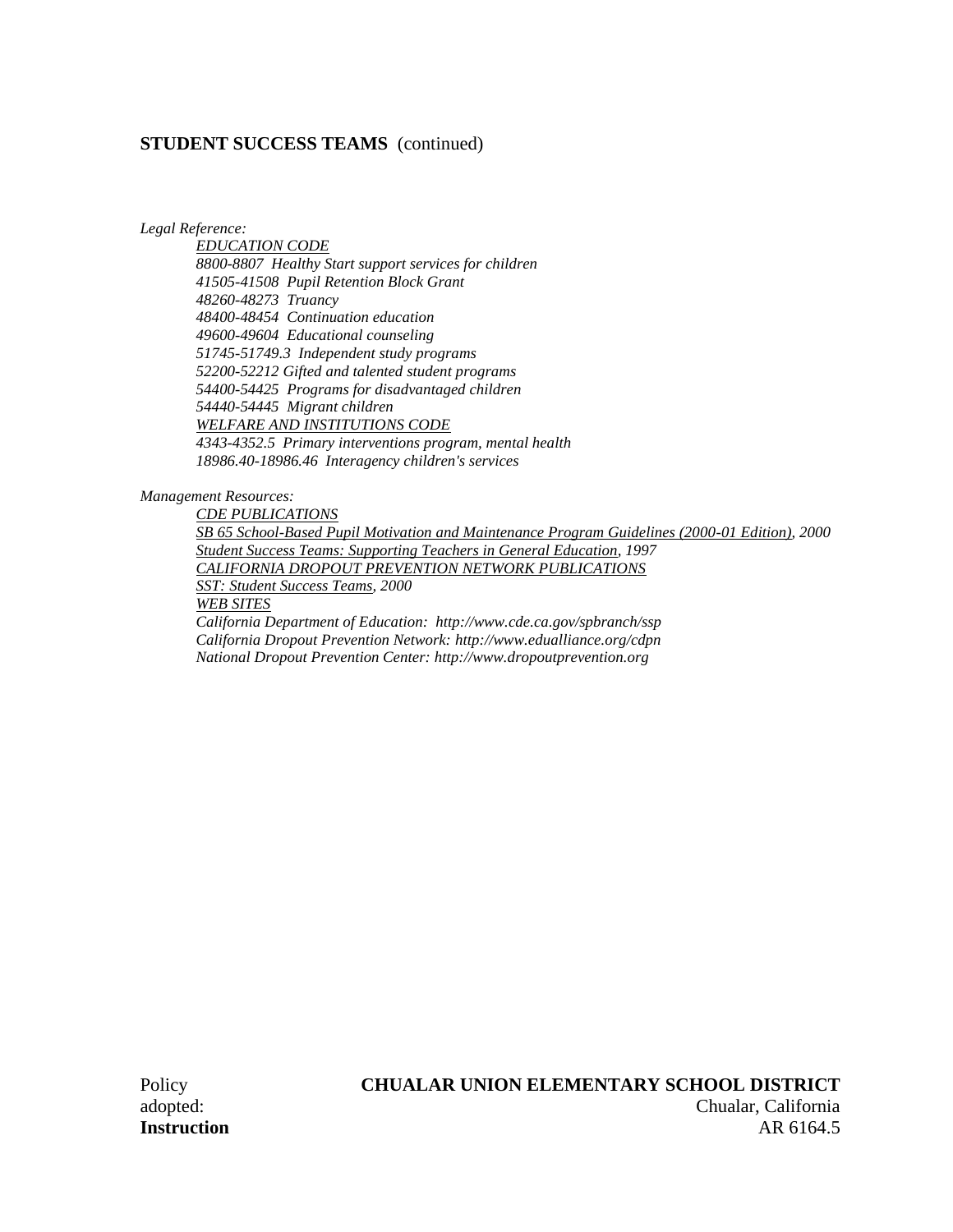**STUDENT SUCCESS TEAMS** (continued)

*Legal Reference:*

*EDUCATION CODE*
*8800-8807 Healthy Start support services for children*
*41505-41508 Pupil Retention Block Grant*
*48260-48273 Truancy*
*48400-48454 Continuation education*
*49600-49604 Educational counseling*
*51745-51749.3 Independent study programs*
*52200-52212 Gifted and talented student programs*
*54400-54425 Programs for disadvantaged children*
*54440-54445 Migrant children*
*WELFARE AND INSTITUTIONS CODE*
*4343-4352.5 Primary interventions program, mental health*
*18986.40-18986.46 Interagency children's services*

*Management Resources:*

*CDE PUBLICATIONS*
*SB 65 School-Based Pupil Motivation and Maintenance Program Guidelines (2000-01 Edition), 2000*
*Student Success Teams: Supporting Teachers in General Education, 1997*
*CALIFORNIA DROPOUT PREVENTION NETWORK PUBLICATIONS*
*SST: Student Success Teams, 2000*
*WEB SITES*
*California Department of Education: http://www.cde.ca.gov/spbranch/ssp*
*California Dropout Prevention Network: http://www.edualliance.org/cdpn*
*National Dropout Prevention Center: http://www.dropoutprevention.org*

Policy adopted:
**CHUALAR UNION ELEMENTARY SCHOOL DISTRICT**
Chualar, California
**Instruction** AR 6164.5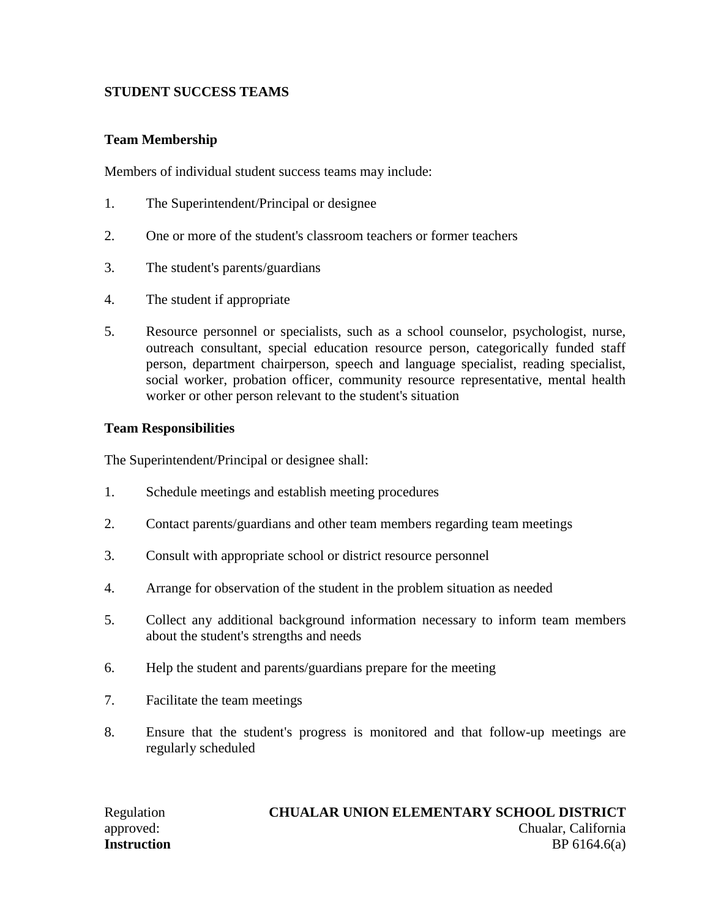**STUDENT SUCCESS TEAMS**

**Team Membership**

Members of individual student success teams may include:

1. The Superintendent/Principal or designee

2. One or more of the student's classroom teachers or former teachers

3. The student's parents/guardians

4. The student if appropriate

5. Resource personnel or specialists, such as a school counselor, psychologist, nurse, outreach consultant, special education resource person, categorically funded staff person, department chairperson, speech and language specialist, reading specialist, social worker, probation officer, community resource representative, mental health worker or other person relevant to the student's situation

**Team Responsibilities**

The Superintendent/Principal or designee shall:

1. Schedule meetings and establish meeting procedures

2. Contact parents/guardians and other team members regarding team meetings

3. Consult with appropriate school or district resource personnel

4. Arrange for observation of the student in the problem situation as needed

5. Collect any additional background information necessary to inform team members about the student's strengths and needs

6. Help the student and parents/guardians prepare for the meeting

7. Facilitate the team meetings

8. Ensure that the student's progress is monitored and that follow-up meetings are regularly scheduled

Regulation approved: **CHUALAR UNION ELEMENTARY SCHOOL DISTRICT**
Chualar, California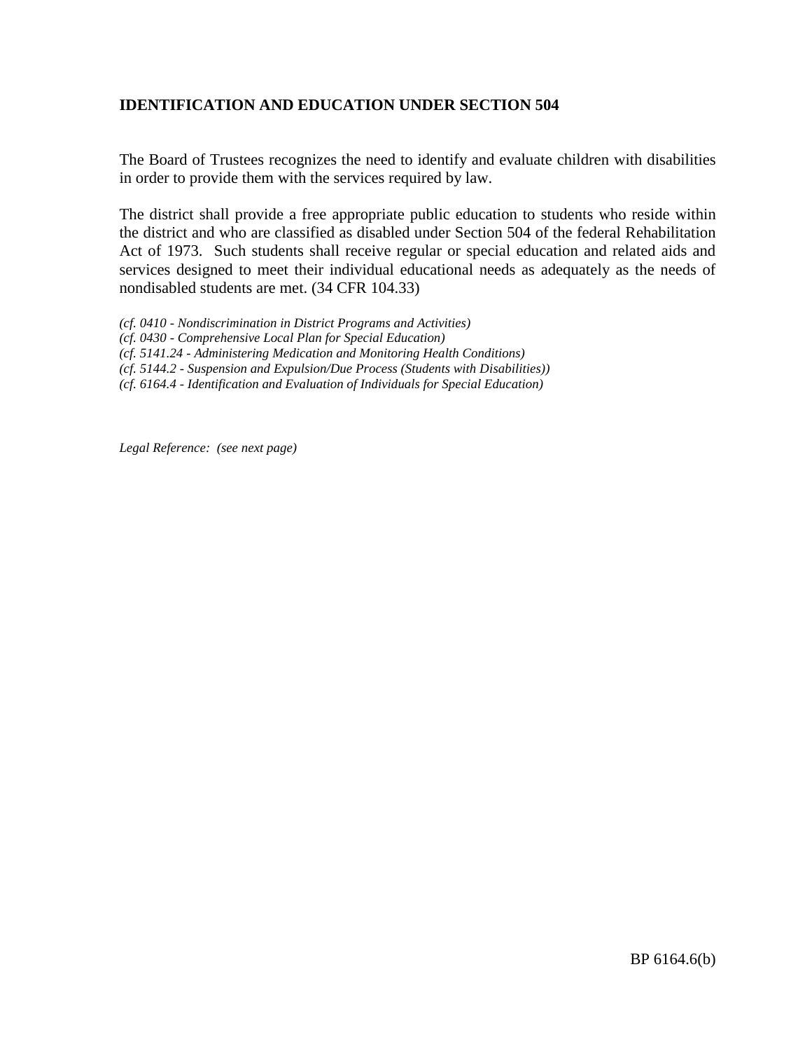**IDENTIFICATION AND EDUCATION UNDER SECTION 504**

The Board of Trustees recognizes the need to identify and evaluate children with disabilities in order to provide them with the services required by law.

The district shall provide a free appropriate public education to students who reside within the district and who are classified as disabled under Section 504 of the federal Rehabilitation Act of 1973. Such students shall receive regular or special education and related aids and services designed to meet their individual educational needs as adequately as the needs of nondisabled students are met. (34 CFR 104.33)

*(cf. 0410 - Nondiscrimination in District Programs and Activities)*
*(cf. 0430 - Comprehensive Local Plan for Special Education)*
*(cf. 5141.24 - Administering Medication and Monitoring Health Conditions)*
*(cf. 5144.2 - Suspension and Expulsion/Due Process (Students with Disabilities))*
*(cf. 6164.4 - Identification and Evaluation of Individuals for Special Education)*

*Legal Reference: (see next page)*

BP 6164.6(b)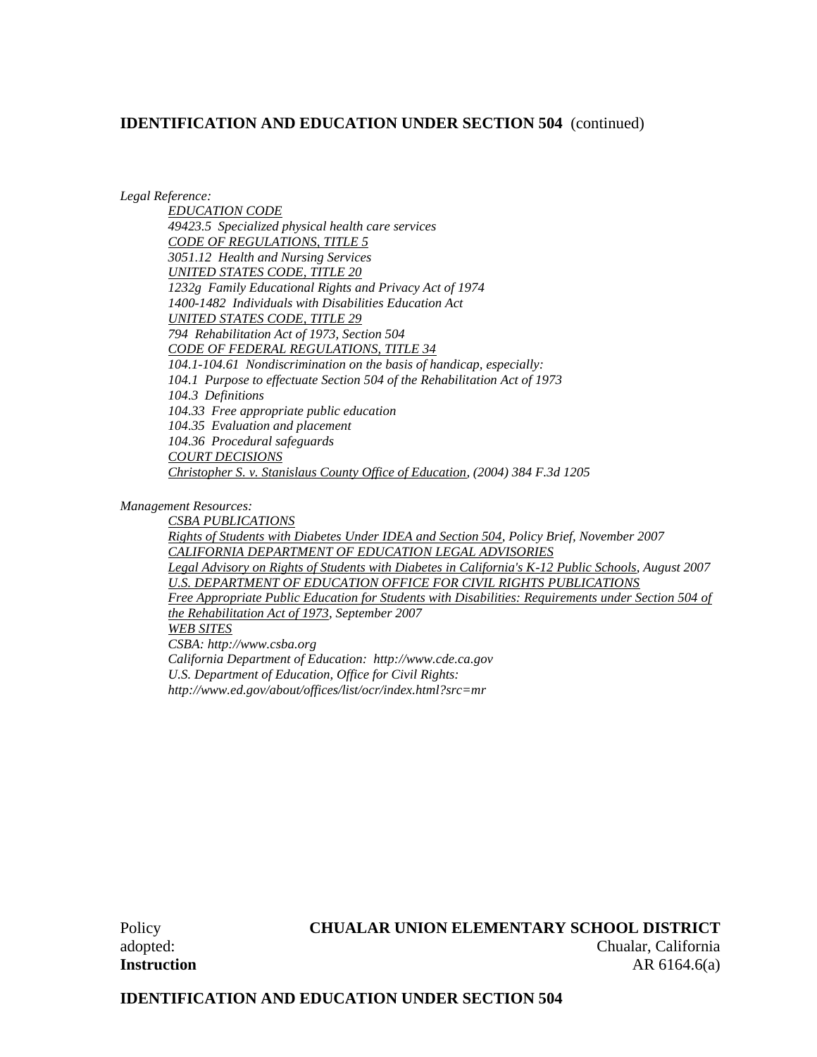## IDENTIFICATION AND EDUCATION UNDER SECTION 504 (continued)

*Legal Reference:*

*EDUCATION CODE*
*49423.5 Specialized physical health care services*
*CODE OF REGULATIONS, TITLE 5*
*3051.12 Health and Nursing Services*
*UNITED STATES CODE, TITLE 20*
*1232g Family Educational Rights and Privacy Act of 1974*
*1400-1482 Individuals with Disabilities Education Act*
*UNITED STATES CODE, TITLE 29*
*794 Rehabilitation Act of 1973, Section 504*
*CODE OF FEDERAL REGULATIONS, TITLE 34*
*104.1-104.61 Nondiscrimination on the basis of handicap, especially:*
*104.1 Purpose to effectuate Section 504 of the Rehabilitation Act of 1973*
*104.3 Definitions*
*104.33 Free appropriate public education*
*104.35 Evaluation and placement*
*104.36 Procedural safeguards*
*COURT DECISIONS*
*Christopher S. v. Stanislaus County Office of Education, (2004) 384 F.3d 1205*

*Management Resources:*

*CSBA PUBLICATIONS*
*Rights of Students with Diabetes Under IDEA and Section 504, Policy Brief, November 2007*
*CALIFORNIA DEPARTMENT OF EDUCATION LEGAL ADVISORIES*
*Legal Advisory on Rights of Students with Diabetes in California's K-12 Public Schools, August 2007*
*U.S. DEPARTMENT OF EDUCATION OFFICE FOR CIVIL RIGHTS PUBLICATIONS*
*Free Appropriate Public Education for Students with Disabilities: Requirements under Section 504 of the Rehabilitation Act of 1973, September 2007*
*WEB SITES*
*CSBA: http://www.csba.org*
*California Department of Education: http://www.cde.ca.gov*
*U.S. Department of Education, Office for Civil Rights: http://www.ed.gov/about/offices/list/ocr/index.html?src=mr*

Policy adopted: **CHUALAR UNION ELEMENTARY SCHOOL DISTRICT**
Chualar, California

**Instruction** AR 6164.6(a)

## IDENTIFICATION AND EDUCATION UNDER SECTION 504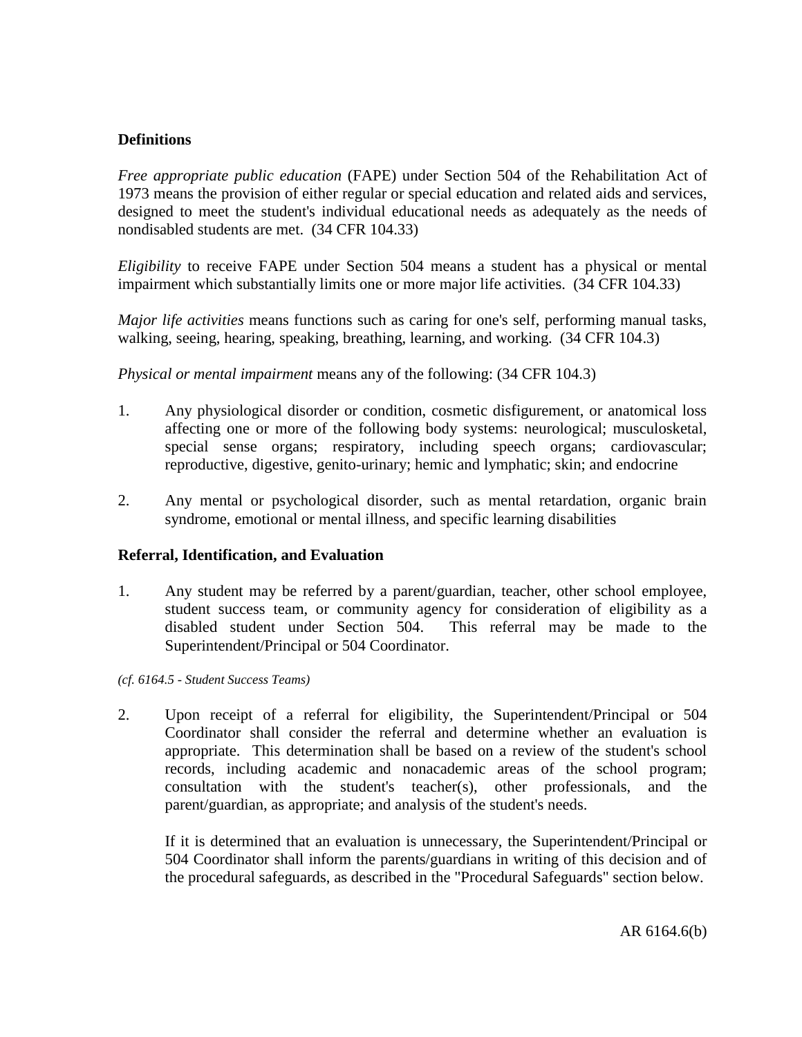### Definitions

*Free appropriate public education* (FAPE) under Section 504 of the Rehabilitation Act of 1973 means the provision of either regular or special education and related aids and services, designed to meet the student's individual educational needs as adequately as the needs of nondisabled students are met. (34 CFR 104.33)

*Eligibility* to receive FAPE under Section 504 means a student has a physical or mental impairment which substantially limits one or more major life activities. (34 CFR 104.33)

*Major life activities* means functions such as caring for one's self, performing manual tasks, walking, seeing, hearing, speaking, breathing, learning, and working. (34 CFR 104.3)

*Physical or mental impairment* means any of the following: (34 CFR 104.3)

1. Any physiological disorder or condition, cosmetic disfigurement, or anatomical loss affecting one or more of the following body systems: neurological; musculoskeletal, special sense organs; respiratory, including speech organs; cardiovascular; reproductive, digestive, genito-urinary; hemic and lymphatic; skin; and endocrine

2. Any mental or psychological disorder, such as mental retardation, organic brain syndrome, emotional or mental illness, and specific learning disabilities

### Referral, Identification, and Evaluation

1. Any student may be referred by a parent/guardian, teacher, other school employee, student success team, or community agency for consideration of eligibility as a disabled student under Section 504. This referral may be made to the Superintendent/Principal or 504 Coordinator.

*(cf. 6164.5 - Student Success Teams)*

2. Upon receipt of a referral for eligibility, the Superintendent/Principal or 504 Coordinator shall consider the referral and determine whether an evaluation is appropriate. This determination shall be based on a review of the student's school records, including academic and nonacademic areas of the school program; consultation with the student's teacher(s), other professionals, and the parent/guardian, as appropriate; and analysis of the student's needs.

   If it is determined that an evaluation is unnecessary, the Superintendent/Principal or 504 Coordinator shall inform the parents/guardians in writing of this decision and of the procedural safeguards, as described in the "Procedural Safeguards" section below.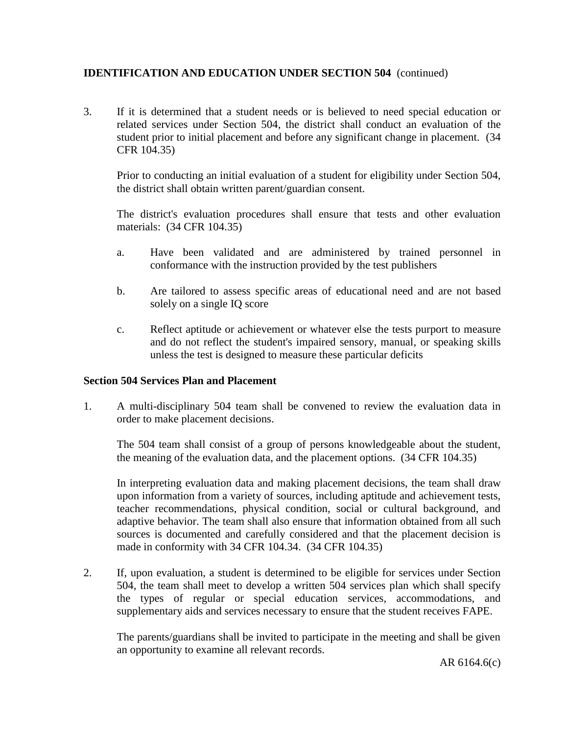**IDENTIFICATION AND EDUCATION UNDER SECTION 504** (continued)

3. If it is determined that a student needs or is believed to need special education or related services under Section 504, the district shall conduct an evaluation of the student prior to initial placement and before any significant change in placement. (34 CFR 104.35)

   Prior to conducting an initial evaluation of a student for eligibility under Section 504, the district shall obtain written parent/guardian consent.

   The district's evaluation procedures shall ensure that tests and other evaluation materials: (34 CFR 104.35)

   a. Have been validated and are administered by trained personnel in conformance with the instruction provided by the test publishers

   b. Are tailored to assess specific areas of educational need and are not based solely on a single IQ score

   c. Reflect aptitude or achievement or whatever else the tests purport to measure and do not reflect the student's impaired sensory, manual, or speaking skills unless the test is designed to measure these particular deficits

**Section 504 Services Plan and Placement**

1. A multi-disciplinary 504 team shall be convened to review the evaluation data in order to make placement decisions.

   The 504 team shall consist of a group of persons knowledgeable about the student, the meaning of the evaluation data, and the placement options. (34 CFR 104.35)

   In interpreting evaluation data and making placement decisions, the team shall draw upon information from a variety of sources, including aptitude and achievement tests, teacher recommendations, physical condition, social or cultural background, and adaptive behavior. The team shall also ensure that information obtained from all such sources is documented and carefully considered and that the placement decision is made in conformity with 34 CFR 104.34. (34 CFR 104.35)

2. If, upon evaluation, a student is determined to be eligible for services under Section 504, the team shall meet to develop a written 504 services plan which shall specify the types of regular or special education services, accommodations, and supplementary aids and services necessary to ensure that the student receives FAPE.

   The parents/guardians shall be invited to participate in the meeting and shall be given an opportunity to examine all relevant records.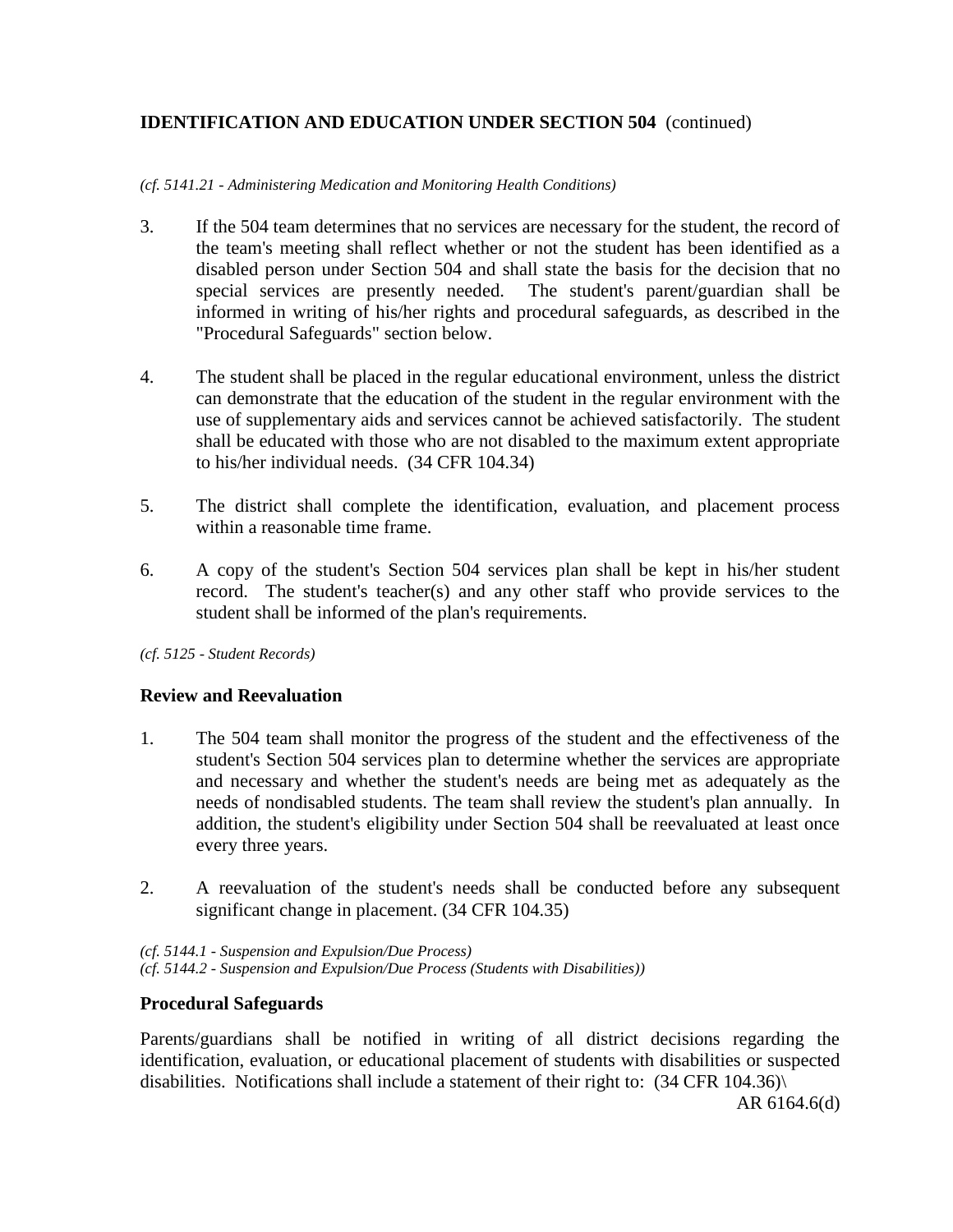*(cf. 5141.21 - Administering Medication and Monitoring Health Conditions)*

3. If the 504 team determines that no services are necessary for the student, the record of the team's meeting shall reflect whether or not the student has been identified as a disabled person under Section 504 and shall state the basis for the decision that no special services are presently needed. The student's parent/guardian shall be informed in writing of his/her rights and procedural safeguards, as described in the "Procedural Safeguards" section below.

4. The student shall be placed in the regular educational environment, unless the district can demonstrate that the education of the student in the regular environment with the use of supplementary aids and services cannot be achieved satisfactorily. The student shall be educated with those who are not disabled to the maximum extent appropriate to his/her individual needs. (34 CFR 104.34)

5. The district shall complete the identification, evaluation, and placement process within a reasonable time frame.

6. A copy of the student's Section 504 services plan shall be kept in his/her student record. The student's teacher(s) and any other staff who provide services to the student shall be informed of the plan's requirements.

*(cf. 5125 - Student Records)*

### Review and Reevaluation

1. The 504 team shall monitor the progress of the student and the effectiveness of the student's Section 504 services plan to determine whether the services are appropriate and necessary and whether the student's needs are being met as adequately as the needs of nondisabled students. The team shall review the student's plan annually. In addition, the student's eligibility under Section 504 shall be reevaluated at least once every three years.

2. A reevaluation of the student's needs shall be conducted before any subsequent significant change in placement. (34 CFR 104.35)

*(cf. 5144.1 - Suspension and Expulsion/Due Process)*
*(cf. 5144.2 - Suspension and Expulsion/Due Process (Students with Disabilities))*

### Procedural Safeguards

Parents/guardians shall be notified in writing of all district decisions regarding the identification, evaluation, or educational placement of students with disabilities or suspected disabilities. Notifications shall include a statement of their right to: (34 CFR 104.36)\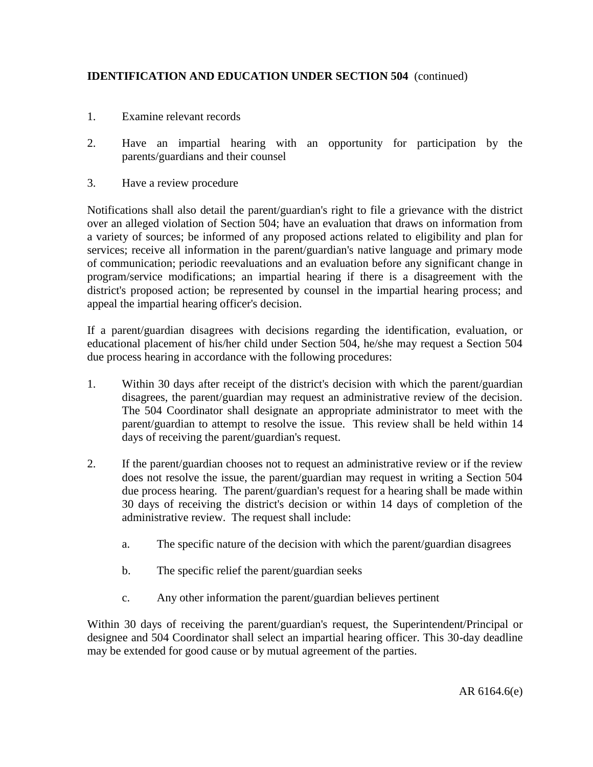**IDENTIFICATION AND EDUCATION UNDER SECTION 504** (continued)

1. Examine relevant records

2. Have an impartial hearing with an opportunity for participation by the parents/guardians and their counsel

3. Have a review procedure

Notifications shall also detail the parent/guardian's right to file a grievance with the district over an alleged violation of Section 504; have an evaluation that draws on information from a variety of sources; be informed of any proposed actions related to eligibility and plan for services; receive all information in the parent/guardian's native language and primary mode of communication; periodic reevaluations and an evaluation before any significant change in program/service modifications; an impartial hearing if there is a disagreement with the district's proposed action; be represented by counsel in the impartial hearing process; and appeal the impartial hearing officer's decision.

If a parent/guardian disagrees with decisions regarding the identification, evaluation, or educational placement of his/her child under Section 504, he/she may request a Section 504 due process hearing in accordance with the following procedures:

1. Within 30 days after receipt of the district's decision with which the parent/guardian disagrees, the parent/guardian may request an administrative review of the decision. The 504 Coordinator shall designate an appropriate administrator to meet with the parent/guardian to attempt to resolve the issue. This review shall be held within 14 days of receiving the parent/guardian's request.

2. If the parent/guardian chooses not to request an administrative review or if the review does not resolve the issue, the parent/guardian may request in writing a Section 504 due process hearing. The parent/guardian's request for a hearing shall be made within 30 days of receiving the district's decision or within 14 days of completion of the administrative review. The request shall include:

   a. The specific nature of the decision with which the parent/guardian disagrees

   b. The specific relief the parent/guardian seeks

   c. Any other information the parent/guardian believes pertinent

Within 30 days of receiving the parent/guardian's request, the Superintendent/Principal or designee and 504 Coordinator shall select an impartial hearing officer. This 30-day deadline may be extended for good cause or by mutual agreement of the parties.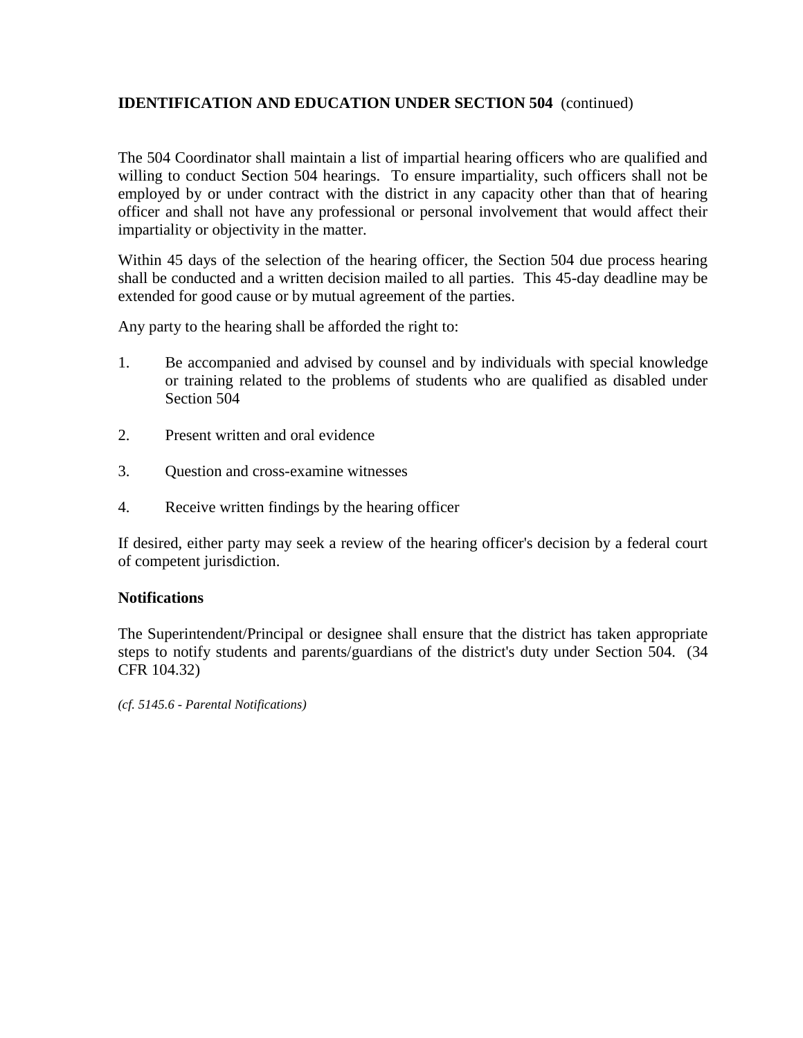**IDENTIFICATION AND EDUCATION UNDER SECTION 504** (continued)

The 504 Coordinator shall maintain a list of impartial hearing officers who are qualified and willing to conduct Section 504 hearings. To ensure impartiality, such officers shall not be employed by or under contract with the district in any capacity other than that of hearing officer and shall not have any professional or personal involvement that would affect their impartiality or objectivity in the matter.

Within 45 days of the selection of the hearing officer, the Section 504 due process hearing shall be conducted and a written decision mailed to all parties. This 45-day deadline may be extended for good cause or by mutual agreement of the parties.

Any party to the hearing shall be afforded the right to:

1. Be accompanied and advised by counsel and by individuals with special knowledge or training related to the problems of students who are qualified as disabled under Section 504

2. Present written and oral evidence

3. Question and cross-examine witnesses

4. Receive written findings by the hearing officer

If desired, either party may seek a review of the hearing officer's decision by a federal court of competent jurisdiction.

**Notifications**

The Superintendent/Principal or designee shall ensure that the district has taken appropriate steps to notify students and parents/guardians of the district's duty under Section 504. (34 CFR 104.32)

*(cf. 5145.6 - Parental Notifications)*